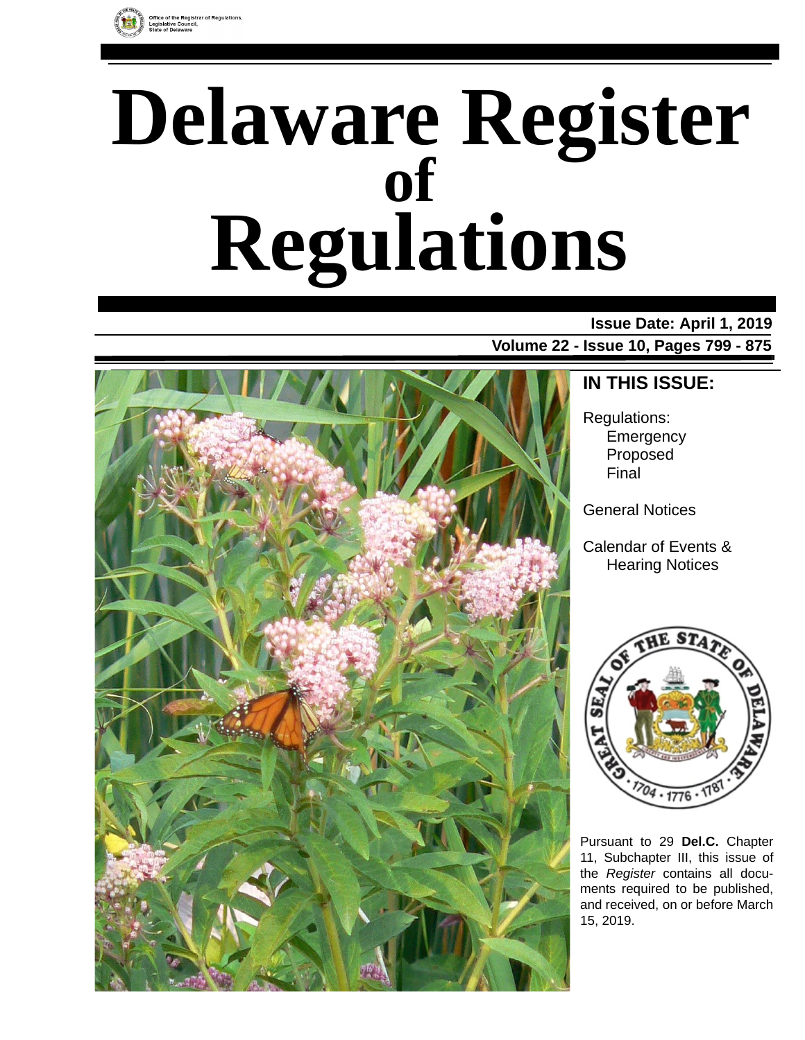Office of the Registrar of Regulations,
Legislative Council,
State of Delaware

# Delaware Register of Regulations

**Issue Date: April 1, 2019**

**Volume 22 - Issue 10, Pages 799 - 875**

## IN THIS ISSUE:

Regulations:
- Emergency
- Proposed
- Final

General Notices

Calendar of Events & Hearing Notices

Pursuant to 29 **Del.C.** Chapter 11, Subchapter III, this issue of the *Register* contains all documents required to be published, and received, on or before March 15, 2019.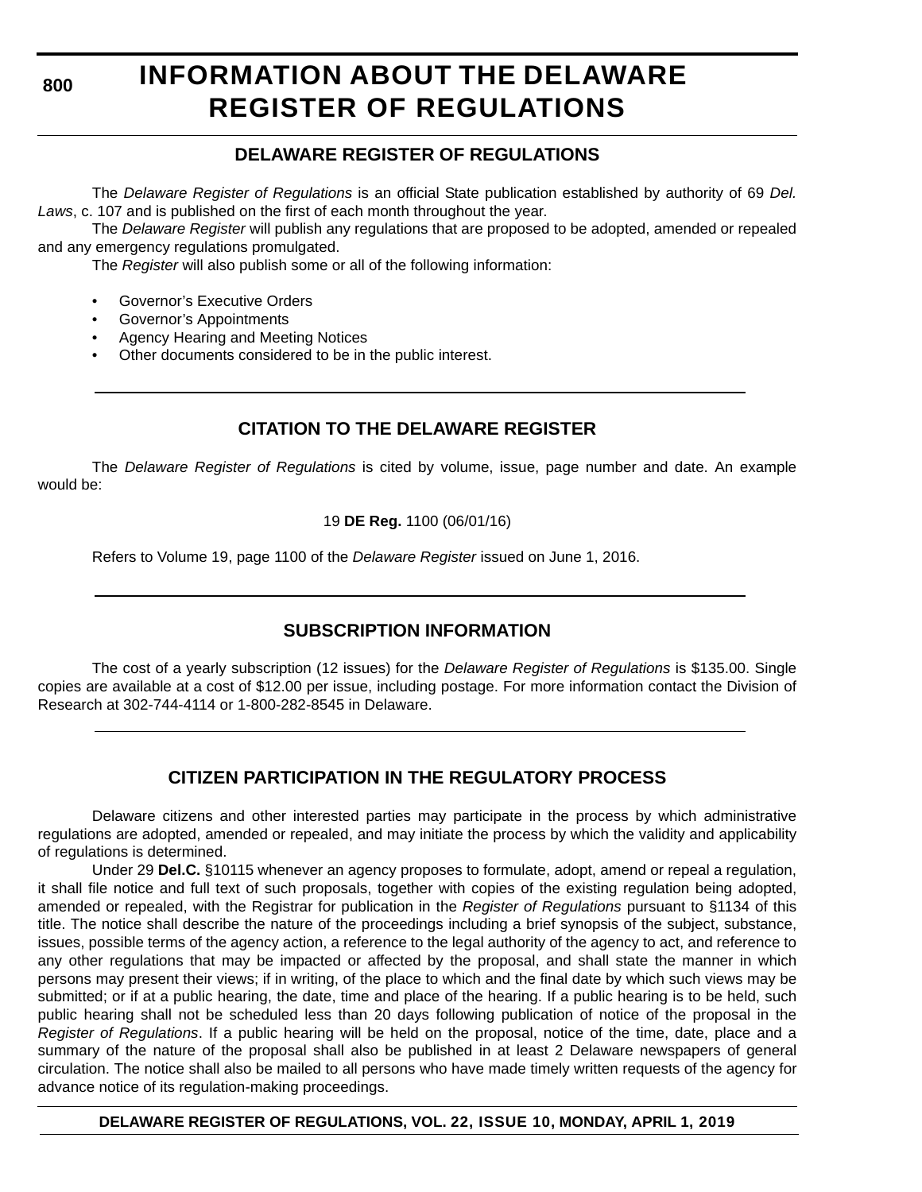# INFORMATION ABOUT THE DELAWARE REGISTER OF REGULATIONS

## DELAWARE REGISTER OF REGULATIONS

The *Delaware Register of Regulations* is an official State publication established by authority of 69 *Del. Laws*, c. 107 and is published on the first of each month throughout the year.

The *Delaware Register* will publish any regulations that are proposed to be adopted, amended or repealed and any emergency regulations promulgated.

The *Register* will also publish some or all of the following information:

- Governor's Executive Orders
- Governor's Appointments
- Agency Hearing and Meeting Notices
- Other documents considered to be in the public interest.

## CITATION TO THE DELAWARE REGISTER

The *Delaware Register of Regulations* is cited by volume, issue, page number and date. An example would be:

19 **DE Reg.** 1100 (06/01/16)

Refers to Volume 19, page 1100 of the *Delaware Register* issued on June 1, 2016.

## SUBSCRIPTION INFORMATION

The cost of a yearly subscription (12 issues) for the *Delaware Register of Regulations* is $135.00. Single copies are available at a cost of $12.00 per issue, including postage. For more information contact the Division of Research at 302-744-4114 or 1-800-282-8545 in Delaware.

## CITIZEN PARTICIPATION IN THE REGULATORY PROCESS

Delaware citizens and other interested parties may participate in the process by which administrative regulations are adopted, amended or repealed, and may initiate the process by which the validity and applicability of regulations is determined.

Under 29 **Del.C.** §10115 whenever an agency proposes to formulate, adopt, amend or repeal a regulation, it shall file notice and full text of such proposals, together with copies of the existing regulation being adopted, amended or repealed, with the Registrar for publication in the *Register of Regulations* pursuant to §1134 of this title. The notice shall describe the nature of the proceedings including a brief synopsis of the subject, substance, issues, possible terms of the agency action, a reference to the legal authority of the agency to act, and reference to any other regulations that may be impacted or affected by the proposal, and shall state the manner in which persons may present their views; if in writing, of the place to which and the final date by which such views may be submitted; or if at a public hearing, the date, time and place of the hearing. If a public hearing is to be held, such public hearing shall not be scheduled less than 20 days following publication of notice of the proposal in the *Register of Regulations*. If a public hearing will be held on the proposal, notice of the time, date, place and a summary of the nature of the proposal shall also be published in at least 2 Delaware newspapers of general circulation. The notice shall also be mailed to all persons who have made timely written requests of the agency for advance notice of its regulation-making proceedings.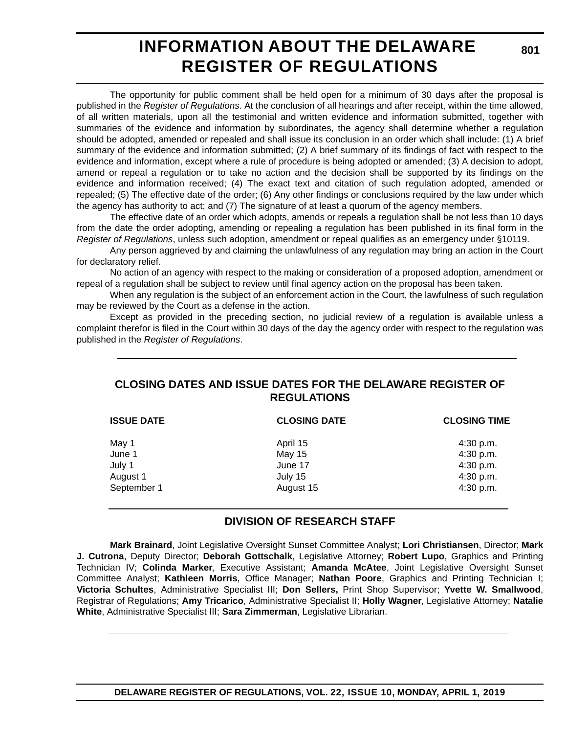# INFORMATION ABOUT THE DELAWARE REGISTER OF REGULATIONS

The opportunity for public comment shall be held open for a minimum of 30 days after the proposal is published in the *Register of Regulations*. At the conclusion of all hearings and after receipt, within the time allowed, of all written materials, upon all the testimonial and written evidence and information submitted, together with summaries of the evidence and information by subordinates, the agency shall determine whether a regulation should be adopted, amended or repealed and shall issue its conclusion in an order which shall include: (1) A brief summary of the evidence and information submitted; (2) A brief summary of its findings of fact with respect to the evidence and information, except where a rule of procedure is being adopted or amended; (3) A decision to adopt, amend or repeal a regulation or to take no action and the decision shall be supported by its findings on the evidence and information received; (4) The exact text and citation of such regulation adopted, amended or repealed; (5) The effective date of the order; (6) Any other findings or conclusions required by the law under which the agency has authority to act; and (7) The signature of at least a quorum of the agency members.

The effective date of an order which adopts, amends or repeals a regulation shall be not less than 10 days from the date the order adopting, amending or repealing a regulation has been published in its final form in the *Register of Regulations*, unless such adoption, amendment or repeal qualifies as an emergency under §10119.

Any person aggrieved by and claiming the unlawfulness of any regulation may bring an action in the Court for declaratory relief.

No action of an agency with respect to the making or consideration of a proposed adoption, amendment or repeal of a regulation shall be subject to review until final agency action on the proposal has been taken.

When any regulation is the subject of an enforcement action in the Court, the lawfulness of such regulation may be reviewed by the Court as a defense in the action.

Except as provided in the preceding section, no judicial review of a regulation is available unless a complaint therefor is filed in the Court within 30 days of the day the agency order with respect to the regulation was published in the *Register of Regulations*.

## CLOSING DATES AND ISSUE DATES FOR THE DELAWARE REGISTER OF REGULATIONS

| ISSUE DATE | CLOSING DATE | CLOSING TIME |
|---|---|---|
| May 1 | April 15 | 4:30 p.m. |
| June 1 | May 15 | 4:30 p.m. |
| July 1 | June 17 | 4:30 p.m. |
| August 1 | July 15 | 4:30 p.m. |
| September 1 | August 15 | 4:30 p.m. |

## DIVISION OF RESEARCH STAFF

**Mark Brainard**, Joint Legislative Oversight Sunset Committee Analyst; **Lori Christiansen**, Director; **Mark J. Cutrona**, Deputy Director; **Deborah Gottschalk**, Legislative Attorney; **Robert Lupo**, Graphics and Printing Technician IV; **Colinda Marker**, Executive Assistant; **Amanda McAtee**, Joint Legislative Oversight Sunset Committee Analyst; **Kathleen Morris**, Office Manager; **Nathan Poore**, Graphics and Printing Technician I; **Victoria Schultes**, Administrative Specialist III; **Don Sellers,** Print Shop Supervisor; **Yvette W. Smallwood**, Registrar of Regulations; **Amy Tricarico**, Administrative Specialist II; **Holly Wagner**, Legislative Attorney; **Natalie White**, Administrative Specialist III; **Sara Zimmerman**, Legislative Librarian.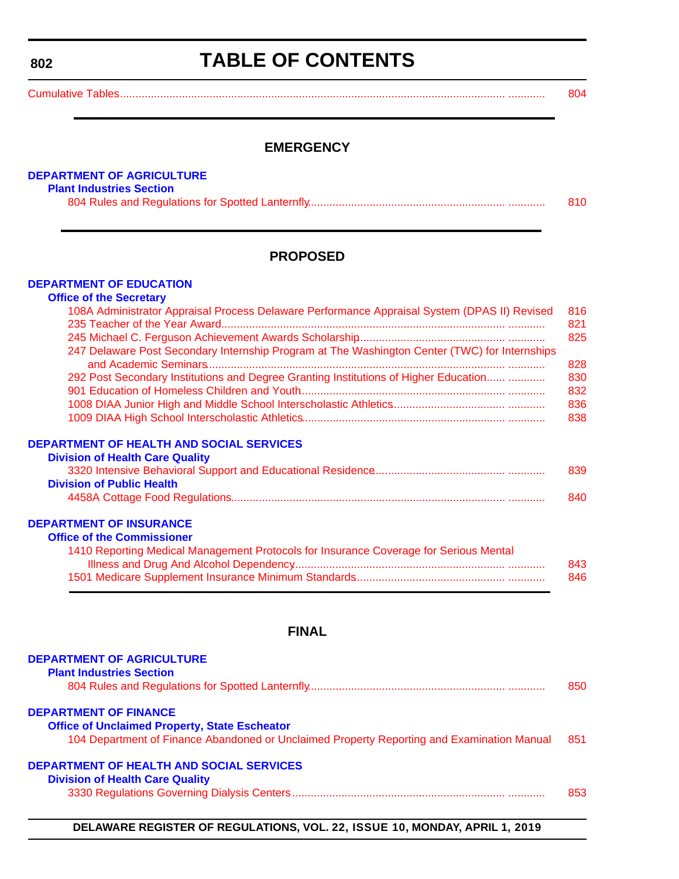# TABLE OF CONTENTS

Cumulative Tables ........................................................................ 804

## EMERGENCY

**DEPARTMENT OF AGRICULTURE**

**Plant Industries Section**

804 Rules and Regulations for Spotted Lanternfly ........................................ 810

## PROPOSED

**DEPARTMENT OF EDUCATION**

**Office of the Secretary**

108A Administrator Appraisal Process Delaware Performance Appraisal System (DPAS II) Revised 816

235 Teacher of the Year Award ........................................................ 821

245 Michael C. Ferguson Achievement Awards Scholarship ........................................ 825

247 Delaware Post Secondary Internship Program at The Washington Center (TWC) for Internships and Academic Seminars ........................................................ 828

292 Post Secondary Institutions and Degree Granting Institutions of Higher Education ........ 830

901 Education of Homeless Children and Youth ........................................ 832

1008 DIAA Junior High and Middle School Interscholastic Athletics ........................ 836

1009 DIAA High School Interscholastic Athletics ........................................ 838

**DEPARTMENT OF HEALTH AND SOCIAL SERVICES**

**Division of Health Care Quality**

3320 Intensive Behavioral Support and Educational Residence ........................ 839

**Division of Public Health**

4458A Cottage Food Regulations ........................................................ 840

**DEPARTMENT OF INSURANCE**

**Office of the Commissioner**

1410 Reporting Medical Management Protocols for Insurance Coverage for Serious Mental Illness and Drug And Alcohol Dependency ........................................ 843

1501 Medicare Supplement Insurance Minimum Standards ........................................ 846

## FINAL

**DEPARTMENT OF AGRICULTURE**

**Plant Industries Section**

804 Rules and Regulations for Spotted Lanternfly ........................................ 850

**DEPARTMENT OF FINANCE**

**Office of Unclaimed Property, State Escheator**

104 Department of Finance Abandoned or Unclaimed Property Reporting and Examination Manual 851

**DEPARTMENT OF HEALTH AND SOCIAL SERVICES**

**Division of Health Care Quality**

3330 Regulations Governing Dialysis Centers ........................................ 853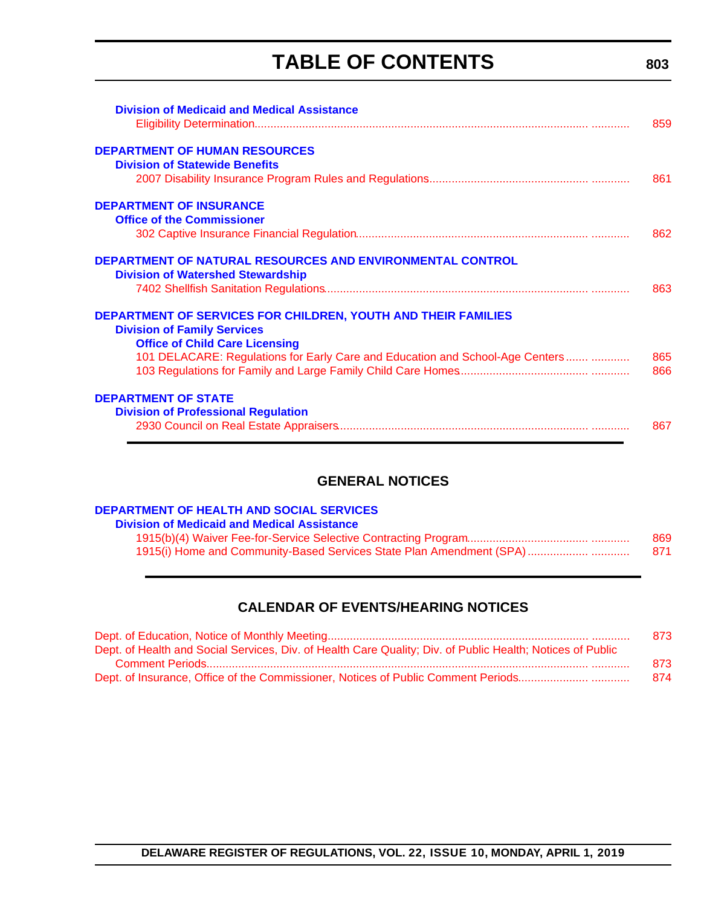# TABLE OF CONTENTS

**Division of Medicaid and Medical Assistance**

Eligibility Determination ........................................................ 859

**DEPARTMENT OF HUMAN RESOURCES**

**Division of Statewide Benefits**

2007 Disability Insurance Program Rules and Regulations ........................................................ 861

**DEPARTMENT OF INSURANCE**

**Office of the Commissioner**

302 Captive Insurance Financial Regulation ........................................................ 862

**DEPARTMENT OF NATURAL RESOURCES AND ENVIRONMENTAL CONTROL**

**Division of Watershed Stewardship**

7402 Shellfish Sanitation Regulations ........................................................ 863

**DEPARTMENT OF SERVICES FOR CHILDREN, YOUTH AND THEIR FAMILIES**

**Division of Family Services**

**Office of Child Care Licensing**

101 DELACARE: Regulations for Early Care and Education and School-Age Centers ........................................................ 865

103 Regulations for Family and Large Family Child Care Homes ........................................................ 866

**DEPARTMENT OF STATE**

**Division of Professional Regulation**

2930 Council on Real Estate Appraisers ........................................................ 867

## GENERAL NOTICES

**DEPARTMENT OF HEALTH AND SOCIAL SERVICES**

**Division of Medicaid and Medical Assistance**

1915(b)(4) Waiver Fee-for-Service Selective Contracting Program ........................................................ 869

1915(i) Home and Community-Based Services State Plan Amendment (SPA) ........................................................ 871

## CALENDAR OF EVENTS/HEARING NOTICES

Dept. of Education, Notice of Monthly Meeting ........................................................ 873

Dept. of Health and Social Services, Div. of Health Care Quality; Div. of Public Health; Notices of Public Comment Periods ........................................................ 873

Dept. of Insurance, Office of the Commissioner, Notices of Public Comment Periods ........................................................ 874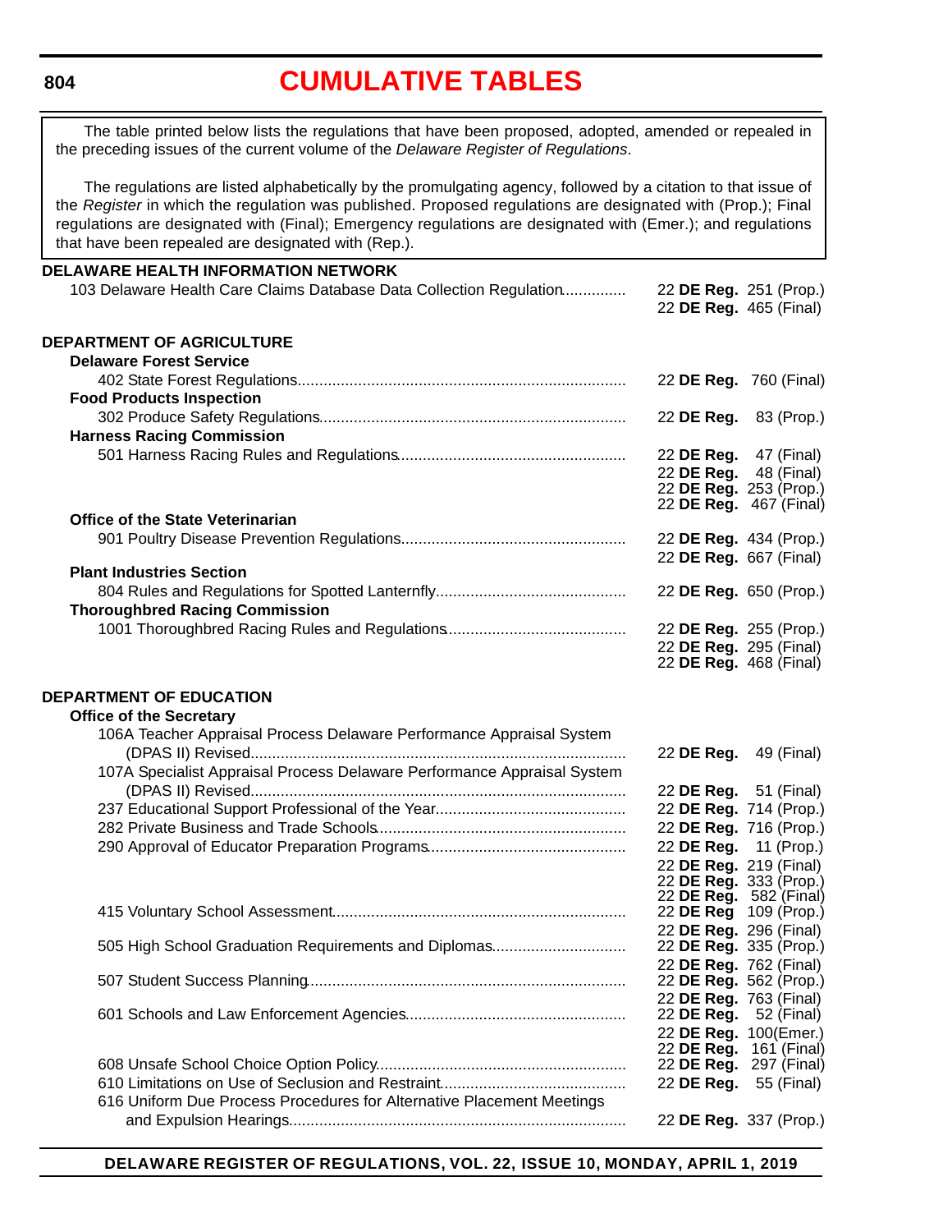# CUMULATIVE TABLES

The table printed below lists the regulations that have been proposed, adopted, amended or repealed in the preceding issues of the current volume of the *Delaware Register of Regulations*.

The regulations are listed alphabetically by the promulgating agency, followed by a citation to that issue of the *Register* in which the regulation was published. Proposed regulations are designated with (Prop.); Final regulations are designated with (Final); Emergency regulations are designated with (Emer.); and regulations that have been repealed are designated with (Rep.).

**DELAWARE HEALTH INFORMATION NETWORK**

103 Delaware Health Care Claims Database Data Collection Regulation .............. 22 **DE Reg.** 251 (Prop.)
22 **DE Reg.** 465 (Final)

**DEPARTMENT OF AGRICULTURE**

**Delaware Forest Service**

402 State Forest Regulations.......... 22 **DE Reg.** 760 (Final)

**Food Products Inspection**

302 Produce Safety Regulations.......... 22 **DE Reg.** 83 (Prop.)

**Harness Racing Commission**

501 Harness Racing Rules and Regulations.......... 22 **DE Reg.** 47 (Final)
22 **DE Reg.** 48 (Final)
22 **DE Reg.** 253 (Prop.)
22 **DE Reg.** 467 (Final)

**Office of the State Veterinarian**

901 Poultry Disease Prevention Regulations.......... 22 **DE Reg.** 434 (Prop.)
22 **DE Reg.** 667 (Final)

**Plant Industries Section**

804 Rules and Regulations for Spotted Lanternfly.......... 22 **DE Reg.** 650 (Prop.)

**Thoroughbred Racing Commission**

1001 Thoroughbred Racing Rules and Regulations.......... 22 **DE Reg.** 255 (Prop.)
22 **DE Reg.** 295 (Final)
22 **DE Reg.** 468 (Final)

**DEPARTMENT OF EDUCATION**

**Office of the Secretary**

106A Teacher Appraisal Process Delaware Performance Appraisal System (DPAS II) Revised.......... 22 **DE Reg.** 49 (Final)

107A Specialist Appraisal Process Delaware Performance Appraisal System (DPAS II) Revised.......... 22 **DE Reg.** 51 (Final)

237 Educational Support Professional of the Year.......... 22 **DE Reg.** 714 (Prop.)

282 Private Business and Trade Schools.......... 22 **DE Reg.** 716 (Prop.)

290 Approval of Educator Preparation Programs.......... 22 **DE Reg.** 11 (Prop.)
22 **DE Reg.** 219 (Final)
22 **DE Reg.** 333 (Prop.)
22 **DE Reg.** 582 (Final)

415 Voluntary School Assessment.......... 22 **DE Reg** 109 (Prop.)
22 **DE Reg.** 296 (Final)

505 High School Graduation Requirements and Diplomas.......... 22 **DE Reg.** 335 (Prop.)
22 **DE Reg.** 762 (Final)

507 Student Success Planning.......... 22 **DE Reg.** 562 (Prop.)
22 **DE Reg.** 763 (Final)

601 Schools and Law Enforcement Agencies.......... 22 **DE Reg.** 52 (Final)
22 **DE Reg.** 100(Emer.)
22 **DE Reg.** 161 (Final)

608 Unsafe School Choice Option Policy.......... 22 **DE Reg.** 297 (Final)

610 Limitations on Use of Seclusion and Restraint.......... 22 **DE Reg.** 55 (Final)

616 Uniform Due Process Procedures for Alternative Placement Meetings and Expulsion Hearings.......... 22 **DE Reg.** 337 (Prop.)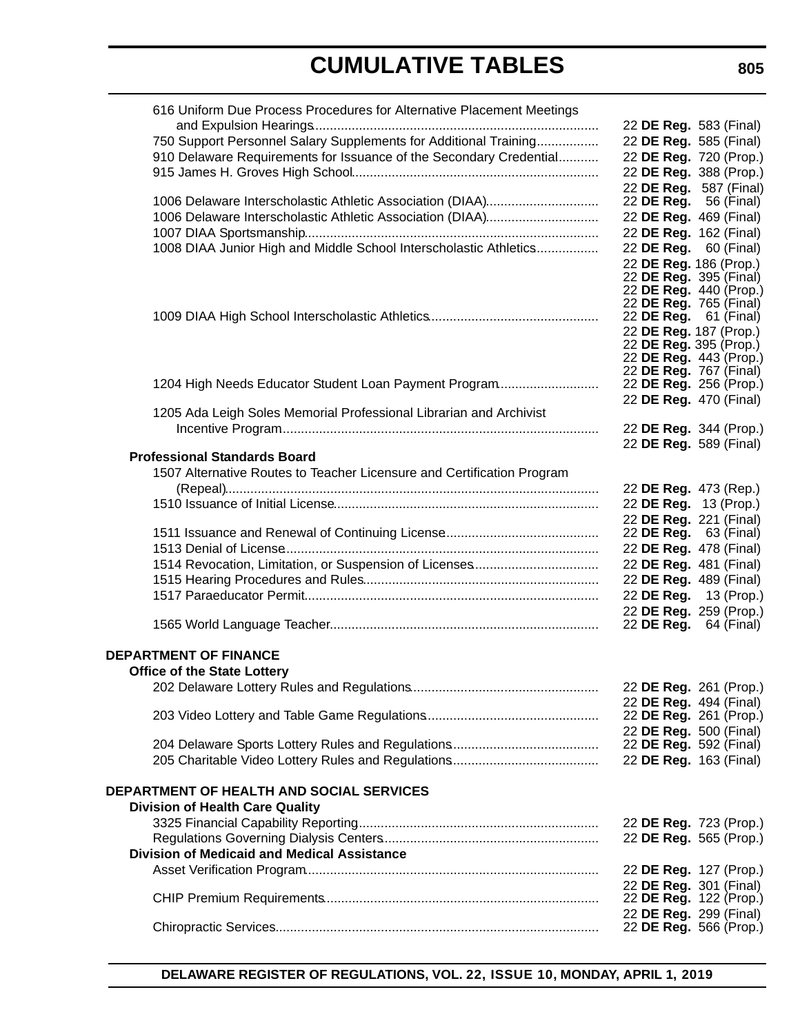# CUMULATIVE TABLES

| Regulation | Citation |
|---|---|
| 616 Uniform Due Process Procedures for Alternative Placement Meetings and Expulsion Hearings | 22 **DE Reg.** 583 (Final) |
| 750 Support Personnel Salary Supplements for Additional Training | 22 **DE Reg.** 585 (Final) |
| 910 Delaware Requirements for Issuance of the Secondary Credential | 22 **DE Reg.** 720 (Prop.) |
| 915 James H. Groves High School | 22 **DE Reg.** 388 (Prop.) |
| | 22 **DE Reg.** 587 (Final) |
| 1006 Delaware Interscholastic Athletic Association (DIAA) | 22 **DE Reg.** 56 (Final) |
| 1006 Delaware Interscholastic Athletic Association (DIAA) | 22 **DE Reg.** 469 (Final) |
| 1007 DIAA Sportsmanship | 22 **DE Reg.** 162 (Final) |
| 1008 DIAA Junior High and Middle School Interscholastic Athletics | 22 **DE Reg.** 60 (Final) |
| | 22 **DE Reg.** 186 (Prop.) |
| | 22 **DE Reg.** 395 (Final) |
| | 22 **DE Reg.** 440 (Prop.) |
| | 22 **DE Reg.** 765 (Final) |
| 1009 DIAA High School Interscholastic Athletics | 22 **DE Reg.** 61 (Final) |
| | 22 **DE Reg.** 187 (Prop.) |
| | 22 **DE Reg.** 395 (Prop.) |
| | 22 **DE Reg.** 443 (Prop.) |
| | 22 **DE Reg.** 767 (Final) |
| 1204 High Needs Educator Student Loan Payment Program | 22 **DE Reg.** 256 (Prop.) |
| | 22 **DE Reg.** 470 (Final) |
| 1205 Ada Leigh Soles Memorial Professional Librarian and Archivist Incentive Program | 22 **DE Reg.** 344 (Prop.) |
| | 22 **DE Reg.** 589 (Final) |
| **Professional Standards Board** | |
| 1507 Alternative Routes to Teacher Licensure and Certification Program (Repeal) | 22 **DE Reg.** 473 (Rep.) |
| 1510 Issuance of Initial License | 22 **DE Reg.** 13 (Prop.) |
| | 22 **DE Reg.** 221 (Final) |
| 1511 Issuance and Renewal of Continuing License | 22 **DE Reg.** 63 (Final) |
| 1513 Denial of License | 22 **DE Reg.** 478 (Final) |
| 1514 Revocation, Limitation, or Suspension of Licenses | 22 **DE Reg.** 481 (Final) |
| 1515 Hearing Procedures and Rules | 22 **DE Reg.** 489 (Final) |
| 1517 Paraeducator Permit | 22 **DE Reg.** 13 (Prop.) |
| | 22 **DE Reg.** 259 (Prop.) |
| 1565 World Language Teacher | 22 **DE Reg.** 64 (Final) |

## DEPARTMENT OF FINANCE

| Regulation | Citation |
|---|---|
| **Office of the State Lottery** | |
| 202 Delaware Lottery Rules and Regulations | 22 **DE Reg.** 261 (Prop.) |
| | 22 **DE Reg.** 494 (Final) |
| 203 Video Lottery and Table Game Regulations | 22 **DE Reg.** 261 (Prop.) |
| | 22 **DE Reg.** 500 (Final) |
| 204 Delaware Sports Lottery Rules and Regulations | 22 **DE Reg.** 592 (Final) |
| 205 Charitable Video Lottery Rules and Regulations | 22 **DE Reg.** 163 (Final) |

## DEPARTMENT OF HEALTH AND SOCIAL SERVICES

| Regulation | Citation |
|---|---|
| **Division of Health Care Quality** | |
| 3325 Financial Capability Reporting | 22 **DE Reg.** 723 (Prop.) |
| Regulations Governing Dialysis Centers | 22 **DE Reg.** 565 (Prop.) |
| **Division of Medicaid and Medical Assistance** | |
| Asset Verification Program | 22 **DE Reg.** 127 (Prop.) |
| | 22 **DE Reg.** 301 (Final) |
| CHIP Premium Requirements | 22 **DE Reg.** 122 (Prop.) |
| | 22 **DE Reg.** 299 (Final) |
| Chiropractic Services | 22 **DE Reg.** 566 (Prop.) |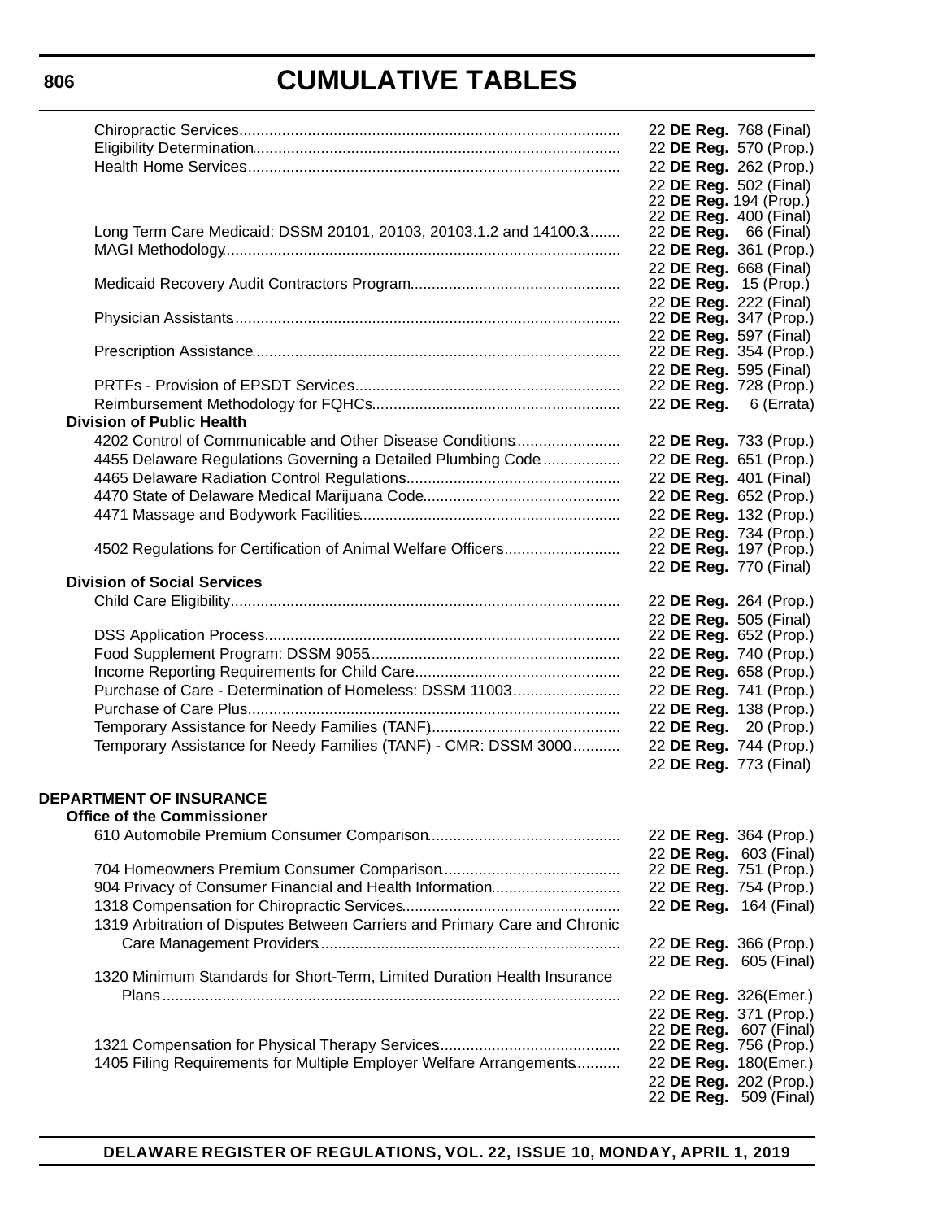# CUMULATIVE TABLES

| | |
|---|---|
| Chiropractic Services | 22 **DE Reg.** 768 (Final) |
| Eligibility Determination | 22 **DE Reg.** 570 (Prop.) |
| Health Home Services | 22 **DE Reg.** 262 (Prop.) |
| | 22 **DE Reg.** 502 (Final) |
| | 22 **DE Reg.** 194 (Prop.) |
| | 22 **DE Reg.** 400 (Final) |
| Long Term Care Medicaid: DSSM 20101, 20103, 20103.1.2 and 14100.3 | 22 **DE Reg.** 66 (Final) |
| MAGI Methodology | 22 **DE Reg.** 361 (Prop.) |
| | 22 **DE Reg.** 668 (Final) |
| Medicaid Recovery Audit Contractors Program | 22 **DE Reg.** 15 (Prop.) |
| | 22 **DE Reg.** 222 (Final) |
| Physician Assistants | 22 **DE Reg.** 347 (Prop.) |
| | 22 **DE Reg.** 597 (Final) |
| Prescription Assistance | 22 **DE Reg.** 354 (Prop.) |
| | 22 **DE Reg.** 595 (Final) |
| PRTFs - Provision of EPSDT Services | 22 **DE Reg.** 728 (Prop.) |
| Reimbursement Methodology for FQHCs | 22 **DE Reg.** 6 (Errata) |
| **Division of Public Health** | |
| 4202 Control of Communicable and Other Disease Conditions | 22 **DE Reg.** 733 (Prop.) |
| 4455 Delaware Regulations Governing a Detailed Plumbing Code | 22 **DE Reg.** 651 (Prop.) |
| 4465 Delaware Radiation Control Regulations | 22 **DE Reg.** 401 (Final) |
| 4470 State of Delaware Medical Marijuana Code | 22 **DE Reg.** 652 (Prop.) |
| 4471 Massage and Bodywork Facilities | 22 **DE Reg.** 132 (Prop.) |
| | 22 **DE Reg.** 734 (Prop.) |
| 4502 Regulations for Certification of Animal Welfare Officers | 22 **DE Reg.** 197 (Prop.) |
| | 22 **DE Reg.** 770 (Final) |
| **Division of Social Services** | |
| Child Care Eligibility | 22 **DE Reg.** 264 (Prop.) |
| | 22 **DE Reg.** 505 (Final) |
| DSS Application Process | 22 **DE Reg.** 652 (Prop.) |
| Food Supplement Program: DSSM 9055 | 22 **DE Reg.** 740 (Prop.) |
| Income Reporting Requirements for Child Care | 22 **DE Reg.** 658 (Prop.) |
| Purchase of Care - Determination of Homeless: DSSM 11003 | 22 **DE Reg.** 741 (Prop.) |
| Purchase of Care Plus | 22 **DE Reg.** 138 (Prop.) |
| Temporary Assistance for Needy Families (TANF) | 22 **DE Reg.** 20 (Prop.) |
| Temporary Assistance for Needy Families (TANF) - CMR: DSSM 3000 | 22 **DE Reg.** 744 (Prop.) |
| | 22 **DE Reg.** 773 (Final) |

**DEPARTMENT OF INSURANCE**

**Office of the Commissioner**

| | |
|---|---|
| 610 Automobile Premium Consumer Comparison | 22 **DE Reg.** 364 (Prop.) |
| | 22 **DE Reg.** 603 (Final) |
| 704 Homeowners Premium Consumer Comparison | 22 **DE Reg.** 751 (Prop.) |
| 904 Privacy of Consumer Financial and Health Information | 22 **DE Reg.** 754 (Prop.) |
| 1318 Compensation for Chiropractic Services | 22 **DE Reg.** 164 (Final) |
| 1319 Arbitration of Disputes Between Carriers and Primary Care and Chronic Care Management Providers | 22 **DE Reg.** 366 (Prop.) |
| | 22 **DE Reg.** 605 (Final) |
| 1320 Minimum Standards for Short-Term, Limited Duration Health Insurance Plans | 22 **DE Reg.** 326(Emer.) |
| | 22 **DE Reg.** 371 (Prop.) |
| | 22 **DE Reg.** 607 (Final) |
| 1321 Compensation for Physical Therapy Services | 22 **DE Reg.** 756 (Prop.) |
| 1405 Filing Requirements for Multiple Employer Welfare Arrangements | 22 **DE Reg.** 180(Emer.) |
| | 22 **DE Reg.** 202 (Prop.) |
| | 22 **DE Reg.** 509 (Final) |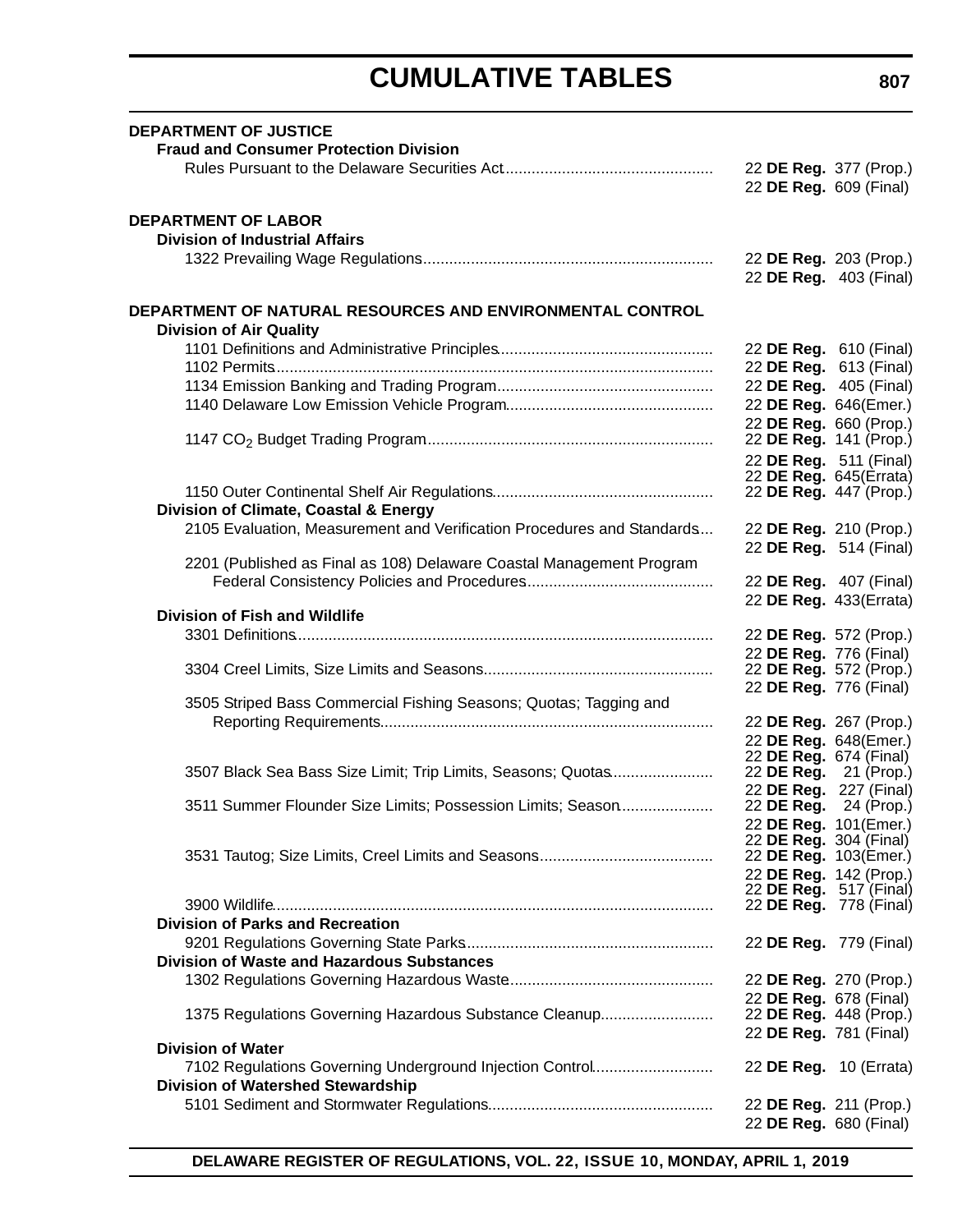# CUMULATIVE TABLES

**DEPARTMENT OF JUSTICE**

**Fraud and Consumer Protection Division**

| | |
|---|---|
| Rules Pursuant to the Delaware Securities Act | 22 **DE Reg.** 377 (Prop.) |
| | 22 **DE Reg.** 609 (Final) |

**DEPARTMENT OF LABOR**

**Division of Industrial Affairs**

| | |
|---|---|
| 1322 Prevailing Wage Regulations | 22 **DE Reg.** 203 (Prop.) |
| | 22 **DE Reg.** 403 (Final) |

**DEPARTMENT OF NATURAL RESOURCES AND ENVIRONMENTAL CONTROL**

**Division of Air Quality**

| | |
|---|---|
| 1101 Definitions and Administrative Principles | 22 **DE Reg.** 610 (Final) |
| 1102 Permits | 22 **DE Reg.** 613 (Final) |
| 1134 Emission Banking and Trading Program | 22 **DE Reg.** 405 (Final) |
| 1140 Delaware Low Emission Vehicle Program | 22 **DE Reg.** 646(Emer.) |
| | 22 **DE Reg.** 660 (Prop.) |
| 1147 $CO_2$ Budget Trading Program | 22 **DE Reg.** 141 (Prop.) |
| | 22 **DE Reg.** 511 (Final) |
| | 22 **DE Reg.** 645(Errata) |
| 1150 Outer Continental Shelf Air Regulations | 22 **DE Reg.** 447 (Prop.) |

**Division of Climate, Coastal & Energy**

| | |
|---|---|
| 2105 Evaluation, Measurement and Verification Procedures and Standards | 22 **DE Reg.** 210 (Prop.) |
| | 22 **DE Reg.** 514 (Final) |
| 2201 (Published as Final as 108) Delaware Coastal Management Program Federal Consistency Policies and Procedures | 22 **DE Reg.** 407 (Final) |
| | 22 **DE Reg.** 433(Errata) |

**Division of Fish and Wildlife**

| | |
|---|---|
| 3301 Definitions | 22 **DE Reg.** 572 (Prop.) |
| | 22 **DE Reg.** 776 (Final) |
| 3304 Creel Limits, Size Limits and Seasons | 22 **DE Reg.** 572 (Prop.) |
| | 22 **DE Reg.** 776 (Final) |
| 3505 Striped Bass Commercial Fishing Seasons; Quotas; Tagging and Reporting Requirements | 22 **DE Reg.** 267 (Prop.) |
| | 22 **DE Reg.** 648(Emer.) |
| | 22 **DE Reg.** 674 (Final) |
| 3507 Black Sea Bass Size Limit; Trip Limits, Seasons; Quotas | 22 **DE Reg.** 21 (Prop.) |
| | 22 **DE Reg.** 227 (Final) |
| 3511 Summer Flounder Size Limits; Possession Limits; Season | 22 **DE Reg.** 24 (Prop.) |
| | 22 **DE Reg.** 101(Emer.) |
| | 22 **DE Reg.** 304 (Final) |
| 3531 Tautog; Size Limits, Creel Limits and Seasons | 22 **DE Reg.** 103(Emer.) |
| | 22 **DE Reg.** 142 (Prop.) |
| | 22 **DE Reg.** 517 (Final) |
| 3900 Wildlife | 22 **DE Reg.** 778 (Final) |

**Division of Parks and Recreation**

| | |
|---|---|
| 9201 Regulations Governing State Parks | 22 **DE Reg.** 779 (Final) |

**Division of Waste and Hazardous Substances**

| | |
|---|---|
| 1302 Regulations Governing Hazardous Waste | 22 **DE Reg.** 270 (Prop.) |
| | 22 **DE Reg.** 678 (Final) |
| 1375 Regulations Governing Hazardous Substance Cleanup | 22 **DE Reg.** 448 (Prop.) |
| | 22 **DE Reg.** 781 (Final) |

**Division of Water**

| | |
|---|---|
| 7102 Regulations Governing Underground Injection Control | 22 **DE Reg.** 10 (Errata) |

**Division of Watershed Stewardship**

| | |
|---|---|
| 5101 Sediment and Stormwater Regulations | 22 **DE Reg.** 211 (Prop.) |
| | 22 **DE Reg.** 680 (Final) |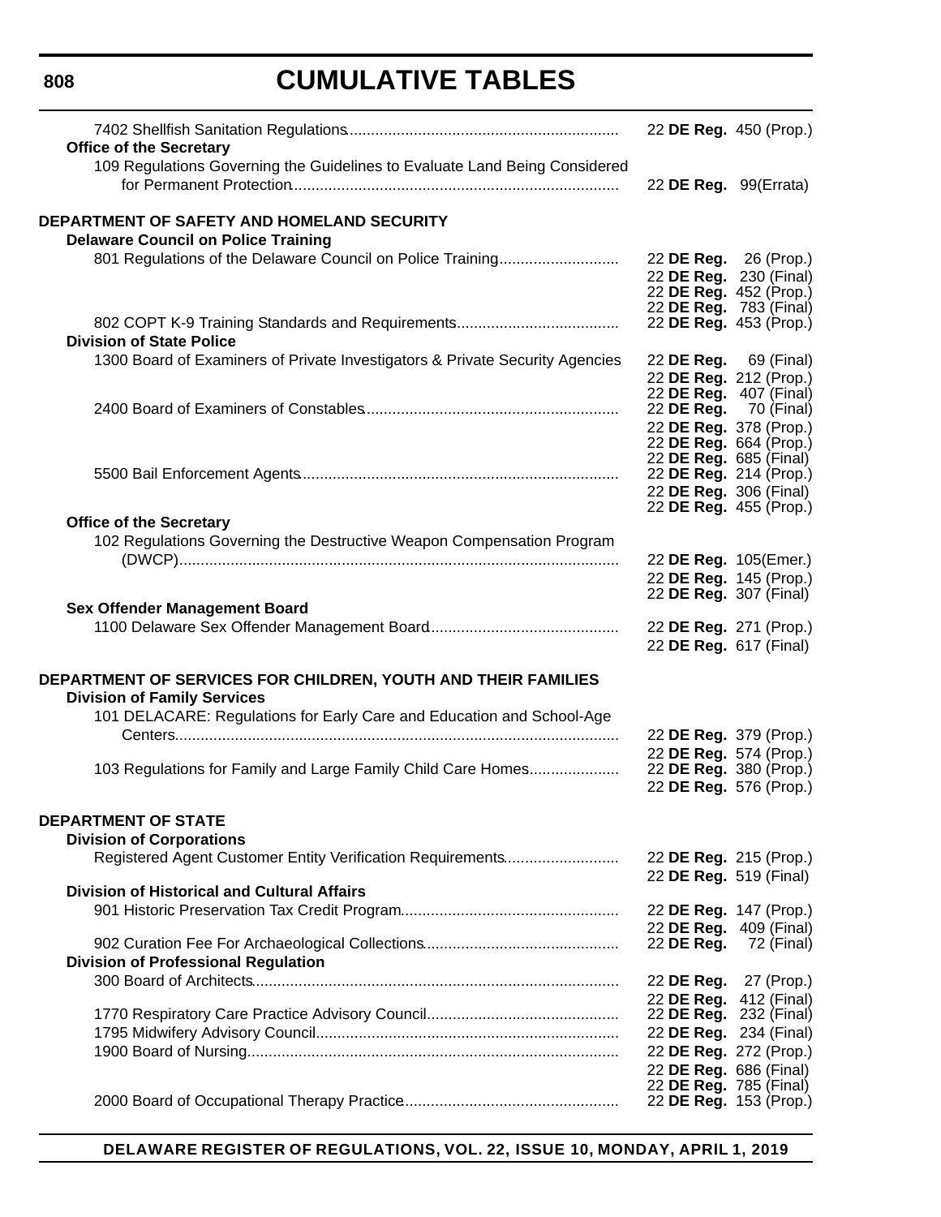7402 Shellfish Sanitation Regulations ........ 22 **DE Reg.** 450 (Prop.)

**Office of the Secretary**

109 Regulations Governing the Guidelines to Evaluate Land Being Considered for Permanent Protection ........ 22 **DE Reg.** 99(Errata)

**DEPARTMENT OF SAFETY AND HOMELAND SECURITY**

**Delaware Council on Police Training**

801 Regulations of the Delaware Council on Police Training ........ 22 **DE Reg.** 26 (Prop.)
22 **DE Reg.** 230 (Final)
22 **DE Reg.** 452 (Prop.)
22 **DE Reg.** 783 (Final)

802 COPT K-9 Training Standards and Requirements ........ 22 **DE Reg.** 453 (Prop.)

**Division of State Police**

1300 Board of Examiners of Private Investigators & Private Security Agencies ........ 22 **DE Reg.** 69 (Final)
22 **DE Reg.** 212 (Prop.)
22 **DE Reg.** 407 (Final)

2400 Board of Examiners of Constables ........ 22 **DE Reg.** 70 (Final)
22 **DE Reg.** 378 (Prop.)
22 **DE Reg.** 664 (Prop.)
22 **DE Reg.** 685 (Final)

5500 Bail Enforcement Agents ........ 22 **DE Reg.** 214 (Prop.)
22 **DE Reg.** 306 (Final)
22 **DE Reg.** 455 (Prop.)

**Office of the Secretary**

102 Regulations Governing the Destructive Weapon Compensation Program (DWCP) ........ 22 **DE Reg.** 105(Emer.)
22 **DE Reg.** 145 (Prop.)
22 **DE Reg.** 307 (Final)

**Sex Offender Management Board**

1100 Delaware Sex Offender Management Board ........ 22 **DE Reg.** 271 (Prop.)
22 **DE Reg.** 617 (Final)

**DEPARTMENT OF SERVICES FOR CHILDREN, YOUTH AND THEIR FAMILIES**

**Division of Family Services**

101 DELACARE: Regulations for Early Care and Education and School-Age Centers ........ 22 **DE Reg.** 379 (Prop.)
22 **DE Reg.** 574 (Prop.)

103 Regulations for Family and Large Family Child Care Homes ........ 22 **DE Reg.** 380 (Prop.)
22 **DE Reg.** 576 (Prop.)

**DEPARTMENT OF STATE**

**Division of Corporations**

Registered Agent Customer Entity Verification Requirements ........ 22 **DE Reg.** 215 (Prop.)
22 **DE Reg.** 519 (Final)

**Division of Historical and Cultural Affairs**

901 Historic Preservation Tax Credit Program ........ 22 **DE Reg.** 147 (Prop.)
22 **DE Reg.** 409 (Final)

902 Curation Fee For Archaeological Collections ........ 22 **DE Reg.** 72 (Final)

**Division of Professional Regulation**

300 Board of Architects ........ 22 **DE Reg.** 27 (Prop.)
22 **DE Reg.** 412 (Final)

1770 Respiratory Care Practice Advisory Council ........ 22 **DE Reg.** 232 (Final)

1795 Midwifery Advisory Council ........ 22 **DE Reg.** 234 (Final)

1900 Board of Nursing ........ 22 **DE Reg.** 272 (Prop.)
22 **DE Reg.** 686 (Final)
22 **DE Reg.** 785 (Final)

2000 Board of Occupational Therapy Practice ........ 22 **DE Reg.** 153 (Prop.)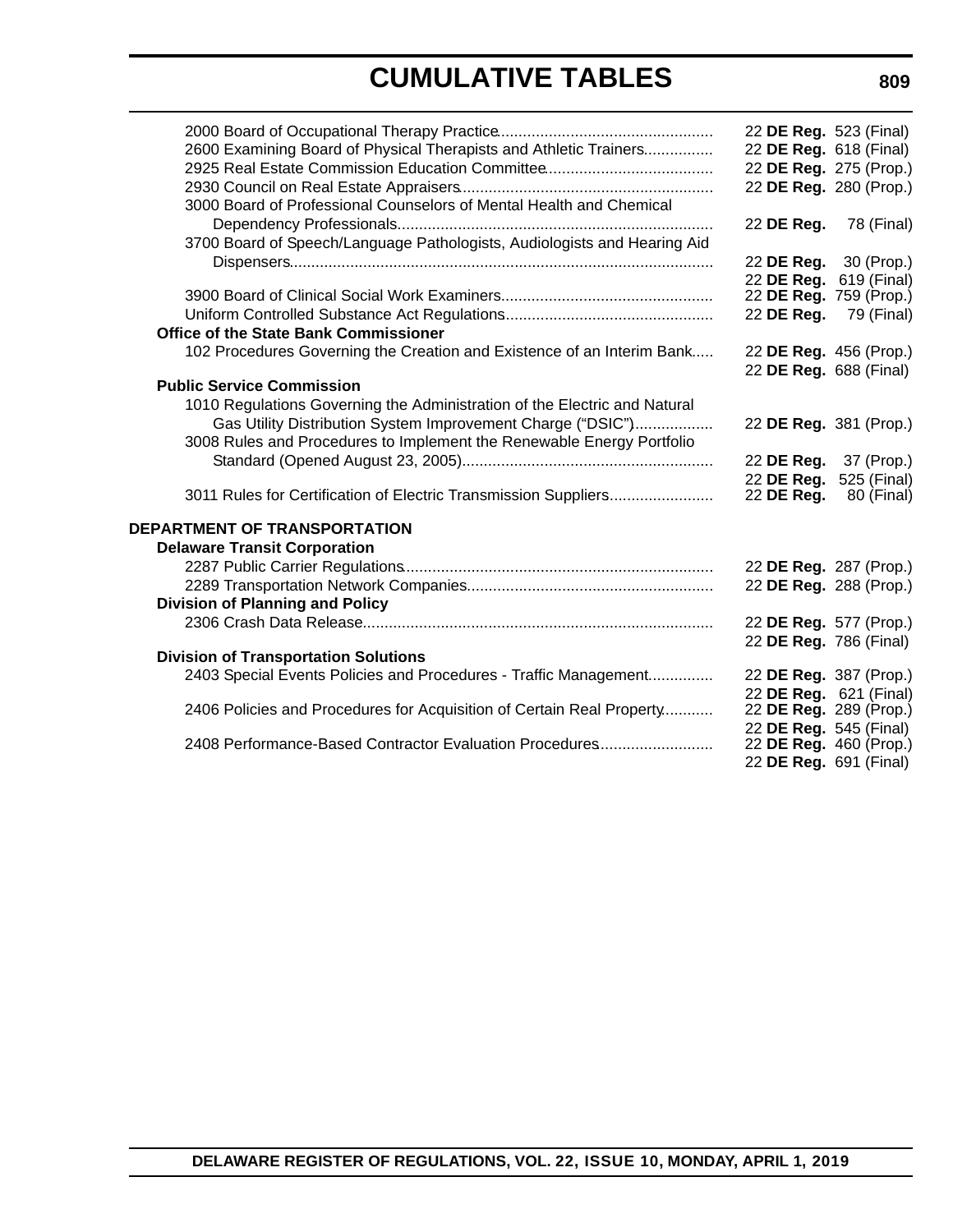# CUMULATIVE TABLES

| | |
|---|---|
| 2000 Board of Occupational Therapy Practice | 22 **DE Reg.** 523 (Final) |
| 2600 Examining Board of Physical Therapists and Athletic Trainers | 22 **DE Reg.** 618 (Final) |
| 2925 Real Estate Commission Education Committee | 22 **DE Reg.** 275 (Prop.) |
| 2930 Council on Real Estate Appraisers | 22 **DE Reg.** 280 (Prop.) |
| 3000 Board of Professional Counselors of Mental Health and Chemical Dependency Professionals | 22 **DE Reg.** 78 (Final) |
| 3700 Board of Speech/Language Pathologists, Audiologists and Hearing Aid Dispensers | 22 **DE Reg.** 30 (Prop.) |
| | 22 **DE Reg.** 619 (Final) |
| 3900 Board of Clinical Social Work Examiners | 22 **DE Reg.** 759 (Prop.) |
| Uniform Controlled Substance Act Regulations | 22 **DE Reg.** 79 (Final) |
| **Office of the State Bank Commissioner** | |
| 102 Procedures Governing the Creation and Existence of an Interim Bank | 22 **DE Reg.** 456 (Prop.) |
| | 22 **DE Reg.** 688 (Final) |
| **Public Service Commission** | |
| 1010 Regulations Governing the Administration of the Electric and Natural Gas Utility Distribution System Improvement Charge ("DSIC") | 22 **DE Reg.** 381 (Prop.) |
| 3008 Rules and Procedures to Implement the Renewable Energy Portfolio Standard (Opened August 23, 2005) | 22 **DE Reg.** 37 (Prop.) |
| | 22 **DE Reg.** 525 (Final) |
| 3011 Rules for Certification of Electric Transmission Suppliers | 22 **DE Reg.** 80 (Final) |

## DEPARTMENT OF TRANSPORTATION

| | |
|---|---|
| **Delaware Transit Corporation** | |
| 2287 Public Carrier Regulations | 22 **DE Reg.** 287 (Prop.) |
| 2289 Transportation Network Companies | 22 **DE Reg.** 288 (Prop.) |
| **Division of Planning and Policy** | |
| 2306 Crash Data Release | 22 **DE Reg.** 577 (Prop.) |
| | 22 **DE Reg.** 786 (Final) |
| **Division of Transportation Solutions** | |
| 2403 Special Events Policies and Procedures - Traffic Management | 22 **DE Reg.** 387 (Prop.) |
| | 22 **DE Reg.** 621 (Final) |
| 2406 Policies and Procedures for Acquisition of Certain Real Property | 22 **DE Reg.** 289 (Prop.) |
| | 22 **DE Reg.** 545 (Final) |
| 2408 Performance-Based Contractor Evaluation Procedures | 22 **DE Reg.** 460 (Prop.) |
| | 22 **DE Reg.** 691 (Final) |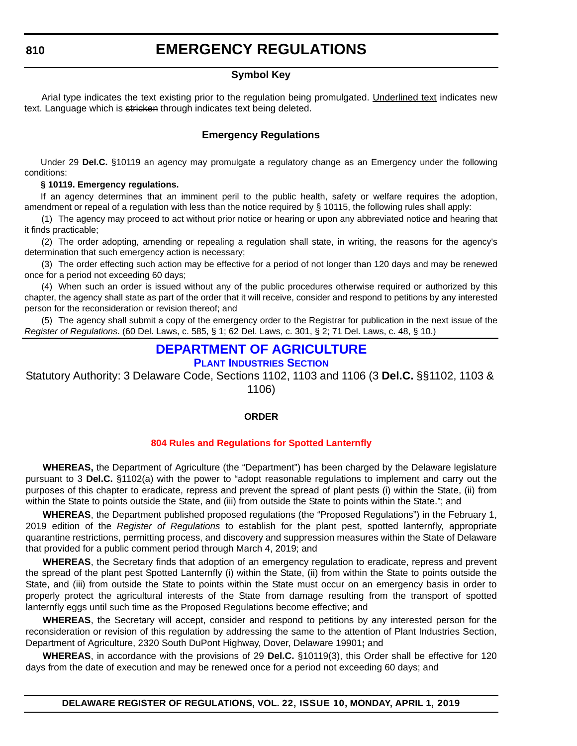# EMERGENCY REGULATIONS

### Symbol Key

Arial type indicates the text existing prior to the regulation being promulgated. Underlined text indicates new text. Language which is ~~stricken~~ through indicates text being deleted.

### Emergency Regulations

Under 29 **Del.C.** §10119 an agency may promulgate a regulatory change as an Emergency under the following conditions:

**§ 10119. Emergency regulations.**

If an agency determines that an imminent peril to the public health, safety or welfare requires the adoption, amendment or repeal of a regulation with less than the notice required by § 10115, the following rules shall apply:

(1) The agency may proceed to act without prior notice or hearing or upon any abbreviated notice and hearing that it finds practicable;

(2) The order adopting, amending or repealing a regulation shall state, in writing, the reasons for the agency's determination that such emergency action is necessary;

(3) The order effecting such action may be effective for a period of not longer than 120 days and may be renewed once for a period not exceeding 60 days;

(4) When such an order is issued without any of the public procedures otherwise required or authorized by this chapter, the agency shall state as part of the order that it will receive, consider and respond to petitions by any interested person for the reconsideration or revision thereof; and

(5) The agency shall submit a copy of the emergency order to the Registrar for publication in the next issue of the *Register of Regulations*. (60 Del. Laws, c. 585, § 1; 62 Del. Laws, c. 301, § 2; 71 Del. Laws, c. 48, § 10.)

## DEPARTMENT OF AGRICULTURE

### PLANT INDUSTRIES SECTION

Statutory Authority: 3 Delaware Code, Sections 1102, 1103 and 1106 (3 **Del.C.** §§1102, 1103 & 1106)

**ORDER**

**804 Rules and Regulations for Spotted Lanternfly**

**WHEREAS,** the Department of Agriculture (the "Department") has been charged by the Delaware legislature pursuant to 3 **Del.C.** §1102(a) with the power to "adopt reasonable regulations to implement and carry out the purposes of this chapter to eradicate, repress and prevent the spread of plant pests (i) within the State, (ii) from within the State to points outside the State, and (iii) from outside the State to points within the State."; and

**WHEREAS**, the Department published proposed regulations (the "Proposed Regulations") in the February 1, 2019 edition of the *Register of Regulations* to establish for the plant pest, spotted lanternfly, appropriate quarantine restrictions, permitting process, and discovery and suppression measures within the State of Delaware that provided for a public comment period through March 4, 2019; and

**WHEREAS**, the Secretary finds that adoption of an emergency regulation to eradicate, repress and prevent the spread of the plant pest Spotted Lanternfly (i) within the State, (ii) from within the State to points outside the State, and (iii) from outside the State to points within the State must occur on an emergency basis in order to properly protect the agricultural interests of the State from damage resulting from the transport of spotted lanternfly eggs until such time as the Proposed Regulations become effective; and

**WHEREAS**, the Secretary will accept, consider and respond to petitions by any interested person for the reconsideration or revision of this regulation by addressing the same to the attention of Plant Industries Section, Department of Agriculture, 2320 South DuPont Highway, Dover, Delaware 19901**;** and

**WHEREAS**, in accordance with the provisions of 29 **Del.C.** §10119(3), this Order shall be effective for 120 days from the date of execution and may be renewed once for a period not exceeding 60 days; and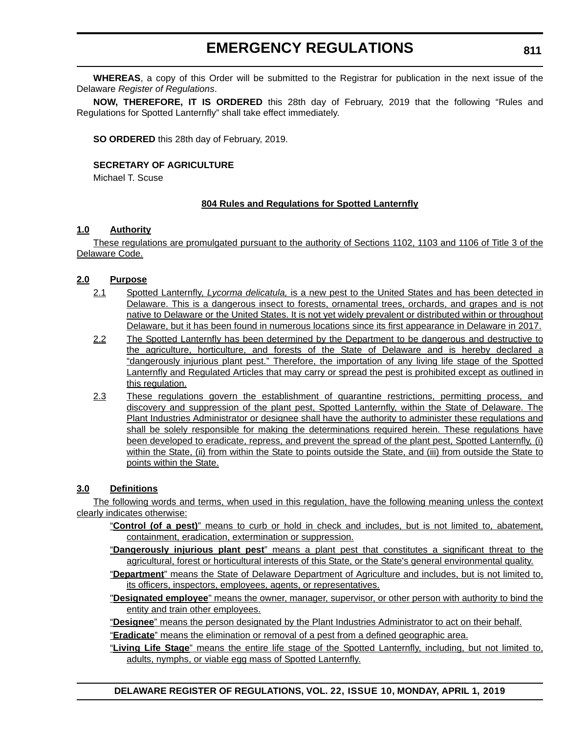**WHEREAS**, a copy of this Order will be submitted to the Registrar for publication in the next issue of the Delaware *Register of Regulations*.

**NOW, THEREFORE, IT IS ORDERED** this 28th day of February, 2019 that the following "Rules and Regulations for Spotted Lanternfly" shall take effect immediately.

**SO ORDERED** this 28th day of February, 2019.

**SECRETARY OF AGRICULTURE**
Michael T. Scuse

## 804 Rules and Regulations for Spotted Lanternfly

### 1.0 Authority

These regulations are promulgated pursuant to the authority of Sections 1102, 1103 and 1106 of Title 3 of the Delaware Code.

### 2.0 Purpose

2.1 Spotted Lanternfly, *Lycorma delicatula,* is a new pest to the United States and has been detected in Delaware. This is a dangerous insect to forests, ornamental trees, orchards, and grapes and is not native to Delaware or the United States. It is not yet widely prevalent or distributed within or throughout Delaware, but it has been found in numerous locations since its first appearance in Delaware in 2017.

2.2 The Spotted Lanternfly has been determined by the Department to be dangerous and destructive to the agriculture, horticulture, and forests of the State of Delaware and is hereby declared a "dangerously injurious plant pest." Therefore, the importation of any living life stage of the Spotted Lanternfly and Regulated Articles that may carry or spread the pest is prohibited except as outlined in this regulation.

2.3 These regulations govern the establishment of quarantine restrictions, permitting process, and discovery and suppression of the plant pest, Spotted Lanternfly, within the State of Delaware. The Plant Industries Administrator or designee shall have the authority to administer these regulations and shall be solely responsible for making the determinations required herein. These regulations have been developed to eradicate, repress, and prevent the spread of the plant pest, Spotted Lanternfly, (i) within the State, (ii) from within the State to points outside the State, and (iii) from outside the State to points within the State.

### 3.0 Definitions

The following words and terms, when used in this regulation, have the following meaning unless the context clearly indicates otherwise:

"**Control (of a pest)**" means to curb or hold in check and includes, but is not limited to, abatement, containment, eradication, extermination or suppression.

"**Dangerously injurious plant pest**" means a plant pest that constitutes a significant threat to the agricultural, forest or horticultural interests of this State, or the State's general environmental quality.

"**Department**" means the State of Delaware Department of Agriculture and includes, but is not limited to, its officers, inspectors, employees, agents, or representatives.

"**Designated employee**" means the owner, manager, supervisor, or other person with authority to bind the entity and train other employees.

"**Designee**" means the person designated by the Plant Industries Administrator to act on their behalf.

"**Eradicate**" means the elimination or removal of a pest from a defined geographic area.

"**Living Life Stage**" means the entire life stage of the Spotted Lanternfly, including, but not limited to, adults, nymphs, or viable egg mass of Spotted Lanternfly.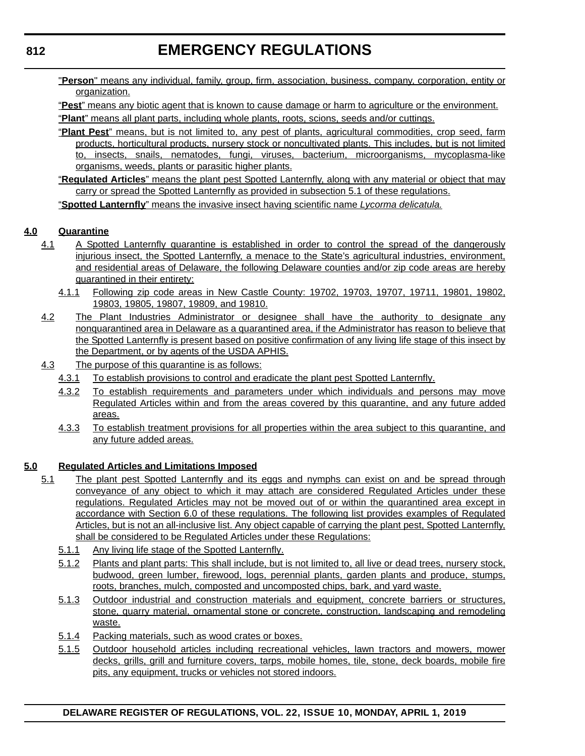"**Person**" means any individual, family, group, firm, association, business, company, corporation, entity or organization.

"**Pest**" means any biotic agent that is known to cause damage or harm to agriculture or the environment.

"**Plant**" means all plant parts, including whole plants, roots, scions, seeds and/or cuttings.

"**Plant Pest**" means, but is not limited to, any pest of plants, agricultural commodities, crop seed, farm products, horticultural products, nursery stock or noncultivated plants. This includes, but is not limited to, insects, snails, nematodes, fungi, viruses, bacterium, microorganisms, mycoplasma-like organisms, weeds, plants or parasitic higher plants.

"**Regulated Articles**" means the plant pest Spotted Lanternfly, along with any material or object that may carry or spread the Spotted Lanternfly as provided in subsection 5.1 of these regulations.

"**Spotted Lanternfly**" means the invasive insect having scientific name *Lycorma delicatula.*

## 4.0 Quarantine

4.1 A Spotted Lanternfly quarantine is established in order to control the spread of the dangerously injurious insect, the Spotted Lanternfly, a menace to the State's agricultural industries, environment, and residential areas of Delaware, the following Delaware counties and/or zip code areas are hereby quarantined in their entirety:

4.1.1 Following zip code areas in New Castle County: 19702, 19703, 19707, 19711, 19801, 19802, 19803, 19805, 19807, 19809, and 19810.

4.2 The Plant Industries Administrator or designee shall have the authority to designate any nonquarantined area in Delaware as a quarantined area, if the Administrator has reason to believe that the Spotted Lanternfly is present based on positive confirmation of any living life stage of this insect by the Department, or by agents of the USDA APHIS.

4.3 The purpose of this quarantine is as follows:

4.3.1 To establish provisions to control and eradicate the plant pest Spotted Lanternfly.

4.3.2 To establish requirements and parameters under which individuals and persons may move Regulated Articles within and from the areas covered by this quarantine, and any future added areas.

4.3.3 To establish treatment provisions for all properties within the area subject to this quarantine, and any future added areas.

## 5.0 Regulated Articles and Limitations Imposed

5.1 The plant pest Spotted Lanternfly and its eggs and nymphs can exist on and be spread through conveyance of any object to which it may attach are considered Regulated Articles under these regulations. Regulated Articles may not be moved out of or within the quarantined area except in accordance with Section 6.0 of these regulations. The following list provides examples of Regulated Articles, but is not an all-inclusive list. Any object capable of carrying the plant pest, Spotted Lanternfly, shall be considered to be Regulated Articles under these Regulations:

5.1.1 Any living life stage of the Spotted Lanternfly.

5.1.2 Plants and plant parts: This shall include, but is not limited to, all live or dead trees, nursery stock, budwood, green lumber, firewood, logs, perennial plants, garden plants and produce, stumps, roots, branches, mulch, composted and uncomposted chips, bark, and yard waste.

5.1.3 Outdoor industrial and construction materials and equipment, concrete barriers or structures, stone, quarry material, ornamental stone or concrete, construction, landscaping and remodeling waste.

5.1.4 Packing materials, such as wood crates or boxes.

5.1.5 Outdoor household articles including recreational vehicles, lawn tractors and mowers, mower decks, grills, grill and furniture covers, tarps, mobile homes, tile, stone, deck boards, mobile fire pits, any equipment, trucks or vehicles not stored indoors.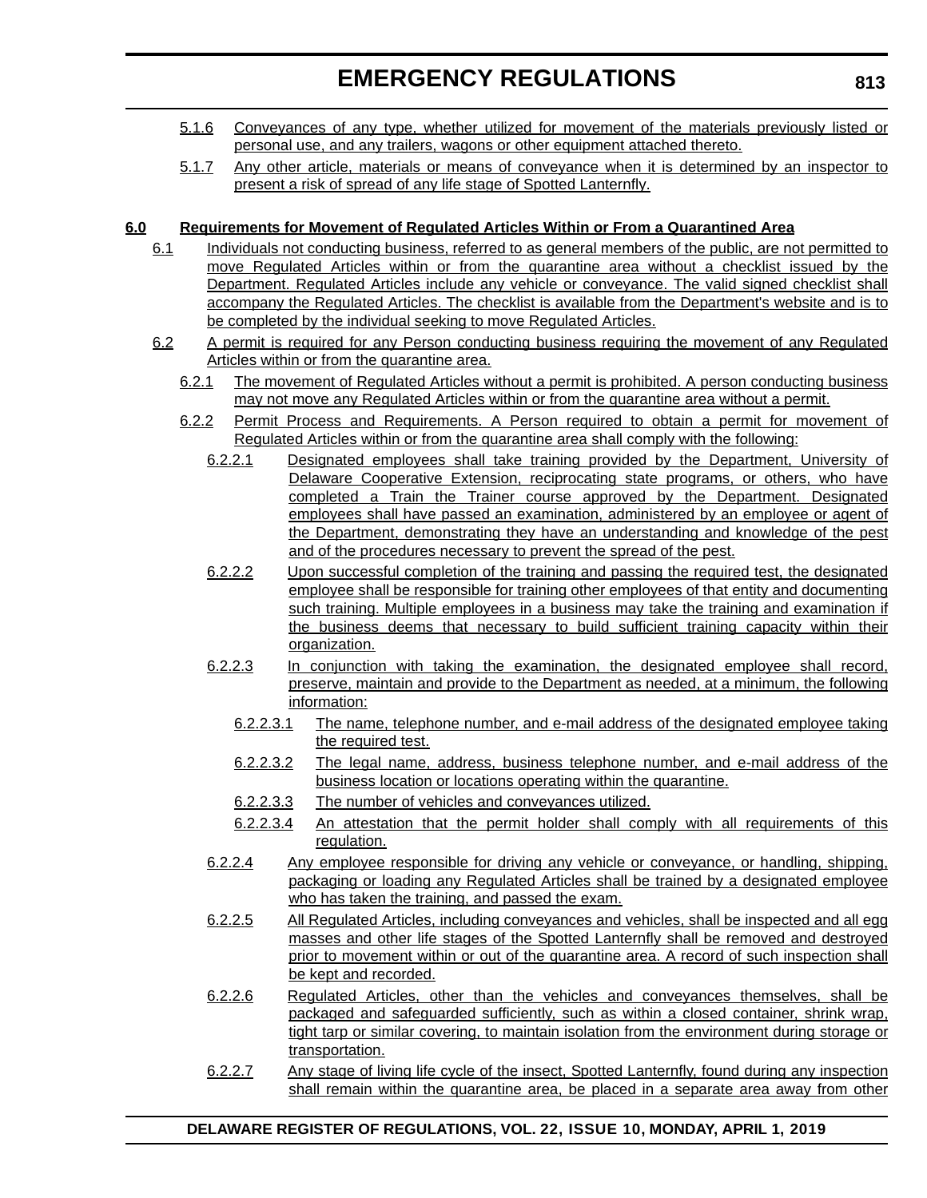5.1.6 Conveyances of any type, whether utilized for movement of the materials previously listed or personal use, and any trailers, wagons or other equipment attached thereto.

5.1.7 Any other article, materials or means of conveyance when it is determined by an inspector to present a risk of spread of any life stage of Spotted Lanternfly.

**6.0 Requirements for Movement of Regulated Articles Within or From a Quarantined Area**

6.1 Individuals not conducting business, referred to as general members of the public, are not permitted to move Regulated Articles within or from the quarantine area without a checklist issued by the Department. Regulated Articles include any vehicle or conveyance. The valid signed checklist shall accompany the Regulated Articles. The checklist is available from the Department's website and is to be completed by the individual seeking to move Regulated Articles.

6.2 A permit is required for any Person conducting business requiring the movement of any Regulated Articles within or from the quarantine area.

6.2.1 The movement of Regulated Articles without a permit is prohibited. A person conducting business may not move any Regulated Articles within or from the quarantine area without a permit.

6.2.2 Permit Process and Requirements. A Person required to obtain a permit for movement of Regulated Articles within or from the quarantine area shall comply with the following:

6.2.2.1 Designated employees shall take training provided by the Department, University of Delaware Cooperative Extension, reciprocating state programs, or others, who have completed a Train the Trainer course approved by the Department. Designated employees shall have passed an examination, administered by an employee or agent of the Department, demonstrating they have an understanding and knowledge of the pest and of the procedures necessary to prevent the spread of the pest.

6.2.2.2 Upon successful completion of the training and passing the required test, the designated employee shall be responsible for training other employees of that entity and documenting such training. Multiple employees in a business may take the training and examination if the business deems that necessary to build sufficient training capacity within their organization.

6.2.2.3 In conjunction with taking the examination, the designated employee shall record, preserve, maintain and provide to the Department as needed, at a minimum, the following information:

6.2.2.3.1 The name, telephone number, and e-mail address of the designated employee taking the required test.

6.2.2.3.2 The legal name, address, business telephone number, and e-mail address of the business location or locations operating within the quarantine.

6.2.2.3.3 The number of vehicles and conveyances utilized.

6.2.2.3.4 An attestation that the permit holder shall comply with all requirements of this regulation.

6.2.2.4 Any employee responsible for driving any vehicle or conveyance, or handling, shipping, packaging or loading any Regulated Articles shall be trained by a designated employee who has taken the training, and passed the exam.

6.2.2.5 All Regulated Articles, including conveyances and vehicles, shall be inspected and all egg masses and other life stages of the Spotted Lanternfly shall be removed and destroyed prior to movement within or out of the quarantine area. A record of such inspection shall be kept and recorded.

6.2.2.6 Regulated Articles, other than the vehicles and conveyances themselves, shall be packaged and safeguarded sufficiently, such as within a closed container, shrink wrap, tight tarp or similar covering, to maintain isolation from the environment during storage or transportation.

6.2.2.7 Any stage of living life cycle of the insect, Spotted Lanternfly, found during any inspection shall remain within the quarantine area, be placed in a separate area away from other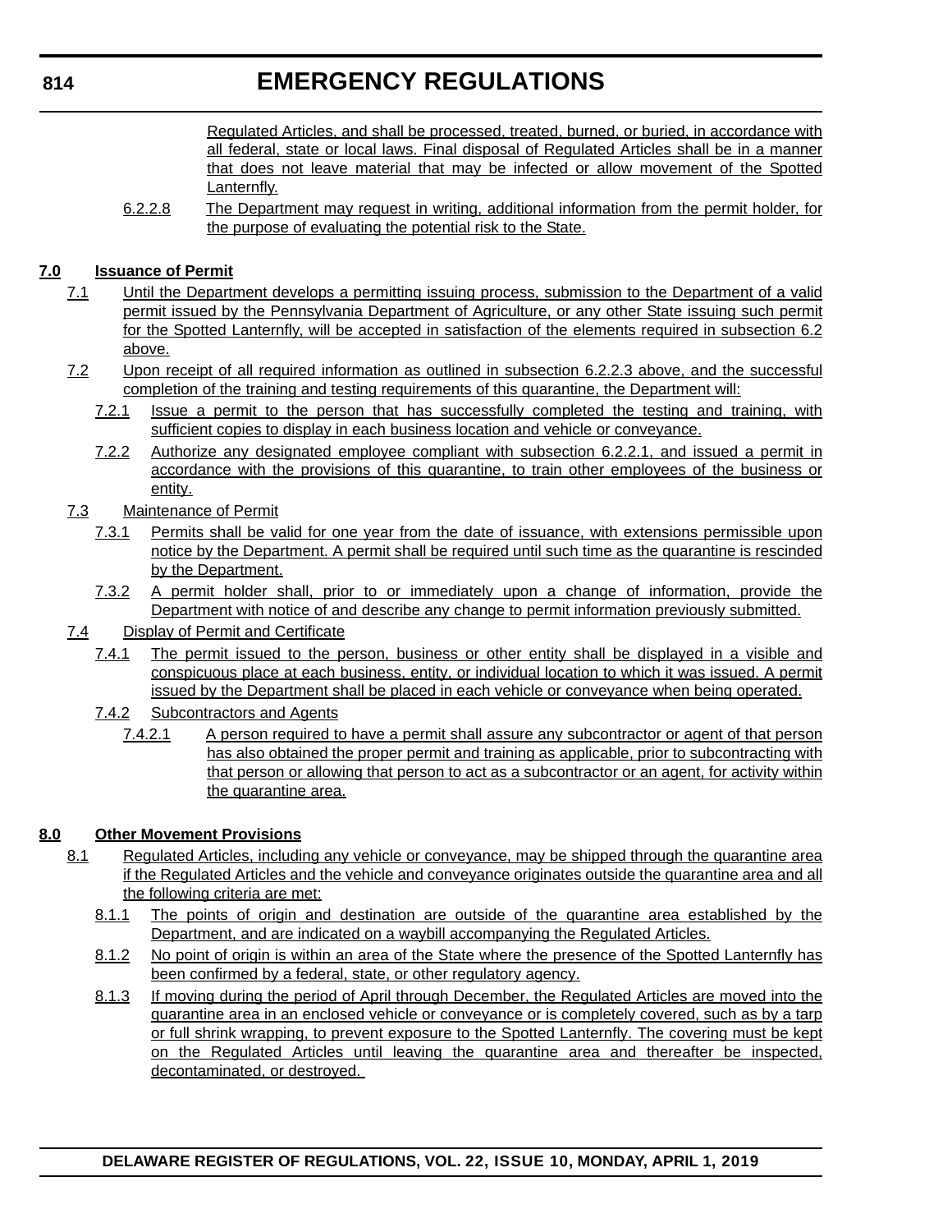Regulated Articles, and shall be processed, treated, burned, or buried, in accordance with all federal, state or local laws. Final disposal of Regulated Articles shall be in a manner that does not leave material that may be infected or allow movement of the Spotted Lanternfly.

6.2.2.8 The Department may request in writing, additional information from the permit holder, for the purpose of evaluating the potential risk to the State.

**7.0 Issuance of Permit**

7.1 Until the Department develops a permitting issuing process, submission to the Department of a valid permit issued by the Pennsylvania Department of Agriculture, or any other State issuing such permit for the Spotted Lanternfly, will be accepted in satisfaction of the elements required in subsection 6.2 above.

7.2 Upon receipt of all required information as outlined in subsection 6.2.2.3 above, and the successful completion of the training and testing requirements of this quarantine, the Department will:

7.2.1 Issue a permit to the person that has successfully completed the testing and training, with sufficient copies to display in each business location and vehicle or conveyance.

7.2.2 Authorize any designated employee compliant with subsection 6.2.2.1, and issued a permit in accordance with the provisions of this quarantine, to train other employees of the business or entity.

7.3 Maintenance of Permit

7.3.1 Permits shall be valid for one year from the date of issuance, with extensions permissible upon notice by the Department. A permit shall be required until such time as the quarantine is rescinded by the Department.

7.3.2 A permit holder shall, prior to or immediately upon a change of information, provide the Department with notice of and describe any change to permit information previously submitted.

7.4 Display of Permit and Certificate

7.4.1 The permit issued to the person, business or other entity shall be displayed in a visible and conspicuous place at each business, entity, or individual location to which it was issued. A permit issued by the Department shall be placed in each vehicle or conveyance when being operated.

7.4.2 Subcontractors and Agents

7.4.2.1 A person required to have a permit shall assure any subcontractor or agent of that person has also obtained the proper permit and training as applicable, prior to subcontracting with that person or allowing that person to act as a subcontractor or an agent, for activity within the quarantine area.

**8.0 Other Movement Provisions**

8.1 Regulated Articles, including any vehicle or conveyance, may be shipped through the quarantine area if the Regulated Articles and the vehicle and conveyance originates outside the quarantine area and all the following criteria are met:

8.1.1 The points of origin and destination are outside of the quarantine area established by the Department, and are indicated on a waybill accompanying the Regulated Articles.

8.1.2 No point of origin is within an area of the State where the presence of the Spotted Lanternfly has been confirmed by a federal, state, or other regulatory agency.

8.1.3 If moving during the period of April through December, the Regulated Articles are moved into the quarantine area in an enclosed vehicle or conveyance or is completely covered, such as by a tarp or full shrink wrapping, to prevent exposure to the Spotted Lanternfly. The covering must be kept on the Regulated Articles until leaving the quarantine area and thereafter be inspected, decontaminated, or destroyed.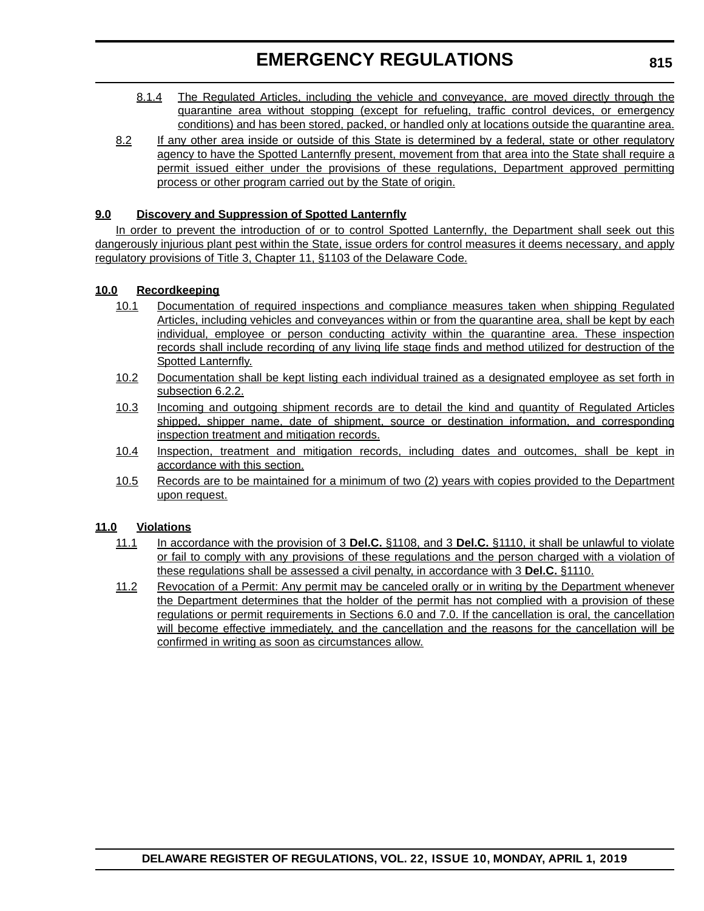8.1.4 The Regulated Articles, including the vehicle and conveyance, are moved directly through the quarantine area without stopping (except for refueling, traffic control devices, or emergency conditions) and has been stored, packed, or handled only at locations outside the quarantine area.

8.2 If any other area inside or outside of this State is determined by a federal, state or other regulatory agency to have the Spotted Lanternfly present, movement from that area into the State shall require a permit issued either under the provisions of these regulations, Department approved permitting process or other program carried out by the State of origin.

**9.0 Discovery and Suppression of Spotted Lanternfly**

In order to prevent the introduction of or to control Spotted Lanternfly, the Department shall seek out this dangerously injurious plant pest within the State, issue orders for control measures it deems necessary, and apply regulatory provisions of Title 3, Chapter 11, §1103 of the Delaware Code.

**10.0 Recordkeeping**

10.1 Documentation of required inspections and compliance measures taken when shipping Regulated Articles, including vehicles and conveyances within or from the quarantine area, shall be kept by each individual, employee or person conducting activity within the quarantine area. These inspection records shall include recording of any living life stage finds and method utilized for destruction of the Spotted Lanternfly.

10.2 Documentation shall be kept listing each individual trained as a designated employee as set forth in subsection 6.2.2.

10.3 Incoming and outgoing shipment records are to detail the kind and quantity of Regulated Articles shipped, shipper name, date of shipment, source or destination information, and corresponding inspection treatment and mitigation records.

10.4 Inspection, treatment and mitigation records, including dates and outcomes, shall be kept in accordance with this section.

10.5 Records are to be maintained for a minimum of two (2) years with copies provided to the Department upon request.

**11.0 Violations**

11.1 In accordance with the provision of 3 **Del.C.** §1108, and 3 **Del.C.** §1110, it shall be unlawful to violate or fail to comply with any provisions of these regulations and the person charged with a violation of these regulations shall be assessed a civil penalty, in accordance with 3 **Del.C.** §1110.

11.2 Revocation of a Permit: Any permit may be canceled orally or in writing by the Department whenever the Department determines that the holder of the permit has not complied with a provision of these regulations or permit requirements in Sections 6.0 and 7.0. If the cancellation is oral, the cancellation will become effective immediately, and the cancellation and the reasons for the cancellation will be confirmed in writing as soon as circumstances allow.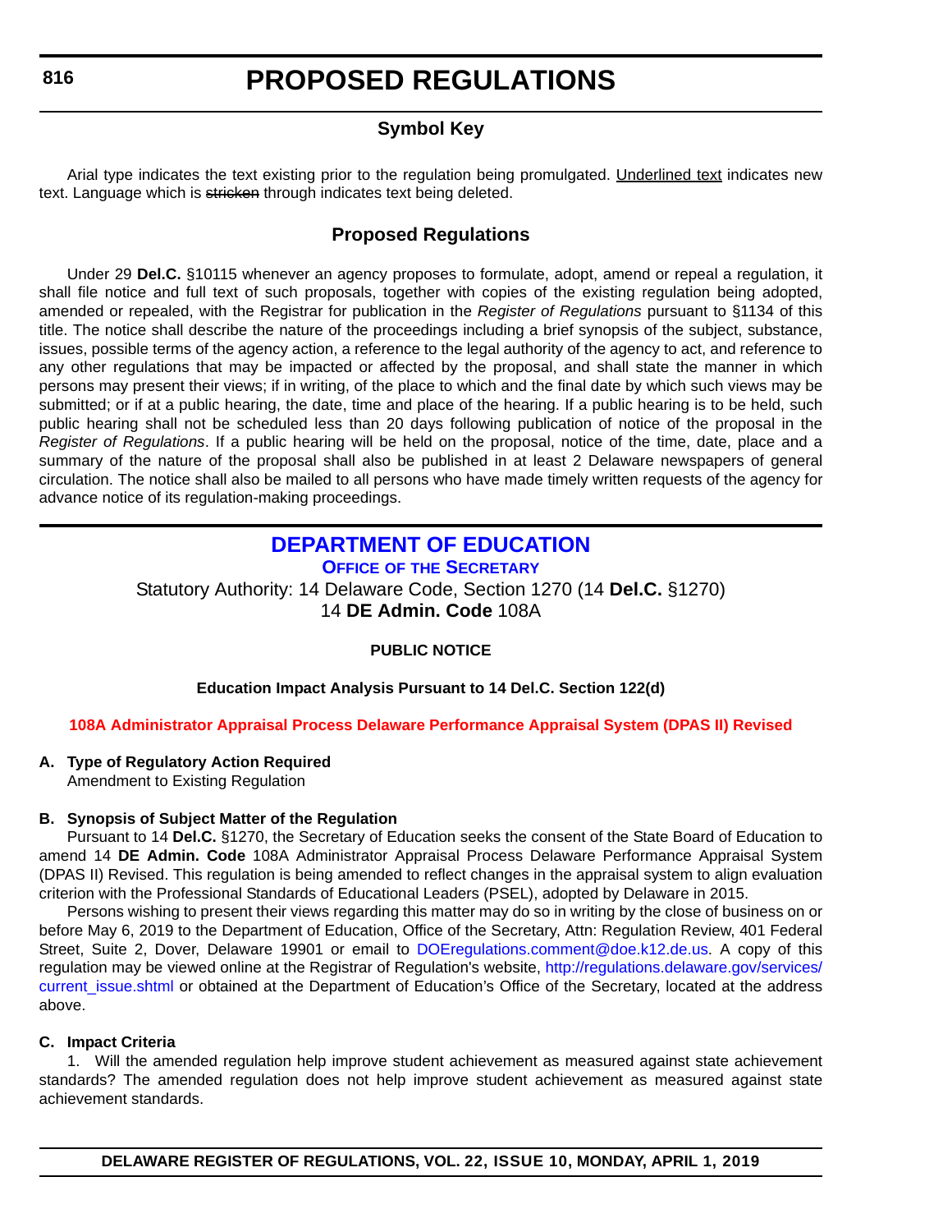# PROPOSED REGULATIONS

## Symbol Key

Arial type indicates the text existing prior to the regulation being promulgated. Underlined text indicates new text. Language which is ~~stricken~~ through indicates text being deleted.

## Proposed Regulations

Under 29 **Del.C.** §10115 whenever an agency proposes to formulate, adopt, amend or repeal a regulation, it shall file notice and full text of such proposals, together with copies of the existing regulation being adopted, amended or repealed, with the Registrar for publication in the *Register of Regulations* pursuant to §1134 of this title. The notice shall describe the nature of the proceedings including a brief synopsis of the subject, substance, issues, possible terms of the agency action, a reference to the legal authority of the agency to act, and reference to any other regulations that may be impacted or affected by the proposal, and shall state the manner in which persons may present their views; if in writing, of the place to which and the final date by which such views may be submitted; or if at a public hearing, the date, time and place of the hearing. If a public hearing is to be held, such public hearing shall not be scheduled less than 20 days following publication of notice of the proposal in the *Register of Regulations*. If a public hearing will be held on the proposal, notice of the time, date, place and a summary of the nature of the proposal shall also be published in at least 2 Delaware newspapers of general circulation. The notice shall also be mailed to all persons who have made timely written requests of the agency for advance notice of its regulation-making proceedings.

## DEPARTMENT OF EDUCATION

### OFFICE OF THE SECRETARY

Statutory Authority: 14 Delaware Code, Section 1270 (14 **Del.C.** §1270)
14 **DE Admin. Code** 108A

**PUBLIC NOTICE**

**Education Impact Analysis Pursuant to 14 Del.C. Section 122(d)**

**108A Administrator Appraisal Process Delaware Performance Appraisal System (DPAS II) Revised**

**A. Type of Regulatory Action Required**

Amendment to Existing Regulation

**B. Synopsis of Subject Matter of the Regulation**

Pursuant to 14 **Del.C.** §1270, the Secretary of Education seeks the consent of the State Board of Education to amend 14 **DE Admin. Code** 108A Administrator Appraisal Process Delaware Performance Appraisal System (DPAS II) Revised. This regulation is being amended to reflect changes in the appraisal system to align evaluation criterion with the Professional Standards of Educational Leaders (PSEL), adopted by Delaware in 2015.

Persons wishing to present their views regarding this matter may do so in writing by the close of business on or before May 6, 2019 to the Department of Education, Office of the Secretary, Attn: Regulation Review, 401 Federal Street, Suite 2, Dover, Delaware 19901 or email to DOEregulations.comment@doe.k12.de.us. A copy of this regulation may be viewed online at the Registrar of Regulation's website, http://regulations.delaware.gov/services/current_issue.shtml or obtained at the Department of Education's Office of the Secretary, located at the address above.

**C. Impact Criteria**

1. Will the amended regulation help improve student achievement as measured against state achievement standards? The amended regulation does not help improve student achievement as measured against state achievement standards.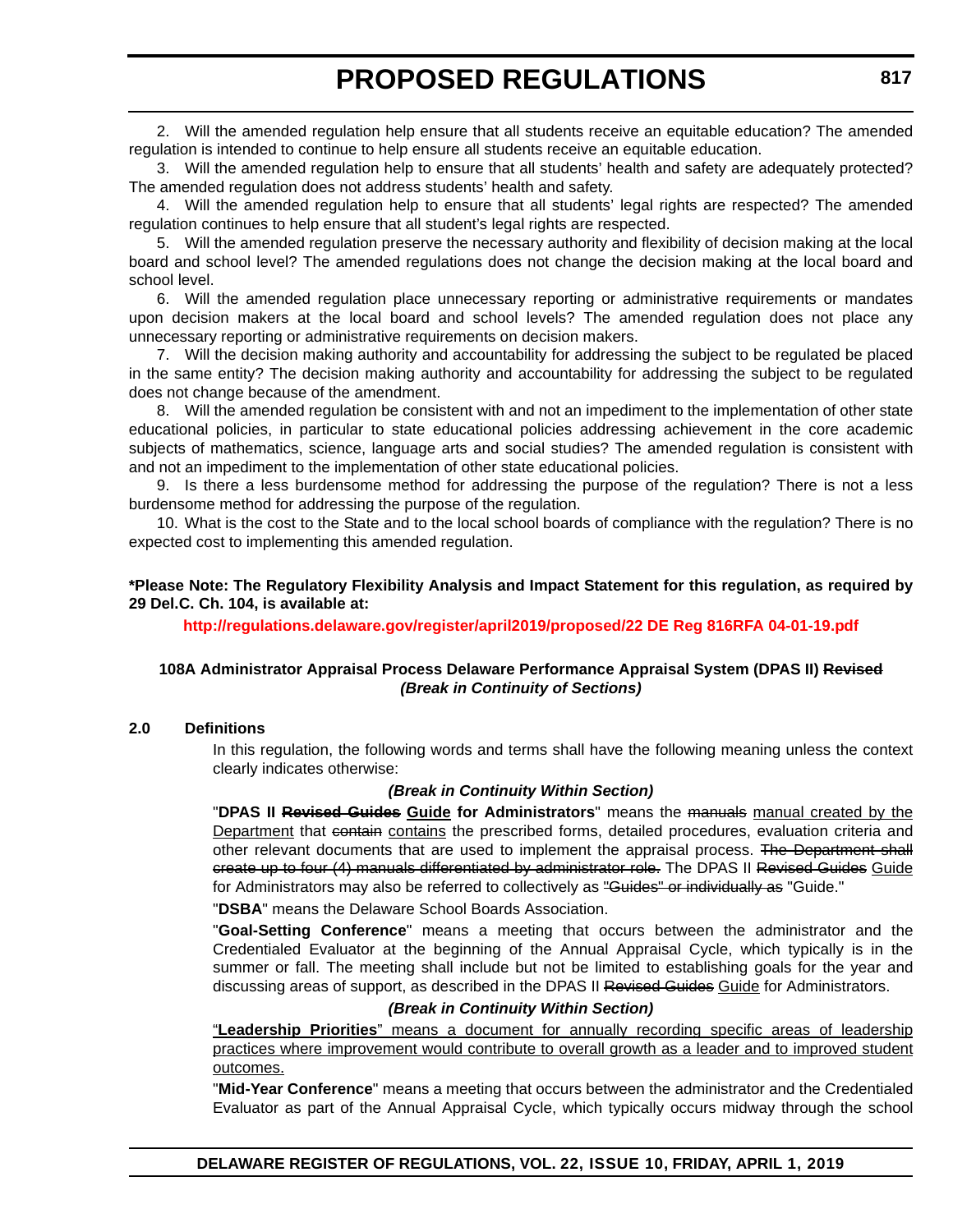2. Will the amended regulation help ensure that all students receive an equitable education? The amended regulation is intended to continue to help ensure all students receive an equitable education.

3. Will the amended regulation help to ensure that all students' health and safety are adequately protected? The amended regulation does not address students' health and safety.

4. Will the amended regulation help to ensure that all students' legal rights are respected? The amended regulation continues to help ensure that all student's legal rights are respected.

5. Will the amended regulation preserve the necessary authority and flexibility of decision making at the local board and school level? The amended regulations does not change the decision making at the local board and school level.

6. Will the amended regulation place unnecessary reporting or administrative requirements or mandates upon decision makers at the local board and school levels? The amended regulation does not place any unnecessary reporting or administrative requirements on decision makers.

7. Will the decision making authority and accountability for addressing the subject to be regulated be placed in the same entity? The decision making authority and accountability for addressing the subject to be regulated does not change because of the amendment.

8. Will the amended regulation be consistent with and not an impediment to the implementation of other state educational policies, in particular to state educational policies addressing achievement in the core academic subjects of mathematics, science, language arts and social studies? The amended regulation is consistent with and not an impediment to the implementation of other state educational policies.

9. Is there a less burdensome method for addressing the purpose of the regulation? There is not a less burdensome method for addressing the purpose of the regulation.

10. What is the cost to the State and to the local school boards of compliance with the regulation? There is no expected cost to implementing this amended regulation.

**\*Please Note: The Regulatory Flexibility Analysis and Impact Statement for this regulation, as required by 29 Del.C. Ch. 104, is available at:**

**http://regulations.delaware.gov/register/april2019/proposed/22 DE Reg 816RFA 04-01-19.pdf**

**108A Administrator Appraisal Process Delaware Performance Appraisal System (DPAS II) ~~Revised~~**
***(Break in Continuity of Sections)***

**2.0 Definitions**

In this regulation, the following words and terms shall have the following meaning unless the context clearly indicates otherwise:

***(Break in Continuity Within Section)***

"**DPAS II ~~Revised Guides~~ Guide for Administrators**" means the ~~manuals~~ manual created by the Department that ~~contain~~ contains the prescribed forms, detailed procedures, evaluation criteria and other relevant documents that are used to implement the appraisal process. ~~The Department shall create up to four (4) manuals differentiated by administrator role.~~ The DPAS II ~~Revised Guides~~ Guide for Administrators may also be referred to collectively as ~~"Guides" or individually as~~ "Guide."

"**DSBA**" means the Delaware School Boards Association.

"**Goal-Setting Conference**" means a meeting that occurs between the administrator and the Credentialed Evaluator at the beginning of the Annual Appraisal Cycle, which typically is in the summer or fall. The meeting shall include but not be limited to establishing goals for the year and discussing areas of support, as described in the DPAS II ~~Revised Guides~~ Guide for Administrators.

***(Break in Continuity Within Section)***

"**Leadership Priorities**" means a document for annually recording specific areas of leadership practices where improvement would contribute to overall growth as a leader and to improved student outcomes.

"**Mid-Year Conference**" means a meeting that occurs between the administrator and the Credentialed Evaluator as part of the Annual Appraisal Cycle, which typically occurs midway through the school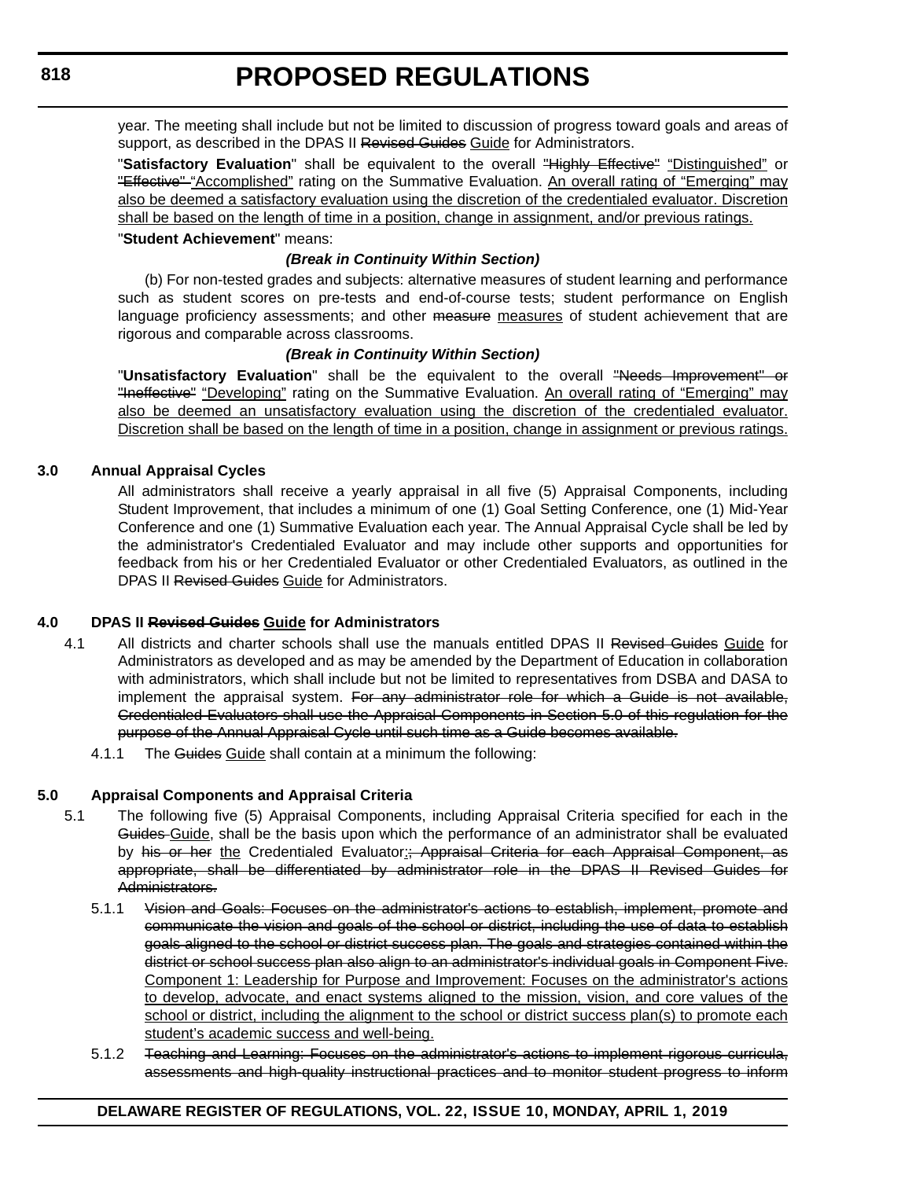year. The meeting shall include but not be limited to discussion of progress toward goals and areas of support, as described in the DPAS II ~~Revised Guides~~ Guide for Administrators.

"**Satisfactory Evaluation**" shall be equivalent to the overall ~~"Highly Effective"~~ "Distinguished" or ~~"Effective"~~ "Accomplished" rating on the Summative Evaluation. An overall rating of "Emerging" may also be deemed a satisfactory evaluation using the discretion of the credentialed evaluator. Discretion shall be based on the length of time in a position, change in assignment, and/or previous ratings.

"**Student Achievement**" means:

***(Break in Continuity Within Section)***

(b) For non-tested grades and subjects: alternative measures of student learning and performance such as student scores on pre-tests and end-of-course tests; student performance on English language proficiency assessments; and other ~~measure~~ measures of student achievement that are rigorous and comparable across classrooms.

***(Break in Continuity Within Section)***

"**Unsatisfactory Evaluation**" shall be the equivalent to the overall ~~"Needs Improvement" or "Ineffective"~~ "Developing" rating on the Summative Evaluation. An overall rating of "Emerging" may also be deemed an unsatisfactory evaluation using the discretion of the credentialed evaluator. Discretion shall be based on the length of time in a position, change in assignment or previous ratings.

**3.0 Annual Appraisal Cycles**

All administrators shall receive a yearly appraisal in all five (5) Appraisal Components, including Student Improvement, that includes a minimum of one (1) Goal Setting Conference, one (1) Mid-Year Conference and one (1) Summative Evaluation each year. The Annual Appraisal Cycle shall be led by the administrator's Credentialed Evaluator and may include other supports and opportunities for feedback from his or her Credentialed Evaluator or other Credentialed Evaluators, as outlined in the DPAS II ~~Revised Guides~~ Guide for Administrators.

**4.0 DPAS II ~~Revised Guides~~ Guide for Administrators**

4.1 All districts and charter schools shall use the manuals entitled DPAS II ~~Revised Guides~~ Guide for Administrators as developed and as may be amended by the Department of Education in collaboration with administrators, which shall include but not be limited to representatives from DSBA and DASA to implement the appraisal system. ~~For any administrator role for which a Guide is not available, Credentialed Evaluators shall use the Appraisal Components in Section 5.0 of this regulation for the purpose of the Annual Appraisal Cycle until such time as a Guide becomes available.~~

4.1.1 The ~~Guides~~ Guide shall contain at a minimum the following:

**5.0 Appraisal Components and Appraisal Criteria**

5.1 The following five (5) Appraisal Components, including Appraisal Criteria specified for each in the ~~Guides~~ Guide, shall be the basis upon which the performance of an administrator shall be evaluated by ~~his or her~~ the Credentialed Evaluator.~~; Appraisal Criteria for each Appraisal Component, as appropriate, shall be differentiated by administrator role in the DPAS II Revised Guides for Administrators.~~

5.1.1 ~~Vision and Goals: Focuses on the administrator's actions to establish, implement, promote and communicate the vision and goals of the school or district, including the use of data to establish goals aligned to the school or district success plan. The goals and strategies contained within the district or school success plan also align to an administrator's individual goals in Component Five.~~ Component 1: Leadership for Purpose and Improvement: Focuses on the administrator's actions to develop, advocate, and enact systems aligned to the mission, vision, and core values of the school or district, including the alignment to the school or district success plan(s) to promote each student's academic success and well-being.

5.1.2 ~~Teaching and Learning: Focuses on the administrator's actions to implement rigorous curricula, assessments and high-quality instructional practices and to monitor student progress to inform~~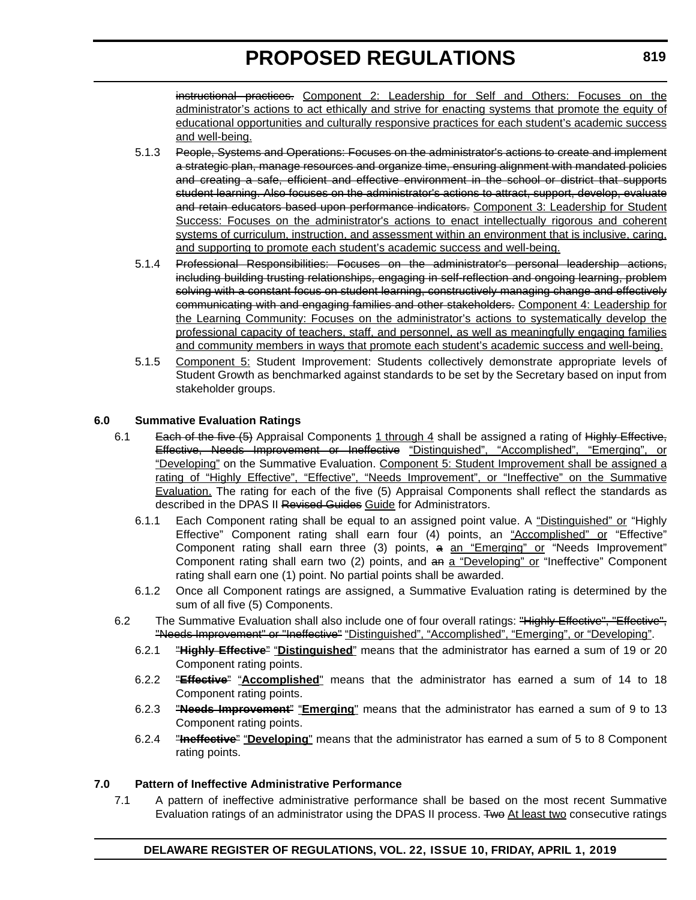~~instructional practices.~~ <u>Component 2: Leadership for Self and Others: Focuses on the administrator's actions to act ethically and strive for enacting systems that promote the equity of educational opportunities and culturally responsive practices for each student's academic success and well-being.</u>

5.1.3 ~~People, Systems and Operations: Focuses on the administrator's actions to create and implement a strategic plan, manage resources and organize time, ensuring alignment with mandated policies and creating a safe, efficient and effective environment in the school or district that supports student learning. Also focuses on the administrator's actions to attract, support, develop, evaluate and retain educators based upon performance indicators.~~ <u>Component 3: Leadership for Student Success: Focuses on the administrator's actions to enact intellectually rigorous and coherent systems of curriculum, instruction, and assessment within an environment that is inclusive, caring, and supporting to promote each student's academic success and well-being.</u>

5.1.4 ~~Professional Responsibilities: Focuses on the administrator's personal leadership actions, including building trusting relationships, engaging in self-reflection and ongoing learning, problem solving with a constant focus on student learning, constructively managing change and effectively communicating with and engaging families and other stakeholders.~~ <u>Component 4: Leadership for the Learning Community: Focuses on the administrator's actions to systematically develop the professional capacity of teachers, staff, and personnel, as well as meaningfully engaging families and community members in ways that promote each student's academic success and well-being.</u>

5.1.5 <u>Component 5:</u> Student Improvement: Students collectively demonstrate appropriate levels of Student Growth as benchmarked against standards to be set by the Secretary based on input from stakeholder groups.

**6.0 Summative Evaluation Ratings**

6.1 ~~Each of the five (5)~~ Appraisal Components <u>1 through 4</u> shall be assigned a rating of ~~Highly Effective, Effective, Needs Improvement or Ineffective~~ <u>"Distinguished", "Accomplished", "Emerging", or "Developing"</u> on the Summative Evaluation. <u>Component 5: Student Improvement shall be assigned a rating of "Highly Effective", "Effective", "Needs Improvement", or "Ineffective" on the Summative Evaluation.</u> The rating for each of the five (5) Appraisal Components shall reflect the standards as described in the DPAS II ~~Revised Guides~~ <u>Guide</u> for Administrators.

6.1.1 Each Component rating shall be equal to an assigned point value. A <u>"Distinguished" or</u> "Highly Effective" Component rating shall earn four (4) points, an <u>"Accomplished" or</u> "Effective" Component rating shall earn three (3) points, ~~a~~ <u>an "Emerging" or</u> "Needs Improvement" Component rating shall earn two (2) points, and ~~an~~ <u>a "Developing" or</u> "Ineffective" Component rating shall earn one (1) point. No partial points shall be awarded.

6.1.2 Once all Component ratings are assigned, a Summative Evaluation rating is determined by the sum of all five (5) Components.

6.2 The Summative Evaluation shall also include one of four overall ratings: ~~"Highly Effective", "Effective", "Needs Improvement" or "Ineffective"~~ <u>"Distinguished", "Accomplished", "Emerging", or "Developing"</u>.

6.2.1 ~~"**Highly Effective**"~~ <u>"**Distinguished**"</u> means that the administrator has earned a sum of 19 or 20 Component rating points.

6.2.2 ~~"**Effective**"~~ <u>"**Accomplished**"</u> means that the administrator has earned a sum of 14 to 18 Component rating points.

6.2.3 ~~"**Needs Improvement**"~~ <u>"**Emerging**"</u> means that the administrator has earned a sum of 9 to 13 Component rating points.

6.2.4 ~~"**Ineffective**"~~ <u>"**Developing**"</u> means that the administrator has earned a sum of 5 to 8 Component rating points.

**7.0 Pattern of Ineffective Administrative Performance**

7.1 A pattern of ineffective administrative performance shall be based on the most recent Summative Evaluation ratings of an administrator using the DPAS II process. ~~Two~~ <u>At least two</u> consecutive ratings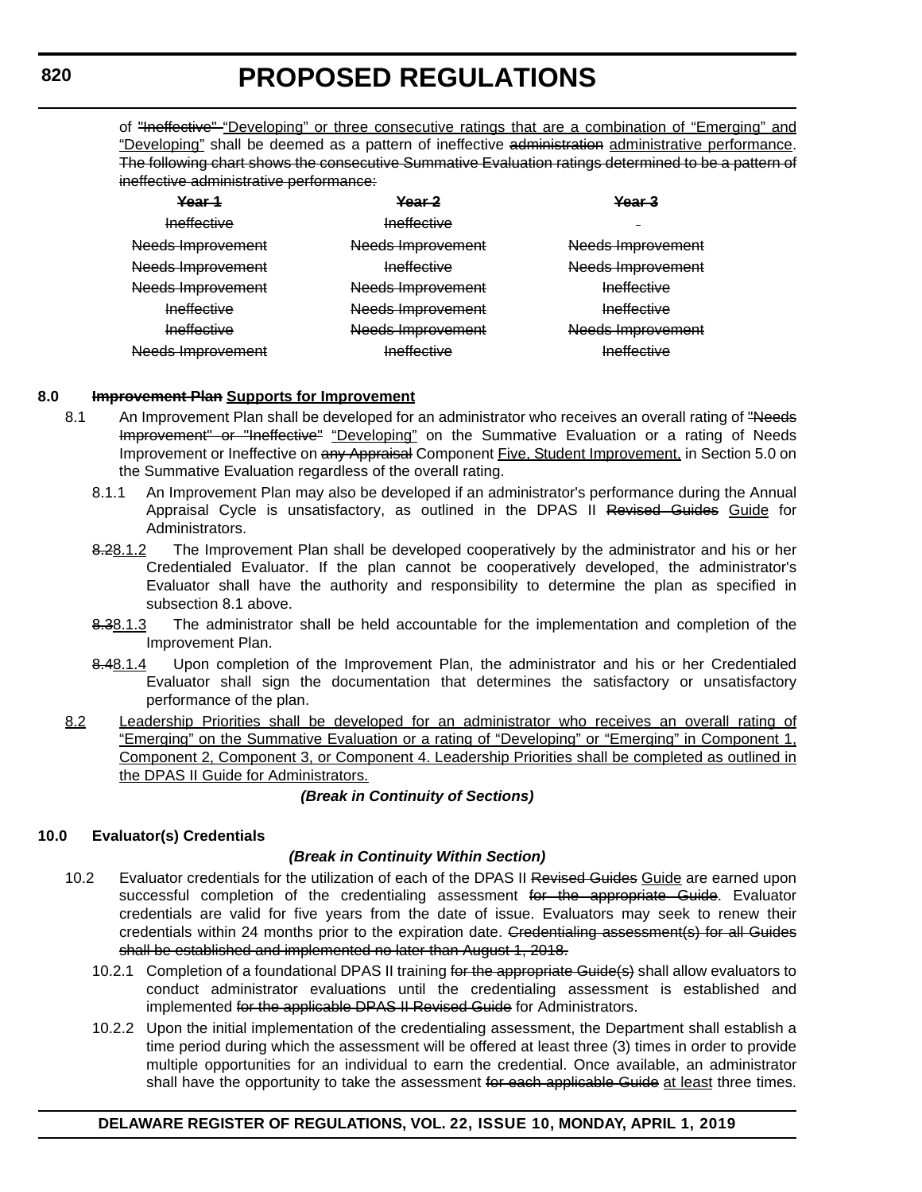of ~~"Ineffective"~~ <u>"Developing" or three consecutive ratings that are a combination of "Emerging" and "Developing"</u> shall be deemed as a pattern of ineffective ~~administration~~ <u>administrative performance</u>. ~~The following chart shows the consecutive Summative Evaluation ratings determined to be a pattern of ineffective administrative performance:~~

| ~~Year 1~~ | ~~Year 2~~ | ~~Year 3~~ |
|---|---|---|
| ~~Ineffective~~ | ~~Ineffective~~ | - |
| ~~Needs Improvement~~ | ~~Needs Improvement~~ | ~~Needs Improvement~~ |
| ~~Needs Improvement~~ | ~~Ineffective~~ | ~~Needs Improvement~~ |
| ~~Needs Improvement~~ | ~~Needs Improvement~~ | ~~Ineffective~~ |
| ~~Ineffective~~ | ~~Needs Improvement~~ | ~~Ineffective~~ |
| ~~Ineffective~~ | ~~Needs Improvement~~ | ~~Needs Improvement~~ |
| ~~Needs Improvement~~ | ~~Ineffective~~ | ~~Ineffective~~ |

**8.0 ~~Improvement Plan~~ <u>Supports for Improvement</u>**

8.1 An Improvement Plan shall be developed for an administrator who receives an overall rating of ~~"Needs Improvement" or "Ineffective"~~ <u>"Developing"</u> on the Summative Evaluation or a rating of Needs Improvement or Ineffective on ~~any Appraisal~~ Component <u>Five, Student Improvement,</u> in Section 5.0 on the Summative Evaluation regardless of the overall rating.

8.1.1 An Improvement Plan may also be developed if an administrator's performance during the Annual Appraisal Cycle is unsatisfactory, as outlined in the DPAS II ~~Revised Guides~~ <u>Guide</u> for Administrators.

~~8.2~~<u>8.1.2</u> The Improvement Plan shall be developed cooperatively by the administrator and his or her Credentialed Evaluator. If the plan cannot be cooperatively developed, the administrator's Evaluator shall have the authority and responsibility to determine the plan as specified in subsection 8.1 above.

~~8.3~~<u>8.1.3</u> The administrator shall be held accountable for the implementation and completion of the Improvement Plan.

~~8.4~~<u>8.1.4</u> Upon completion of the Improvement Plan, the administrator and his or her Credentialed Evaluator shall sign the documentation that determines the satisfactory or unsatisfactory performance of the plan.

<u>8.2 Leadership Priorities shall be developed for an administrator who receives an overall rating of "Emerging" on the Summative Evaluation or a rating of "Developing" or "Emerging" in Component 1, Component 2, Component 3, or Component 4. Leadership Priorities shall be completed as outlined in the DPAS II Guide for Administrators.</u>

***(Break in Continuity of Sections)***

**10.0 Evaluator(s) Credentials**

***(Break in Continuity Within Section)***

10.2 Evaluator credentials for the utilization of each of the DPAS II ~~Revised Guides~~ <u>Guide</u> are earned upon successful completion of the credentialing assessment ~~for the appropriate Guide~~. Evaluator credentials are valid for five years from the date of issue. Evaluators may seek to renew their credentials within 24 months prior to the expiration date. ~~Credentialing assessment(s) for all Guides shall be established and implemented no later than August 1, 2018.~~

10.2.1 Completion of a foundational DPAS II training ~~for the appropriate Guide(s)~~ shall allow evaluators to conduct administrator evaluations until the credentialing assessment is established and implemented ~~for the applicable DPAS II Revised Guide~~ for Administrators.

10.2.2 Upon the initial implementation of the credentialing assessment, the Department shall establish a time period during which the assessment will be offered at least three (3) times in order to provide multiple opportunities for an individual to earn the credential. Once available, an administrator shall have the opportunity to take the assessment ~~for each applicable Guide~~ <u>at least</u> three times.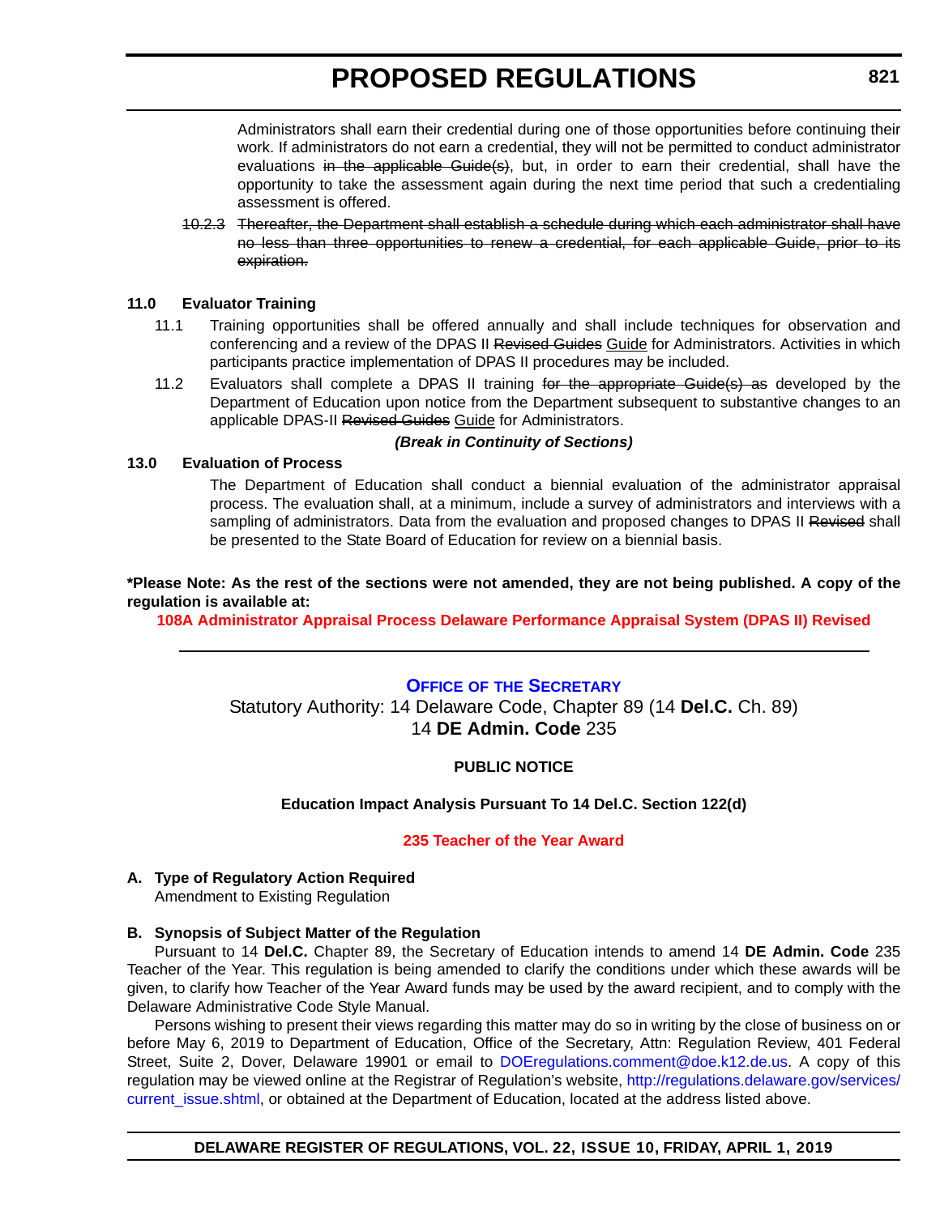Administrators shall earn their credential during one of those opportunities before continuing their work. If administrators do not earn a credential, they will not be permitted to conduct administrator evaluations ~~in the applicable Guide(s)~~, but, in order to earn their credential, shall have the opportunity to take the assessment again during the next time period that such a credentialing assessment is offered.

~~10.2.3 Thereafter, the Department shall establish a schedule during which each administrator shall have no less than three opportunities to renew a credential, for each applicable Guide, prior to its expiration.~~

**11.0 Evaluator Training**

11.1 Training opportunities shall be offered annually and shall include techniques for observation and conferencing and a review of the DPAS II ~~Revised Guides~~ Guide for Administrators. Activities in which participants practice implementation of DPAS II procedures may be included.

11.2 Evaluators shall complete a DPAS II training ~~for the appropriate Guide(s) as~~ developed by the Department of Education upon notice from the Department subsequent to substantive changes to an applicable DPAS-II ~~Revised Guides~~ Guide for Administrators.

***(Break in Continuity of Sections)***

**13.0 Evaluation of Process**

The Department of Education shall conduct a biennial evaluation of the administrator appraisal process. The evaluation shall, at a minimum, include a survey of administrators and interviews with a sampling of administrators. Data from the evaluation and proposed changes to DPAS II ~~Revised~~ shall be presented to the State Board of Education for review on a biennial basis.

**\*Please Note: As the rest of the sections were not amended, they are not being published. A copy of the regulation is available at:**

**108A Administrator Appraisal Process Delaware Performance Appraisal System (DPAS II) Revised**

---

## OFFICE OF THE SECRETARY

Statutory Authority: 14 Delaware Code, Chapter 89 (14 **Del.C.** Ch. 89)
14 **DE Admin. Code** 235

**PUBLIC NOTICE**

**Education Impact Analysis Pursuant To 14 Del.C. Section 122(d)**

**235 Teacher of the Year Award**

**A. Type of Regulatory Action Required**

Amendment to Existing Regulation

**B. Synopsis of Subject Matter of the Regulation**

Pursuant to 14 **Del.C.** Chapter 89, the Secretary of Education intends to amend 14 **DE Admin. Code** 235 Teacher of the Year. This regulation is being amended to clarify the conditions under which these awards will be given, to clarify how Teacher of the Year Award funds may be used by the award recipient, and to comply with the Delaware Administrative Code Style Manual.

Persons wishing to present their views regarding this matter may do so in writing by the close of business on or before May 6, 2019 to Department of Education, Office of the Secretary, Attn: Regulation Review, 401 Federal Street, Suite 2, Dover, Delaware 19901 or email to DOEregulations.comment@doe.k12.de.us. A copy of this regulation may be viewed online at the Registrar of Regulation's website, http://regulations.delaware.gov/services/current_issue.shtml, or obtained at the Department of Education, located at the address listed above.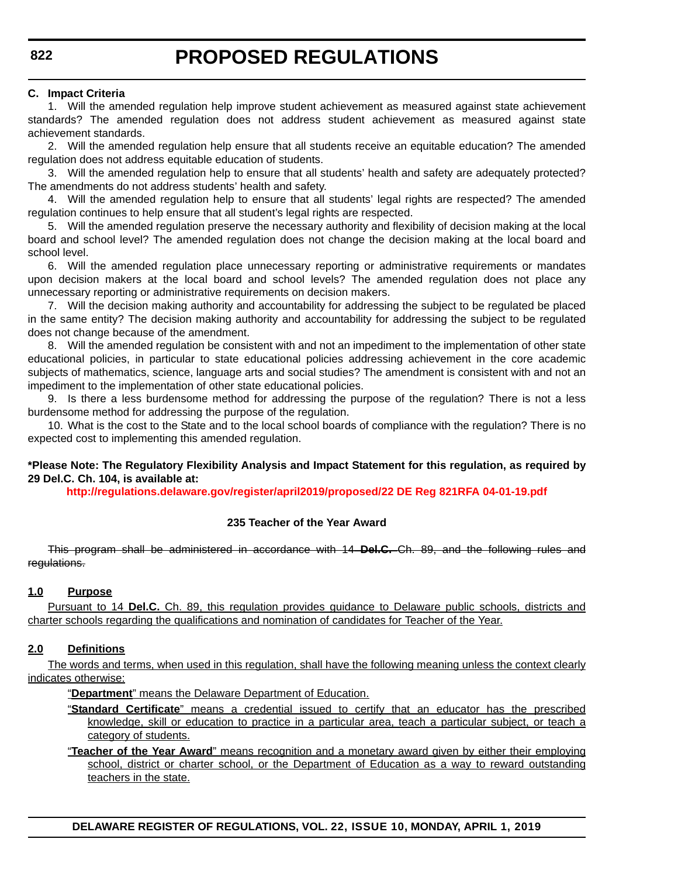**C. Impact Criteria**

1. Will the amended regulation help improve student achievement as measured against state achievement standards? The amended regulation does not address student achievement as measured against state achievement standards.

2. Will the amended regulation help ensure that all students receive an equitable education? The amended regulation does not address equitable education of students.

3. Will the amended regulation help to ensure that all students' health and safety are adequately protected? The amendments do not address students' health and safety.

4. Will the amended regulation help to ensure that all students' legal rights are respected? The amended regulation continues to help ensure that all student's legal rights are respected.

5. Will the amended regulation preserve the necessary authority and flexibility of decision making at the local board and school level? The amended regulation does not change the decision making at the local board and school level.

6. Will the amended regulation place unnecessary reporting or administrative requirements or mandates upon decision makers at the local board and school levels? The amended regulation does not place any unnecessary reporting or administrative requirements on decision makers.

7. Will the decision making authority and accountability for addressing the subject to be regulated be placed in the same entity? The decision making authority and accountability for addressing the subject to be regulated does not change because of the amendment.

8. Will the amended regulation be consistent with and not an impediment to the implementation of other state educational policies, in particular to state educational policies addressing achievement in the core academic subjects of mathematics, science, language arts and social studies? The amendment is consistent with and not an impediment to the implementation of other state educational policies.

9. Is there a less burdensome method for addressing the purpose of the regulation? There is not a less burdensome method for addressing the purpose of the regulation.

10. What is the cost to the State and to the local school boards of compliance with the regulation? There is no expected cost to implementing this amended regulation.

**\*Please Note: The Regulatory Flexibility Analysis and Impact Statement for this regulation, as required by 29 Del.C. Ch. 104, is available at:**

**http://regulations.delaware.gov/register/april2019/proposed/22 DE Reg 821RFA 04-01-19.pdf**

**235 Teacher of the Year Award**

~~This program shall be administered in accordance with 14 **Del.C.** Ch. 89, and the following rules and regulations.~~

**1.0 Purpose**

Pursuant to 14 **Del.C.** Ch. 89, this regulation provides guidance to Delaware public schools, districts and charter schools regarding the qualifications and nomination of candidates for Teacher of the Year.

**2.0 Definitions**

The words and terms, when used in this regulation, shall have the following meaning unless the context clearly indicates otherwise:

"**Department**" means the Delaware Department of Education.

"**Standard Certificate**" means a credential issued to certify that an educator has the prescribed knowledge, skill or education to practice in a particular area, teach a particular subject, or teach a category of students.

"**Teacher of the Year Award**" means recognition and a monetary award given by either their employing school, district or charter school, or the Department of Education as a way to reward outstanding teachers in the state.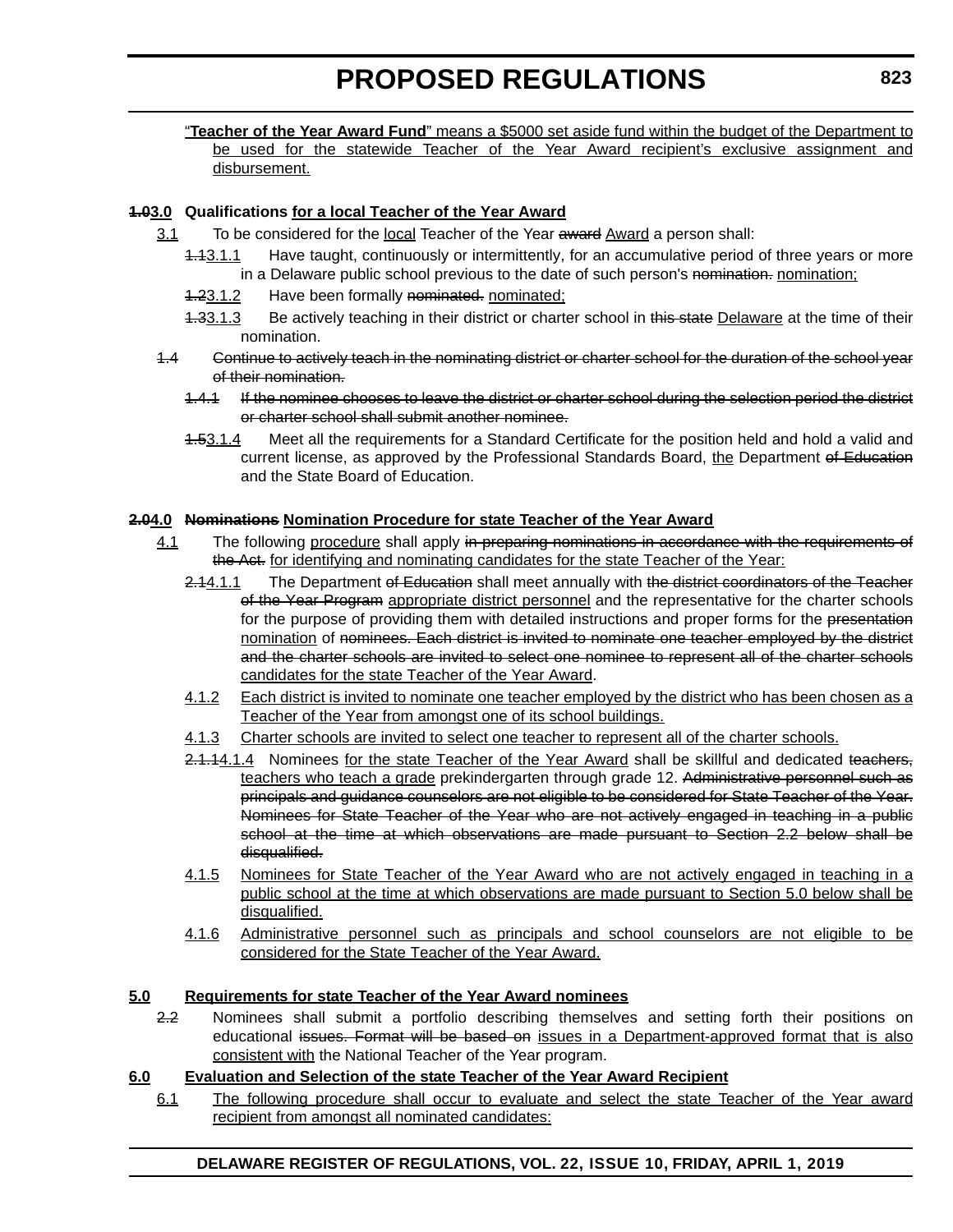"**Teacher of the Year Award Fund**" means a $5000 set aside fund within the budget of the Department to be used for the statewide Teacher of the Year Award recipient's exclusive assignment and disbursement.

**~~1.0~~3.0 Qualifications for a local Teacher of the Year Award**

3.1 To be considered for the local Teacher of the Year ~~award~~ Award a person shall:

~~1.1~~3.1.1 Have taught, continuously or intermittently, for an accumulative period of three years or more in a Delaware public school previous to the date of such person's ~~nomination.~~ nomination;

~~1.2~~3.1.2 Have been formally ~~nominated.~~ nominated;

~~1.3~~3.1.3 Be actively teaching in their district or charter school in ~~this state~~ Delaware at the time of their nomination.

~~1.4 Continue to actively teach in the nominating district or charter school for the duration of the school year of their nomination.~~

~~1.4.1 If the nominee chooses to leave the district or charter school during the selection period the district or charter school shall submit another nominee.~~

~~1.5~~3.1.4 Meet all the requirements for a Standard Certificate for the position held and hold a valid and current license, as approved by the Professional Standards Board, the Department ~~of Education~~ and the State Board of Education.

**~~2.0~~4.0 ~~Nominations~~ Nomination Procedure for state Teacher of the Year Award**

4.1 The following procedure shall apply ~~in preparing nominations in accordance with the requirements of the Act.~~ for identifying and nominating candidates for the state Teacher of the Year:

~~2.1~~4.1.1 The Department ~~of Education~~ shall meet annually with ~~the district coordinators of the Teacher of the Year Program~~ appropriate district personnel and the representative for the charter schools for the purpose of providing them with detailed instructions and proper forms for the ~~presentation~~ nomination of ~~nominees. Each district is invited to nominate one teacher employed by the district and the charter schools are invited to select one nominee to represent all of the charter schools~~ candidates for the state Teacher of the Year Award.

4.1.2 Each district is invited to nominate one teacher employed by the district who has been chosen as a Teacher of the Year from amongst one of its school buildings.

4.1.3 Charter schools are invited to select one teacher to represent all of the charter schools.

~~2.1.1~~4.1.4 Nominees for the state Teacher of the Year Award shall be skillful and dedicated ~~teachers,~~ teachers who teach a grade prekindergarten through grade 12. ~~Administrative personnel such as principals and guidance counselors are not eligible to be considered for State Teacher of the Year. Nominees for State Teacher of the Year who are not actively engaged in teaching in a public school at the time at which observations are made pursuant to Section 2.2 below shall be disqualified.~~

4.1.5 Nominees for State Teacher of the Year Award who are not actively engaged in teaching in a public school at the time at which observations are made pursuant to Section 5.0 below shall be disqualified.

4.1.6 Administrative personnel such as principals and school counselors are not eligible to be considered for the State Teacher of the Year Award.

**5.0 Requirements for state Teacher of the Year Award nominees**

~~2.2~~ Nominees shall submit a portfolio describing themselves and setting forth their positions on educational ~~issues. Format will be based on~~ issues in a Department-approved format that is also consistent with the National Teacher of the Year program.

**6.0 Evaluation and Selection of the state Teacher of the Year Award Recipient**

6.1 The following procedure shall occur to evaluate and select the state Teacher of the Year award recipient from amongst all nominated candidates: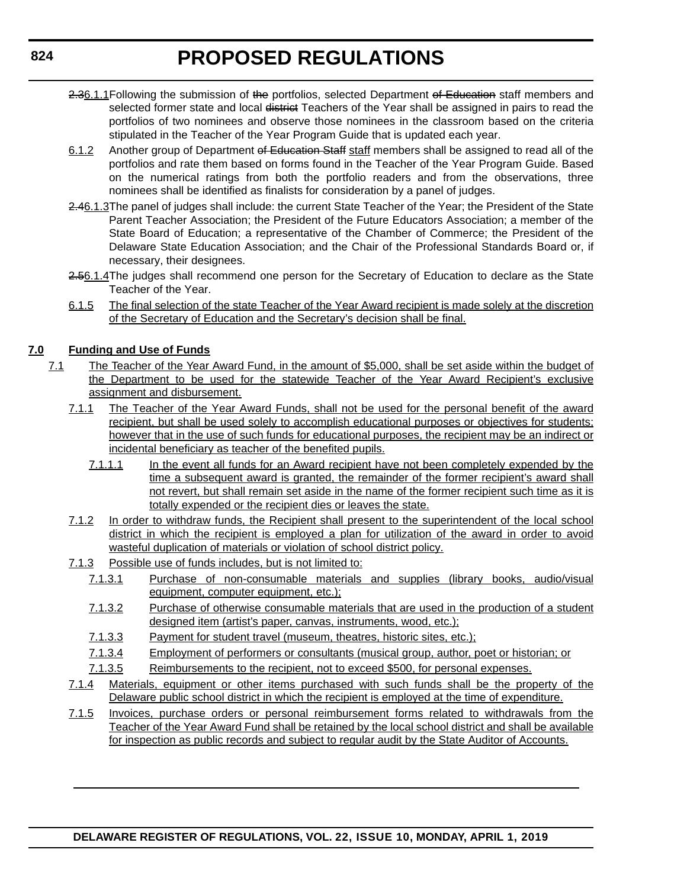~~2.3~~6.1.1 Following the submission of ~~the~~ portfolios, selected Department ~~of Education~~ staff members and selected former state and local ~~district~~ Teachers of the Year shall be assigned in pairs to read the portfolios of two nominees and observe those nominees in the classroom based on the criteria stipulated in the Teacher of the Year Program Guide that is updated each year.

6.1.2 Another group of Department ~~of Education Staff~~ staff members shall be assigned to read all of the portfolios and rate them based on forms found in the Teacher of the Year Program Guide. Based on the numerical ratings from both the portfolio readers and from the observations, three nominees shall be identified as finalists for consideration by a panel of judges.

~~2.4~~6.1.3 The panel of judges shall include: the current State Teacher of the Year; the President of the State Parent Teacher Association; the President of the Future Educators Association; a member of the State Board of Education; a representative of the Chamber of Commerce; the President of the Delaware State Education Association; and the Chair of the Professional Standards Board or, if necessary, their designees.

~~2.5~~6.1.4 The judges shall recommend one person for the Secretary of Education to declare as the State Teacher of the Year.

6.1.5 The final selection of the state Teacher of the Year Award recipient is made solely at the discretion of the Secretary of Education and the Secretary's decision shall be final.

**7.0 Funding and Use of Funds**

7.1 The Teacher of the Year Award Fund, in the amount of $5,000, shall be set aside within the budget of the Department to be used for the statewide Teacher of the Year Award Recipient's exclusive assignment and disbursement.

7.1.1 The Teacher of the Year Award Funds, shall not be used for the personal benefit of the award recipient, but shall be used solely to accomplish educational purposes or objectives for students; however that in the use of such funds for educational purposes, the recipient may be an indirect or incidental beneficiary as teacher of the benefited pupils.

7.1.1.1 In the event all funds for an Award recipient have not been completely expended by the time a subsequent award is granted, the remainder of the former recipient's award shall not revert, but shall remain set aside in the name of the former recipient such time as it is totally expended or the recipient dies or leaves the state.

7.1.2 In order to withdraw funds, the Recipient shall present to the superintendent of the local school district in which the recipient is employed a plan for utilization of the award in order to avoid wasteful duplication of materials or violation of school district policy.

7.1.3 Possible use of funds includes, but is not limited to:

7.1.3.1 Purchase of non-consumable materials and supplies (library books, audio/visual equipment, computer equipment, etc.);

7.1.3.2 Purchase of otherwise consumable materials that are used in the production of a student designed item (artist's paper, canvas, instruments, wood, etc.);

7.1.3.3 Payment for student travel (museum, theatres, historic sites, etc.);

7.1.3.4 Employment of performers or consultants (musical group, author, poet or historian; or

7.1.3.5 Reimbursements to the recipient, not to exceed $500, for personal expenses.

7.1.4 Materials, equipment or other items purchased with such funds shall be the property of the Delaware public school district in which the recipient is employed at the time of expenditure.

7.1.5 Invoices, purchase orders or personal reimbursement forms related to withdrawals from the Teacher of the Year Award Fund shall be retained by the local school district and shall be available for inspection as public records and subject to regular audit by the State Auditor of Accounts.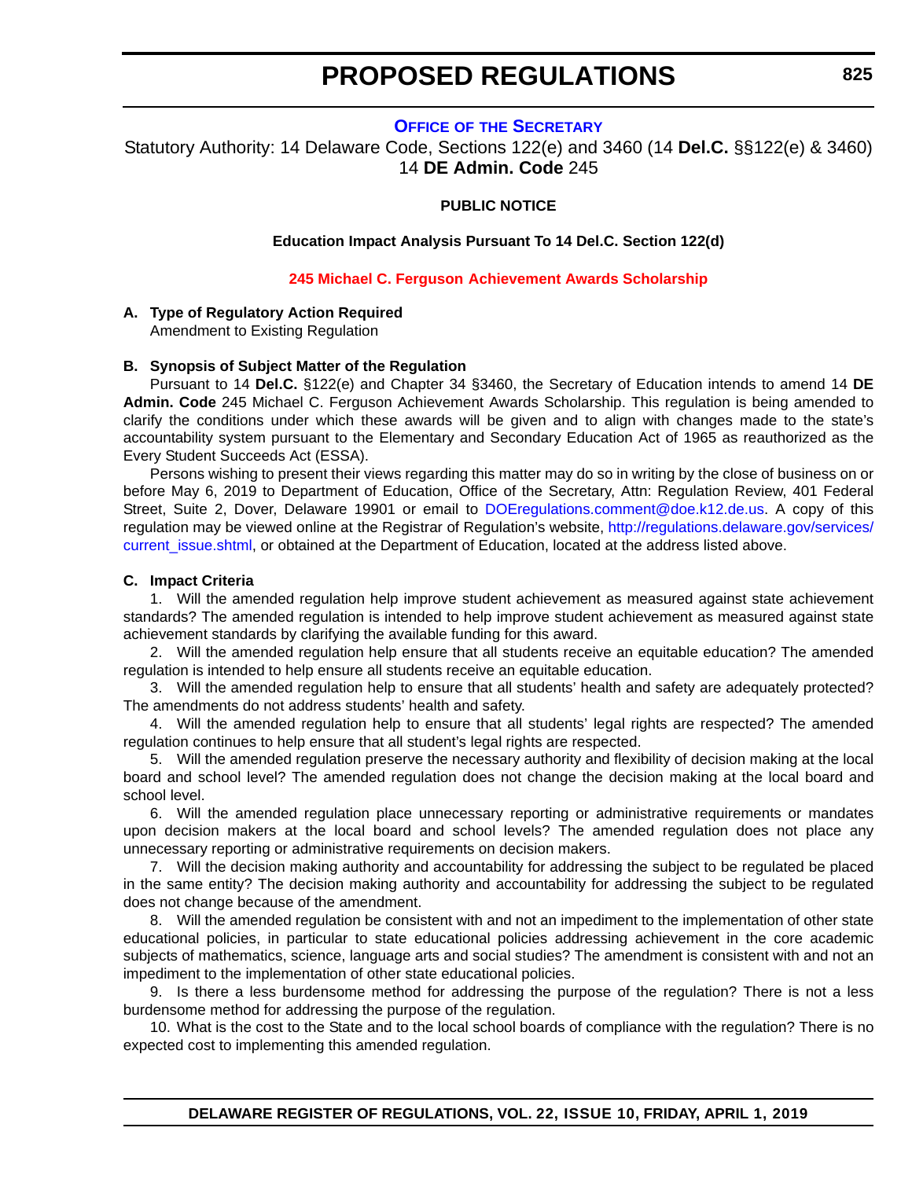# PROPOSED REGULATIONS

## Office of the Secretary

Statutory Authority: 14 Delaware Code, Sections 122(e) and 3460 (14 **Del.C.** §§122(e) & 3460)
14 **DE Admin. Code** 245

**PUBLIC NOTICE**

**Education Impact Analysis Pursuant To 14 Del.C. Section 122(d)**

**245 Michael C. Ferguson Achievement Awards Scholarship**

**A. Type of Regulatory Action Required**

Amendment to Existing Regulation

**B. Synopsis of Subject Matter of the Regulation**

Pursuant to 14 **Del.C.** §122(e) and Chapter 34 §3460, the Secretary of Education intends to amend 14 **DE Admin. Code** 245 Michael C. Ferguson Achievement Awards Scholarship. This regulation is being amended to clarify the conditions under which these awards will be given and to align with changes made to the state's accountability system pursuant to the Elementary and Secondary Education Act of 1965 as reauthorized as the Every Student Succeeds Act (ESSA).

Persons wishing to present their views regarding this matter may do so in writing by the close of business on or before May 6, 2019 to Department of Education, Office of the Secretary, Attn: Regulation Review, 401 Federal Street, Suite 2, Dover, Delaware 19901 or email to DOEregulations.comment@doe.k12.de.us. A copy of this regulation may be viewed online at the Registrar of Regulation's website, http://regulations.delaware.gov/services/current_issue.shtml, or obtained at the Department of Education, located at the address listed above.

**C. Impact Criteria**

1. Will the amended regulation help improve student achievement as measured against state achievement standards? The amended regulation is intended to help improve student achievement as measured against state achievement standards by clarifying the available funding for this award.

2. Will the amended regulation help ensure that all students receive an equitable education? The amended regulation is intended to help ensure all students receive an equitable education.

3. Will the amended regulation help to ensure that all students' health and safety are adequately protected? The amendments do not address students' health and safety.

4. Will the amended regulation help to ensure that all students' legal rights are respected? The amended regulation continues to help ensure that all student's legal rights are respected.

5. Will the amended regulation preserve the necessary authority and flexibility of decision making at the local board and school level? The amended regulation does not change the decision making at the local board and school level.

6. Will the amended regulation place unnecessary reporting or administrative requirements or mandates upon decision makers at the local board and school levels? The amended regulation does not place any unnecessary reporting or administrative requirements on decision makers.

7. Will the decision making authority and accountability for addressing the subject to be regulated be placed in the same entity? The decision making authority and accountability for addressing the subject to be regulated does not change because of the amendment.

8. Will the amended regulation be consistent with and not an impediment to the implementation of other state educational policies, in particular to state educational policies addressing achievement in the core academic subjects of mathematics, science, language arts and social studies? The amendment is consistent with and not an impediment to the implementation of other state educational policies.

9. Is there a less burdensome method for addressing the purpose of the regulation? There is not a less burdensome method for addressing the purpose of the regulation.

10. What is the cost to the State and to the local school boards of compliance with the regulation? There is no expected cost to implementing this amended regulation.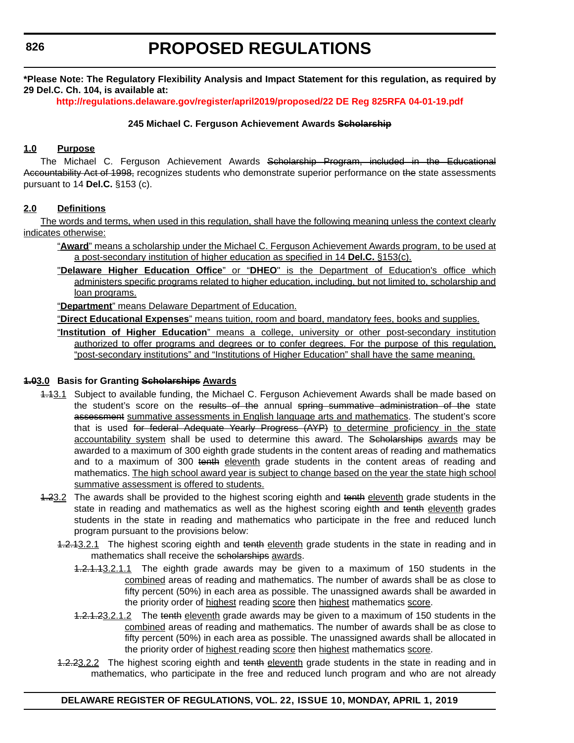**\*Please Note: The Regulatory Flexibility Analysis and Impact Statement for this regulation, as required by 29 Del.C. Ch. 104, is available at:**

**http://regulations.delaware.gov/register/april2019/proposed/22 DE Reg 825RFA 04-01-19.pdf**

**245 Michael C. Ferguson Achievement Awards ~~Scholarship~~**

**1.0 Purpose**

The Michael C. Ferguson Achievement Awards ~~Scholarship Program, included in the Educational Accountability Act of 1998,~~ recognizes students who demonstrate superior performance on ~~the~~ state assessments pursuant to 14 **Del.C.** §153 (c).

**2.0 Definitions**

The words and terms, when used in this regulation, shall have the following meaning unless the context clearly indicates otherwise:

"**Award**" means a scholarship under the Michael C. Ferguson Achievement Awards program, to be used at a post-secondary institution of higher education as specified in 14 **Del.C.** §153(c).

"**Delaware Higher Education Office**" or "**DHEO**" is the Department of Education's office which administers specific programs related to higher education, including, but not limited to, scholarship and loan programs.

"**Department**" means Delaware Department of Education.

"**Direct Educational Expenses**" means tuition, room and board, mandatory fees, books and supplies.

"**Institution of Higher Education**" means a college, university or other post-secondary institution authorized to offer programs and degrees or to confer degrees. For the purpose of this regulation, "post-secondary institutions" and "Institutions of Higher Education" shall have the same meaning.

**~~1.0~~3.0 Basis for Granting ~~Scholarships~~ Awards**

~~1.1~~3.1 Subject to available funding, the Michael C. Ferguson Achievement Awards shall be made based on the student's score on the ~~results of the~~ annual ~~spring summative administration of the~~ state ~~assessment~~ summative assessments in English language arts and mathematics. The student's score that is used ~~for federal Adequate Yearly Progress (AYP)~~ to determine proficiency in the state accountability system shall be used to determine this award. The ~~Scholarships~~ awards may be awarded to a maximum of 300 eighth grade students in the content areas of reading and mathematics and to a maximum of 300 ~~tenth~~ eleventh grade students in the content areas of reading and mathematics. The high school award year is subject to change based on the year the state high school summative assessment is offered to students.

~~1.2~~3.2 The awards shall be provided to the highest scoring eighth and ~~tenth~~ eleventh grade students in the state in reading and mathematics as well as the highest scoring eighth and ~~tenth~~ eleventh grades students in the state in reading and mathematics who participate in the free and reduced lunch program pursuant to the provisions below:

~~1.2.1~~3.2.1 The highest scoring eighth and ~~tenth~~ eleventh grade students in the state in reading and in mathematics shall receive the ~~scholarships~~ awards.

~~1.2.1.1~~3.2.1.1 The eighth grade awards may be given to a maximum of 150 students in the combined areas of reading and mathematics. The number of awards shall be as close to fifty percent (50%) in each area as possible. The unassigned awards shall be awarded in the priority order of highest reading score then highest mathematics score.

~~1.2.1.2~~3.2.1.2 The ~~tenth~~ eleventh grade awards may be given to a maximum of 150 students in the combined areas of reading and mathematics. The number of awards shall be as close to fifty percent (50%) in each area as possible. The unassigned awards shall be allocated in the priority order of highest reading score then highest mathematics score.

~~1.2.2~~3.2.2 The highest scoring eighth and ~~tenth~~ eleventh grade students in the state in reading and in mathematics, who participate in the free and reduced lunch program and who are not already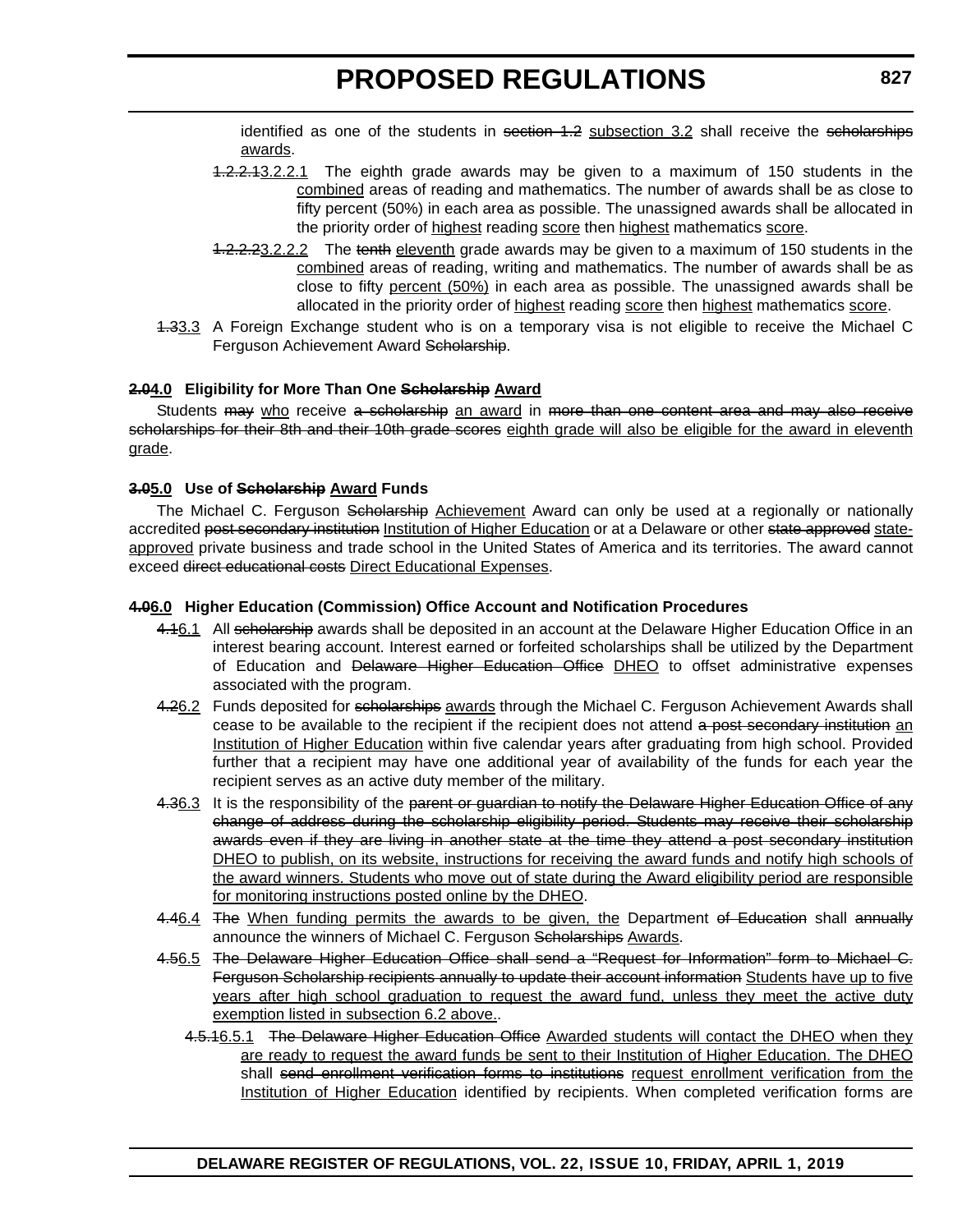identified as one of the students in ~~section 1.2~~ subsection 3.2 shall receive the ~~scholarships~~ awards.

~~1.2.2.1~~3.2.2.1 The eighth grade awards may be given to a maximum of 150 students in the combined areas of reading and mathematics. The number of awards shall be as close to fifty percent (50%) in each area as possible. The unassigned awards shall be allocated in the priority order of highest reading score then highest mathematics score.

~~1.2.2.2~~3.2.2.2 The ~~tenth~~ eleventh grade awards may be given to a maximum of 150 students in the combined areas of reading, writing and mathematics. The number of awards shall be as close to fifty percent (50%) in each area as possible. The unassigned awards shall be allocated in the priority order of highest reading score then highest mathematics score.

~~1.3~~3.3 A Foreign Exchange student who is on a temporary visa is not eligible to receive the Michael C Ferguson Achievement Award ~~Scholarship~~.

**~~2.0~~4.0 Eligibility for More Than One ~~Scholarship~~ Award**

Students ~~may~~ who receive ~~a scholarship~~ an award in ~~more than one content area and may also receive scholarships for their 8th and their 10th grade scores~~ eighth grade will also be eligible for the award in eleventh grade.

**~~3.0~~5.0 Use of ~~Scholarship~~ Award Funds**

The Michael C. Ferguson ~~Scholarship~~ Achievement Award can only be used at a regionally or nationally accredited ~~post secondary institution~~ Institution of Higher Education or at a Delaware or other ~~state approved~~ state-approved private business and trade school in the United States of America and its territories. The award cannot exceed ~~direct educational costs~~ Direct Educational Expenses.

**~~4.0~~6.0 Higher Education (Commission) Office Account and Notification Procedures**

~~4.1~~6.1 All ~~scholarship~~ awards shall be deposited in an account at the Delaware Higher Education Office in an interest bearing account. Interest earned or forfeited scholarships shall be utilized by the Department of Education and ~~Delaware Higher Education Office~~ DHEO to offset administrative expenses associated with the program.

~~4.2~~6.2 Funds deposited for ~~scholarships~~ awards through the Michael C. Ferguson Achievement Awards shall cease to be available to the recipient if the recipient does not attend ~~a post secondary institution~~ an Institution of Higher Education within five calendar years after graduating from high school. Provided further that a recipient may have one additional year of availability of the funds for each year the recipient serves as an active duty member of the military.

~~4.3~~6.3 It is the responsibility of the ~~parent or guardian to notify the Delaware Higher Education Office of any change of address during the scholarship eligibility period. Students may receive their scholarship awards even if they are living in another state at the time they attend a post secondary institution~~ DHEO to publish, on its website, instructions for receiving the award funds and notify high schools of the award winners. Students who move out of state during the Award eligibility period are responsible for monitoring instructions posted online by the DHEO.

~~4.4~~6.4 ~~The~~ When funding permits the awards to be given, the Department ~~of Education~~ shall ~~annually~~ announce the winners of Michael C. Ferguson ~~Scholarships~~ Awards.

~~4.5~~6.5 ~~The Delaware Higher Education Office shall send a "Request for Information" form to Michael C. Ferguson Scholarship recipients annually to update their account information~~ Students have up to five years after high school graduation to request the award fund, unless they meet the active duty exemption listed in subsection 6.2 above..

~~4.5.1~~6.5.1 ~~The Delaware Higher Education Office~~ Awarded students will contact the DHEO when they are ready to request the award funds be sent to their Institution of Higher Education. The DHEO shall ~~send enrollment verification forms to institutions~~ request enrollment verification from the Institution of Higher Education identified by recipients. When completed verification forms are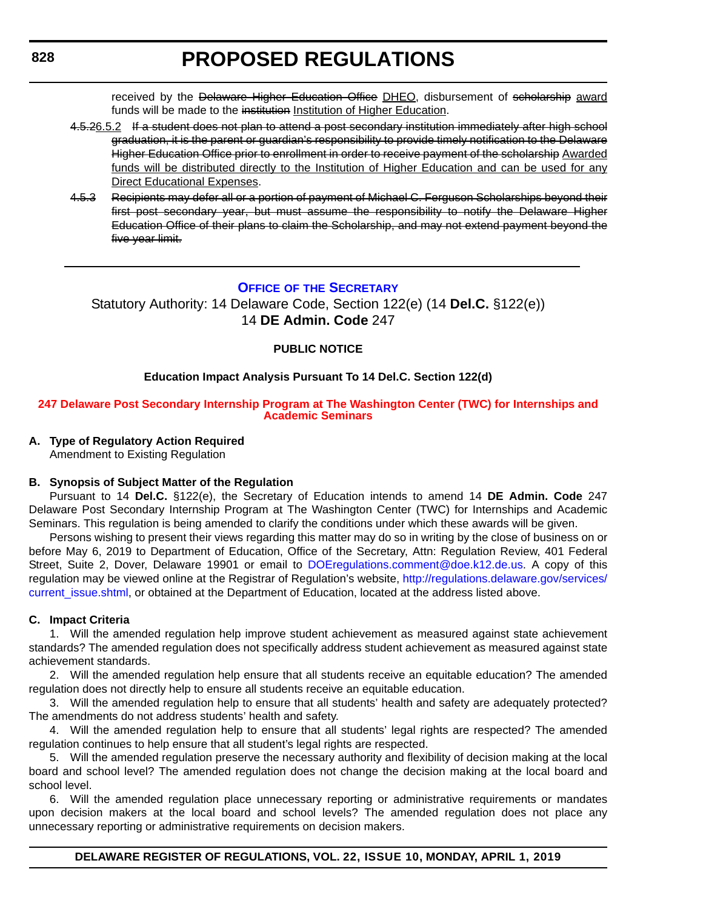received by the ~~Delaware Higher Education Office~~ DHEO, disbursement of ~~scholarship~~ award funds will be made to the ~~institution~~ Institution of Higher Education.

~~4.5.2~~6.5.2 ~~If a student does not plan to attend a post secondary institution immediately after high school graduation, it is the parent or guardian's responsibility to provide timely notification to the Delaware Higher Education Office prior to enrollment in order to receive payment of the scholarship~~ Awarded funds will be distributed directly to the Institution of Higher Education and can be used for any Direct Educational Expenses.

~~4.5.3 Recipients may defer all or a portion of payment of Michael C. Ferguson Scholarships beyond their first post secondary year, but must assume the responsibility to notify the Delaware Higher Education Office of their plans to claim the Scholarship, and may not extend payment beyond the five year limit.~~

---

## Office of the Secretary

Statutory Authority: 14 Delaware Code, Section 122(e) (14 **Del.C.** §122(e))
14 **DE Admin. Code** 247

### PUBLIC NOTICE

**Education Impact Analysis Pursuant To 14 Del.C. Section 122(d)**

**247 Delaware Post Secondary Internship Program at The Washington Center (TWC) for Internships and Academic Seminars**

**A. Type of Regulatory Action Required**
Amendment to Existing Regulation

**B. Synopsis of Subject Matter of the Regulation**

Pursuant to 14 **Del.C.** §122(e), the Secretary of Education intends to amend 14 **DE Admin. Code** 247 Delaware Post Secondary Internship Program at The Washington Center (TWC) for Internships and Academic Seminars. This regulation is being amended to clarify the conditions under which these awards will be given.

Persons wishing to present their views regarding this matter may do so in writing by the close of business on or before May 6, 2019 to Department of Education, Office of the Secretary, Attn: Regulation Review, 401 Federal Street, Suite 2, Dover, Delaware 19901 or email to DOEregulations.comment@doe.k12.de.us. A copy of this regulation may be viewed online at the Registrar of Regulation's website, http://regulations.delaware.gov/services/current_issue.shtml, or obtained at the Department of Education, located at the address listed above.

**C. Impact Criteria**

1. Will the amended regulation help improve student achievement as measured against state achievement standards? The amended regulation does not specifically address student achievement as measured against state achievement standards.

2. Will the amended regulation help ensure that all students receive an equitable education? The amended regulation does not directly help to ensure all students receive an equitable education.

3. Will the amended regulation help to ensure that all students' health and safety are adequately protected? The amendments do not address students' health and safety.

4. Will the amended regulation help to ensure that all students' legal rights are respected? The amended regulation continues to help ensure that all student's legal rights are respected.

5. Will the amended regulation preserve the necessary authority and flexibility of decision making at the local board and school level? The amended regulation does not change the decision making at the local board and school level.

6. Will the amended regulation place unnecessary reporting or administrative requirements or mandates upon decision makers at the local board and school levels? The amended regulation does not place any unnecessary reporting or administrative requirements on decision makers.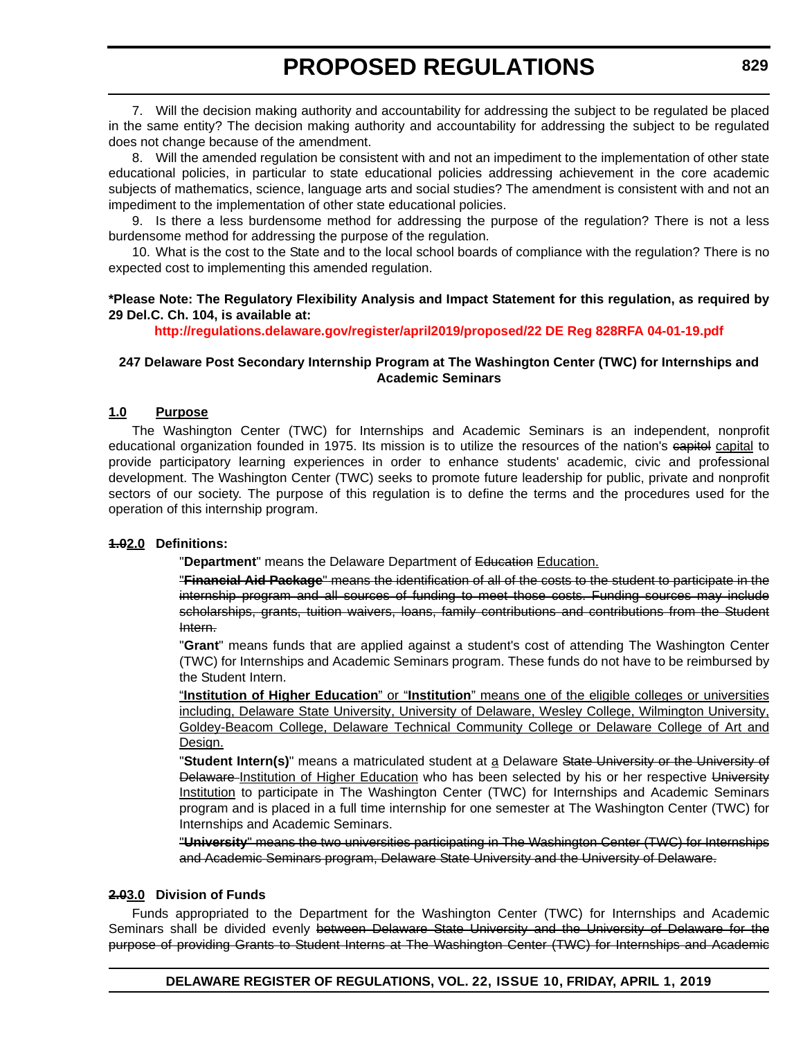7. Will the decision making authority and accountability for addressing the subject to be regulated be placed in the same entity? The decision making authority and accountability for addressing the subject to be regulated does not change because of the amendment.

8. Will the amended regulation be consistent with and not an impediment to the implementation of other state educational policies, in particular to state educational policies addressing achievement in the core academic subjects of mathematics, science, language arts and social studies? The amendment is consistent with and not an impediment to the implementation of other state educational policies.

9. Is there a less burdensome method for addressing the purpose of the regulation? There is not a less burdensome method for addressing the purpose of the regulation.

10. What is the cost to the State and to the local school boards of compliance with the regulation? There is no expected cost to implementing this amended regulation.

**\*Please Note: The Regulatory Flexibility Analysis and Impact Statement for this regulation, as required by 29 Del.C. Ch. 104, is available at:**

**http://regulations.delaware.gov/register/april2019/proposed/22 DE Reg 828RFA 04-01-19.pdf**

**247 Delaware Post Secondary Internship Program at The Washington Center (TWC) for Internships and Academic Seminars**

**<u>1.0 Purpose</u>**

The Washington Center (TWC) for Internships and Academic Seminars is an independent, nonprofit educational organization founded in 1975. Its mission is to utilize the resources of the nation's ~~capitol~~ <u>capital</u> to provide participatory learning experiences in order to enhance students' academic, civic and professional development. The Washington Center (TWC) seeks to promote future leadership for public, private and nonprofit sectors of our society. The purpose of this regulation is to define the terms and the procedures used for the operation of this internship program.

**~~1.0~~<u>2.0</u> Definitions:**

"**Department**" means the Delaware Department of ~~Education~~ <u>Education.</u>

~~"**Financial Aid Package**" means the identification of all of the costs to the student to participate in the internship program and all sources of funding to meet those costs. Funding sources may include scholarships, grants, tuition waivers, loans, family contributions and contributions from the Student Intern.~~

"**Grant**" means funds that are applied against a student's cost of attending The Washington Center (TWC) for Internships and Academic Seminars program. These funds do not have to be reimbursed by the Student Intern.

<u>"**Institution of Higher Education**" or "**Institution**" means one of the eligible colleges or universities including, Delaware State University, University of Delaware, Wesley College, Wilmington University, Goldey-Beacom College, Delaware Technical Community College or Delaware College of Art and Design.</u>

"**Student Intern(s)**" means a matriculated student at <u>a</u> Delaware ~~State University or the University of Delaware~~ <u>Institution of Higher Education</u> who has been selected by his or her respective ~~University~~ <u>Institution</u> to participate in The Washington Center (TWC) for Internships and Academic Seminars program and is placed in a full time internship for one semester at The Washington Center (TWC) for Internships and Academic Seminars.

~~"**University**" means the two universities participating in The Washington Center (TWC) for Internships and Academic Seminars program, Delaware State University and the University of Delaware.~~

**~~2.0~~<u>3.0</u> Division of Funds**

Funds appropriated to the Department for the Washington Center (TWC) for Internships and Academic Seminars shall be divided evenly ~~between Delaware State University and the University of Delaware for the purpose of providing Grants to Student Interns at The Washington Center (TWC) for Internships and Academic~~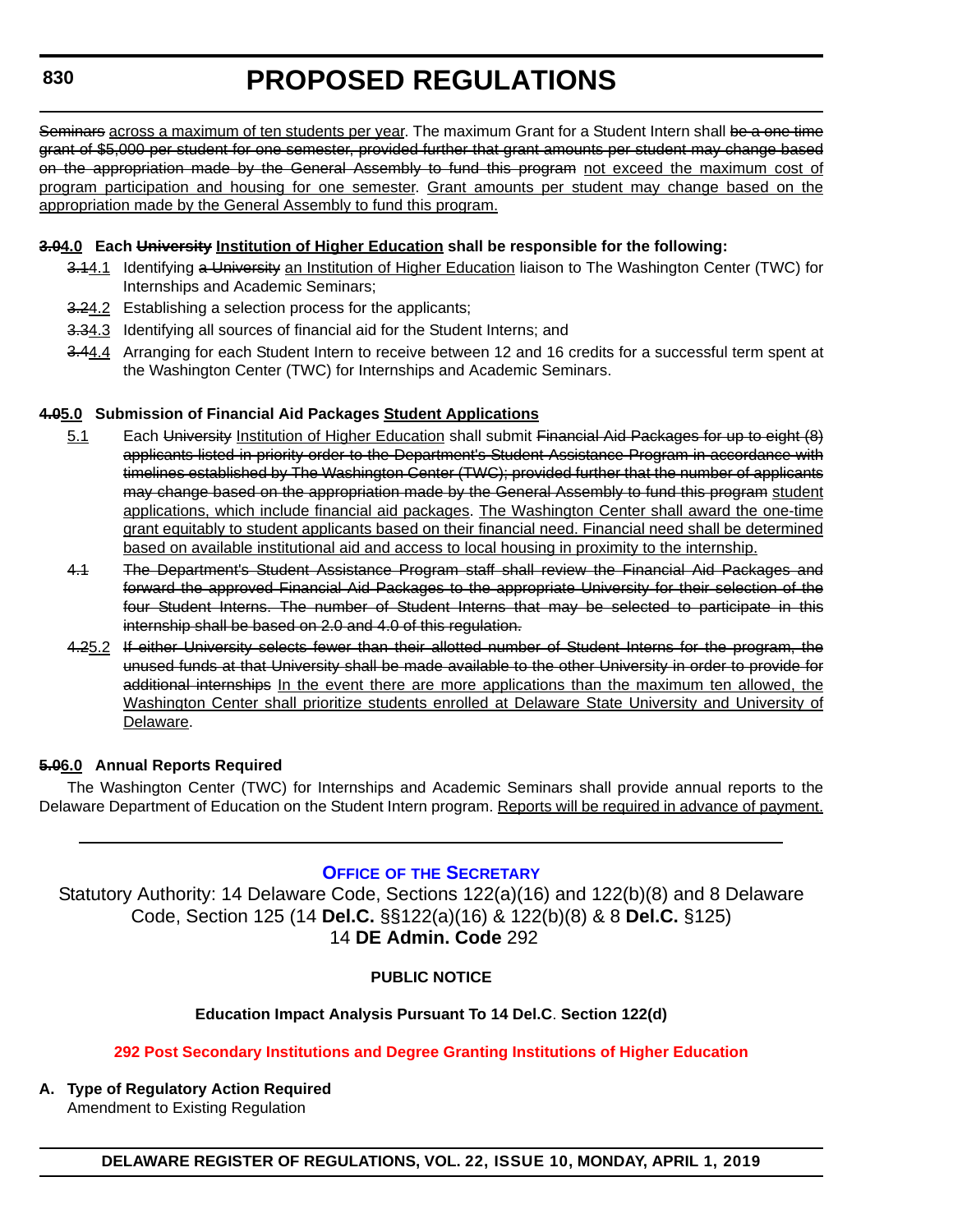~~Seminars~~ <u>across a maximum of ten students per year</u>. The maximum Grant for a Student Intern shall ~~be a one time grant of $5,000 per student for one semester, provided further that grant amounts per student may change based on the appropriation made by the General Assembly to fund this program~~ <u>not exceed the maximum cost of program participation and housing for one semester</u>. <u>Grant amounts per student may change based on the appropriation made by the General Assembly to fund this program.</u>

**~~3.0~~<u>4.0</u> Each ~~University~~ <u>Institution of Higher Education</u> shall be responsible for the following:**

~~3.1~~<u>4.1</u> Identifying ~~a University~~ <u>an Institution of Higher Education</u> liaison to The Washington Center (TWC) for Internships and Academic Seminars;

~~3.2~~<u>4.2</u> Establishing a selection process for the applicants;

~~3.3~~<u>4.3</u> Identifying all sources of financial aid for the Student Interns; and

~~3.4~~<u>4.4</u> Arranging for each Student Intern to receive between 12 and 16 credits for a successful term spent at the Washington Center (TWC) for Internships and Academic Seminars.

**~~4.0~~<u>5.0</u> Submission of Financial Aid Packages <u>Student Applications</u>**

<u>5.1</u> Each ~~University~~ <u>Institution of Higher Education</u> shall submit ~~Financial Aid Packages for up to eight (8) applicants listed in priority order to the Department's Student Assistance Program in accordance with timelines established by The Washington Center (TWC); provided further that the number of applicants may change based on the appropriation made by the General Assembly to fund this program~~ <u>student applications, which include financial aid packages</u>. <u>The Washington Center shall award the one-time grant equitably to student applicants based on their financial need. Financial need shall be determined based on available institutional aid and access to local housing in proximity to the internship.</u>

~~4.1 The Department's Student Assistance Program staff shall review the Financial Aid Packages and forward the approved Financial Aid Packages to the appropriate University for their selection of the four Student Interns. The number of Student Interns that may be selected to participate in this internship shall be based on 2.0 and 4.0 of this regulation.~~

~~4.2~~<u>5.2</u> ~~If either University selects fewer than their allotted number of Student Interns for the program, the unused funds at that University shall be made available to the other University in order to provide for additional internships~~ <u>In the event there are more applications than the maximum ten allowed, the Washington Center shall prioritize students enrolled at Delaware State University and University of Delaware</u>.

**~~5.0~~<u>6.0</u> Annual Reports Required**

The Washington Center (TWC) for Internships and Academic Seminars shall provide annual reports to the Delaware Department of Education on the Student Intern program. <u>Reports will be required in advance of payment.</u>

---

## Office of the Secretary

Statutory Authority: 14 Delaware Code, Sections 122(a)(16) and 122(b)(8) and 8 Delaware Code, Section 125 (14 **Del.C.** §§122(a)(16) & 122(b)(8) & 8 **Del.C.** §125)
14 **DE Admin. Code** 292

**PUBLIC NOTICE**

**Education Impact Analysis Pursuant To 14 Del.C. Section 122(d)**

**292 Post Secondary Institutions and Degree Granting Institutions of Higher Education**

**A. Type of Regulatory Action Required**

Amendment to Existing Regulation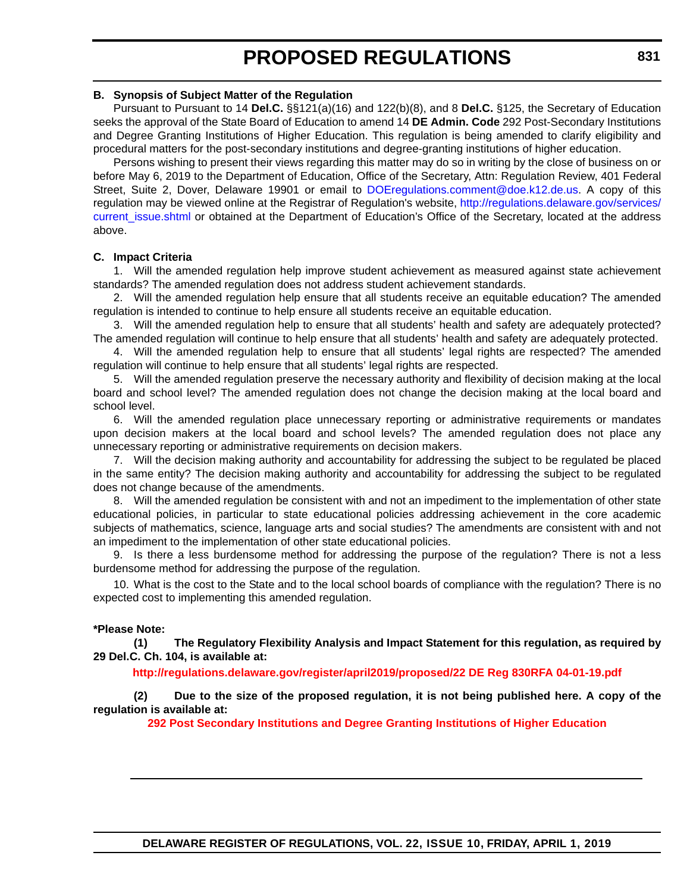**B. Synopsis of Subject Matter of the Regulation**

Pursuant to Pursuant to 14 **Del.C.** §§121(a)(16) and 122(b)(8), and 8 **Del.C.** §125, the Secretary of Education seeks the approval of the State Board of Education to amend 14 **DE Admin. Code** 292 Post-Secondary Institutions and Degree Granting Institutions of Higher Education. This regulation is being amended to clarify eligibility and procedural matters for the post-secondary institutions and degree-granting institutions of higher education.

Persons wishing to present their views regarding this matter may do so in writing by the close of business on or before May 6, 2019 to the Department of Education, Office of the Secretary, Attn: Regulation Review, 401 Federal Street, Suite 2, Dover, Delaware 19901 or email to DOEregulations.comment@doe.k12.de.us. A copy of this regulation may be viewed online at the Registrar of Regulation's website, http://regulations.delaware.gov/services/current_issue.shtml or obtained at the Department of Education's Office of the Secretary, located at the address above.

**C. Impact Criteria**

1. Will the amended regulation help improve student achievement as measured against state achievement standards? The amended regulation does not address student achievement standards.

2. Will the amended regulation help ensure that all students receive an equitable education? The amended regulation is intended to continue to help ensure all students receive an equitable education.

3. Will the amended regulation help to ensure that all students' health and safety are adequately protected? The amended regulation will continue to help ensure that all students' health and safety are adequately protected.

4. Will the amended regulation help to ensure that all students' legal rights are respected? The amended regulation will continue to help ensure that all students' legal rights are respected.

5. Will the amended regulation preserve the necessary authority and flexibility of decision making at the local board and school level? The amended regulation does not change the decision making at the local board and school level.

6. Will the amended regulation place unnecessary reporting or administrative requirements or mandates upon decision makers at the local board and school levels? The amended regulation does not place any unnecessary reporting or administrative requirements on decision makers.

7. Will the decision making authority and accountability for addressing the subject to be regulated be placed in the same entity? The decision making authority and accountability for addressing the subject to be regulated does not change because of the amendments.

8. Will the amended regulation be consistent with and not an impediment to the implementation of other state educational policies, in particular to state educational policies addressing achievement in the core academic subjects of mathematics, science, language arts and social studies? The amendments are consistent with and not an impediment to the implementation of other state educational policies.

9. Is there a less burdensome method for addressing the purpose of the regulation? There is not a less burdensome method for addressing the purpose of the regulation.

10. What is the cost to the State and to the local school boards of compliance with the regulation? There is no expected cost to implementing this amended regulation.

**\*Please Note:**

**(1) The Regulatory Flexibility Analysis and Impact Statement for this regulation, as required by 29 Del.C. Ch. 104, is available at:**

**http://regulations.delaware.gov/register/april2019/proposed/22 DE Reg 830RFA 04-01-19.pdf**

**(2) Due to the size of the proposed regulation, it is not being published here. A copy of the regulation is available at:**

**292 Post Secondary Institutions and Degree Granting Institutions of Higher Education**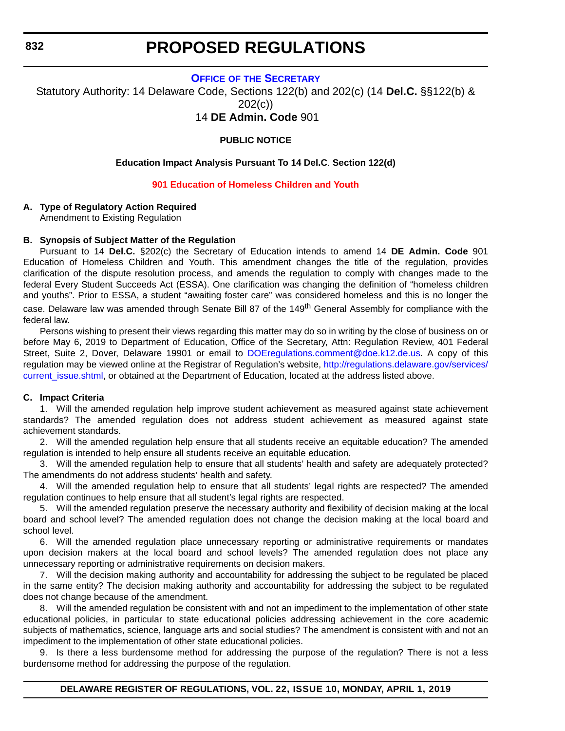# PROPOSED REGULATIONS

## OFFICE OF THE SECRETARY

Statutory Authority: 14 Delaware Code, Sections 122(b) and 202(c) (14 **Del.C.** §§122(b) & 202(c))

14 **DE Admin. Code** 901

**PUBLIC NOTICE**

**Education Impact Analysis Pursuant To 14 Del.C. Section 122(d)**

**901 Education of Homeless Children and Youth**

**A. Type of Regulatory Action Required**

Amendment to Existing Regulation

**B. Synopsis of Subject Matter of the Regulation**

Pursuant to 14 **Del.C.** §202(c) the Secretary of Education intends to amend 14 **DE Admin. Code** 901 Education of Homeless Children and Youth. This amendment changes the title of the regulation, provides clarification of the dispute resolution process, and amends the regulation to comply with changes made to the federal Every Student Succeeds Act (ESSA). One clarification was changing the definition of "homeless children and youths". Prior to ESSA, a student "awaiting foster care" was considered homeless and this is no longer the case. Delaware law was amended through Senate Bill 87 of the 149th General Assembly for compliance with the federal law.

Persons wishing to present their views regarding this matter may do so in writing by the close of business on or before May 6, 2019 to Department of Education, Office of the Secretary, Attn: Regulation Review, 401 Federal Street, Suite 2, Dover, Delaware 19901 or email to DOEregulations.comment@doe.k12.de.us. A copy of this regulation may be viewed online at the Registrar of Regulation's website, http://regulations.delaware.gov/services/current_issue.shtml, or obtained at the Department of Education, located at the address listed above.

**C. Impact Criteria**

1. Will the amended regulation help improve student achievement as measured against state achievement standards? The amended regulation does not address student achievement as measured against state achievement standards.

2. Will the amended regulation help ensure that all students receive an equitable education? The amended regulation is intended to help ensure all students receive an equitable education.

3. Will the amended regulation help to ensure that all students' health and safety are adequately protected? The amendments do not address students' health and safety.

4. Will the amended regulation help to ensure that all students' legal rights are respected? The amended regulation continues to help ensure that all student's legal rights are respected.

5. Will the amended regulation preserve the necessary authority and flexibility of decision making at the local board and school level? The amended regulation does not change the decision making at the local board and school level.

6. Will the amended regulation place unnecessary reporting or administrative requirements or mandates upon decision makers at the local board and school levels? The amended regulation does not place any unnecessary reporting or administrative requirements on decision makers.

7. Will the decision making authority and accountability for addressing the subject to be regulated be placed in the same entity? The decision making authority and accountability for addressing the subject to be regulated does not change because of the amendment.

8. Will the amended regulation be consistent with and not an impediment to the implementation of other state educational policies, in particular to state educational policies addressing achievement in the core academic subjects of mathematics, science, language arts and social studies? The amendment is consistent with and not an impediment to the implementation of other state educational policies.

9. Is there a less burdensome method for addressing the purpose of the regulation? There is not a less burdensome method for addressing the purpose of the regulation.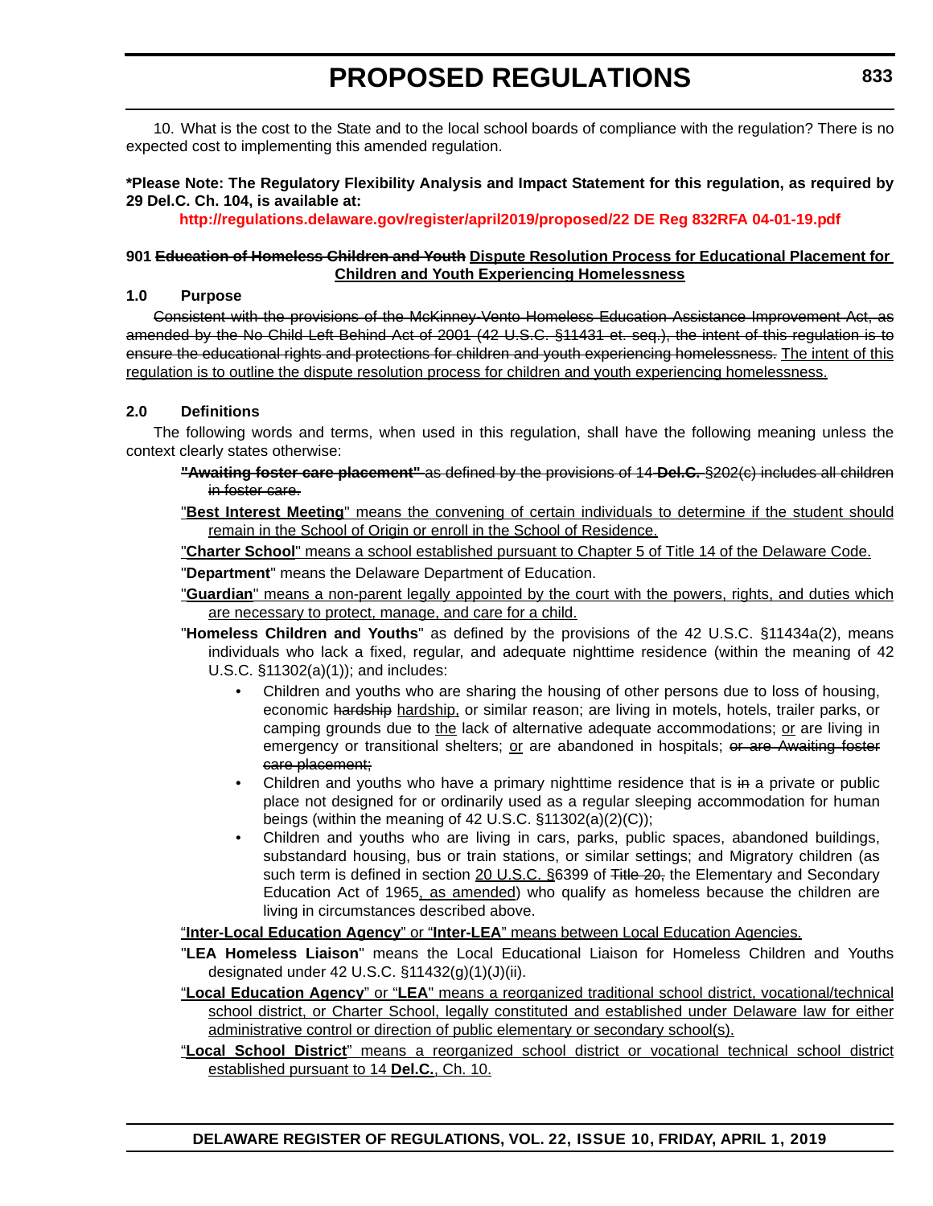10. What is the cost to the State and to the local school boards of compliance with the regulation? There is no expected cost to implementing this amended regulation.

**\*Please Note: The Regulatory Flexibility Analysis and Impact Statement for this regulation, as required by 29 Del.C. Ch. 104, is available at:**

**http://regulations.delaware.gov/register/april2019/proposed/22 DE Reg 832RFA 04-01-19.pdf**

**901 ~~Education of Homeless Children and Youth~~ <u>Dispute Resolution Process for Educational Placement for Children and Youth Experiencing Homelessness</u>**

**1.0 Purpose**

~~Consistent with the provisions of the McKinney-Vento Homeless Education Assistance Improvement Act, as amended by the No Child Left Behind Act of 2001 (42 U.S.C. §11431 et. seq.), the intent of this regulation is to ensure the educational rights and protections for children and youth experiencing homelessness.~~ <u>The intent of this regulation is to outline the dispute resolution process for children and youth experiencing homelessness.</u>

**2.0 Definitions**

The following words and terms, when used in this regulation, shall have the following meaning unless the context clearly states otherwise:

~~**"Awaiting foster care placement"** as defined by the provisions of 14 **Del.C.** §202(c) includes all children in foster care.~~

<u>"**Best Interest Meeting**" means the convening of certain individuals to determine if the student should remain in the School of Origin or enroll in the School of Residence.</u>

<u>"**Charter School**" means a school established pursuant to Chapter 5 of Title 14 of the Delaware Code.</u>

"**Department**" means the Delaware Department of Education.

<u>"**Guardian**" means a non-parent legally appointed by the court with the powers, rights, and duties which are necessary to protect, manage, and care for a child.</u>

"**Homeless Children and Youths**" as defined by the provisions of the 42 U.S.C. §11434a(2), means individuals who lack a fixed, regular, and adequate nighttime residence (within the meaning of 42 U.S.C. §11302(a)(1)); and includes:

- Children and youths who are sharing the housing of other persons due to loss of housing, economic ~~hardship~~ <u>hardship,</u> or similar reason; are living in motels, hotels, trailer parks, or camping grounds due to <u>the</u> lack of alternative adequate accommodations; <u>or</u> are living in emergency or transitional shelters; <u>or</u> are abandoned in hospitals; ~~or are Awaiting foster care placement;~~
- Children and youths who have a primary nighttime residence that is ~~in~~ a private or public place not designed for or ordinarily used as a regular sleeping accommodation for human beings (within the meaning of 42 U.S.C. §11302(a)(2)(C));
- Children and youths who are living in cars, parks, public spaces, abandoned buildings, substandard housing, bus or train stations, or similar settings; and Migratory children (as such term is defined in section <u>20 U.S.C. §</u>6399 of ~~Title 20,~~ the Elementary and Secondary Education Act of 1965<u>, as amended</u>) who qualify as homeless because the children are living in circumstances described above.

<u>"**Inter-Local Education Agency**" or "**Inter-LEA**" means between Local Education Agencies.</u>

"**LEA Homeless Liaison**" means the Local Educational Liaison for Homeless Children and Youths designated under 42 U.S.C. §11432(g)(1)(J)(ii).

<u>"**Local Education Agency**" or "**LEA**" means a reorganized traditional school district, vocational/technical school district, or Charter School, legally constituted and established under Delaware law for either administrative control or direction of public elementary or secondary school(s).</u>

<u>"**Local School District**" means a reorganized school district or vocational technical school district established pursuant to 14 **Del.C.**, Ch. 10.</u>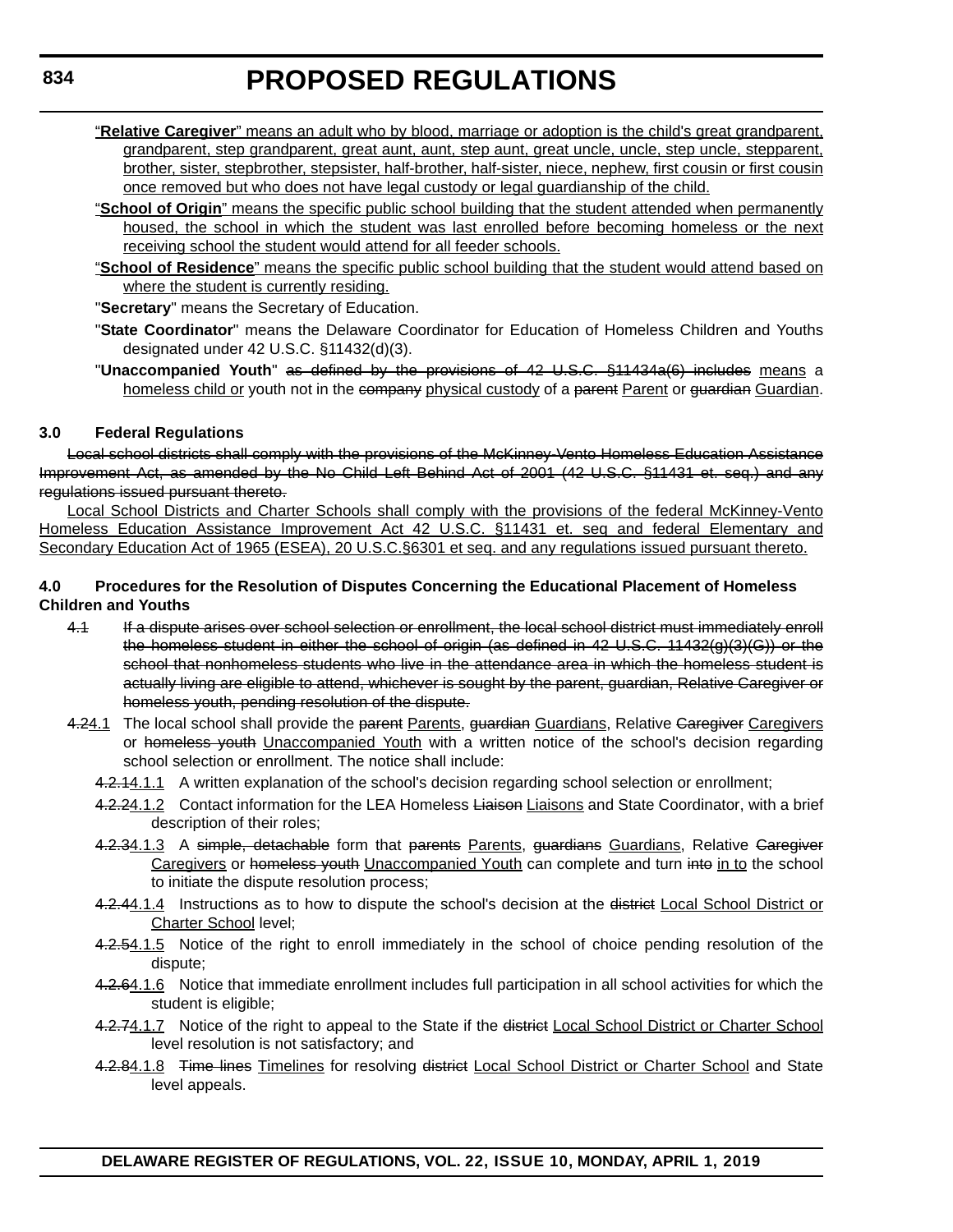"**Relative Caregiver**" means an adult who by blood, marriage or adoption is the child's great grandparent, grandparent, step grandparent, great aunt, aunt, step aunt, great uncle, uncle, step uncle, stepparent, brother, sister, stepbrother, stepsister, half-brother, half-sister, niece, nephew, first cousin or first cousin once removed but who does not have legal custody or legal guardianship of the child.

"**School of Origin**" means the specific public school building that the student attended when permanently housed, the school in which the student was last enrolled before becoming homeless or the next receiving school the student would attend for all feeder schools.

"**School of Residence**" means the specific public school building that the student would attend based on where the student is currently residing.

"**Secretary**" means the Secretary of Education.

"**State Coordinator**" means the Delaware Coordinator for Education of Homeless Children and Youths designated under 42 U.S.C. §11432(d)(3).

"**Unaccompanied Youth**" ~~as defined by the provisions of 42 U.S.C. §11434a(6) includes~~ means a homeless child or youth not in the ~~company~~ physical custody of a ~~parent~~ Parent or ~~guardian~~ Guardian.

**3.0 Federal Regulations**

~~Local school districts shall comply with the provisions of the McKinney-Vento Homeless Education Assistance Improvement Act, as amended by the No Child Left Behind Act of 2001 (42 U.S.C. §11431 et. seq.) and any regulations issued pursuant thereto.~~

Local School Districts and Charter Schools shall comply with the provisions of the federal McKinney-Vento Homeless Education Assistance Improvement Act 42 U.S.C. §11431 et. seq and federal Elementary and Secondary Education Act of 1965 (ESEA), 20 U.S.C.§6301 et seq. and any regulations issued pursuant thereto.

**4.0 Procedures for the Resolution of Disputes Concerning the Educational Placement of Homeless Children and Youths**

~~4.1 If a dispute arises over school selection or enrollment, the local school district must immediately enroll the homeless student in either the school of origin (as defined in 42 U.S.C. 11432(g)(3)(G)) or the school that nonhomeless students who live in the attendance area in which the homeless student is actually living are eligible to attend, whichever is sought by the parent, guardian, Relative Caregiver or homeless youth, pending resolution of the dispute.~~

~~4.2~~4.1 The local school shall provide the ~~parent~~ Parents, ~~guardian~~ Guardians, Relative ~~Caregiver~~ Caregivers or ~~homeless youth~~ Unaccompanied Youth with a written notice of the school's decision regarding school selection or enrollment. The notice shall include:

~~4.2.1~~4.1.1 A written explanation of the school's decision regarding school selection or enrollment;

~~4.2.2~~4.1.2 Contact information for the LEA Homeless ~~Liaison~~ Liaisons and State Coordinator, with a brief description of their roles;

~~4.2.3~~4.1.3 A ~~simple, detachable~~ form that ~~parents~~ Parents, ~~guardians~~ Guardians, Relative ~~Caregiver~~ Caregivers or ~~homeless youth~~ Unaccompanied Youth can complete and turn ~~into~~ in to the school to initiate the dispute resolution process;

~~4.2.4~~4.1.4 Instructions as to how to dispute the school's decision at the ~~district~~ Local School District or Charter School level;

~~4.2.5~~4.1.5 Notice of the right to enroll immediately in the school of choice pending resolution of the dispute;

~~4.2.6~~4.1.6 Notice that immediate enrollment includes full participation in all school activities for which the student is eligible;

~~4.2.7~~4.1.7 Notice of the right to appeal to the State if the ~~district~~ Local School District or Charter School level resolution is not satisfactory; and

~~4.2.8~~4.1.8 ~~Time lines~~ Timelines for resolving ~~district~~ Local School District or Charter School and State level appeals.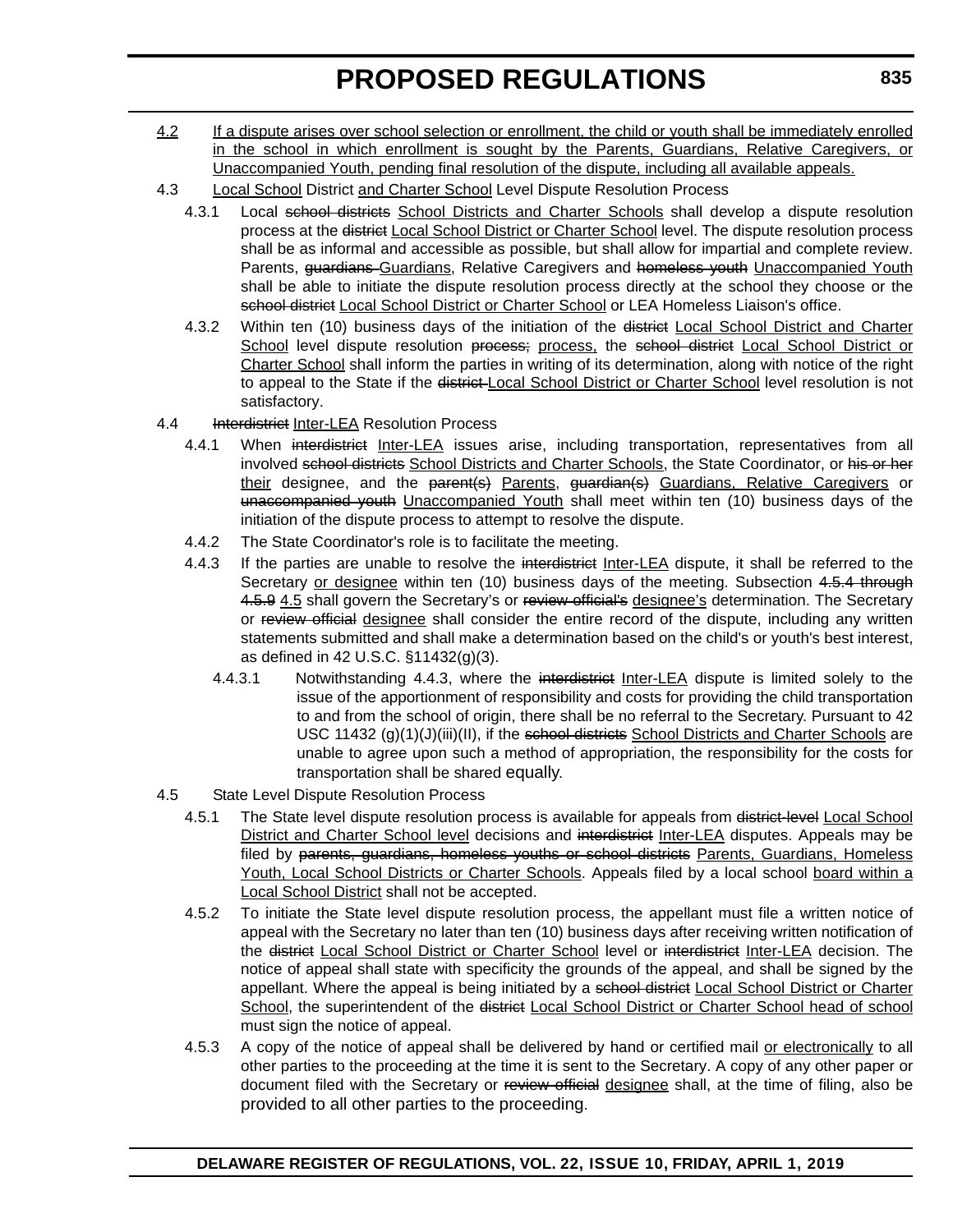<u>4.2 If a dispute arises over school selection or enrollment, the child or youth shall be immediately enrolled in the school in which enrollment is sought by the Parents, Guardians, Relative Caregivers, or Unaccompanied Youth, pending final resolution of the dispute, including all available appeals.</u>

4.3 <u>Local School</u> District <u>and Charter School</u> Level Dispute Resolution Process

4.3.1 Local ~~school districts~~ <u>School Districts and Charter Schools</u> shall develop a dispute resolution process at the ~~district~~ <u>Local School District or Charter School</u> level. The dispute resolution process shall be as informal and accessible as possible, but shall allow for impartial and complete review. Parents, ~~guardians~~ <u>Guardians</u>, Relative Caregivers and ~~homeless youth~~ <u>Unaccompanied Youth</u> shall be able to initiate the dispute resolution process directly at the school they choose or the ~~school district~~ <u>Local School District or Charter School</u> or LEA Homeless Liaison's office.

4.3.2 Within ten (10) business days of the initiation of the ~~district~~ <u>Local School District and Charter School</u> level dispute resolution ~~process;~~ <u>process,</u> the ~~school district~~ <u>Local School District or Charter School</u> shall inform the parties in writing of its determination, along with notice of the right to appeal to the State if the ~~district~~ <u>Local School District or Charter School</u> level resolution is not satisfactory.

4.4 ~~Interdistrict~~ <u>Inter-LEA</u> Resolution Process

4.4.1 When ~~interdistrict~~ <u>Inter-LEA</u> issues arise, including transportation, representatives from all involved ~~school districts~~ <u>School Districts and Charter Schools</u>, the State Coordinator, or ~~his or her~~ <u>their</u> designee, and the ~~parent(s)~~ <u>Parents</u>, ~~guardian(s)~~ <u>Guardians, Relative Caregivers</u> or ~~unaccompanied youth~~ <u>Unaccompanied Youth</u> shall meet within ten (10) business days of the initiation of the dispute process to attempt to resolve the dispute.

4.4.2 The State Coordinator's role is to facilitate the meeting.

4.4.3 If the parties are unable to resolve the ~~interdistrict~~ <u>Inter-LEA</u> dispute, it shall be referred to the Secretary <u>or designee</u> within ten (10) business days of the meeting. Subsection ~~4.5.4 through 4.5.9~~ <u>4.5</u> shall govern the Secretary's or ~~review official's~~ <u>designee's</u> determination. The Secretary or ~~review official~~ <u>designee</u> shall consider the entire record of the dispute, including any written statements submitted and shall make a determination based on the child's or youth's best interest, as defined in 42 U.S.C. §11432(g)(3).

4.4.3.1 Notwithstanding 4.4.3, where the ~~interdistrict~~ <u>Inter-LEA</u> dispute is limited solely to the issue of the apportionment of responsibility and costs for providing the child transportation to and from the school of origin, there shall be no referral to the Secretary. Pursuant to 42 USC 11432 (g)(1)(J)(iii)(II), if the ~~school districts~~ <u>School Districts and Charter Schools</u> are unable to agree upon such a method of appropriation, the responsibility for the costs for transportation shall be shared equally.

4.5 State Level Dispute Resolution Process

4.5.1 The State level dispute resolution process is available for appeals from ~~district-level~~ <u>Local School District and Charter School level</u> decisions and ~~interdistrict~~ <u>Inter-LEA</u> disputes. Appeals may be filed by ~~parents, guardians, homeless youths or school districts~~ <u>Parents, Guardians, Homeless Youth, Local School Districts or Charter Schools</u>. Appeals filed by a local school <u>board within a Local School District</u> shall not be accepted.

4.5.2 To initiate the State level dispute resolution process, the appellant must file a written notice of appeal with the Secretary no later than ten (10) business days after receiving written notification of the ~~district~~ <u>Local School District or Charter School</u> level or ~~interdistrict~~ <u>Inter-LEA</u> decision. The notice of appeal shall state with specificity the grounds of the appeal, and shall be signed by the appellant. Where the appeal is being initiated by a ~~school district~~ <u>Local School District or Charter School</u>, the superintendent of the ~~district~~ <u>Local School District or Charter School head of school</u> must sign the notice of appeal.

4.5.3 A copy of the notice of appeal shall be delivered by hand or certified mail <u>or electronically</u> to all other parties to the proceeding at the time it is sent to the Secretary. A copy of any other paper or document filed with the Secretary or ~~review official~~ <u>designee</u> shall, at the time of filing, also be provided to all other parties to the proceeding.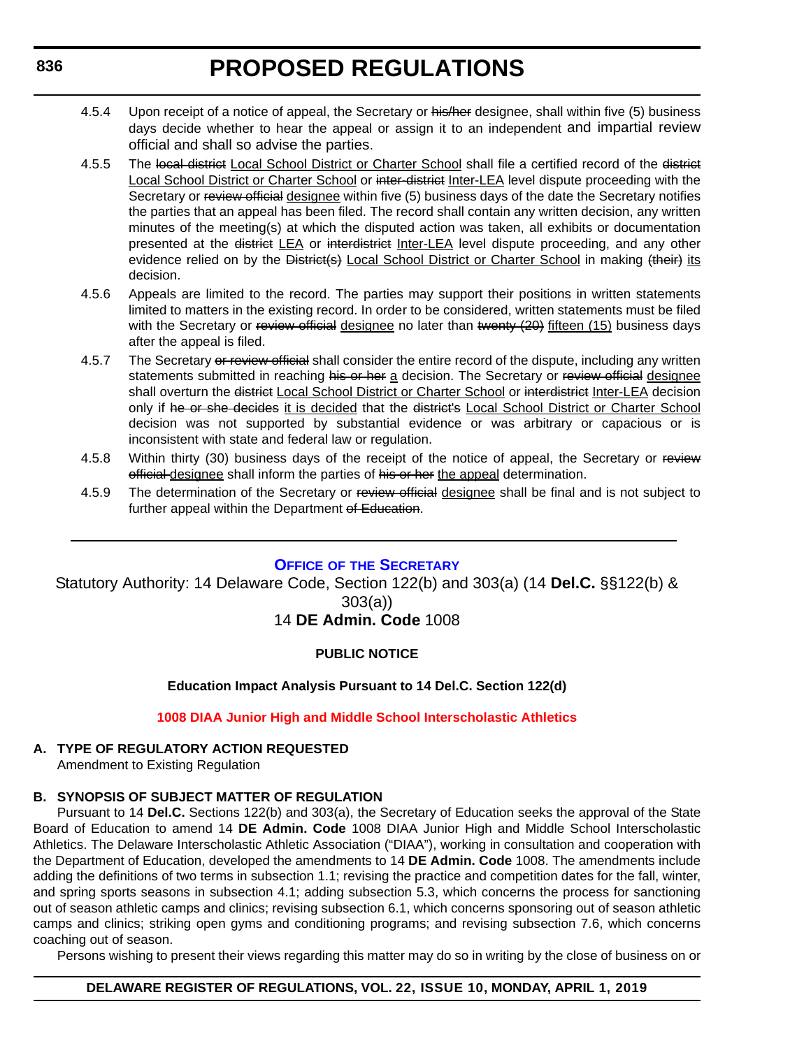4.5.4 Upon receipt of a notice of appeal, the Secretary or ~~his/her~~ designee, shall within five (5) business days decide whether to hear the appeal or assign it to an independent and impartial review official and shall so advise the parties.

4.5.5 The ~~local district~~ Local School District or Charter School shall file a certified record of the ~~district~~ Local School District or Charter School or ~~inter-district~~ Inter-LEA level dispute proceeding with the Secretary or ~~review official~~ designee within five (5) business days of the date the Secretary notifies the parties that an appeal has been filed. The record shall contain any written decision, any written minutes of the meeting(s) at which the disputed action was taken, all exhibits or documentation presented at the ~~district~~ LEA or ~~interdistrict~~ Inter-LEA level dispute proceeding, and any other evidence relied on by the ~~District(s)~~ Local School District or Charter School in making ~~(their)~~ its decision.

4.5.6 Appeals are limited to the record. The parties may support their positions in written statements limited to matters in the existing record. In order to be considered, written statements must be filed with the Secretary or ~~review official~~ designee no later than ~~twenty (20)~~ fifteen (15) business days after the appeal is filed.

4.5.7 The Secretary ~~or review official~~ shall consider the entire record of the dispute, including any written statements submitted in reaching ~~his or her~~ a decision. The Secretary or ~~review official~~ designee shall overturn the ~~district~~ Local School District or Charter School or ~~interdistrict~~ Inter-LEA decision only if ~~he or she decides~~ it is decided that the ~~district's~~ Local School District or Charter School decision was not supported by substantial evidence or was arbitrary or capacious or is inconsistent with state and federal law or regulation.

4.5.8 Within thirty (30) business days of the receipt of the notice of appeal, the Secretary or ~~review official~~ designee shall inform the parties of ~~his or her~~ the appeal determination.

4.5.9 The determination of the Secretary or ~~review official~~ designee shall be final and is not subject to further appeal within the Department ~~of Education~~.

---

## OFFICE OF THE SECRETARY

Statutory Authority: 14 Delaware Code, Section 122(b) and 303(a) (14 **Del.C.** §§122(b) & 303(a))

14 **DE Admin. Code** 1008

**PUBLIC NOTICE**

**Education Impact Analysis Pursuant to 14 Del.C. Section 122(d)**

**1008 DIAA Junior High and Middle School Interscholastic Athletics**

**A. TYPE OF REGULATORY ACTION REQUESTED**

Amendment to Existing Regulation

**B. SYNOPSIS OF SUBJECT MATTER OF REGULATION**

Pursuant to 14 **Del.C.** Sections 122(b) and 303(a), the Secretary of Education seeks the approval of the State Board of Education to amend 14 **DE Admin. Code** 1008 DIAA Junior High and Middle School Interscholastic Athletics. The Delaware Interscholastic Athletic Association ("DIAA"), working in consultation and cooperation with the Department of Education, developed the amendments to 14 **DE Admin. Code** 1008. The amendments include adding the definitions of two terms in subsection 1.1; revising the practice and competition dates for the fall, winter, and spring sports seasons in subsection 4.1; adding subsection 5.3, which concerns the process for sanctioning out of season athletic camps and clinics; revising subsection 6.1, which concerns sponsoring out of season athletic camps and clinics; striking open gyms and conditioning programs; and revising subsection 7.6, which concerns coaching out of season.

Persons wishing to present their views regarding this matter may do so in writing by the close of business on or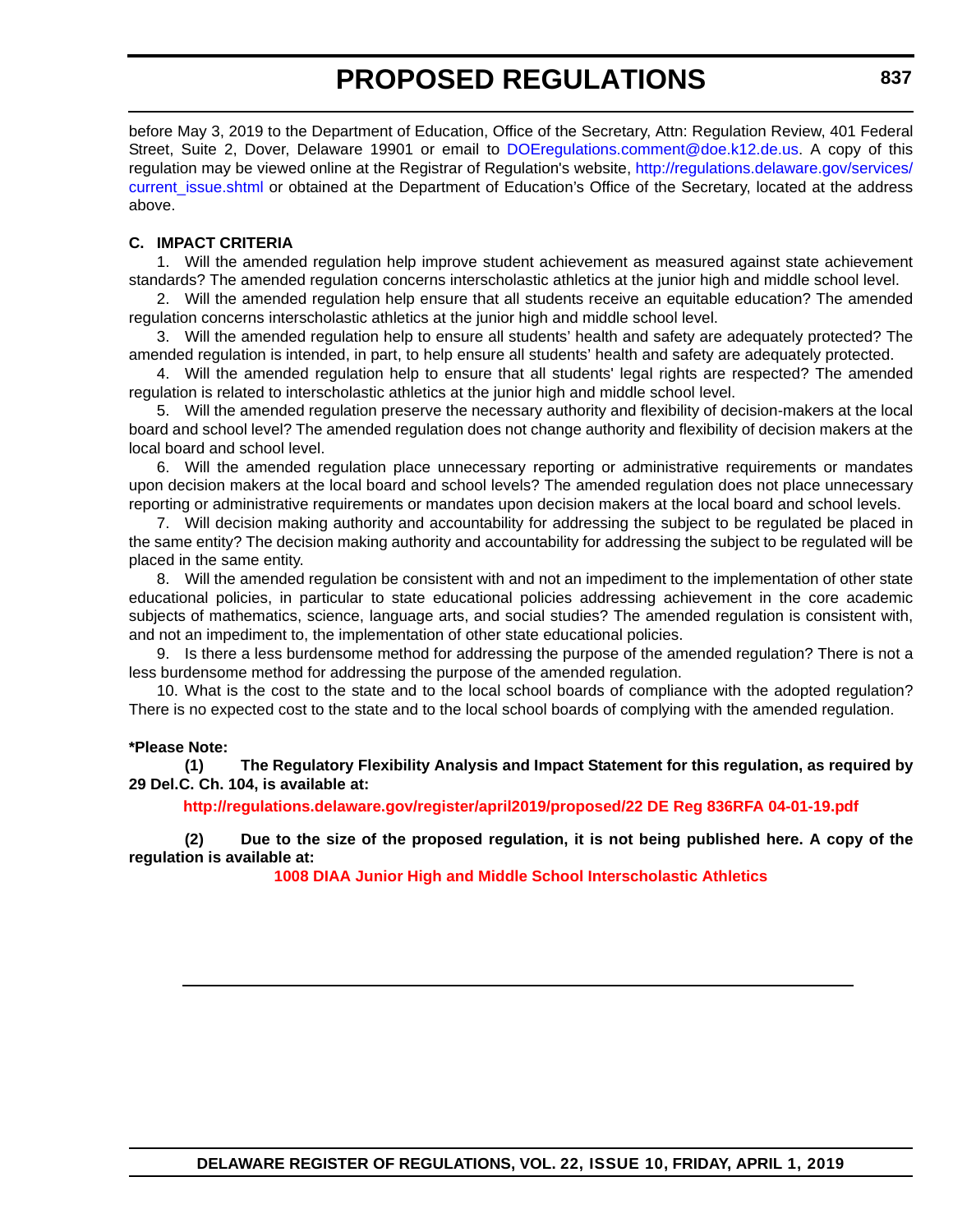before May 3, 2019 to the Department of Education, Office of the Secretary, Attn: Regulation Review, 401 Federal Street, Suite 2, Dover, Delaware 19901 or email to DOEregulations.comment@doe.k12.de.us. A copy of this regulation may be viewed online at the Registrar of Regulation's website, http://regulations.delaware.gov/services/current_issue.shtml or obtained at the Department of Education's Office of the Secretary, located at the address above.

**C. IMPACT CRITERIA**

1. Will the amended regulation help improve student achievement as measured against state achievement standards? The amended regulation concerns interscholastic athletics at the junior high and middle school level.

2. Will the amended regulation help ensure that all students receive an equitable education? The amended regulation concerns interscholastic athletics at the junior high and middle school level.

3. Will the amended regulation help to ensure all students' health and safety are adequately protected? The amended regulation is intended, in part, to help ensure all students' health and safety are adequately protected.

4. Will the amended regulation help to ensure that all students' legal rights are respected? The amended regulation is related to interscholastic athletics at the junior high and middle school level.

5. Will the amended regulation preserve the necessary authority and flexibility of decision-makers at the local board and school level? The amended regulation does not change authority and flexibility of decision makers at the local board and school level.

6. Will the amended regulation place unnecessary reporting or administrative requirements or mandates upon decision makers at the local board and school levels? The amended regulation does not place unnecessary reporting or administrative requirements or mandates upon decision makers at the local board and school levels.

7. Will decision making authority and accountability for addressing the subject to be regulated be placed in the same entity? The decision making authority and accountability for addressing the subject to be regulated will be placed in the same entity.

8. Will the amended regulation be consistent with and not an impediment to the implementation of other state educational policies, in particular to state educational policies addressing achievement in the core academic subjects of mathematics, science, language arts, and social studies? The amended regulation is consistent with, and not an impediment to, the implementation of other state educational policies.

9. Is there a less burdensome method for addressing the purpose of the amended regulation? There is not a less burdensome method for addressing the purpose of the amended regulation.

10. What is the cost to the state and to the local school boards of compliance with the adopted regulation? There is no expected cost to the state and to the local school boards of complying with the amended regulation.

**\*Please Note:**

**(1) The Regulatory Flexibility Analysis and Impact Statement for this regulation, as required by 29 Del.C. Ch. 104, is available at:**

**http://regulations.delaware.gov/register/april2019/proposed/22 DE Reg 836RFA 04-01-19.pdf**

**(2) Due to the size of the proposed regulation, it is not being published here. A copy of the regulation is available at:**

**1008 DIAA Junior High and Middle School Interscholastic Athletics**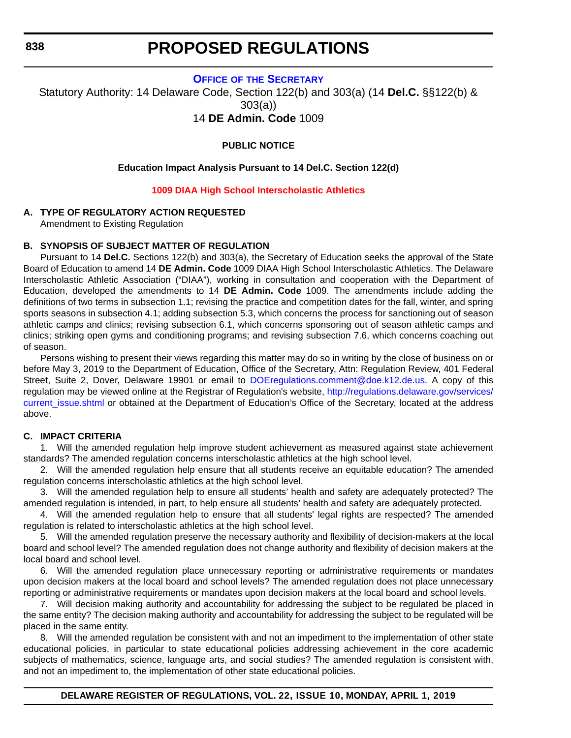# PROPOSED REGULATIONS

## OFFICE OF THE SECRETARY

Statutory Authority: 14 Delaware Code, Section 122(b) and 303(a) (14 **Del.C.** §§122(b) & 303(a))

14 **DE Admin. Code** 1009

**PUBLIC NOTICE**

**Education Impact Analysis Pursuant to 14 Del.C. Section 122(d)**

**1009 DIAA High School Interscholastic Athletics**

**A. TYPE OF REGULATORY ACTION REQUESTED**

Amendment to Existing Regulation

**B. SYNOPSIS OF SUBJECT MATTER OF REGULATION**

Pursuant to 14 **Del.C.** Sections 122(b) and 303(a), the Secretary of Education seeks the approval of the State Board of Education to amend 14 **DE Admin. Code** 1009 DIAA High School Interscholastic Athletics. The Delaware Interscholastic Athletic Association ("DIAA"), working in consultation and cooperation with the Department of Education, developed the amendments to 14 **DE Admin. Code** 1009. The amendments include adding the definitions of two terms in subsection 1.1; revising the practice and competition dates for the fall, winter, and spring sports seasons in subsection 4.1; adding subsection 5.3, which concerns the process for sanctioning out of season athletic camps and clinics; revising subsection 6.1, which concerns sponsoring out of season athletic camps and clinics; striking open gyms and conditioning programs; and revising subsection 7.6, which concerns coaching out of season.

Persons wishing to present their views regarding this matter may do so in writing by the close of business on or before May 3, 2019 to the Department of Education, Office of the Secretary, Attn: Regulation Review, 401 Federal Street, Suite 2, Dover, Delaware 19901 or email to DOEregulations.comment@doe.k12.de.us. A copy of this regulation may be viewed online at the Registrar of Regulation's website, http://regulations.delaware.gov/services/current_issue.shtml or obtained at the Department of Education's Office of the Secretary, located at the address above.

**C. IMPACT CRITERIA**

1. Will the amended regulation help improve student achievement as measured against state achievement standards? The amended regulation concerns interscholastic athletics at the high school level.

2. Will the amended regulation help ensure that all students receive an equitable education? The amended regulation concerns interscholastic athletics at the high school level.

3. Will the amended regulation help to ensure all students' health and safety are adequately protected? The amended regulation is intended, in part, to help ensure all students' health and safety are adequately protected.

4. Will the amended regulation help to ensure that all students' legal rights are respected? The amended regulation is related to interscholastic athletics at the high school level.

5. Will the amended regulation preserve the necessary authority and flexibility of decision-makers at the local board and school level? The amended regulation does not change authority and flexibility of decision makers at the local board and school level.

6. Will the amended regulation place unnecessary reporting or administrative requirements or mandates upon decision makers at the local board and school levels? The amended regulation does not place unnecessary reporting or administrative requirements or mandates upon decision makers at the local board and school levels.

7. Will decision making authority and accountability for addressing the subject to be regulated be placed in the same entity? The decision making authority and accountability for addressing the subject to be regulated will be placed in the same entity.

8. Will the amended regulation be consistent with and not an impediment to the implementation of other state educational policies, in particular to state educational policies addressing achievement in the core academic subjects of mathematics, science, language arts, and social studies? The amended regulation is consistent with, and not an impediment to, the implementation of other state educational policies.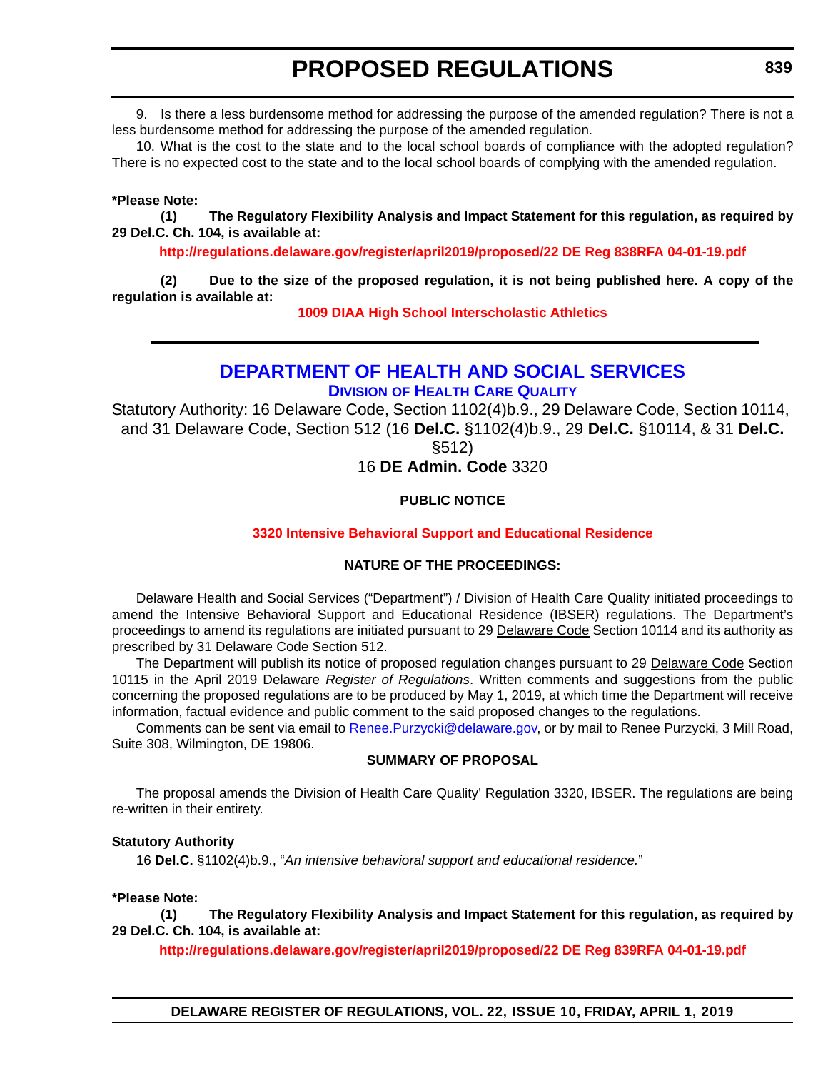9. Is there a less burdensome method for addressing the purpose of the amended regulation? There is not a less burdensome method for addressing the purpose of the amended regulation.

10. What is the cost to the state and to the local school boards of compliance with the adopted regulation? There is no expected cost to the state and to the local school boards of complying with the amended regulation.

**\*Please Note:**

**(1) The Regulatory Flexibility Analysis and Impact Statement for this regulation, as required by 29 Del.C. Ch. 104, is available at:**

**http://regulations.delaware.gov/register/april2019/proposed/22 DE Reg 838RFA 04-01-19.pdf**

**(2) Due to the size of the proposed regulation, it is not being published here. A copy of the regulation is available at:**

**1009 DIAA High School Interscholastic Athletics**

---

## DEPARTMENT OF HEALTH AND SOCIAL SERVICES

### DIVISION OF HEALTH CARE QUALITY

Statutory Authority: 16 Delaware Code, Section 1102(4)b.9., 29 Delaware Code, Section 10114, and 31 Delaware Code, Section 512 (16 **Del.C.** §1102(4)b.9., 29 **Del.C.** §10114, & 31 **Del.C.** §512)

16 **DE Admin. Code** 3320

**PUBLIC NOTICE**

**3320 Intensive Behavioral Support and Educational Residence**

**NATURE OF THE PROCEEDINGS:**

Delaware Health and Social Services ("Department") / Division of Health Care Quality initiated proceedings to amend the Intensive Behavioral Support and Educational Residence (IBSER) regulations. The Department's proceedings to amend its regulations are initiated pursuant to 29 Delaware Code Section 10114 and its authority as prescribed by 31 Delaware Code Section 512.

The Department will publish its notice of proposed regulation changes pursuant to 29 Delaware Code Section 10115 in the April 2019 Delaware *Register of Regulations*. Written comments and suggestions from the public concerning the proposed regulations are to be produced by May 1, 2019, at which time the Department will receive information, factual evidence and public comment to the said proposed changes to the regulations.

Comments can be sent via email to Renee.Purzycki@delaware.gov, or by mail to Renee Purzycki, 3 Mill Road, Suite 308, Wilmington, DE 19806.

**SUMMARY OF PROPOSAL**

The proposal amends the Division of Health Care Quality' Regulation 3320, IBSER. The regulations are being re-written in their entirety.

**Statutory Authority**

16 **Del.C.** §1102(4)b.9., "*An intensive behavioral support and educational residence.*"

**\*Please Note:**

**(1) The Regulatory Flexibility Analysis and Impact Statement for this regulation, as required by 29 Del.C. Ch. 104, is available at:**

**http://regulations.delaware.gov/register/april2019/proposed/22 DE Reg 839RFA 04-01-19.pdf**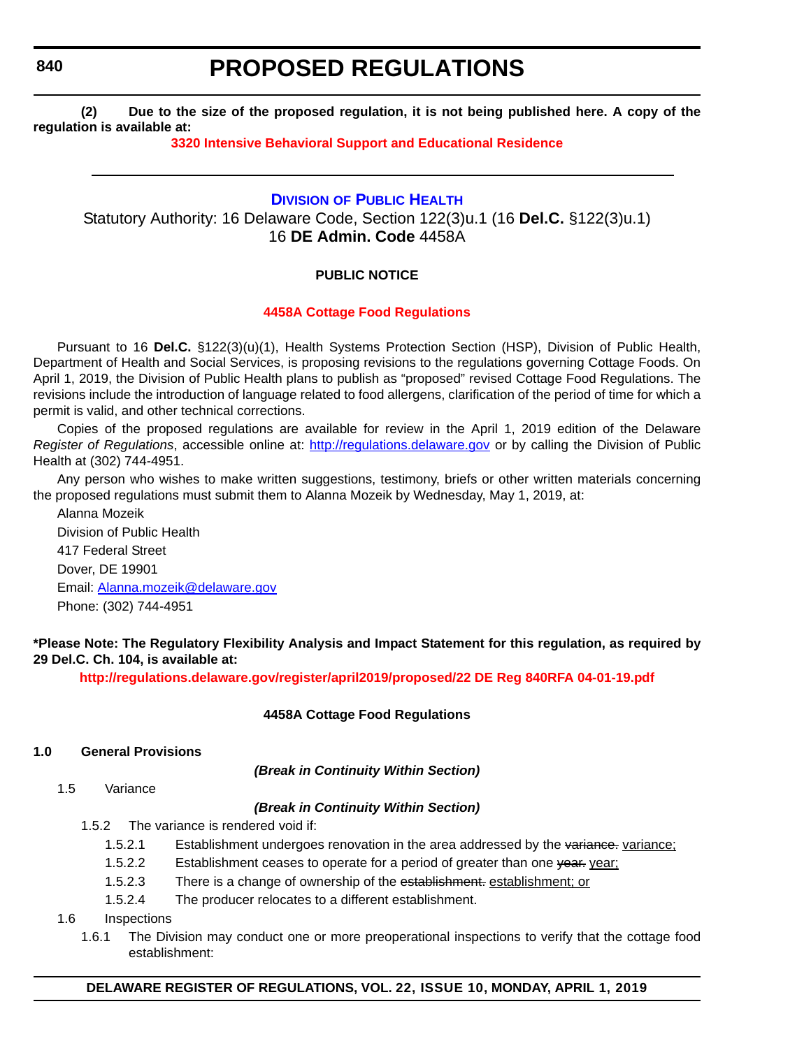**(2) Due to the size of the proposed regulation, it is not being published here. A copy of the regulation is available at:**

**3320 Intensive Behavioral Support and Educational Residence**

---

## DIVISION OF PUBLIC HEALTH

Statutory Authority: 16 Delaware Code, Section 122(3)u.1 (16 **Del.C.** §122(3)u.1)
16 **DE Admin. Code** 4458A

**PUBLIC NOTICE**

**4458A Cottage Food Regulations**

Pursuant to 16 **Del.C.** §122(3)(u)(1), Health Systems Protection Section (HSP), Division of Public Health, Department of Health and Social Services, is proposing revisions to the regulations governing Cottage Foods. On April 1, 2019, the Division of Public Health plans to publish as "proposed" revised Cottage Food Regulations. The revisions include the introduction of language related to food allergens, clarification of the period of time for which a permit is valid, and other technical corrections.

Copies of the proposed regulations are available for review in the April 1, 2019 edition of the Delaware *Register of Regulations*, accessible online at: http://regulations.delaware.gov or by calling the Division of Public Health at (302) 744-4951.

Any person who wishes to make written suggestions, testimony, briefs or other written materials concerning the proposed regulations must submit them to Alanna Mozeik by Wednesday, May 1, 2019, at:

Alanna Mozeik
Division of Public Health
417 Federal Street
Dover, DE 19901
Email: Alanna.mozeik@delaware.gov
Phone: (302) 744-4951

**\*Please Note: The Regulatory Flexibility Analysis and Impact Statement for this regulation, as required by 29 Del.C. Ch. 104, is available at:**

**http://regulations.delaware.gov/register/april2019/proposed/22 DE Reg 840RFA 04-01-19.pdf**

**4458A Cottage Food Regulations**

**1.0 General Provisions**

***(Break in Continuity Within Section)***

1.5 Variance

***(Break in Continuity Within Section)***

1.5.2 The variance is rendered void if:

1.5.2.1 Establishment undergoes renovation in the area addressed by the ~~variance.~~ <u>variance;</u>

1.5.2.2 Establishment ceases to operate for a period of greater than one ~~year.~~ <u>year;</u>

1.5.2.3 There is a change of ownership of the ~~establishment.~~ <u>establishment; or</u>

1.5.2.4 The producer relocates to a different establishment.

1.6 Inspections

1.6.1 The Division may conduct one or more preoperational inspections to verify that the cottage food establishment: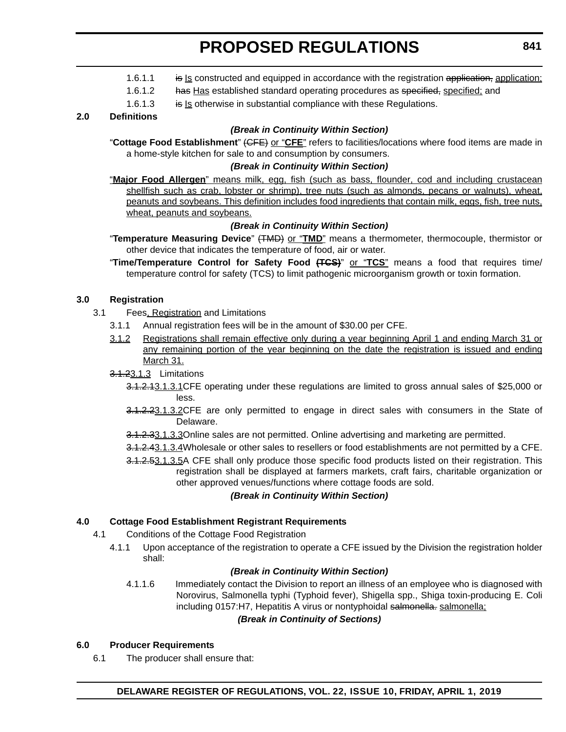1.6.1.1 ~~is~~ <u>Is</u> constructed and equipped in accordance with the registration ~~application,~~ <u>application;</u>

1.6.1.2 ~~has~~ <u>Has</u> established standard operating procedures as ~~specified,~~ <u>specified;</u> and

1.6.1.3 ~~is~~ <u>Is</u> otherwise in substantial compliance with these Regulations.

**2.0 Definitions**

***(Break in Continuity Within Section)***

"**Cottage Food Establishment**" ~~(CFE)~~ <u>or "**CFE**"</u> refers to facilities/locations where food items are made in a home-style kitchen for sale to and consumption by consumers.

***(Break in Continuity Within Section)***

<u>"**Major Food Allergen**" means milk, egg, fish (such as bass, flounder, cod and including crustacean shellfish such as crab, lobster or shrimp), tree nuts (such as almonds, pecans or walnuts), wheat, peanuts and soybeans. This definition includes food ingredients that contain milk, eggs, fish, tree nuts, wheat, peanuts and soybeans.</u>

***(Break in Continuity Within Section)***

"**Temperature Measuring Device**" ~~(TMD)~~ <u>or "**TMD**"</u> means a thermometer, thermocouple, thermistor or other device that indicates the temperature of food, air or water.

"**Time/Temperature Control for Safety Food** ~~**(TCS)**~~" <u>or "**TCS**"</u> means a food that requires time/temperature control for safety (TCS) to limit pathogenic microorganism growth or toxin formation.

**3.0 Registration**

3.1 Fees<u>, Registration</u> and Limitations

3.1.1 Annual registration fees will be in the amount of $30.00 per CFE.

<u>3.1.2 Registrations shall remain effective only during a year beginning April 1 and ending March 31 or any remaining portion of the year beginning on the date the registration is issued and ending March 31.</u>

~~3.1.2~~<u>3.1.3</u> Limitations

~~3.1.2.1~~<u>3.1.3.1</u>CFE operating under these regulations are limited to gross annual sales of $25,000 or less.

~~3.1.2.2~~<u>3.1.3.2</u>CFE are only permitted to engage in direct sales with consumers in the State of Delaware.

~~3.1.2.3~~<u>3.1.3.3</u>Online sales are not permitted. Online advertising and marketing are permitted.

~~3.1.2.4~~<u>3.1.3.4</u>Wholesale or other sales to resellers or food establishments are not permitted by a CFE.

~~3.1.2.5~~<u>3.1.3.5</u>A CFE shall only produce those specific food products listed on their registration. This registration shall be displayed at farmers markets, craft fairs, charitable organization or other approved venues/functions where cottage foods are sold.

***(Break in Continuity Within Section)***

**4.0 Cottage Food Establishment Registrant Requirements**

4.1 Conditions of the Cottage Food Registration

4.1.1 Upon acceptance of the registration to operate a CFE issued by the Division the registration holder shall:

***(Break in Continuity Within Section)***

4.1.1.6 Immediately contact the Division to report an illness of an employee who is diagnosed with Norovirus, Salmonella typhi (Typhoid fever), Shigella spp., Shiga toxin-producing E. Coli including 0157:H7, Hepatitis A virus or nontyphoidal ~~salmonella.~~ <u>salmonella;</u>

***(Break in Continuity of Sections)***

**6.0 Producer Requirements**

6.1 The producer shall ensure that: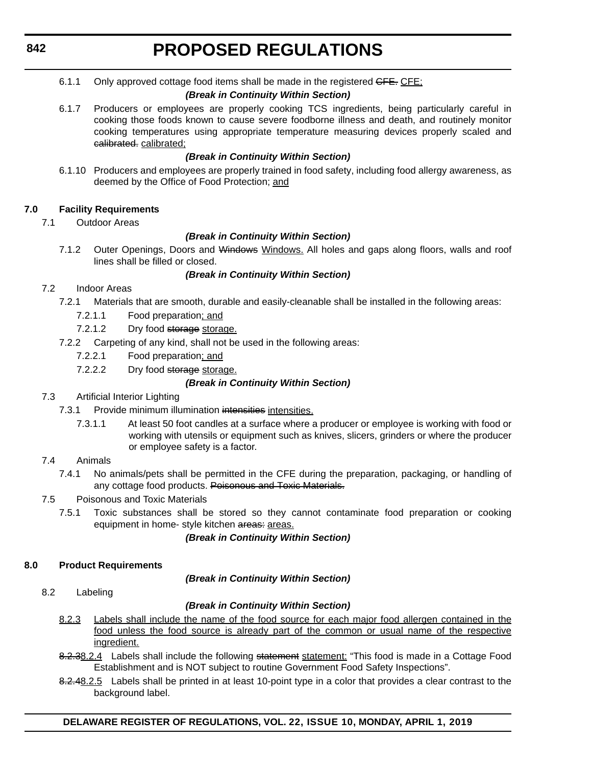6.1.1 Only approved cottage food items shall be made in the registered ~~CFE.~~ CFE;

***(Break in Continuity Within Section)***

6.1.7 Producers or employees are properly cooking TCS ingredients, being particularly careful in cooking those foods known to cause severe foodborne illness and death, and routinely monitor cooking temperatures using appropriate temperature measuring devices properly scaled and ~~calibrated.~~ calibrated;

***(Break in Continuity Within Section)***

6.1.10 Producers and employees are properly trained in food safety, including food allergy awareness, as deemed by the Office of Food Protection; and

**7.0 Facility Requirements**

7.1 Outdoor Areas

***(Break in Continuity Within Section)***

7.1.2 Outer Openings, Doors and ~~Windows~~ Windows. All holes and gaps along floors, walls and roof lines shall be filled or closed.

***(Break in Continuity Within Section)***

7.2 Indoor Areas

7.2.1 Materials that are smooth, durable and easily-cleanable shall be installed in the following areas:

7.2.1.1 Food preparation; and

7.2.1.2 Dry food ~~storage~~ storage.

7.2.2 Carpeting of any kind, shall not be used in the following areas:

7.2.2.1 Food preparation; and

7.2.2.2 Dry food ~~storage~~ storage.

***(Break in Continuity Within Section)***

7.3 Artificial Interior Lighting

7.3.1 Provide minimum illumination ~~intensities~~ intensities.

7.3.1.1 At least 50 foot candles at a surface where a producer or employee is working with food or working with utensils or equipment such as knives, slicers, grinders or where the producer or employee safety is a factor.

7.4 Animals

7.4.1 No animals/pets shall be permitted in the CFE during the preparation, packaging, or handling of any cottage food products. ~~Poisonous and Toxic Materials.~~

7.5 Poisonous and Toxic Materials

7.5.1 Toxic substances shall be stored so they cannot contaminate food preparation or cooking equipment in home- style kitchen ~~areas:~~ areas.

***(Break in Continuity Within Section)***

**8.0 Product Requirements**

***(Break in Continuity Within Section)***

8.2 Labeling

***(Break in Continuity Within Section)***

8.2.3 Labels shall include the name of the food source for each major food allergen contained in the food unless the food source is already part of the common or usual name of the respective ingredient.

~~8.2.3~~8.2.4 Labels shall include the following ~~statement~~ statement: “This food is made in a Cottage Food Establishment and is NOT subject to routine Government Food Safety Inspections”.

~~8.2.4~~8.2.5 Labels shall be printed in at least 10-point type in a color that provides a clear contrast to the background label.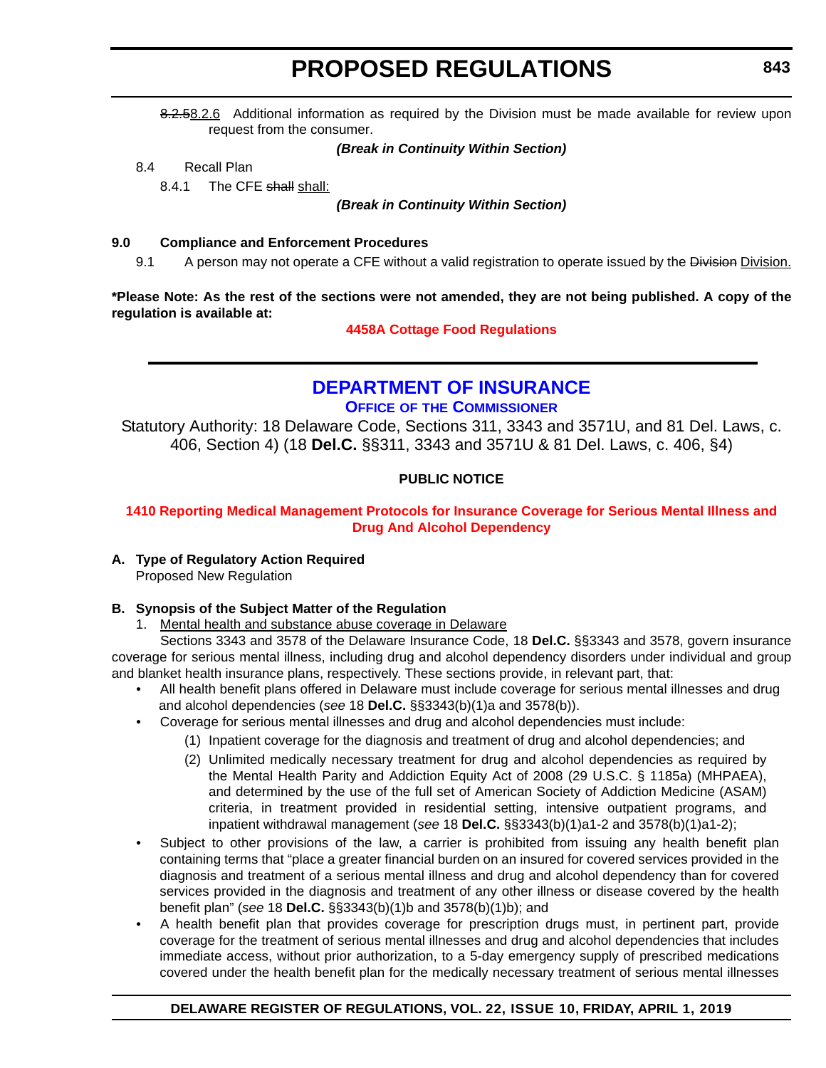~~8.2.5~~8.2.6 Additional information as required by the Division must be made available for review upon request from the consumer.

***(Break in Continuity Within Section)***

8.4 Recall Plan

8.4.1 The CFE ~~shall~~ shall:

***(Break in Continuity Within Section)***

**9.0 Compliance and Enforcement Procedures**

9.1 A person may not operate a CFE without a valid registration to operate issued by the ~~Division~~ Division.

***Please Note: As the rest of the sections were not amended, they are not being published. A copy of the regulation is available at:**

**4458A Cottage Food Regulations**

---

## DEPARTMENT OF INSURANCE

### OFFICE OF THE COMMISSIONER

Statutory Authority: 18 Delaware Code, Sections 311, 3343 and 3571U, and 81 Del. Laws, c. 406, Section 4) (18 **Del.C.** §§311, 3343 and 3571U & 81 Del. Laws, c. 406, §4)

**PUBLIC NOTICE**

**1410 Reporting Medical Management Protocols for Insurance Coverage for Serious Mental Illness and Drug And Alcohol Dependency**

**A. Type of Regulatory Action Required**

Proposed New Regulation

**B. Synopsis of the Subject Matter of the Regulation**

1. Mental health and substance abuse coverage in Delaware

Sections 3343 and 3578 of the Delaware Insurance Code, 18 **Del.C.** §§3343 and 3578, govern insurance coverage for serious mental illness, including drug and alcohol dependency disorders under individual and group and blanket health insurance plans, respectively. These sections provide, in relevant part, that:

- All health benefit plans offered in Delaware must include coverage for serious mental illnesses and drug and alcohol dependencies (*see* 18 **Del.C.** §§3343(b)(1)a and 3578(b)).
- Coverage for serious mental illnesses and drug and alcohol dependencies must include:
  - (1) Inpatient coverage for the diagnosis and treatment of drug and alcohol dependencies; and
  - (2) Unlimited medically necessary treatment for drug and alcohol dependencies as required by the Mental Health Parity and Addiction Equity Act of 2008 (29 U.S.C. § 1185a) (MHPAEA), and determined by the use of the full set of American Society of Addiction Medicine (ASAM) criteria, in treatment provided in residential setting, intensive outpatient programs, and inpatient withdrawal management (*see* 18 **Del.C.** §§3343(b)(1)a1-2 and 3578(b)(1)a1-2);
- Subject to other provisions of the law, a carrier is prohibited from issuing any health benefit plan containing terms that "place a greater financial burden on an insured for covered services provided in the diagnosis and treatment of a serious mental illness and drug and alcohol dependency than for covered services provided in the diagnosis and treatment of any other illness or disease covered by the health benefit plan" (*see* 18 **Del.C.** §§3343(b)(1)b and 3578(b)(1)b); and
- A health benefit plan that provides coverage for prescription drugs must, in pertinent part, provide coverage for the treatment of serious mental illnesses and drug and alcohol dependencies that includes immediate access, without prior authorization, to a 5-day emergency supply of prescribed medications covered under the health benefit plan for the medically necessary treatment of serious mental illnesses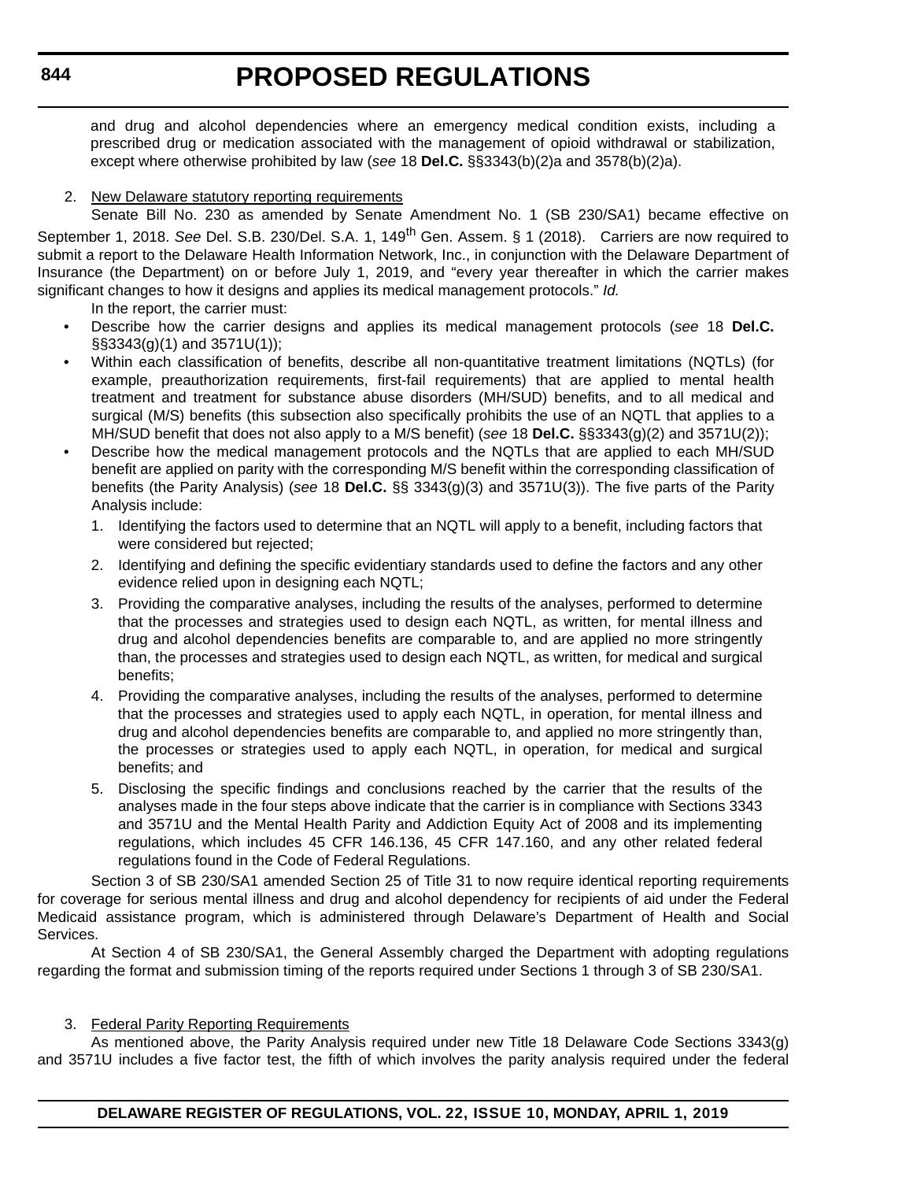and drug and alcohol dependencies where an emergency medical condition exists, including a prescribed drug or medication associated with the management of opioid withdrawal or stabilization, except where otherwise prohibited by law (*see* 18 **Del.C.** §§3343(b)(2)a and 3578(b)(2)a).

2. New Delaware statutory reporting requirements

Senate Bill No. 230 as amended by Senate Amendment No. 1 (SB 230/SA1) became effective on September 1, 2018. *See* Del. S.B. 230/Del. S.A. 1, 149th Gen. Assem. § 1 (2018). Carriers are now required to submit a report to the Delaware Health Information Network, Inc., in conjunction with the Delaware Department of Insurance (the Department) on or before July 1, 2019, and "every year thereafter in which the carrier makes significant changes to how it designs and applies its medical management protocols." *Id.*

In the report, the carrier must:

- Describe how the carrier designs and applies its medical management protocols (*see* 18 **Del.C.** §§3343(g)(1) and 3571U(1));
- Within each classification of benefits, describe all non-quantitative treatment limitations (NQTLs) (for example, preauthorization requirements, first-fail requirements) that are applied to mental health treatment and treatment for substance abuse disorders (MH/SUD) benefits, and to all medical and surgical (M/S) benefits (this subsection also specifically prohibits the use of an NQTL that applies to a MH/SUD benefit that does not also apply to a M/S benefit) (*see* 18 **Del.C.** §§3343(g)(2) and 3571U(2));
- Describe how the medical management protocols and the NQTLs that are applied to each MH/SUD benefit are applied on parity with the corresponding M/S benefit within the corresponding classification of benefits (the Parity Analysis) (*see* 18 **Del.C.** §§ 3343(g)(3) and 3571U(3)). The five parts of the Parity Analysis include:
  1. Identifying the factors used to determine that an NQTL will apply to a benefit, including factors that were considered but rejected;
  2. Identifying and defining the specific evidentiary standards used to define the factors and any other evidence relied upon in designing each NQTL;
  3. Providing the comparative analyses, including the results of the analyses, performed to determine that the processes and strategies used to design each NQTL, as written, for mental illness and drug and alcohol dependencies benefits are comparable to, and are applied no more stringently than, the processes and strategies used to design each NQTL, as written, for medical and surgical benefits;
  4. Providing the comparative analyses, including the results of the analyses, performed to determine that the processes and strategies used to apply each NQTL, in operation, for mental illness and drug and alcohol dependencies benefits are comparable to, and applied no more stringently than, the processes or strategies used to apply each NQTL, in operation, for medical and surgical benefits; and
  5. Disclosing the specific findings and conclusions reached by the carrier that the results of the analyses made in the four steps above indicate that the carrier is in compliance with Sections 3343 and 3571U and the Mental Health Parity and Addiction Equity Act of 2008 and its implementing regulations, which includes 45 CFR 146.136, 45 CFR 147.160, and any other related federal regulations found in the Code of Federal Regulations.

Section 3 of SB 230/SA1 amended Section 25 of Title 31 to now require identical reporting requirements for coverage for serious mental illness and drug and alcohol dependency for recipients of aid under the Federal Medicaid assistance program, which is administered through Delaware's Department of Health and Social Services.

At Section 4 of SB 230/SA1, the General Assembly charged the Department with adopting regulations regarding the format and submission timing of the reports required under Sections 1 through 3 of SB 230/SA1.

3. Federal Parity Reporting Requirements

As mentioned above, the Parity Analysis required under new Title 18 Delaware Code Sections 3343(g) and 3571U includes a five factor test, the fifth of which involves the parity analysis required under the federal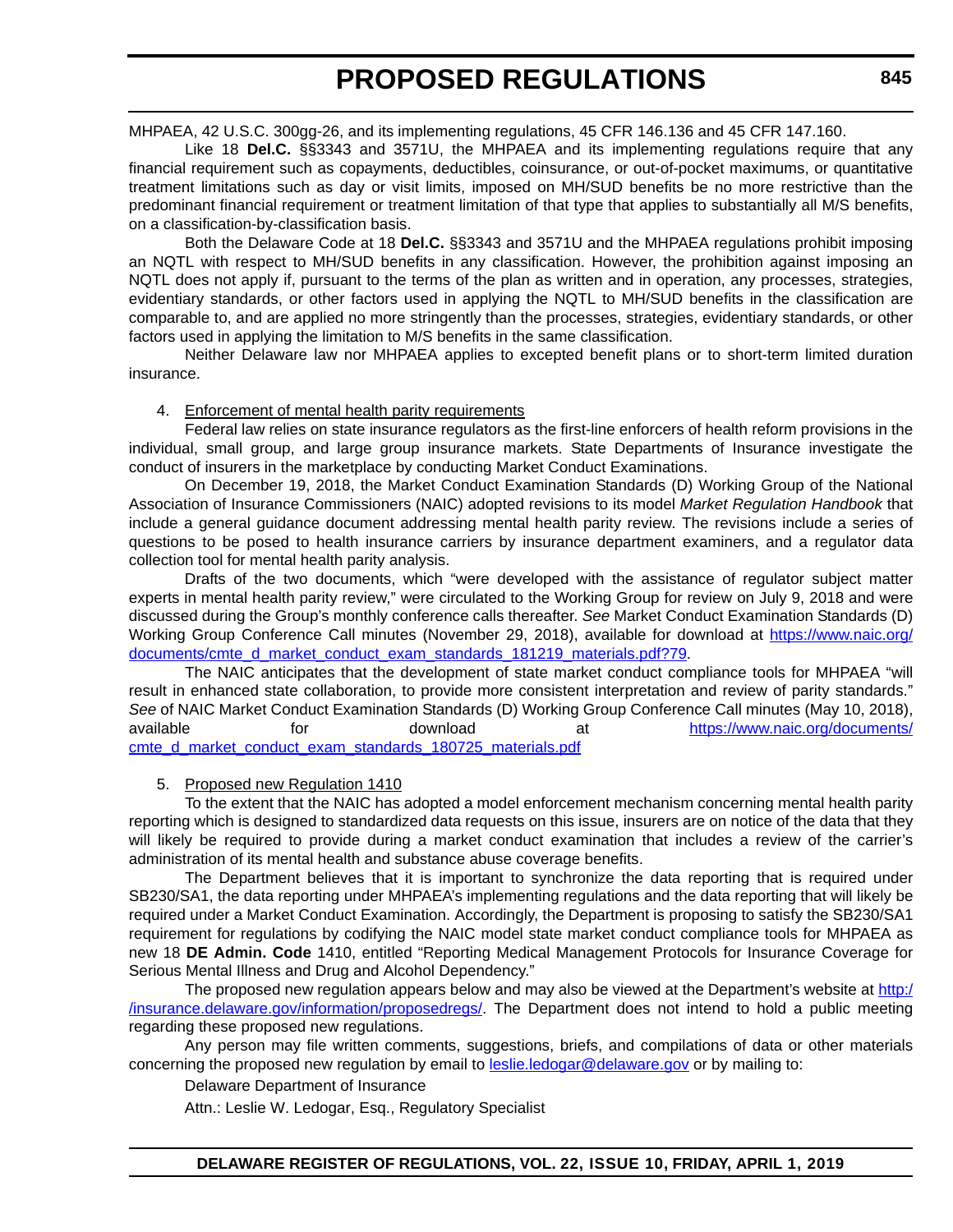MHPAEA, 42 U.S.C. 300gg-26, and its implementing regulations, 45 CFR 146.136 and 45 CFR 147.160.

Like 18 **Del.C.** §§3343 and 3571U, the MHPAEA and its implementing regulations require that any financial requirement such as copayments, deductibles, coinsurance, or out-of-pocket maximums, or quantitative treatment limitations such as day or visit limits, imposed on MH/SUD benefits be no more restrictive than the predominant financial requirement or treatment limitation of that type that applies to substantially all M/S benefits, on a classification-by-classification basis.

Both the Delaware Code at 18 **Del.C.** §§3343 and 3571U and the MHPAEA regulations prohibit imposing an NQTL with respect to MH/SUD benefits in any classification. However, the prohibition against imposing an NQTL does not apply if, pursuant to the terms of the plan as written and in operation, any processes, strategies, evidentiary standards, or other factors used in applying the NQTL to MH/SUD benefits in the classification are comparable to, and are applied no more stringently than the processes, strategies, evidentiary standards, or other factors used in applying the limitation to M/S benefits in the same classification.

Neither Delaware law nor MHPAEA applies to excepted benefit plans or to short-term limited duration insurance.

4. Enforcement of mental health parity requirements

Federal law relies on state insurance regulators as the first-line enforcers of health reform provisions in the individual, small group, and large group insurance markets. State Departments of Insurance investigate the conduct of insurers in the marketplace by conducting Market Conduct Examinations.

On December 19, 2018, the Market Conduct Examination Standards (D) Working Group of the National Association of Insurance Commissioners (NAIC) adopted revisions to its model *Market Regulation Handbook* that include a general guidance document addressing mental health parity review. The revisions include a series of questions to be posed to health insurance carriers by insurance department examiners, and a regulator data collection tool for mental health parity analysis.

Drafts of the two documents, which "were developed with the assistance of regulator subject matter experts in mental health parity review," were circulated to the Working Group for review on July 9, 2018 and were discussed during the Group's monthly conference calls thereafter. *See* Market Conduct Examination Standards (D) Working Group Conference Call minutes (November 29, 2018), available for download at https://www.naic.org/documents/cmte_d_market_conduct_exam_standards_181219_materials.pdf?79.

The NAIC anticipates that the development of state market conduct compliance tools for MHPAEA "will result in enhanced state collaboration, to provide more consistent interpretation and review of parity standards." *See* of NAIC Market Conduct Examination Standards (D) Working Group Conference Call minutes (May 10, 2018), available for download at https://www.naic.org/documents/cmte_d_market_conduct_exam_standards_180725_materials.pdf

5. Proposed new Regulation 1410

To the extent that the NAIC has adopted a model enforcement mechanism concerning mental health parity reporting which is designed to standardized data requests on this issue, insurers are on notice of the data that they will likely be required to provide during a market conduct examination that includes a review of the carrier's administration of its mental health and substance abuse coverage benefits.

The Department believes that it is important to synchronize the data reporting that is required under SB230/SA1, the data reporting under MHPAEA's implementing regulations and the data reporting that will likely be required under a Market Conduct Examination. Accordingly, the Department is proposing to satisfy the SB230/SA1 requirement for regulations by codifying the NAIC model state market conduct compliance tools for MHPAEA as new 18 **DE Admin. Code** 1410, entitled "Reporting Medical Management Protocols for Insurance Coverage for Serious Mental Illness and Drug and Alcohol Dependency."

The proposed new regulation appears below and may also be viewed at the Department's website at http://insurance.delaware.gov/information/proposedregs/. The Department does not intend to hold a public meeting regarding these proposed new regulations.

Any person may file written comments, suggestions, briefs, and compilations of data or other materials concerning the proposed new regulation by email to leslie.ledogar@delaware.gov or by mailing to:

Delaware Department of Insurance

Attn.: Leslie W. Ledogar, Esq., Regulatory Specialist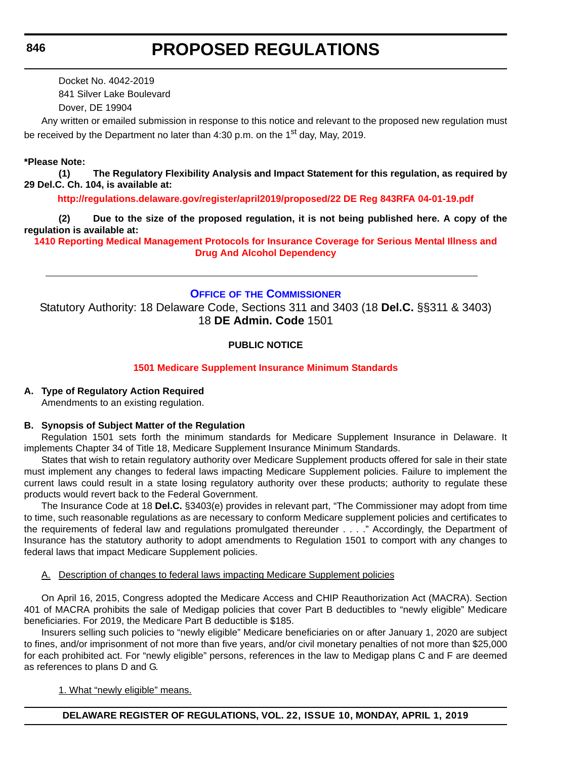Docket No. 4042-2019

841 Silver Lake Boulevard

Dover, DE 19904

Any written or emailed submission in response to this notice and relevant to the proposed new regulation must be received by the Department no later than 4:30 p.m. on the 1st day, May, 2019.

**\*Please Note:**

**(1) The Regulatory Flexibility Analysis and Impact Statement for this regulation, as required by 29 Del.C. Ch. 104, is available at:**

**http://regulations.delaware.gov/register/april2019/proposed/22 DE Reg 843RFA 04-01-19.pdf**

**(2) Due to the size of the proposed regulation, it is not being published here. A copy of the regulation is available at:**

**1410 Reporting Medical Management Protocols for Insurance Coverage for Serious Mental Illness and Drug And Alcohol Dependency**

---

## OFFICE OF THE COMMISSIONER

Statutory Authority: 18 Delaware Code, Sections 311 and 3403 (18 **Del.C.** §§311 & 3403)
18 **DE Admin. Code** 1501

**PUBLIC NOTICE**

**1501 Medicare Supplement Insurance Minimum Standards**

**A. Type of Regulatory Action Required**

Amendments to an existing regulation.

**B. Synopsis of Subject Matter of the Regulation**

Regulation 1501 sets forth the minimum standards for Medicare Supplement Insurance in Delaware. It implements Chapter 34 of Title 18, Medicare Supplement Insurance Minimum Standards.

States that wish to retain regulatory authority over Medicare Supplement products offered for sale in their state must implement any changes to federal laws impacting Medicare Supplement policies. Failure to implement the current laws could result in a state losing regulatory authority over these products; authority to regulate these products would revert back to the Federal Government.

The Insurance Code at 18 **Del.C.** §3403(e) provides in relevant part, "The Commissioner may adopt from time to time, such reasonable regulations as are necessary to conform Medicare supplement policies and certificates to the requirements of federal law and regulations promulgated thereunder . . . ." Accordingly, the Department of Insurance has the statutory authority to adopt amendments to Regulation 1501 to comport with any changes to federal laws that impact Medicare Supplement policies.

A. Description of changes to federal laws impacting Medicare Supplement policies

On April 16, 2015, Congress adopted the Medicare Access and CHIP Reauthorization Act (MACRA). Section 401 of MACRA prohibits the sale of Medigap policies that cover Part B deductibles to "newly eligible" Medicare beneficiaries. For 2019, the Medicare Part B deductible is $185.

Insurers selling such policies to "newly eligible" Medicare beneficiaries on or after January 1, 2020 are subject to fines, and/or imprisonment of not more than five years, and/or civil monetary penalties of not more than $25,000 for each prohibited act. For "newly eligible" persons, references in the law to Medigap plans C and F are deemed as references to plans D and G.

1. What "newly eligible" means.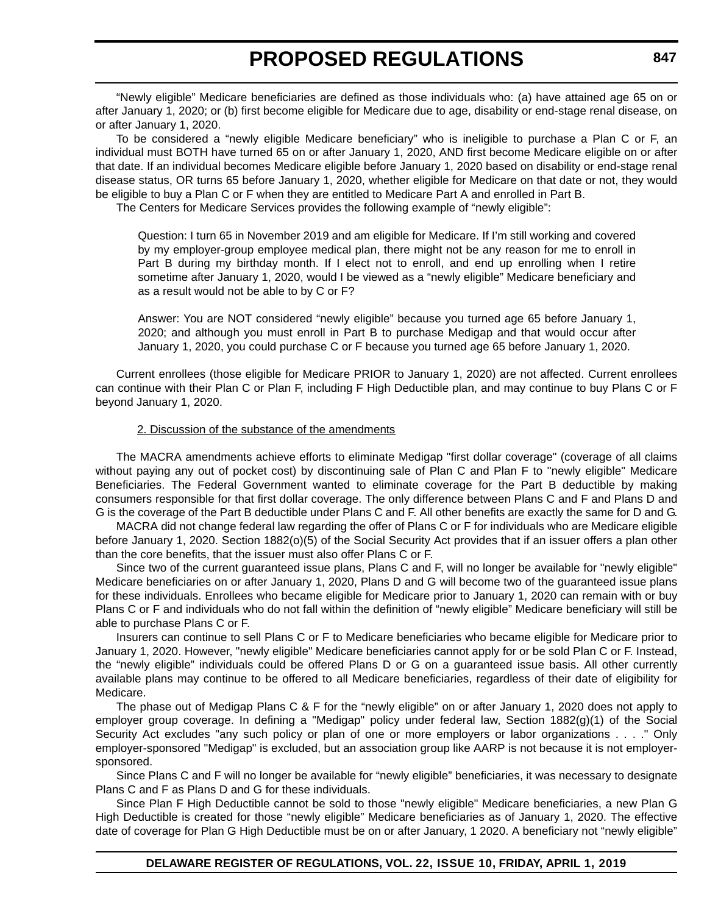“Newly eligible” Medicare beneficiaries are defined as those individuals who: (a) have attained age 65 on or after January 1, 2020; or (b) first become eligible for Medicare due to age, disability or end-stage renal disease, on or after January 1, 2020.

To be considered a “newly eligible Medicare beneficiary” who is ineligible to purchase a Plan C or F, an individual must BOTH have turned 65 on or after January 1, 2020, AND first become Medicare eligible on or after that date. If an individual becomes Medicare eligible before January 1, 2020 based on disability or end-stage renal disease status, OR turns 65 before January 1, 2020, whether eligible for Medicare on that date or not, they would be eligible to buy a Plan C or F when they are entitled to Medicare Part A and enrolled in Part B.

The Centers for Medicare Services provides the following example of “newly eligible”:

> Question: I turn 65 in November 2019 and am eligible for Medicare. If I’m still working and covered by my employer-group employee medical plan, there might not be any reason for me to enroll in Part B during my birthday month. If I elect not to enroll, and end up enrolling when I retire sometime after January 1, 2020, would I be viewed as a “newly eligible” Medicare beneficiary and as a result would not be able to by C or F?
>
> Answer: You are NOT considered “newly eligible” because you turned age 65 before January 1, 2020; and although you must enroll in Part B to purchase Medigap and that would occur after January 1, 2020, you could purchase C or F because you turned age 65 before January 1, 2020.

Current enrollees (those eligible for Medicare PRIOR to January 1, 2020) are not affected. Current enrollees can continue with their Plan C or Plan F, including F High Deductible plan, and may continue to buy Plans C or F beyond January 1, 2020.

2. Discussion of the substance of the amendments

The MACRA amendments achieve efforts to eliminate Medigap "first dollar coverage" (coverage of all claims without paying any out of pocket cost) by discontinuing sale of Plan C and Plan F to "newly eligible" Medicare Beneficiaries. The Federal Government wanted to eliminate coverage for the Part B deductible by making consumers responsible for that first dollar coverage. The only difference between Plans C and F and Plans D and G is the coverage of the Part B deductible under Plans C and F. All other benefits are exactly the same for D and G.

MACRA did not change federal law regarding the offer of Plans C or F for individuals who are Medicare eligible before January 1, 2020. Section 1882(o)(5) of the Social Security Act provides that if an issuer offers a plan other than the core benefits, that the issuer must also offer Plans C or F.

Since two of the current guaranteed issue plans, Plans C and F, will no longer be available for "newly eligible" Medicare beneficiaries on or after January 1, 2020, Plans D and G will become two of the guaranteed issue plans for these individuals. Enrollees who became eligible for Medicare prior to January 1, 2020 can remain with or buy Plans C or F and individuals who do not fall within the definition of “newly eligible” Medicare beneficiary will still be able to purchase Plans C or F.

Insurers can continue to sell Plans C or F to Medicare beneficiaries who became eligible for Medicare prior to January 1, 2020. However, "newly eligible" Medicare beneficiaries cannot apply for or be sold Plan C or F. Instead, the “newly eligible” individuals could be offered Plans D or G on a guaranteed issue basis. All other currently available plans may continue to be offered to all Medicare beneficiaries, regardless of their date of eligibility for Medicare.

The phase out of Medigap Plans C & F for the “newly eligible” on or after January 1, 2020 does not apply to employer group coverage. In defining a "Medigap" policy under federal law, Section 1882(g)(1) of the Social Security Act excludes "any such policy or plan of one or more employers or labor organizations . . . ." Only employer-sponsored "Medigap" is excluded, but an association group like AARP is not because it is not employer-sponsored.

Since Plans C and F will no longer be available for “newly eligible” beneficiaries, it was necessary to designate Plans C and F as Plans D and G for these individuals.

Since Plan F High Deductible cannot be sold to those "newly eligible" Medicare beneficiaries, a new Plan G High Deductible is created for those “newly eligible” Medicare beneficiaries as of January 1, 2020. The effective date of coverage for Plan G High Deductible must be on or after January, 1 2020. A beneficiary not “newly eligible”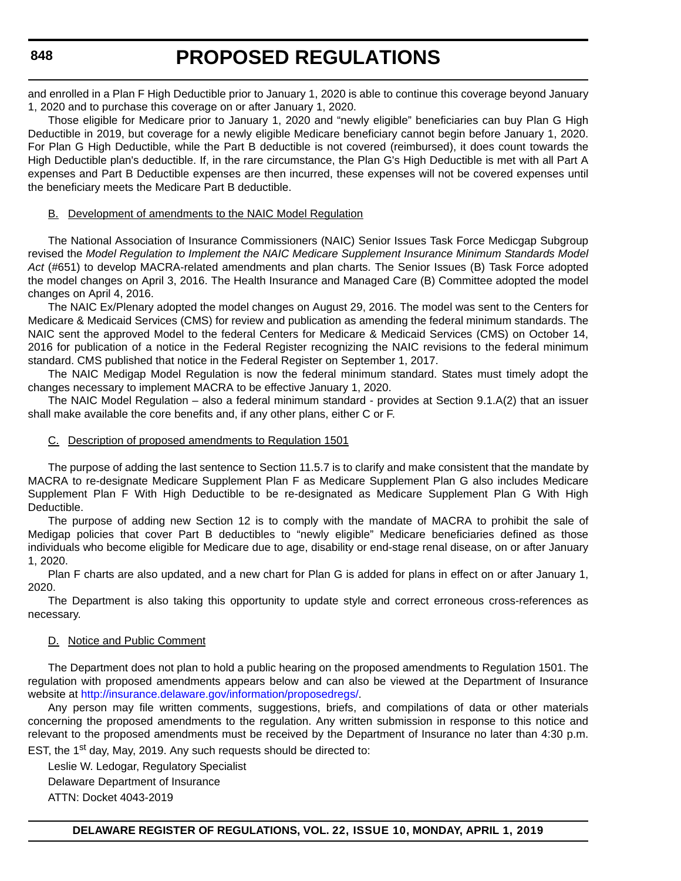and enrolled in a Plan F High Deductible prior to January 1, 2020 is able to continue this coverage beyond January 1, 2020 and to purchase this coverage on or after January 1, 2020.

Those eligible for Medicare prior to January 1, 2020 and "newly eligible" beneficiaries can buy Plan G High Deductible in 2019, but coverage for a newly eligible Medicare beneficiary cannot begin before January 1, 2020. For Plan G High Deductible, while the Part B deductible is not covered (reimbursed), it does count towards the High Deductible plan's deductible. If, in the rare circumstance, the Plan G's High Deductible is met with all Part A expenses and Part B Deductible expenses are then incurred, these expenses will not be covered expenses until the beneficiary meets the Medicare Part B deductible.

B. Development of amendments to the NAIC Model Regulation

The National Association of Insurance Commissioners (NAIC) Senior Issues Task Force Medicgap Subgroup revised the *Model Regulation to Implement the NAIC Medicare Supplement Insurance Minimum Standards Model Act* (#651) to develop MACRA-related amendments and plan charts. The Senior Issues (B) Task Force adopted the model changes on April 3, 2016. The Health Insurance and Managed Care (B) Committee adopted the model changes on April 4, 2016.

The NAIC Ex/Plenary adopted the model changes on August 29, 2016. The model was sent to the Centers for Medicare & Medicaid Services (CMS) for review and publication as amending the federal minimum standards. The NAIC sent the approved Model to the federal Centers for Medicare & Medicaid Services (CMS) on October 14, 2016 for publication of a notice in the Federal Register recognizing the NAIC revisions to the federal minimum standard. CMS published that notice in the Federal Register on September 1, 2017.

The NAIC Medigap Model Regulation is now the federal minimum standard. States must timely adopt the changes necessary to implement MACRA to be effective January 1, 2020.

The NAIC Model Regulation – also a federal minimum standard - provides at Section 9.1.A(2) that an issuer shall make available the core benefits and, if any other plans, either C or F.

C. Description of proposed amendments to Regulation 1501

The purpose of adding the last sentence to Section 11.5.7 is to clarify and make consistent that the mandate by MACRA to re-designate Medicare Supplement Plan F as Medicare Supplement Plan G also includes Medicare Supplement Plan F With High Deductible to be re-designated as Medicare Supplement Plan G With High Deductible.

The purpose of adding new Section 12 is to comply with the mandate of MACRA to prohibit the sale of Medigap policies that cover Part B deductibles to "newly eligible" Medicare beneficiaries defined as those individuals who become eligible for Medicare due to age, disability or end-stage renal disease, on or after January 1, 2020.

Plan F charts are also updated, and a new chart for Plan G is added for plans in effect on or after January 1, 2020.

The Department is also taking this opportunity to update style and correct erroneous cross-references as necessary.

D. Notice and Public Comment

The Department does not plan to hold a public hearing on the proposed amendments to Regulation 1501. The regulation with proposed amendments appears below and can also be viewed at the Department of Insurance website at http://insurance.delaware.gov/information/proposedregs/.

Any person may file written comments, suggestions, briefs, and compilations of data or other materials concerning the proposed amendments to the regulation. Any written submission in response to this notice and relevant to the proposed amendments must be received by the Department of Insurance no later than 4:30 p.m. EST, the 1st day, May, 2019. Any such requests should be directed to:

Leslie W. Ledogar, Regulatory Specialist
Delaware Department of Insurance
ATTN: Docket 4043-2019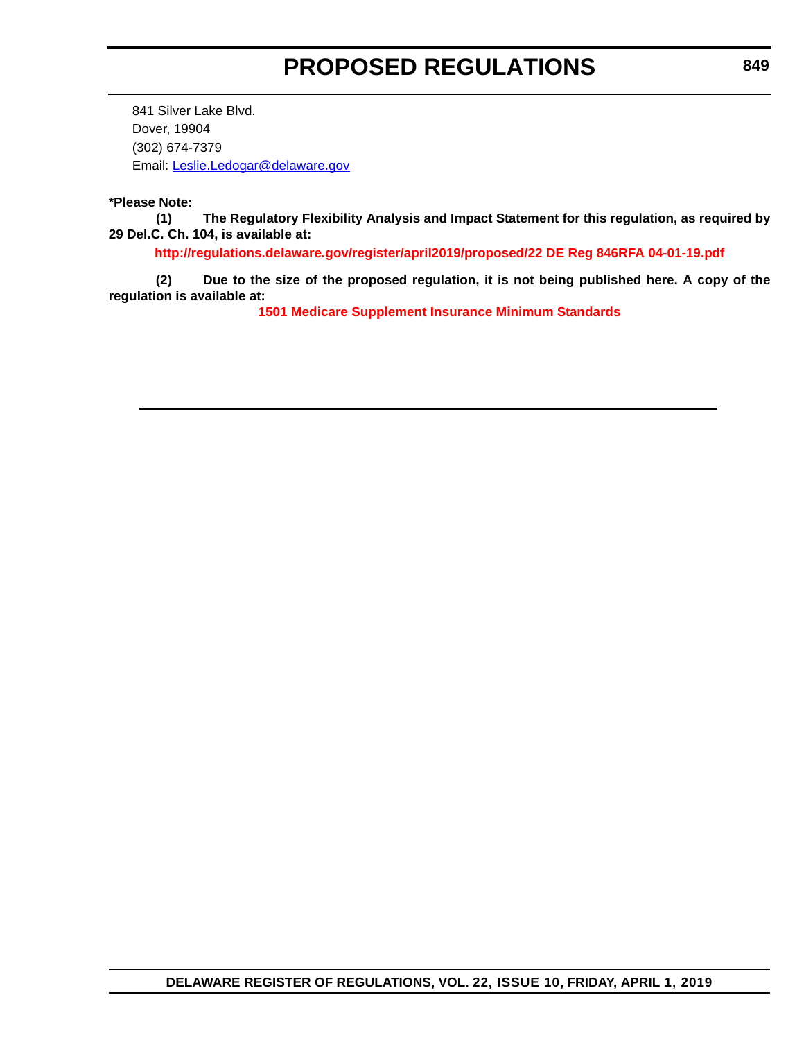841 Silver Lake Blvd.
Dover, 19904
(302) 674-7379
Email: [Leslie.Ledogar@delaware.gov](mailto:Leslie.Ledogar@delaware.gov)

**\*Please Note:**

**(1) The Regulatory Flexibility Analysis and Impact Statement for this regulation, as required by 29 Del.C. Ch. 104, is available at:**

**http://regulations.delaware.gov/register/april2019/proposed/22 DE Reg 846RFA 04-01-19.pdf**

**(2) Due to the size of the proposed regulation, it is not being published here. A copy of the regulation is available at:**

**1501 Medicare Supplement Insurance Minimum Standards**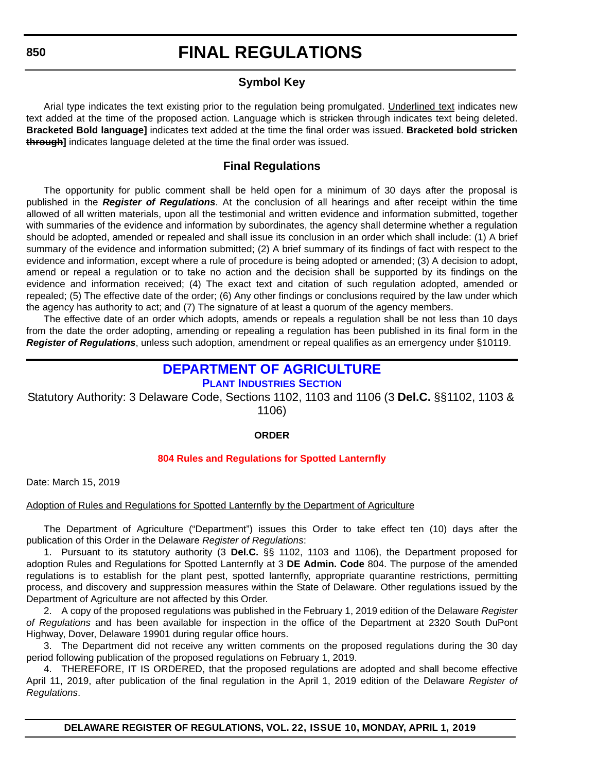# FINAL REGULATIONS

## Symbol Key

Arial type indicates the text existing prior to the regulation being promulgated. <u>Underlined text</u> indicates new text added at the time of the proposed action. Language which is ~~stricken~~ through indicates text being deleted. **Bracketed Bold language]** indicates text added at the time the final order was issued. **~~Bracketed bold stricken through~~]** indicates language deleted at the time the final order was issued.

## Final Regulations

The opportunity for public comment shall be held open for a minimum of 30 days after the proposal is published in the ***Register of Regulations***. At the conclusion of all hearings and after receipt within the time allowed of all written materials, upon all the testimonial and written evidence and information submitted, together with summaries of the evidence and information by subordinates, the agency shall determine whether a regulation should be adopted, amended or repealed and shall issue its conclusion in an order which shall include: (1) A brief summary of the evidence and information submitted; (2) A brief summary of its findings of fact with respect to the evidence and information, except where a rule of procedure is being adopted or amended; (3) A decision to adopt, amend or repeal a regulation or to take no action and the decision shall be supported by its findings on the evidence and information received; (4) The exact text and citation of such regulation adopted, amended or repealed; (5) The effective date of the order; (6) Any other findings or conclusions required by the law under which the agency has authority to act; and (7) The signature of at least a quorum of the agency members.

The effective date of an order which adopts, amends or repeals a regulation shall be not less than 10 days from the date the order adopting, amending or repealing a regulation has been published in its final form in the ***Register of Regulations***, unless such adoption, amendment or repeal qualifies as an emergency under §10119.

## DEPARTMENT OF AGRICULTURE

### Plant Industries Section

Statutory Authority: 3 Delaware Code, Sections 1102, 1103 and 1106 (3 **Del.C.** §§1102, 1103 & 1106)

**ORDER**

**804 Rules and Regulations for Spotted Lanternfly**

Date: March 15, 2019

<u>Adoption of Rules and Regulations for Spotted Lanternfly by the Department of Agriculture</u>

The Department of Agriculture ("Department") issues this Order to take effect ten (10) days after the publication of this Order in the Delaware *Register of Regulations*:

1. Pursuant to its statutory authority (3 **Del.C.** §§ 1102, 1103 and 1106), the Department proposed for adoption Rules and Regulations for Spotted Lanternfly at 3 **DE Admin. Code** 804. The purpose of the amended regulations is to establish for the plant pest, spotted lanternfly, appropriate quarantine restrictions, permitting process, and discovery and suppression measures within the State of Delaware. Other regulations issued by the Department of Agriculture are not affected by this Order.

2. A copy of the proposed regulations was published in the February 1, 2019 edition of the Delaware *Register of Regulations* and has been available for inspection in the office of the Department at 2320 South DuPont Highway, Dover, Delaware 19901 during regular office hours.

3. The Department did not receive any written comments on the proposed regulations during the 30 day period following publication of the proposed regulations on February 1, 2019.

4. THEREFORE, IT IS ORDERED, that the proposed regulations are adopted and shall become effective April 11, 2019, after publication of the final regulation in the April 1, 2019 edition of the Delaware *Register of Regulations*.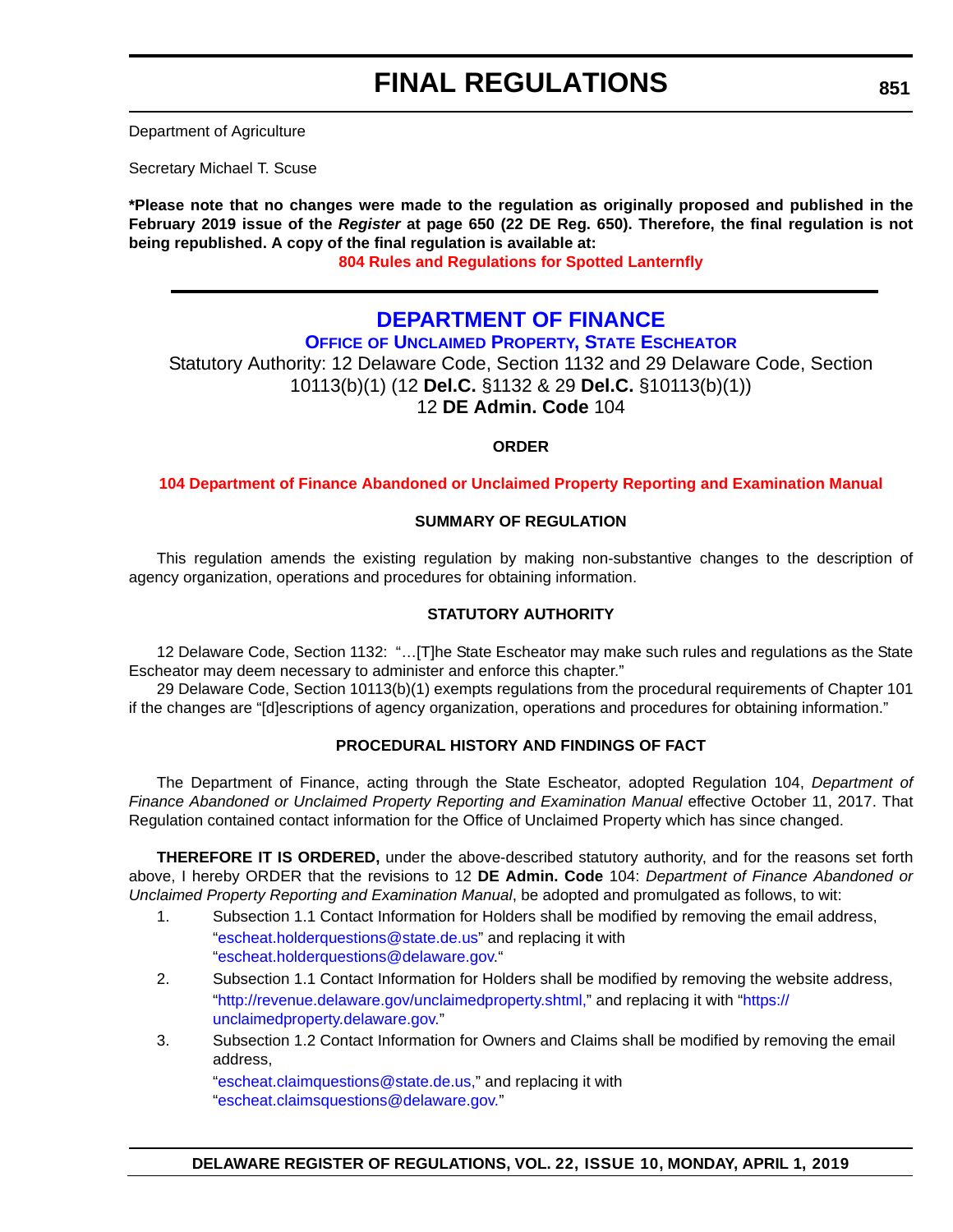Department of Agriculture

Secretary Michael T. Scuse

**\*Please note that no changes were made to the regulation as originally proposed and published in the February 2019 issue of the *Register* at page 650 (22 DE Reg. 650). Therefore, the final regulation is not being republished. A copy of the final regulation is available at:**

**804 Rules and Regulations for Spotted Lanternfly**

---

## DEPARTMENT OF FINANCE

### OFFICE OF UNCLAIMED PROPERTY, STATE ESCHEATOR

Statutory Authority: 12 Delaware Code, Section 1132 and 29 Delaware Code, Section 10113(b)(1) (12 **Del.C.** §1132 & 29 **Del.C.** §10113(b)(1))
12 **DE Admin. Code** 104

**ORDER**

**104 Department of Finance Abandoned or Unclaimed Property Reporting and Examination Manual**

**SUMMARY OF REGULATION**

This regulation amends the existing regulation by making non-substantive changes to the description of agency organization, operations and procedures for obtaining information.

**STATUTORY AUTHORITY**

12 Delaware Code, Section 1132: "…[T]he State Escheator may make such rules and regulations as the State Escheator may deem necessary to administer and enforce this chapter."

29 Delaware Code, Section 10113(b)(1) exempts regulations from the procedural requirements of Chapter 101 if the changes are "[d]escriptions of agency organization, operations and procedures for obtaining information."

**PROCEDURAL HISTORY AND FINDINGS OF FACT**

The Department of Finance, acting through the State Escheator, adopted Regulation 104, *Department of Finance Abandoned or Unclaimed Property Reporting and Examination Manual* effective October 11, 2017. That Regulation contained contact information for the Office of Unclaimed Property which has since changed.

**THEREFORE IT IS ORDERED,** under the above-described statutory authority, and for the reasons set forth above, I hereby ORDER that the revisions to 12 **DE Admin. Code** 104: *Department of Finance Abandoned or Unclaimed Property Reporting and Examination Manual*, be adopted and promulgated as follows, to wit:

1. Subsection 1.1 Contact Information for Holders shall be modified by removing the email address, "escheat.holderquestions@state.de.us" and replacing it with "escheat.holderquestions@delaware.gov."
2. Subsection 1.1 Contact Information for Holders shall be modified by removing the website address, "http://revenue.delaware.gov/unclaimedproperty.shtml," and replacing it with "https://unclaimedproperty.delaware.gov."
3. Subsection 1.2 Contact Information for Owners and Claims shall be modified by removing the email address, "escheat.claimquestions@state.de.us," and replacing it with "escheat.claimsquestions@delaware.gov."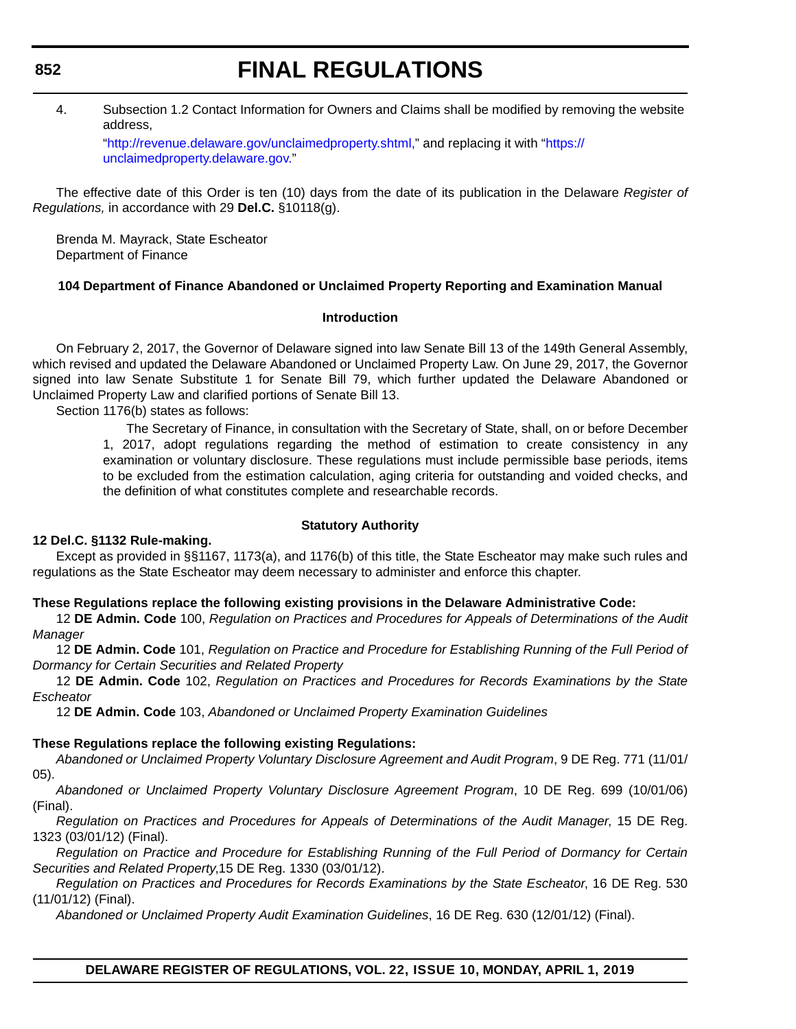4. Subsection 1.2 Contact Information for Owners and Claims shall be modified by removing the website address,

   "http://revenue.delaware.gov/unclaimedproperty.shtml," and replacing it with "https://unclaimedproperty.delaware.gov."

The effective date of this Order is ten (10) days from the date of its publication in the Delaware *Register of Regulations,* in accordance with 29 **Del.C.** §10118(g).

Brenda M. Mayrack, State Escheator
Department of Finance

**104 Department of Finance Abandoned or Unclaimed Property Reporting and Examination Manual**

**Introduction**

On February 2, 2017, the Governor of Delaware signed into law Senate Bill 13 of the 149th General Assembly, which revised and updated the Delaware Abandoned or Unclaimed Property Law. On June 29, 2017, the Governor signed into law Senate Substitute 1 for Senate Bill 79, which further updated the Delaware Abandoned or Unclaimed Property Law and clarified portions of Senate Bill 13.

Section 1176(b) states as follows:

> The Secretary of Finance, in consultation with the Secretary of State, shall, on or before December 1, 2017, adopt regulations regarding the method of estimation to create consistency in any examination or voluntary disclosure. These regulations must include permissible base periods, items to be excluded from the estimation calculation, aging criteria for outstanding and voided checks, and the definition of what constitutes complete and researchable records.

**Statutory Authority**

**12 Del.C. §1132 Rule-making.**

Except as provided in §§1167, 1173(a), and 1176(b) of this title, the State Escheator may make such rules and regulations as the State Escheator may deem necessary to administer and enforce this chapter.

**These Regulations replace the following existing provisions in the Delaware Administrative Code:**

12 **DE Admin. Code** 100, *Regulation on Practices and Procedures for Appeals of Determinations of the Audit Manager*

12 **DE Admin. Code** 101, *Regulation on Practice and Procedure for Establishing Running of the Full Period of Dormancy for Certain Securities and Related Property*

12 **DE Admin. Code** 102, *Regulation on Practices and Procedures for Records Examinations by the State Escheator*

12 **DE Admin. Code** 103, *Abandoned or Unclaimed Property Examination Guidelines*

**These Regulations replace the following existing Regulations:**

*Abandoned or Unclaimed Property Voluntary Disclosure Agreement and Audit Program*, 9 DE Reg. 771 (11/01/05).

*Abandoned or Unclaimed Property Voluntary Disclosure Agreement Program*, 10 DE Reg. 699 (10/01/06) (Final).

*Regulation on Practices and Procedures for Appeals of Determinations of the Audit Manager*, 15 DE Reg. 1323 (03/01/12) (Final).

*Regulation on Practice and Procedure for Establishing Running of the Full Period of Dormancy for Certain Securities and Related Property*,15 DE Reg. 1330 (03/01/12).

*Regulation on Practices and Procedures for Records Examinations by the State Escheator*, 16 DE Reg. 530 (11/01/12) (Final).

*Abandoned or Unclaimed Property Audit Examination Guidelines*, 16 DE Reg. 630 (12/01/12) (Final).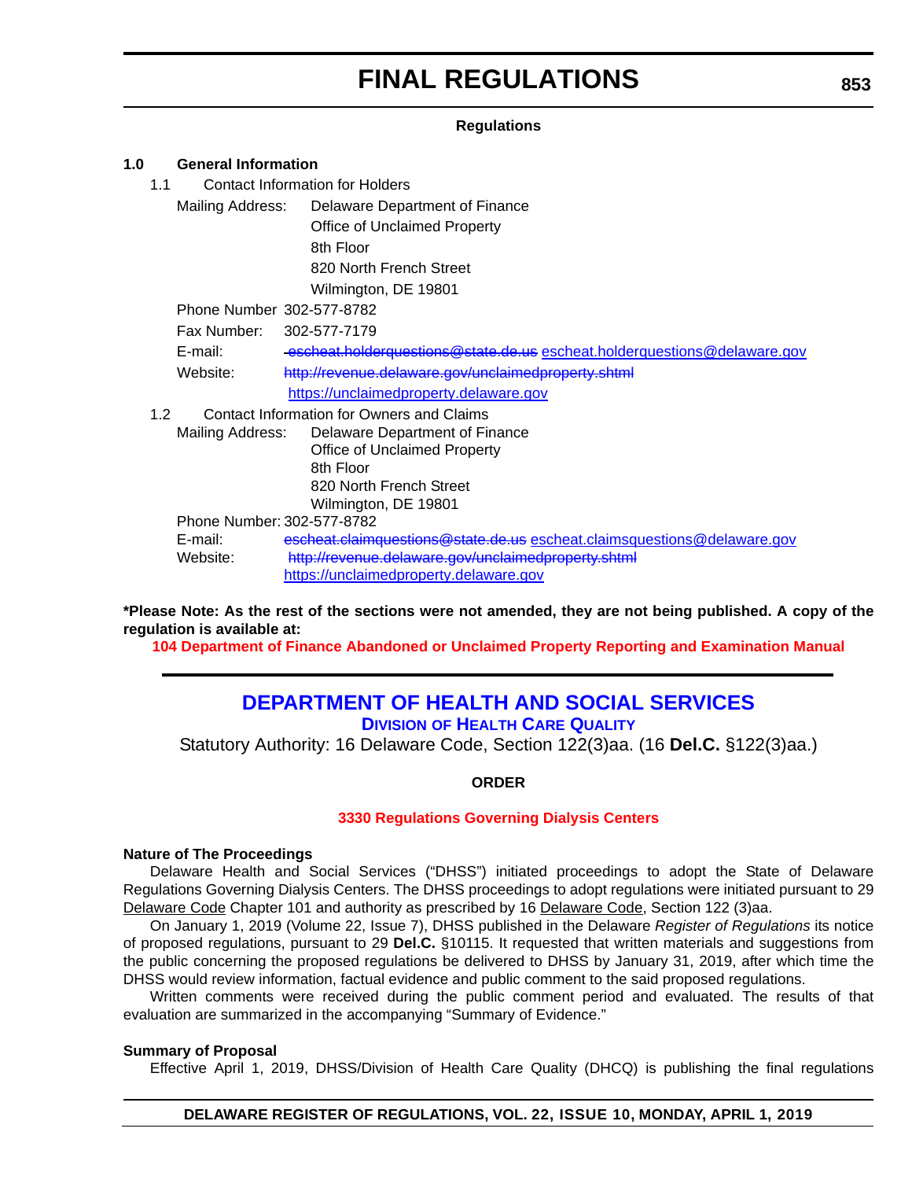# FINAL REGULATIONS

**Regulations**

**1.0 General Information**

1.1 Contact Information for Holders

Mailing Address: Delaware Department of Finance
Office of Unclaimed Property
8th Floor
820 North French Street
Wilmington, DE 19801

Phone Number 302-577-8782

Fax Number: 302-577-7179

E-mail: ~~escheat.holderquestions@state.de.us~~ escheat.holderquestions@delaware.gov

Website: ~~http://revenue.delaware.gov/unclaimedproperty.shtml~~
https://unclaimedproperty.delaware.gov

1.2 Contact Information for Owners and Claims

Mailing Address: Delaware Department of Finance
Office of Unclaimed Property
8th Floor
820 North French Street
Wilmington, DE 19801

Phone Number: 302-577-8782

E-mail: ~~escheat.claimquestions@state.de.us~~ escheat.claimsquestions@delaware.gov

Website: ~~http://revenue.delaware.gov/unclaimedproperty.shtml~~
https://unclaimedproperty.delaware.gov

**\*Please Note: As the rest of the sections were not amended, they are not being published. A copy of the regulation is available at:**

**104 Department of Finance Abandoned or Unclaimed Property Reporting and Examination Manual**

---

## DEPARTMENT OF HEALTH AND SOCIAL SERVICES

### DIVISION OF HEALTH CARE QUALITY

Statutory Authority: 16 Delaware Code, Section 122(3)aa. (16 **Del.C.** §122(3)aa.)

**ORDER**

**3330 Regulations Governing Dialysis Centers**

**Nature of The Proceedings**

Delaware Health and Social Services ("DHSS") initiated proceedings to adopt the State of Delaware Regulations Governing Dialysis Centers. The DHSS proceedings to adopt regulations were initiated pursuant to 29 Delaware Code Chapter 101 and authority as prescribed by 16 Delaware Code, Section 122 (3)aa.

On January 1, 2019 (Volume 22, Issue 7), DHSS published in the Delaware *Register of Regulations* its notice of proposed regulations, pursuant to 29 **Del.C.** §10115. It requested that written materials and suggestions from the public concerning the proposed regulations be delivered to DHSS by January 31, 2019, after which time the DHSS would review information, factual evidence and public comment to the said proposed regulations.

Written comments were received during the public comment period and evaluated. The results of that evaluation are summarized in the accompanying "Summary of Evidence."

**Summary of Proposal**

Effective April 1, 2019, DHSS/Division of Health Care Quality (DHCQ) is publishing the final regulations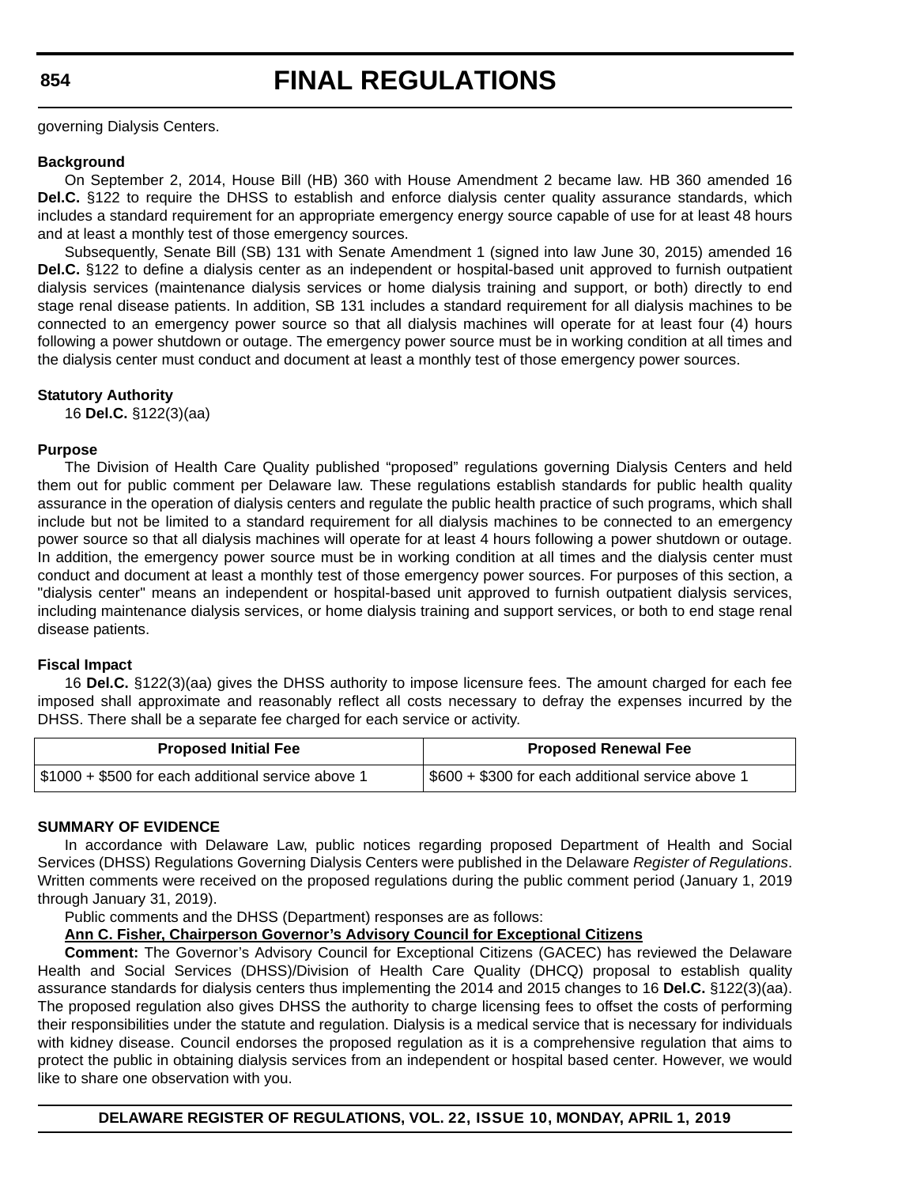governing Dialysis Centers.

**Background**

On September 2, 2014, House Bill (HB) 360 with House Amendment 2 became law. HB 360 amended 16 **Del.C.** §122 to require the DHSS to establish and enforce dialysis center quality assurance standards, which includes a standard requirement for an appropriate emergency energy source capable of use for at least 48 hours and at least a monthly test of those emergency sources.

Subsequently, Senate Bill (SB) 131 with Senate Amendment 1 (signed into law June 30, 2015) amended 16 **Del.C.** §122 to define a dialysis center as an independent or hospital-based unit approved to furnish outpatient dialysis services (maintenance dialysis services or home dialysis training and support, or both) directly to end stage renal disease patients. In addition, SB 131 includes a standard requirement for all dialysis machines to be connected to an emergency power source so that all dialysis machines will operate for at least four (4) hours following a power shutdown or outage. The emergency power source must be in working condition at all times and the dialysis center must conduct and document at least a monthly test of those emergency power sources.

**Statutory Authority**

16 **Del.C.** §122(3)(aa)

**Purpose**

The Division of Health Care Quality published "proposed" regulations governing Dialysis Centers and held them out for public comment per Delaware law. These regulations establish standards for public health quality assurance in the operation of dialysis centers and regulate the public health practice of such programs, which shall include but not be limited to a standard requirement for all dialysis machines to be connected to an emergency power source so that all dialysis machines will operate for at least 4 hours following a power shutdown or outage. In addition, the emergency power source must be in working condition at all times and the dialysis center must conduct and document at least a monthly test of those emergency power sources. For purposes of this section, a "dialysis center" means an independent or hospital-based unit approved to furnish outpatient dialysis services, including maintenance dialysis services, or home dialysis training and support services, or both to end stage renal disease patients.

**Fiscal Impact**

16 **Del.C.** §122(3)(aa) gives the DHSS authority to impose licensure fees. The amount charged for each fee imposed shall approximate and reasonably reflect all costs necessary to defray the expenses incurred by the DHSS. There shall be a separate fee charged for each service or activity.

| Proposed Initial Fee | Proposed Renewal Fee |
|---|---|
| $1000 + $500 for each additional service above 1 | $600 + $300 for each additional service above 1 |

**SUMMARY OF EVIDENCE**

In accordance with Delaware Law, public notices regarding proposed Department of Health and Social Services (DHSS) Regulations Governing Dialysis Centers were published in the Delaware *Register of Regulations*. Written comments were received on the proposed regulations during the public comment period (January 1, 2019 through January 31, 2019).

Public comments and the DHSS (Department) responses are as follows:

**Ann C. Fisher, Chairperson Governor's Advisory Council for Exceptional Citizens**

**Comment:** The Governor's Advisory Council for Exceptional Citizens (GACEC) has reviewed the Delaware Health and Social Services (DHSS)/Division of Health Care Quality (DHCQ) proposal to establish quality assurance standards for dialysis centers thus implementing the 2014 and 2015 changes to 16 **Del.C.** §122(3)(aa). The proposed regulation also gives DHSS the authority to charge licensing fees to offset the costs of performing their responsibilities under the statute and regulation. Dialysis is a medical service that is necessary for individuals with kidney disease. Council endorses the proposed regulation as it is a comprehensive regulation that aims to protect the public in obtaining dialysis services from an independent or hospital based center. However, we would like to share one observation with you.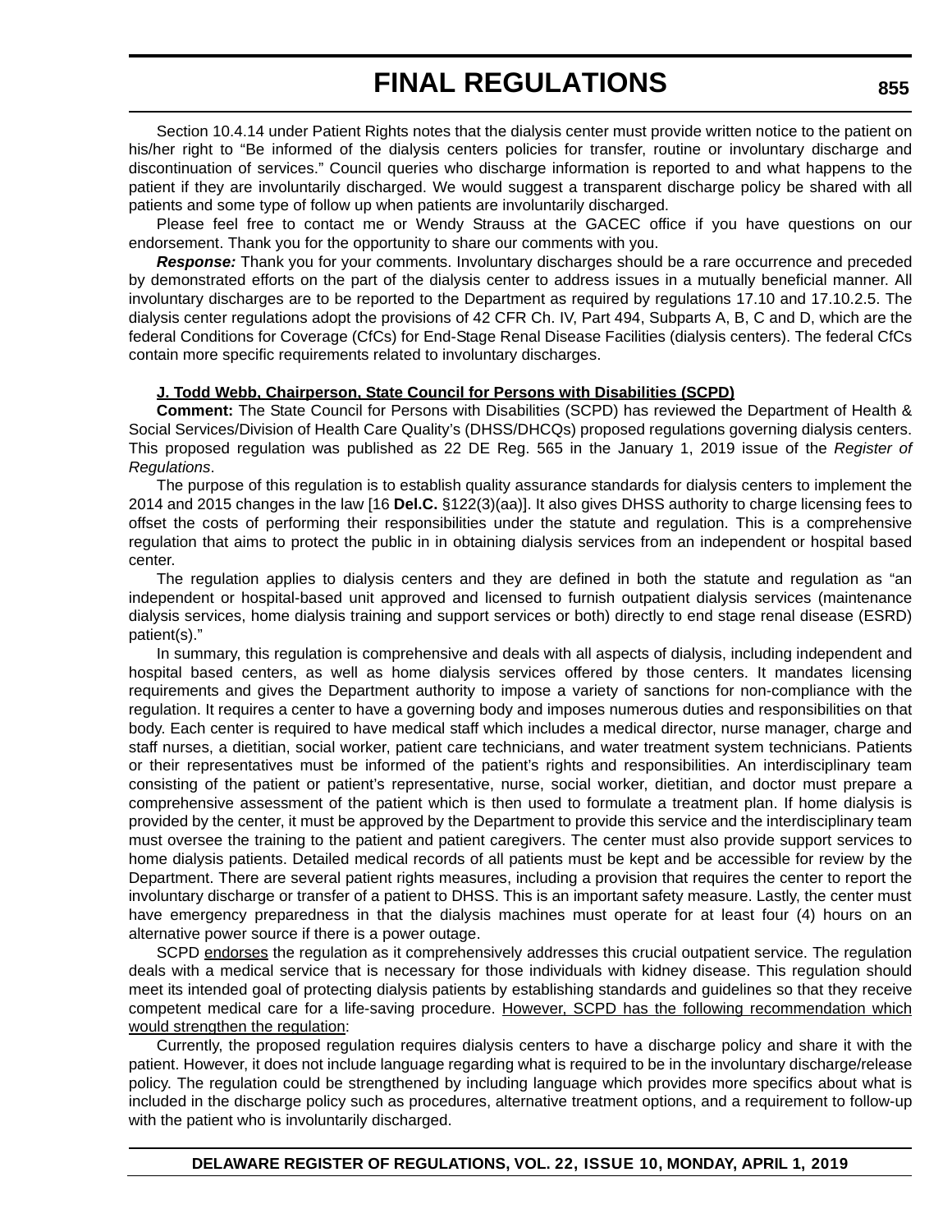Section 10.4.14 under Patient Rights notes that the dialysis center must provide written notice to the patient on his/her right to "Be informed of the dialysis centers policies for transfer, routine or involuntary discharge and discontinuation of services." Council queries who discharge information is reported to and what happens to the patient if they are involuntarily discharged. We would suggest a transparent discharge policy be shared with all patients and some type of follow up when patients are involuntarily discharged.

Please feel free to contact me or Wendy Strauss at the GACEC office if you have questions on our endorsement. Thank you for the opportunity to share our comments with you.

***Response:*** Thank you for your comments. Involuntary discharges should be a rare occurrence and preceded by demonstrated efforts on the part of the dialysis center to address issues in a mutually beneficial manner. All involuntary discharges are to be reported to the Department as required by regulations 17.10 and 17.10.2.5. The dialysis center regulations adopt the provisions of 42 CFR Ch. IV, Part 494, Subparts A, B, C and D, which are the federal Conditions for Coverage (CfCs) for End-Stage Renal Disease Facilities (dialysis centers). The federal CfCs contain more specific requirements related to involuntary discharges.

**J. Todd Webb, Chairperson, State Council for Persons with Disabilities (SCPD)**

**Comment:** The State Council for Persons with Disabilities (SCPD) has reviewed the Department of Health & Social Services/Division of Health Care Quality's (DHSS/DHCQs) proposed regulations governing dialysis centers. This proposed regulation was published as 22 DE Reg. 565 in the January 1, 2019 issue of the *Register of Regulations*.

The purpose of this regulation is to establish quality assurance standards for dialysis centers to implement the 2014 and 2015 changes in the law [16 **Del.C.** §122(3)(aa)]. It also gives DHSS authority to charge licensing fees to offset the costs of performing their responsibilities under the statute and regulation. This is a comprehensive regulation that aims to protect the public in in obtaining dialysis services from an independent or hospital based center.

The regulation applies to dialysis centers and they are defined in both the statute and regulation as "an independent or hospital-based unit approved and licensed to furnish outpatient dialysis services (maintenance dialysis services, home dialysis training and support services or both) directly to end stage renal disease (ESRD) patient(s)."

In summary, this regulation is comprehensive and deals with all aspects of dialysis, including independent and hospital based centers, as well as home dialysis services offered by those centers. It mandates licensing requirements and gives the Department authority to impose a variety of sanctions for non-compliance with the regulation. It requires a center to have a governing body and imposes numerous duties and responsibilities on that body. Each center is required to have medical staff which includes a medical director, nurse manager, charge and staff nurses, a dietitian, social worker, patient care technicians, and water treatment system technicians. Patients or their representatives must be informed of the patient's rights and responsibilities. An interdisciplinary team consisting of the patient or patient's representative, nurse, social worker, dietitian, and doctor must prepare a comprehensive assessment of the patient which is then used to formulate a treatment plan. If home dialysis is provided by the center, it must be approved by the Department to provide this service and the interdisciplinary team must oversee the training to the patient and patient caregivers. The center must also provide support services to home dialysis patients. Detailed medical records of all patients must be kept and be accessible for review by the Department. There are several patient rights measures, including a provision that requires the center to report the involuntary discharge or transfer of a patient to DHSS. This is an important safety measure. Lastly, the center must have emergency preparedness in that the dialysis machines must operate for at least four (4) hours on an alternative power source if there is a power outage.

SCPD endorses the regulation as it comprehensively addresses this crucial outpatient service. The regulation deals with a medical service that is necessary for those individuals with kidney disease. This regulation should meet its intended goal of protecting dialysis patients by establishing standards and guidelines so that they receive competent medical care for a life-saving procedure. However, SCPD has the following recommendation which would strengthen the regulation:

Currently, the proposed regulation requires dialysis centers to have a discharge policy and share it with the patient. However, it does not include language regarding what is required to be in the involuntary discharge/release policy. The regulation could be strengthened by including language which provides more specifics about what is included in the discharge policy such as procedures, alternative treatment options, and a requirement to follow-up with the patient who is involuntarily discharged.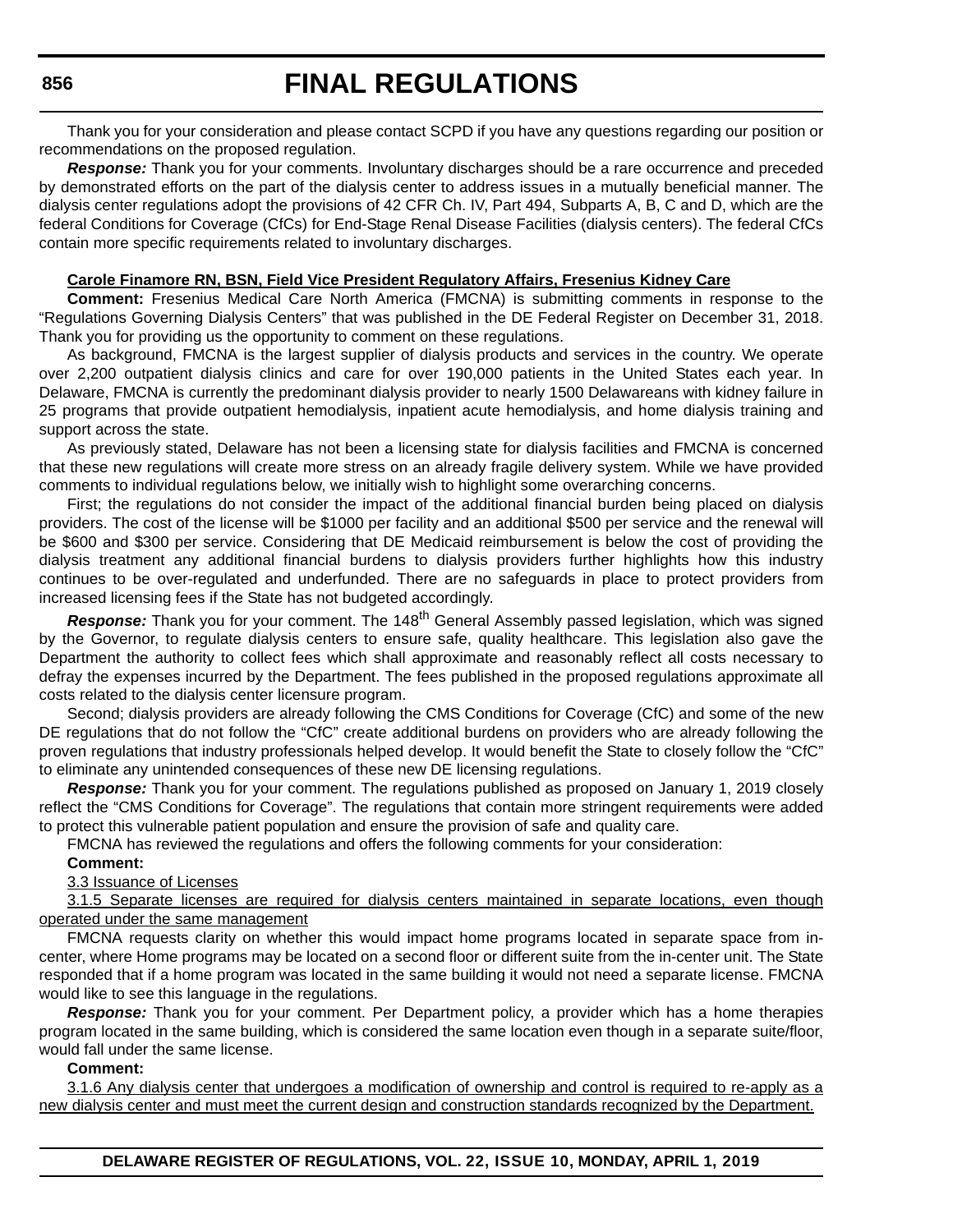Thank you for your consideration and please contact SCPD if you have any questions regarding our position or recommendations on the proposed regulation.

***Response:*** Thank you for your comments. Involuntary discharges should be a rare occurrence and preceded by demonstrated efforts on the part of the dialysis center to address issues in a mutually beneficial manner. The dialysis center regulations adopt the provisions of 42 CFR Ch. IV, Part 494, Subparts A, B, C and D, which are the federal Conditions for Coverage (CfCs) for End-Stage Renal Disease Facilities (dialysis centers). The federal CfCs contain more specific requirements related to involuntary discharges.

**Carole Finamore RN, BSN, Field Vice President Regulatory Affairs, Fresenius Kidney Care**

**Comment:** Fresenius Medical Care North America (FMCNA) is submitting comments in response to the "Regulations Governing Dialysis Centers" that was published in the DE Federal Register on December 31, 2018. Thank you for providing us the opportunity to comment on these regulations.

As background, FMCNA is the largest supplier of dialysis products and services in the country. We operate over 2,200 outpatient dialysis clinics and care for over 190,000 patients in the United States each year. In Delaware, FMCNA is currently the predominant dialysis provider to nearly 1500 Delawareans with kidney failure in 25 programs that provide outpatient hemodialysis, inpatient acute hemodialysis, and home dialysis training and support across the state.

As previously stated, Delaware has not been a licensing state for dialysis facilities and FMCNA is concerned that these new regulations will create more stress on an already fragile delivery system. While we have provided comments to individual regulations below, we initially wish to highlight some overarching concerns.

First; the regulations do not consider the impact of the additional financial burden being placed on dialysis providers. The cost of the license will be $1000 per facility and an additional $500 per service and the renewal will be $600 and $300 per service. Considering that DE Medicaid reimbursement is below the cost of providing the dialysis treatment any additional financial burdens to dialysis providers further highlights how this industry continues to be over-regulated and underfunded. There are no safeguards in place to protect providers from increased licensing fees if the State has not budgeted accordingly.

***Response:*** Thank you for your comment. The 148th General Assembly passed legislation, which was signed by the Governor, to regulate dialysis centers to ensure safe, quality healthcare. This legislation also gave the Department the authority to collect fees which shall approximate and reasonably reflect all costs necessary to defray the expenses incurred by the Department. The fees published in the proposed regulations approximate all costs related to the dialysis center licensure program.

Second; dialysis providers are already following the CMS Conditions for Coverage (CfC) and some of the new DE regulations that do not follow the "CfC" create additional burdens on providers who are already following the proven regulations that industry professionals helped develop. It would benefit the State to closely follow the "CfC" to eliminate any unintended consequences of these new DE licensing regulations.

***Response:*** Thank you for your comment. The regulations published as proposed on January 1, 2019 closely reflect the "CMS Conditions for Coverage". The regulations that contain more stringent requirements were added to protect this vulnerable patient population and ensure the provision of safe and quality care.

FMCNA has reviewed the regulations and offers the following comments for your consideration:

**Comment:**

3.3 Issuance of Licenses

3.1.5 Separate licenses are required for dialysis centers maintained in separate locations, even though operated under the same management

FMCNA requests clarity on whether this would impact home programs located in separate space from in-center, where Home programs may be located on a second floor or different suite from the in-center unit. The State responded that if a home program was located in the same building it would not need a separate license. FMCNA would like to see this language in the regulations.

***Response:*** Thank you for your comment. Per Department policy, a provider which has a home therapies program located in the same building, which is considered the same location even though in a separate suite/floor, would fall under the same license.

**Comment:**

3.1.6 Any dialysis center that undergoes a modification of ownership and control is required to re-apply as a new dialysis center and must meet the current design and construction standards recognized by the Department.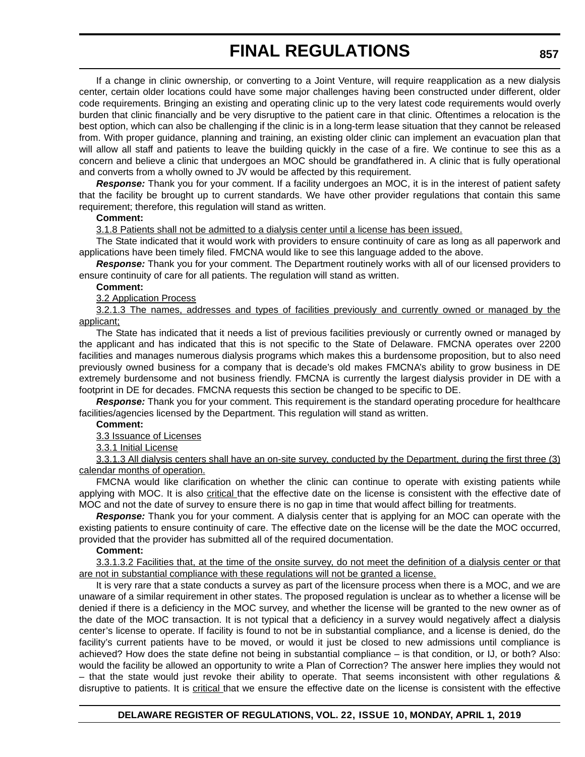If a change in clinic ownership, or converting to a Joint Venture, will require reapplication as a new dialysis center, certain older locations could have some major challenges having been constructed under different, older code requirements. Bringing an existing and operating clinic up to the very latest code requirements would overly burden that clinic financially and be very disruptive to the patient care in that clinic. Oftentimes a relocation is the best option, which can also be challenging if the clinic is in a long-term lease situation that they cannot be released from. With proper guidance, planning and training, an existing older clinic can implement an evacuation plan that will allow all staff and patients to leave the building quickly in the case of a fire. We continue to see this as a concern and believe a clinic that undergoes an MOC should be grandfathered in. A clinic that is fully operational and converts from a wholly owned to JV would be affected by this requirement.

***Response:*** Thank you for your comment. If a facility undergoes an MOC, it is in the interest of patient safety that the facility be brought up to current standards. We have other provider regulations that contain this same requirement; therefore, this regulation will stand as written.

**Comment:**

<u>3.1.8 Patients shall not be admitted to a dialysis center until a license has been issued.</u>

The State indicated that it would work with providers to ensure continuity of care as long as all paperwork and applications have been timely filed. FMCNA would like to see this language added to the above.

***Response:*** Thank you for your comment. The Department routinely works with all of our licensed providers to ensure continuity of care for all patients. The regulation will stand as written.

**Comment:**

<u>3.2 Application Process</u>

<u>3.2.1.3 The names, addresses and types of facilities previously and currently owned or managed by the applicant;</u>

The State has indicated that it needs a list of previous facilities previously or currently owned or managed by the applicant and has indicated that this is not specific to the State of Delaware. FMCNA operates over 2200 facilities and manages numerous dialysis programs which makes this a burdensome proposition, but to also need previously owned business for a company that is decade's old makes FMCNA's ability to grow business in DE extremely burdensome and not business friendly. FMCNA is currently the largest dialysis provider in DE with a footprint in DE for decades. FMCNA requests this section be changed to be specific to DE.

***Response:*** Thank you for your comment. This requirement is the standard operating procedure for healthcare facilities/agencies licensed by the Department. This regulation will stand as written.

**Comment:**

<u>3.3 Issuance of Licenses</u>

<u>3.3.1 Initial License</u>

<u>3.3.1.3 All dialysis centers shall have an on-site survey, conducted by the Department, during the first three (3) calendar months of operation.</u>

FMCNA would like clarification on whether the clinic can continue to operate with existing patients while applying with MOC. It is also <u>critical</u> that the effective date on the license is consistent with the effective date of MOC and not the date of survey to ensure there is no gap in time that would affect billing for treatments.

***Response:*** Thank you for your comment. A dialysis center that is applying for an MOC can operate with the existing patients to ensure continuity of care. The effective date on the license will be the date the MOC occurred, provided that the provider has submitted all of the required documentation.

**Comment:**

<u>3.3.1.3.2 Facilities that, at the time of the onsite survey, do not meet the definition of a dialysis center or that are not in substantial compliance with these regulations will not be granted a license.</u>

It is very rare that a state conducts a survey as part of the licensure process when there is a MOC, and we are unaware of a similar requirement in other states. The proposed regulation is unclear as to whether a license will be denied if there is a deficiency in the MOC survey, and whether the license will be granted to the new owner as of the date of the MOC transaction. It is not typical that a deficiency in a survey would negatively affect a dialysis center's license to operate. If facility is found to not be in substantial compliance, and a license is denied, do the facility's current patients have to be moved, or would it just be closed to new admissions until compliance is achieved? How does the state define not being in substantial compliance – is that condition, or IJ, or both? Also: would the facility be allowed an opportunity to write a Plan of Correction? The answer here implies they would not – that the state would just revoke their ability to operate. That seems inconsistent with other regulations & disruptive to patients. It is <u>critical</u> that we ensure the effective date on the license is consistent with the effective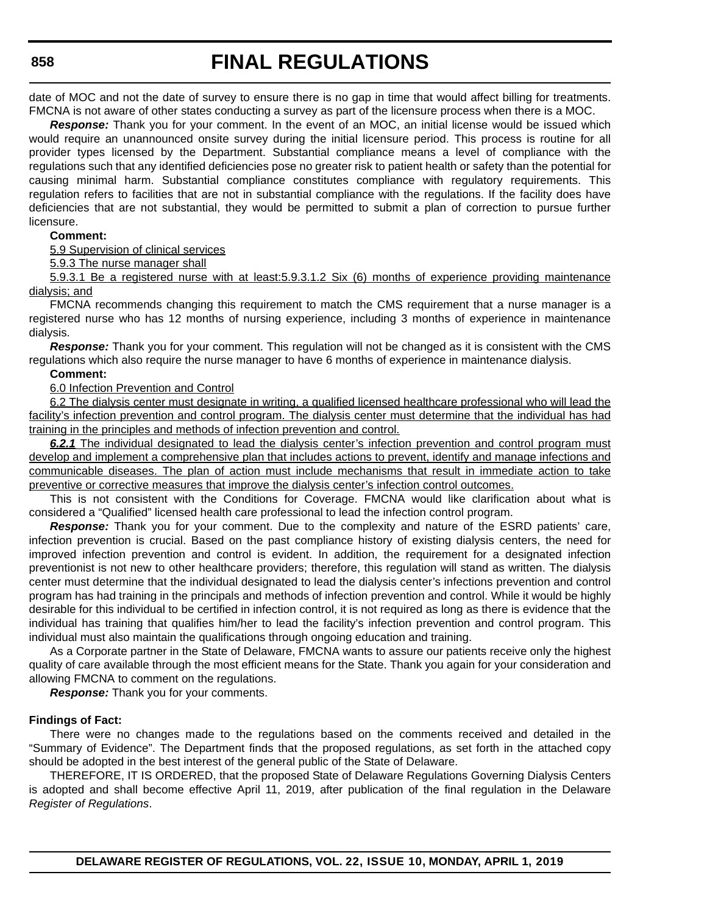date of MOC and not the date of survey to ensure there is no gap in time that would affect billing for treatments. FMCNA is not aware of other states conducting a survey as part of the licensure process when there is a MOC.

***Response:*** Thank you for your comment. In the event of an MOC, an initial license would be issued which would require an unannounced onsite survey during the initial licensure period. This process is routine for all provider types licensed by the Department. Substantial compliance means a level of compliance with the regulations such that any identified deficiencies pose no greater risk to patient health or safety than the potential for causing minimal harm. Substantial compliance constitutes compliance with regulatory requirements. This regulation refers to facilities that are not in substantial compliance with the regulations. If the facility does have deficiencies that are not substantial, they would be permitted to submit a plan of correction to pursue further licensure.

**Comment:**

<u>5.9 Supervision of clinical services</u>

<u>5.9.3 The nurse manager shall</u>

<u>5.9.3.1 Be a registered nurse with at least:5.9.3.1.2 Six (6) months of experience providing maintenance dialysis; and</u>

FMCNA recommends changing this requirement to match the CMS requirement that a nurse manager is a registered nurse who has 12 months of nursing experience, including 3 months of experience in maintenance dialysis.

***Response:*** Thank you for your comment. This regulation will not be changed as it is consistent with the CMS regulations which also require the nurse manager to have 6 months of experience in maintenance dialysis.

**Comment:**

<u>6.0 Infection Prevention and Control</u>

<u>6.2 The dialysis center must designate in writing, a qualified licensed healthcare professional who will lead the facility's infection prevention and control program. The dialysis center must determine that the individual has had training in the principles and methods of infection prevention and control.</u>

<u>***6.2.1*** The individual designated to lead the dialysis center's infection prevention and control program must develop and implement a comprehensive plan that includes actions to prevent, identify and manage infections and communicable diseases. The plan of action must include mechanisms that result in immediate action to take preventive or corrective measures that improve the dialysis center's infection control outcomes.</u>

This is not consistent with the Conditions for Coverage. FMCNA would like clarification about what is considered a "Qualified" licensed health care professional to lead the infection control program.

***Response:*** Thank you for your comment. Due to the complexity and nature of the ESRD patients' care, infection prevention is crucial. Based on the past compliance history of existing dialysis centers, the need for improved infection prevention and control is evident. In addition, the requirement for a designated infection preventionist is not new to other healthcare providers; therefore, this regulation will stand as written. The dialysis center must determine that the individual designated to lead the dialysis center's infections prevention and control program has had training in the principals and methods of infection prevention and control. While it would be highly desirable for this individual to be certified in infection control, it is not required as long as there is evidence that the individual has training that qualifies him/her to lead the facility's infection prevention and control program. This individual must also maintain the qualifications through ongoing education and training.

As a Corporate partner in the State of Delaware, FMCNA wants to assure our patients receive only the highest quality of care available through the most efficient means for the State. Thank you again for your consideration and allowing FMCNA to comment on the regulations.

***Response:*** Thank you for your comments.

**Findings of Fact:**

There were no changes made to the regulations based on the comments received and detailed in the "Summary of Evidence". The Department finds that the proposed regulations, as set forth in the attached copy should be adopted in the best interest of the general public of the State of Delaware.

THEREFORE, IT IS ORDERED, that the proposed State of Delaware Regulations Governing Dialysis Centers is adopted and shall become effective April 11, 2019, after publication of the final regulation in the Delaware *Register of Regulations*.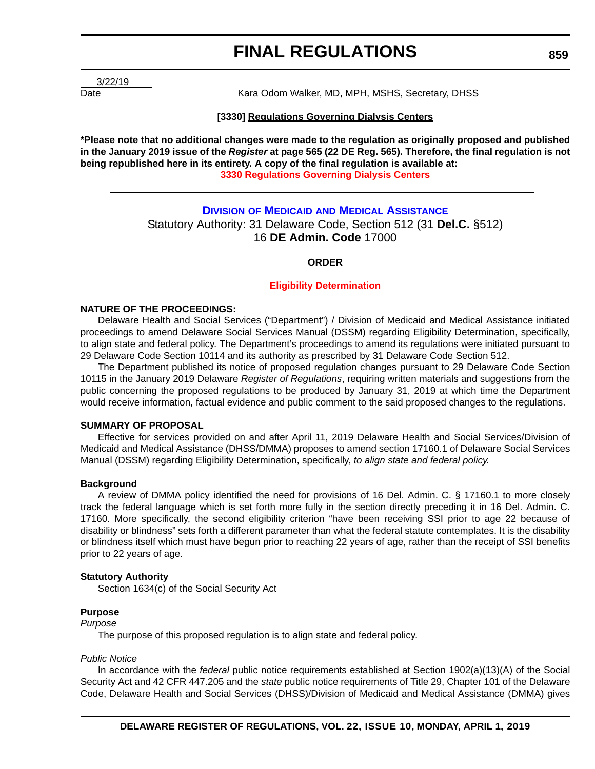3/22/19
Date

Kara Odom Walker, MD, MPH, MSHS, Secretary, DHSS

**[3330] Regulations Governing Dialysis Centers**

***Please note that no additional changes were made to the regulation as originally proposed and published in the January 2019 issue of the *Register* at page 565 (22 DE Reg. 565). Therefore, the final regulation is not being republished here in its entirety. A copy of the final regulation is available at:**
**3330 Regulations Governing Dialysis Centers**

---

## Division of Medicaid and Medical Assistance

Statutory Authority: 31 Delaware Code, Section 512 (31 **Del.C.** §512)
16 **DE Admin. Code** 17000

**ORDER**

### Eligibility Determination

**NATURE OF THE PROCEEDINGS:**

Delaware Health and Social Services ("Department") / Division of Medicaid and Medical Assistance initiated proceedings to amend Delaware Social Services Manual (DSSM) regarding Eligibility Determination, specifically, to align state and federal policy. The Department's proceedings to amend its regulations were initiated pursuant to 29 Delaware Code Section 10114 and its authority as prescribed by 31 Delaware Code Section 512.

The Department published its notice of proposed regulation changes pursuant to 29 Delaware Code Section 10115 in the January 2019 Delaware *Register of Regulations*, requiring written materials and suggestions from the public concerning the proposed regulations to be produced by January 31, 2019 at which time the Department would receive information, factual evidence and public comment to the said proposed changes to the regulations.

**SUMMARY OF PROPOSAL**

Effective for services provided on and after April 11, 2019 Delaware Health and Social Services/Division of Medicaid and Medical Assistance (DHSS/DMMA) proposes to amend section 17160.1 of Delaware Social Services Manual (DSSM) regarding Eligibility Determination, specifically, *to align state and federal policy.*

**Background**

A review of DMMA policy identified the need for provisions of 16 Del. Admin. C. § 17160.1 to more closely track the federal language which is set forth more fully in the section directly preceding it in 16 Del. Admin. C. 17160. More specifically, the second eligibility criterion "have been receiving SSI prior to age 22 because of disability or blindness" sets forth a different parameter than what the federal statute contemplates. It is the disability or blindness itself which must have begun prior to reaching 22 years of age, rather than the receipt of SSI benefits prior to 22 years of age.

**Statutory Authority**

Section 1634(c) of the Social Security Act

**Purpose**

*Purpose*

The purpose of this proposed regulation is to align state and federal policy.

*Public Notice*

In accordance with the *federal* public notice requirements established at Section 1902(a)(13)(A) of the Social Security Act and 42 CFR 447.205 and the *state* public notice requirements of Title 29, Chapter 101 of the Delaware Code, Delaware Health and Social Services (DHSS)/Division of Medicaid and Medical Assistance (DMMA) gives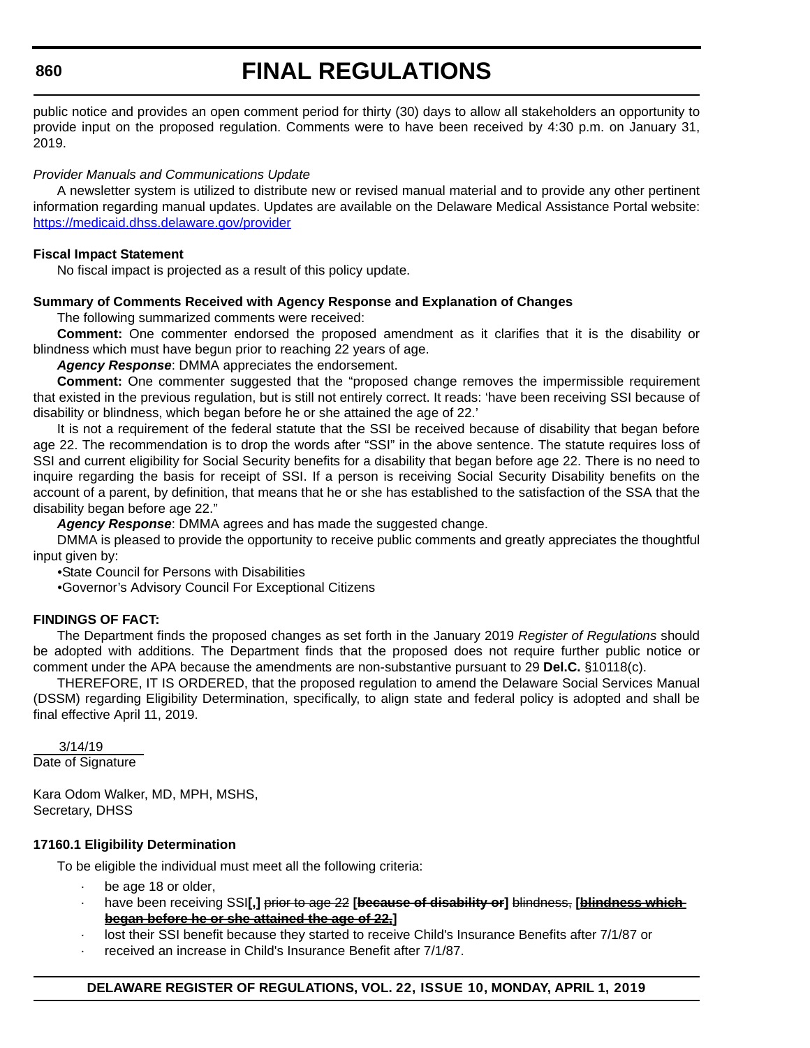public notice and provides an open comment period for thirty (30) days to allow all stakeholders an opportunity to provide input on the proposed regulation. Comments were to have been received by 4:30 p.m. on January 31, 2019.

*Provider Manuals and Communications Update*

A newsletter system is utilized to distribute new or revised manual material and to provide any other pertinent information regarding manual updates. Updates are available on the Delaware Medical Assistance Portal website: https://medicaid.dhss.delaware.gov/provider

**Fiscal Impact Statement**

No fiscal impact is projected as a result of this policy update.

**Summary of Comments Received with Agency Response and Explanation of Changes**

The following summarized comments were received:

**Comment:** One commenter endorsed the proposed amendment as it clarifies that it is the disability or blindness which must have begun prior to reaching 22 years of age.

***Agency Response***: DMMA appreciates the endorsement.

**Comment:** One commenter suggested that the "proposed change removes the impermissible requirement that existed in the previous regulation, but is still not entirely correct. It reads: 'have been receiving SSI because of disability or blindness, which began before he or she attained the age of 22.'

It is not a requirement of the federal statute that the SSI be received because of disability that began before age 22. The recommendation is to drop the words after "SSI" in the above sentence. The statute requires loss of SSI and current eligibility for Social Security benefits for a disability that began before age 22. There is no need to inquire regarding the basis for receipt of SSI. If a person is receiving Social Security Disability benefits on the account of a parent, by definition, that means that he or she has established to the satisfaction of the SSA that the disability began before age 22."

***Agency Response***: DMMA agrees and has made the suggested change.

DMMA is pleased to provide the opportunity to receive public comments and greatly appreciates the thoughtful input given by:

•State Council for Persons with Disabilities

•Governor's Advisory Council For Exceptional Citizens

**FINDINGS OF FACT:**

The Department finds the proposed changes as set forth in the January 2019 *Register of Regulations* should be adopted with additions. The Department finds that the proposed does not require further public notice or comment under the APA because the amendments are non-substantive pursuant to 29 **Del.C.** §10118(c).

THEREFORE, IT IS ORDERED, that the proposed regulation to amend the Delaware Social Services Manual (DSSM) regarding Eligibility Determination, specifically, to align state and federal policy is adopted and shall be final effective April 11, 2019.

3/14/19
Date of Signature

Kara Odom Walker, MD, MPH, MSHS,
Secretary, DHSS

**17160.1 Eligibility Determination**

To be eligible the individual must meet all the following criteria:

- be age 18 or older,
- have been receiving SSI**[,]** ~~prior to age 22~~ **[~~because of disability or~~]** ~~blindness,~~ **[~~blindness which began before he or she attained the age of 22,~~]**
- lost their SSI benefit because they started to receive Child's Insurance Benefits after 7/1/87 or
- received an increase in Child's Insurance Benefit after 7/1/87.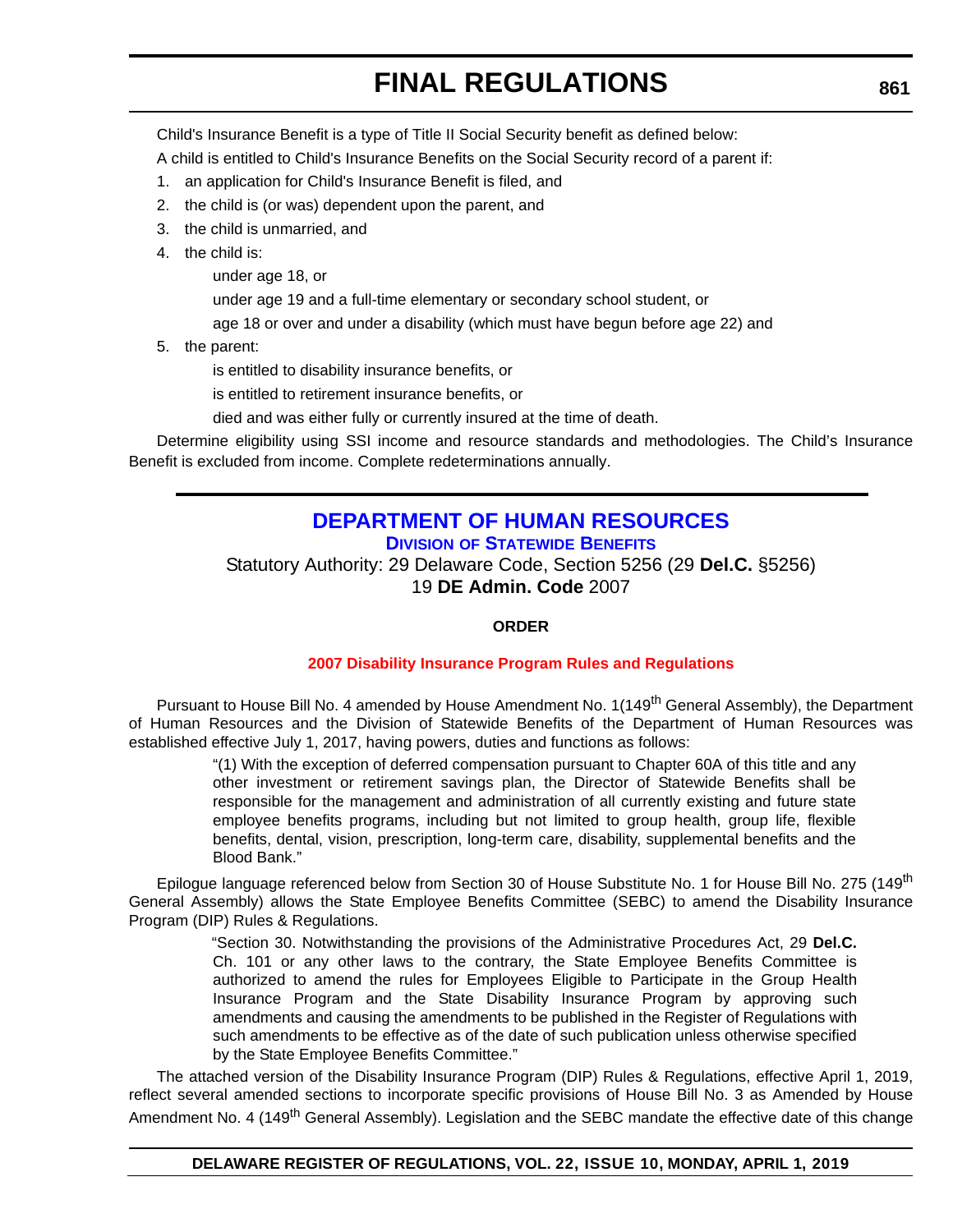Child's Insurance Benefit is a type of Title II Social Security benefit as defined below:

A child is entitled to Child's Insurance Benefits on the Social Security record of a parent if:

1. an application for Child's Insurance Benefit is filed, and
2. the child is (or was) dependent upon the parent, and
3. the child is unmarried, and
4. the child is:

   under age 18, or

   under age 19 and a full-time elementary or secondary school student, or

   age 18 or over and under a disability (which must have begun before age 22) and
5. the parent:

   is entitled to disability insurance benefits, or

   is entitled to retirement insurance benefits, or

   died and was either fully or currently insured at the time of death.

Determine eligibility using SSI income and resource standards and methodologies. The Child's Insurance Benefit is excluded from income. Complete redeterminations annually.

---

## DEPARTMENT OF HUMAN RESOURCES

### DIVISION OF STATEWIDE BENEFITS

Statutory Authority: 29 Delaware Code, Section 5256 (29 **Del.C.** §5256)
19 **DE Admin. Code** 2007

**ORDER**

**2007 Disability Insurance Program Rules and Regulations**

Pursuant to House Bill No. 4 amended by House Amendment No. 1(149th General Assembly), the Department of Human Resources and the Division of Statewide Benefits of the Department of Human Resources was established effective July 1, 2017, having powers, duties and functions as follows:

> "(1) With the exception of deferred compensation pursuant to Chapter 60A of this title and any other investment or retirement savings plan, the Director of Statewide Benefits shall be responsible for the management and administration of all currently existing and future state employee benefits programs, including but not limited to group health, group life, flexible benefits, dental, vision, prescription, long-term care, disability, supplemental benefits and the Blood Bank."

Epilogue language referenced below from Section 30 of House Substitute No. 1 for House Bill No. 275 (149th General Assembly) allows the State Employee Benefits Committee (SEBC) to amend the Disability Insurance Program (DIP) Rules & Regulations.

> "Section 30. Notwithstanding the provisions of the Administrative Procedures Act, 29 **Del.C.** Ch. 101 or any other laws to the contrary, the State Employee Benefits Committee is authorized to amend the rules for Employees Eligible to Participate in the Group Health Insurance Program and the State Disability Insurance Program by approving such amendments and causing the amendments to be published in the Register of Regulations with such amendments to be effective as of the date of such publication unless otherwise specified by the State Employee Benefits Committee."

The attached version of the Disability Insurance Program (DIP) Rules & Regulations, effective April 1, 2019, reflect several amended sections to incorporate specific provisions of House Bill No. 3 as Amended by House Amendment No. 4 (149th General Assembly). Legislation and the SEBC mandate the effective date of this change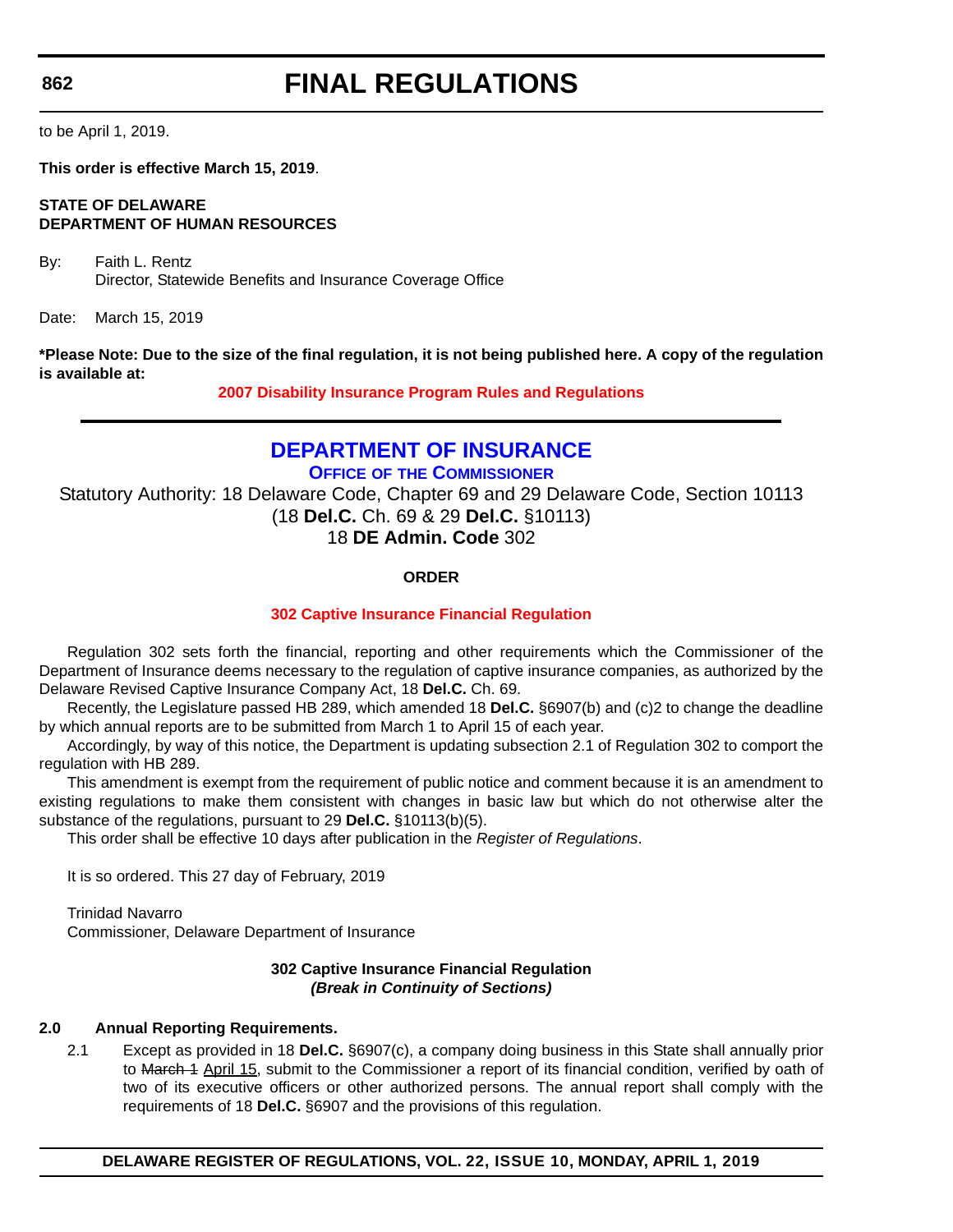to be April 1, 2019.

**This order is effective March 15, 2019**.

**STATE OF DELAWARE**
**DEPARTMENT OF HUMAN RESOURCES**

By: Faith L. Rentz
Director, Statewide Benefits and Insurance Coverage Office

Date: March 15, 2019

**\*Please Note: Due to the size of the final regulation, it is not being published here. A copy of the regulation is available at:**

**2007 Disability Insurance Program Rules and Regulations**

---

# DEPARTMENT OF INSURANCE

## OFFICE OF THE COMMISSIONER

Statutory Authority: 18 Delaware Code, Chapter 69 and 29 Delaware Code, Section 10113
(18 **Del.C.** Ch. 69 & 29 **Del.C.** §10113)
18 **DE Admin. Code** 302

**ORDER**

**302 Captive Insurance Financial Regulation**

Regulation 302 sets forth the financial, reporting and other requirements which the Commissioner of the Department of Insurance deems necessary to the regulation of captive insurance companies, as authorized by the Delaware Revised Captive Insurance Company Act, 18 **Del.C.** Ch. 69.

Recently, the Legislature passed HB 289, which amended 18 **Del.C.** §6907(b) and (c)2 to change the deadline by which annual reports are to be submitted from March 1 to April 15 of each year.

Accordingly, by way of this notice, the Department is updating subsection 2.1 of Regulation 302 to comport the regulation with HB 289.

This amendment is exempt from the requirement of public notice and comment because it is an amendment to existing regulations to make them consistent with changes in basic law but which do not otherwise alter the substance of the regulations, pursuant to 29 **Del.C.** §10113(b)(5).

This order shall be effective 10 days after publication in the *Register of Regulations*.

It is so ordered. This 27 day of February, 2019

Trinidad Navarro
Commissioner, Delaware Department of Insurance

**302 Captive Insurance Financial Regulation**
***(Break in Continuity of Sections)***

**2.0 Annual Reporting Requirements.**

2.1 Except as provided in 18 **Del.C.** §6907(c), a company doing business in this State shall annually prior to ~~March 1~~ <u>April 15</u>, submit to the Commissioner a report of its financial condition, verified by oath of two of its executive officers or other authorized persons. The annual report shall comply with the requirements of 18 **Del.C.** §6907 and the provisions of this regulation.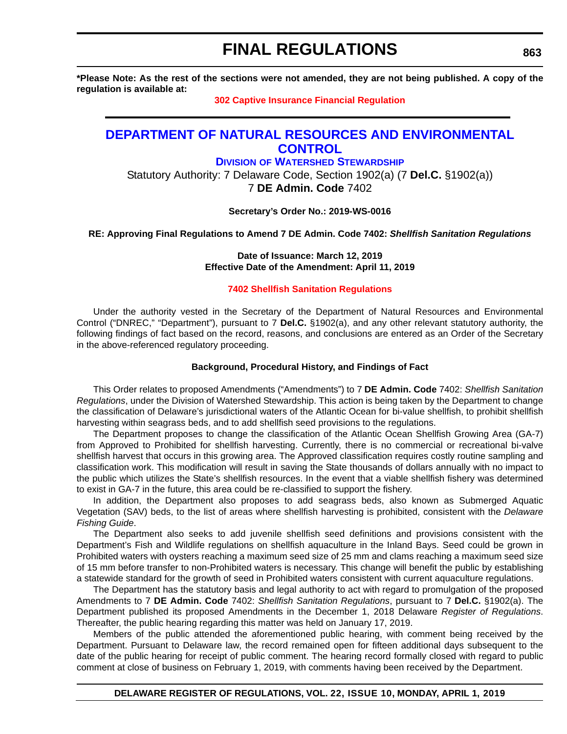**\*Please Note: As the rest of the sections were not amended, they are not being published. A copy of the regulation is available at:**

**302 Captive Insurance Financial Regulation**

---

## DEPARTMENT OF NATURAL RESOURCES AND ENVIRONMENTAL CONTROL

### DIVISION OF WATERSHED STEWARDSHIP

Statutory Authority: 7 Delaware Code, Section 1902(a) (7 **Del.C.** §1902(a))
7 **DE Admin. Code** 7402

**Secretary's Order No.: 2019-WS-0016**

**RE: Approving Final Regulations to Amend 7 DE Admin. Code 7402:** ***Shellfish Sanitation Regulations***

**Date of Issuance: March 12, 2019**
**Effective Date of the Amendment: April 11, 2019**

**7402 Shellfish Sanitation Regulations**

Under the authority vested in the Secretary of the Department of Natural Resources and Environmental Control ("DNREC," "Department"), pursuant to 7 **Del.C.** §1902(a), and any other relevant statutory authority, the following findings of fact based on the record, reasons, and conclusions are entered as an Order of the Secretary in the above-referenced regulatory proceeding.

**Background, Procedural History, and Findings of Fact**

This Order relates to proposed Amendments ("Amendments") to 7 **DE Admin. Code** 7402: *Shellfish Sanitation Regulations*, under the Division of Watershed Stewardship. This action is being taken by the Department to change the classification of Delaware's jurisdictional waters of the Atlantic Ocean for bi-value shellfish, to prohibit shellfish harvesting within seagrass beds, and to add shellfish seed provisions to the regulations.

The Department proposes to change the classification of the Atlantic Ocean Shellfish Growing Area (GA-7) from Approved to Prohibited for shellfish harvesting. Currently, there is no commercial or recreational bi-valve shellfish harvest that occurs in this growing area. The Approved classification requires costly routine sampling and classification work. This modification will result in saving the State thousands of dollars annually with no impact to the public which utilizes the State's shellfish resources. In the event that a viable shellfish fishery was determined to exist in GA-7 in the future, this area could be re-classified to support the fishery.

In addition, the Department also proposes to add seagrass beds, also known as Submerged Aquatic Vegetation (SAV) beds, to the list of areas where shellfish harvesting is prohibited, consistent with the *Delaware Fishing Guide*.

The Department also seeks to add juvenile shellfish seed definitions and provisions consistent with the Department's Fish and Wildlife regulations on shellfish aquaculture in the Inland Bays. Seed could be grown in Prohibited waters with oysters reaching a maximum seed size of 25 mm and clams reaching a maximum seed size of 15 mm before transfer to non-Prohibited waters is necessary. This change will benefit the public by establishing a statewide standard for the growth of seed in Prohibited waters consistent with current aquaculture regulations.

The Department has the statutory basis and legal authority to act with regard to promulgation of the proposed Amendments to 7 **DE Admin. Code** 7402: *Shellfish Sanitation Regulations*, pursuant to 7 **Del.C.** §1902(a). The Department published its proposed Amendments in the December 1, 2018 Delaware *Register of Regulations*. Thereafter, the public hearing regarding this matter was held on January 17, 2019.

Members of the public attended the aforementioned public hearing, with comment being received by the Department. Pursuant to Delaware law, the record remained open for fifteen additional days subsequent to the date of the public hearing for receipt of public comment. The hearing record formally closed with regard to public comment at close of business on February 1, 2019, with comments having been received by the Department.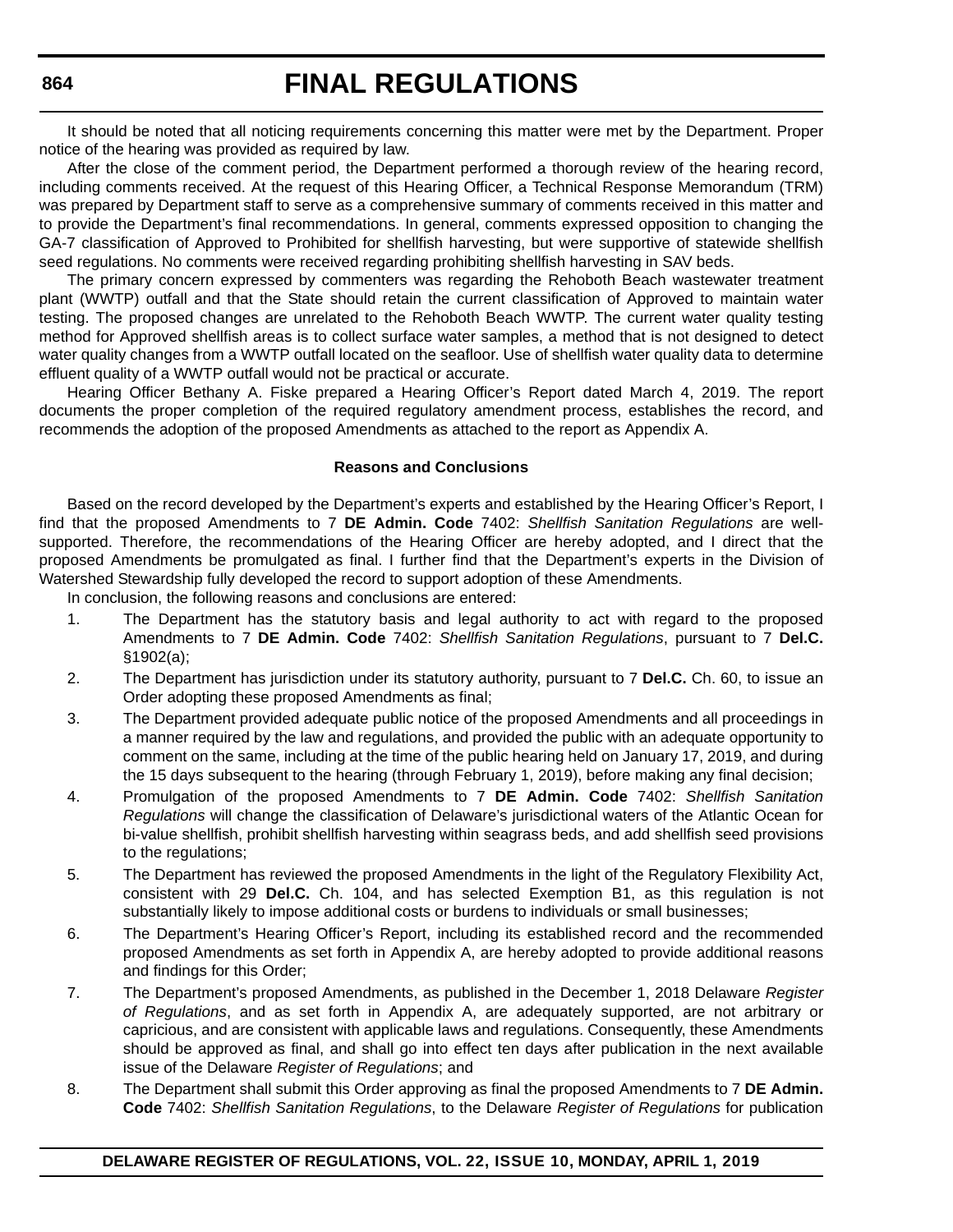It should be noted that all noticing requirements concerning this matter were met by the Department. Proper notice of the hearing was provided as required by law.

After the close of the comment period, the Department performed a thorough review of the hearing record, including comments received. At the request of this Hearing Officer, a Technical Response Memorandum (TRM) was prepared by Department staff to serve as a comprehensive summary of comments received in this matter and to provide the Department's final recommendations. In general, comments expressed opposition to changing the GA-7 classification of Approved to Prohibited for shellfish harvesting, but were supportive of statewide shellfish seed regulations. No comments were received regarding prohibiting shellfish harvesting in SAV beds.

The primary concern expressed by commenters was regarding the Rehoboth Beach wastewater treatment plant (WWTP) outfall and that the State should retain the current classification of Approved to maintain water testing. The proposed changes are unrelated to the Rehoboth Beach WWTP. The current water quality testing method for Approved shellfish areas is to collect surface water samples, a method that is not designed to detect water quality changes from a WWTP outfall located on the seafloor. Use of shellfish water quality data to determine effluent quality of a WWTP outfall would not be practical or accurate.

Hearing Officer Bethany A. Fiske prepared a Hearing Officer's Report dated March 4, 2019. The report documents the proper completion of the required regulatory amendment process, establishes the record, and recommends the adoption of the proposed Amendments as attached to the report as Appendix A.

**Reasons and Conclusions**

Based on the record developed by the Department's experts and established by the Hearing Officer's Report, I find that the proposed Amendments to 7 **DE Admin. Code** 7402: *Shellfish Sanitation Regulations* are well-supported. Therefore, the recommendations of the Hearing Officer are hereby adopted, and I direct that the proposed Amendments be promulgated as final. I further find that the Department's experts in the Division of Watershed Stewardship fully developed the record to support adoption of these Amendments.

In conclusion, the following reasons and conclusions are entered:

1. The Department has the statutory basis and legal authority to act with regard to the proposed Amendments to 7 **DE Admin. Code** 7402: *Shellfish Sanitation Regulations*, pursuant to 7 **Del.C.** §1902(a);
2. The Department has jurisdiction under its statutory authority, pursuant to 7 **Del.C.** Ch. 60, to issue an Order adopting these proposed Amendments as final;
3. The Department provided adequate public notice of the proposed Amendments and all proceedings in a manner required by the law and regulations, and provided the public with an adequate opportunity to comment on the same, including at the time of the public hearing held on January 17, 2019, and during the 15 days subsequent to the hearing (through February 1, 2019), before making any final decision;
4. Promulgation of the proposed Amendments to 7 **DE Admin. Code** 7402: *Shellfish Sanitation Regulations* will change the classification of Delaware's jurisdictional waters of the Atlantic Ocean for bi-value shellfish, prohibit shellfish harvesting within seagrass beds, and add shellfish seed provisions to the regulations;
5. The Department has reviewed the proposed Amendments in the light of the Regulatory Flexibility Act, consistent with 29 **Del.C.** Ch. 104, and has selected Exemption B1, as this regulation is not substantially likely to impose additional costs or burdens to individuals or small businesses;
6. The Department's Hearing Officer's Report, including its established record and the recommended proposed Amendments as set forth in Appendix A, are hereby adopted to provide additional reasons and findings for this Order;
7. The Department's proposed Amendments, as published in the December 1, 2018 Delaware *Register of Regulations*, and as set forth in Appendix A, are adequately supported, are not arbitrary or capricious, and are consistent with applicable laws and regulations. Consequently, these Amendments should be approved as final, and shall go into effect ten days after publication in the next available issue of the Delaware *Register of Regulations*; and
8. The Department shall submit this Order approving as final the proposed Amendments to 7 **DE Admin. Code** 7402: *Shellfish Sanitation Regulations*, to the Delaware *Register of Regulations* for publication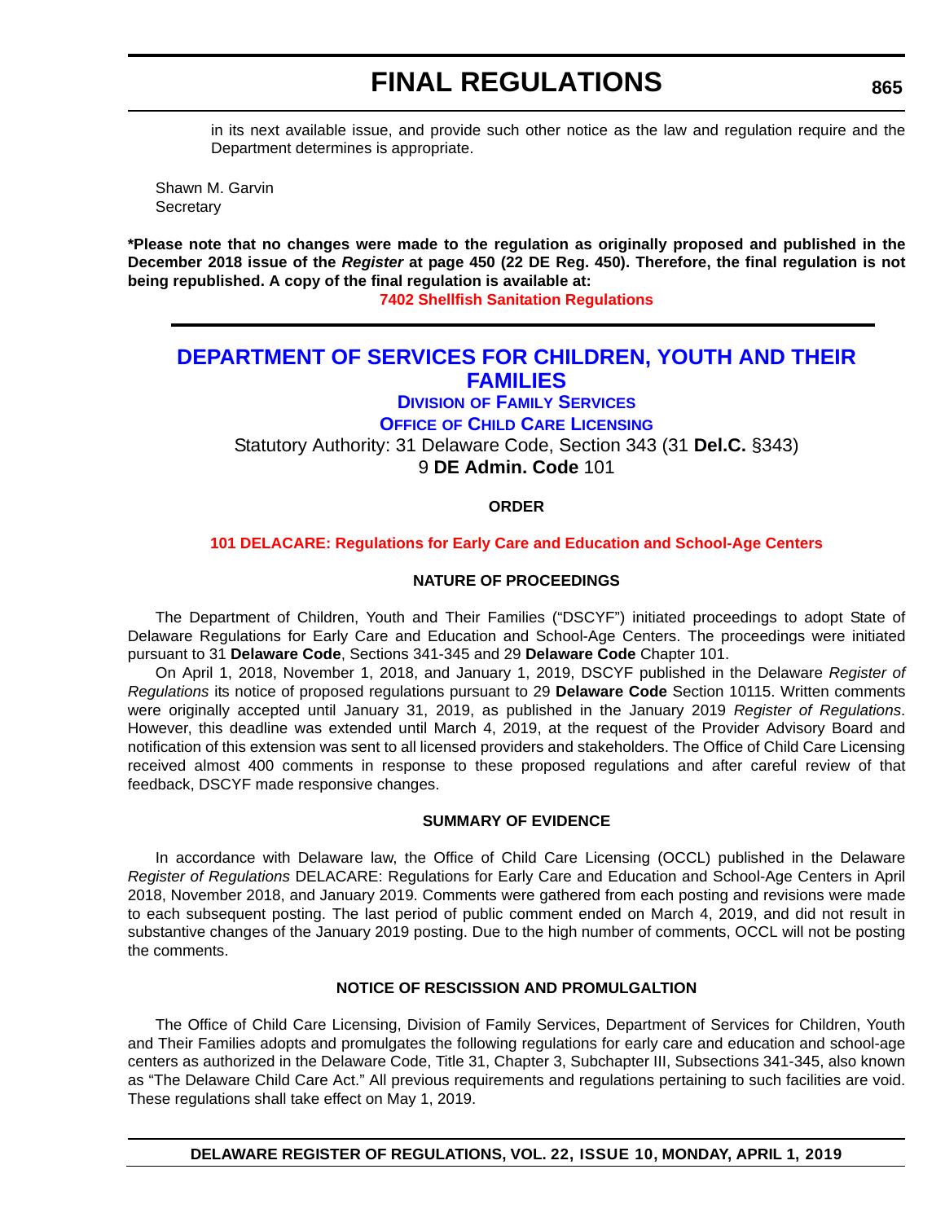in its next available issue, and provide such other notice as the law and regulation require and the Department determines is appropriate.

Shawn M. Garvin
Secretary

**\*Please note that no changes were made to the regulation as originally proposed and published in the December 2018 issue of the *Register* at page 450 (22 DE Reg. 450). Therefore, the final regulation is not being republished. A copy of the final regulation is available at:**

**7402 Shellfish Sanitation Regulations**

## DEPARTMENT OF SERVICES FOR CHILDREN, YOUTH AND THEIR FAMILIES

### Division of Family Services

### Office of Child Care Licensing

Statutory Authority: 31 Delaware Code, Section 343 (31 **Del.C.** §343)
9 **DE Admin. Code** 101

**ORDER**

**101 DELACARE: Regulations for Early Care and Education and School-Age Centers**

**NATURE OF PROCEEDINGS**

The Department of Children, Youth and Their Families ("DSCYF") initiated proceedings to adopt State of Delaware Regulations for Early Care and Education and School-Age Centers. The proceedings were initiated pursuant to 31 **Delaware Code**, Sections 341-345 and 29 **Delaware Code** Chapter 101.

On April 1, 2018, November 1, 2018, and January 1, 2019, DSCYF published in the Delaware *Register of Regulations* its notice of proposed regulations pursuant to 29 **Delaware Code** Section 10115. Written comments were originally accepted until January 31, 2019, as published in the January 2019 *Register of Regulations*. However, this deadline was extended until March 4, 2019, at the request of the Provider Advisory Board and notification of this extension was sent to all licensed providers and stakeholders. The Office of Child Care Licensing received almost 400 comments in response to these proposed regulations and after careful review of that feedback, DSCYF made responsive changes.

**SUMMARY OF EVIDENCE**

In accordance with Delaware law, the Office of Child Care Licensing (OCCL) published in the Delaware *Register of Regulations* DELACARE: Regulations for Early Care and Education and School-Age Centers in April 2018, November 2018, and January 2019. Comments were gathered from each posting and revisions were made to each subsequent posting. The last period of public comment ended on March 4, 2019, and did not result in substantive changes of the January 2019 posting. Due to the high number of comments, OCCL will not be posting the comments.

**NOTICE OF RESCISSION AND PROMULGALTION**

The Office of Child Care Licensing, Division of Family Services, Department of Services for Children, Youth and Their Families adopts and promulgates the following regulations for early care and education and school-age centers as authorized in the Delaware Code, Title 31, Chapter 3, Subchapter III, Subsections 341-345, also known as "The Delaware Child Care Act." All previous requirements and regulations pertaining to such facilities are void. These regulations shall take effect on May 1, 2019.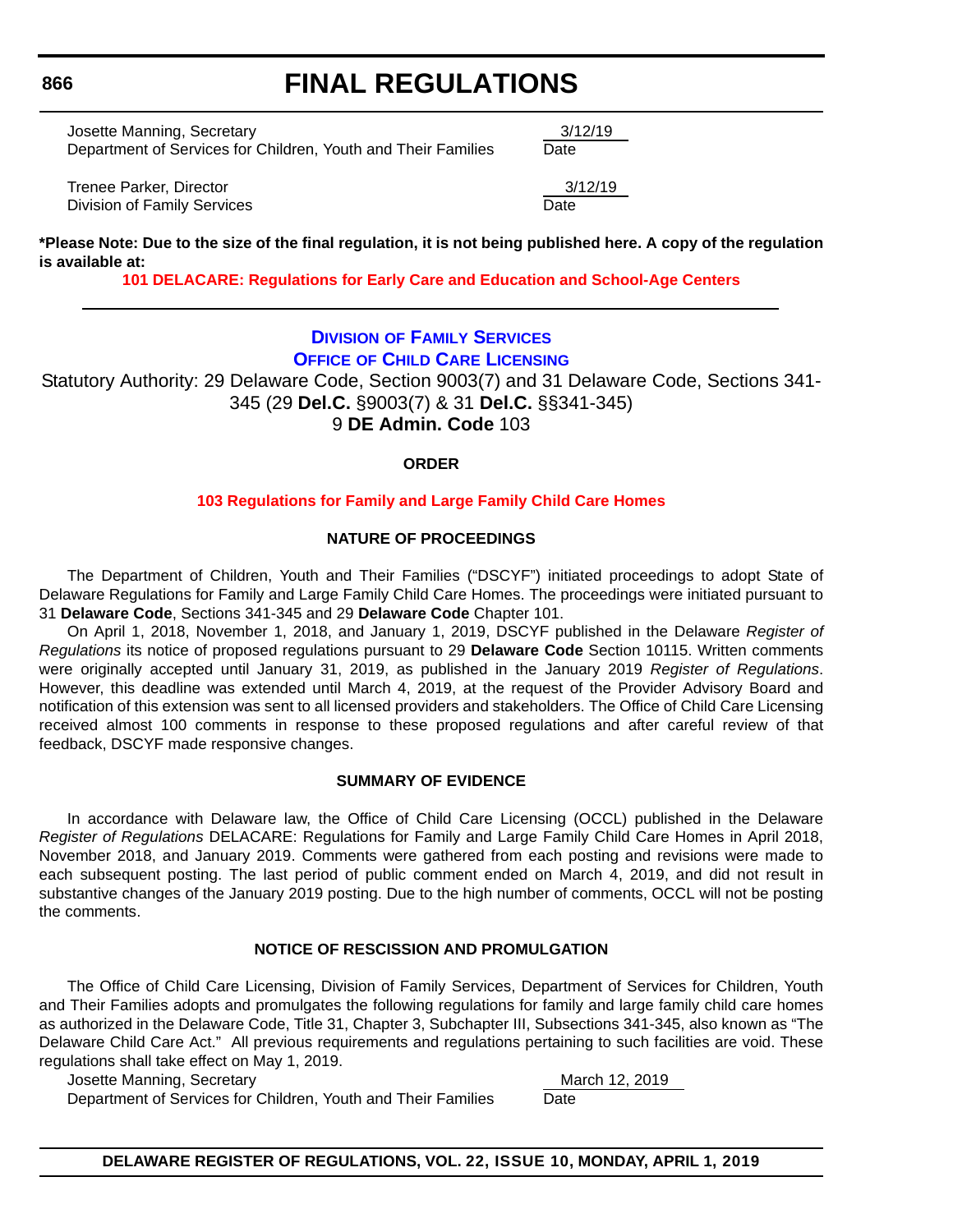Josette Manning, Secretary
Department of Services for Children, Youth and Their Families 3/12/19
Date

Trenee Parker, Director
Division of Family Services 3/12/19
Date

**\*Please Note: Due to the size of the final regulation, it is not being published here. A copy of the regulation is available at:**

**101 DELACARE: Regulations for Early Care and Education and School-Age Centers**

---

## Division of Family Services
## Office of Child Care Licensing

Statutory Authority: 29 Delaware Code, Section 9003(7) and 31 Delaware Code, Sections 341-345 (29 **Del.C.** §9003(7) & 31 **Del.C.** §§341-345)
9 **DE Admin. Code** 103

**ORDER**

**103 Regulations for Family and Large Family Child Care Homes**

**NATURE OF PROCEEDINGS**

The Department of Children, Youth and Their Families ("DSCYF") initiated proceedings to adopt State of Delaware Regulations for Family and Large Family Child Care Homes. The proceedings were initiated pursuant to 31 **Delaware Code**, Sections 341-345 and 29 **Delaware Code** Chapter 101.

On April 1, 2018, November 1, 2018, and January 1, 2019, DSCYF published in the Delaware *Register of Regulations* its notice of proposed regulations pursuant to 29 **Delaware Code** Section 10115. Written comments were originally accepted until January 31, 2019, as published in the January 2019 *Register of Regulations*. However, this deadline was extended until March 4, 2019, at the request of the Provider Advisory Board and notification of this extension was sent to all licensed providers and stakeholders. The Office of Child Care Licensing received almost 100 comments in response to these proposed regulations and after careful review of that feedback, DSCYF made responsive changes.

**SUMMARY OF EVIDENCE**

In accordance with Delaware law, the Office of Child Care Licensing (OCCL) published in the Delaware *Register of Regulations* DELACARE: Regulations for Family and Large Family Child Care Homes in April 2018, November 2018, and January 2019. Comments were gathered from each posting and revisions were made to each subsequent posting. The last period of public comment ended on March 4, 2019, and did not result in substantive changes of the January 2019 posting. Due to the high number of comments, OCCL will not be posting the comments.

**NOTICE OF RESCISSION AND PROMULGATION**

The Office of Child Care Licensing, Division of Family Services, Department of Services for Children, Youth and Their Families adopts and promulgates the following regulations for family and large family child care homes as authorized in the Delaware Code, Title 31, Chapter 3, Subchapter III, Subsections 341-345, also known as "The Delaware Child Care Act." All previous requirements and regulations pertaining to such facilities are void. These regulations shall take effect on May 1, 2019.

Josette Manning, Secretary
Department of Services for Children, Youth and Their Families March 12, 2019
Date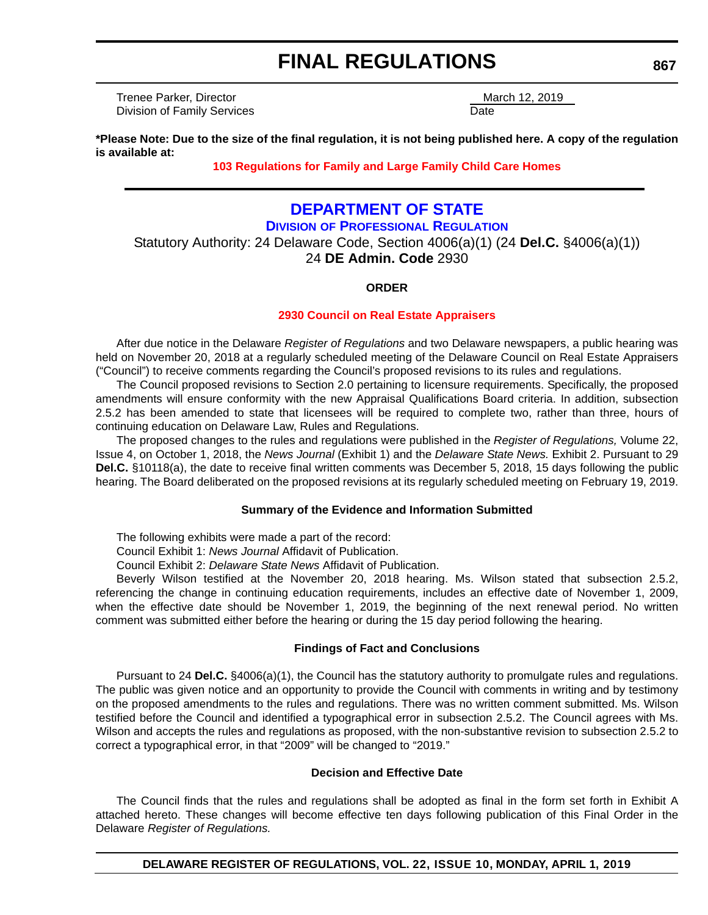Trenee Parker, Director
Division of Family Services

March 12, 2019
Date

**\*Please Note: Due to the size of the final regulation, it is not being published here. A copy of the regulation is available at:**

**103 Regulations for Family and Large Family Child Care Homes**

---

# DEPARTMENT OF STATE

## DIVISION OF PROFESSIONAL REGULATION

Statutory Authority: 24 Delaware Code, Section 4006(a)(1) (24 **Del.C.** §4006(a)(1))
24 **DE Admin. Code** 2930

**ORDER**

**2930 Council on Real Estate Appraisers**

After due notice in the Delaware *Register of Regulations* and two Delaware newspapers, a public hearing was held on November 20, 2018 at a regularly scheduled meeting of the Delaware Council on Real Estate Appraisers ("Council") to receive comments regarding the Council's proposed revisions to its rules and regulations.

The Council proposed revisions to Section 2.0 pertaining to licensure requirements. Specifically, the proposed amendments will ensure conformity with the new Appraisal Qualifications Board criteria. In addition, subsection 2.5.2 has been amended to state that licensees will be required to complete two, rather than three, hours of continuing education on Delaware Law, Rules and Regulations.

The proposed changes to the rules and regulations were published in the *Register of Regulations,* Volume 22, Issue 4, on October 1, 2018, the *News Journal* (Exhibit 1) and the *Delaware State News.* Exhibit 2. Pursuant to 29 **Del.C.** §10118(a), the date to receive final written comments was December 5, 2018, 15 days following the public hearing. The Board deliberated on the proposed revisions at its regularly scheduled meeting on February 19, 2019.

**Summary of the Evidence and Information Submitted**

The following exhibits were made a part of the record:

Council Exhibit 1: *News Journal* Affidavit of Publication.

Council Exhibit 2: *Delaware State News* Affidavit of Publication.

Beverly Wilson testified at the November 20, 2018 hearing. Ms. Wilson stated that subsection 2.5.2, referencing the change in continuing education requirements, includes an effective date of November 1, 2009, when the effective date should be November 1, 2019, the beginning of the next renewal period. No written comment was submitted either before the hearing or during the 15 day period following the hearing.

**Findings of Fact and Conclusions**

Pursuant to 24 **Del.C.** §4006(a)(1), the Council has the statutory authority to promulgate rules and regulations. The public was given notice and an opportunity to provide the Council with comments in writing and by testimony on the proposed amendments to the rules and regulations. There was no written comment submitted. Ms. Wilson testified before the Council and identified a typographical error in subsection 2.5.2. The Council agrees with Ms. Wilson and accepts the rules and regulations as proposed, with the non-substantive revision to subsection 2.5.2 to correct a typographical error, in that "2009" will be changed to "2019."

**Decision and Effective Date**

The Council finds that the rules and regulations shall be adopted as final in the form set forth in Exhibit A attached hereto. These changes will become effective ten days following publication of this Final Order in the Delaware *Register of Regulations.*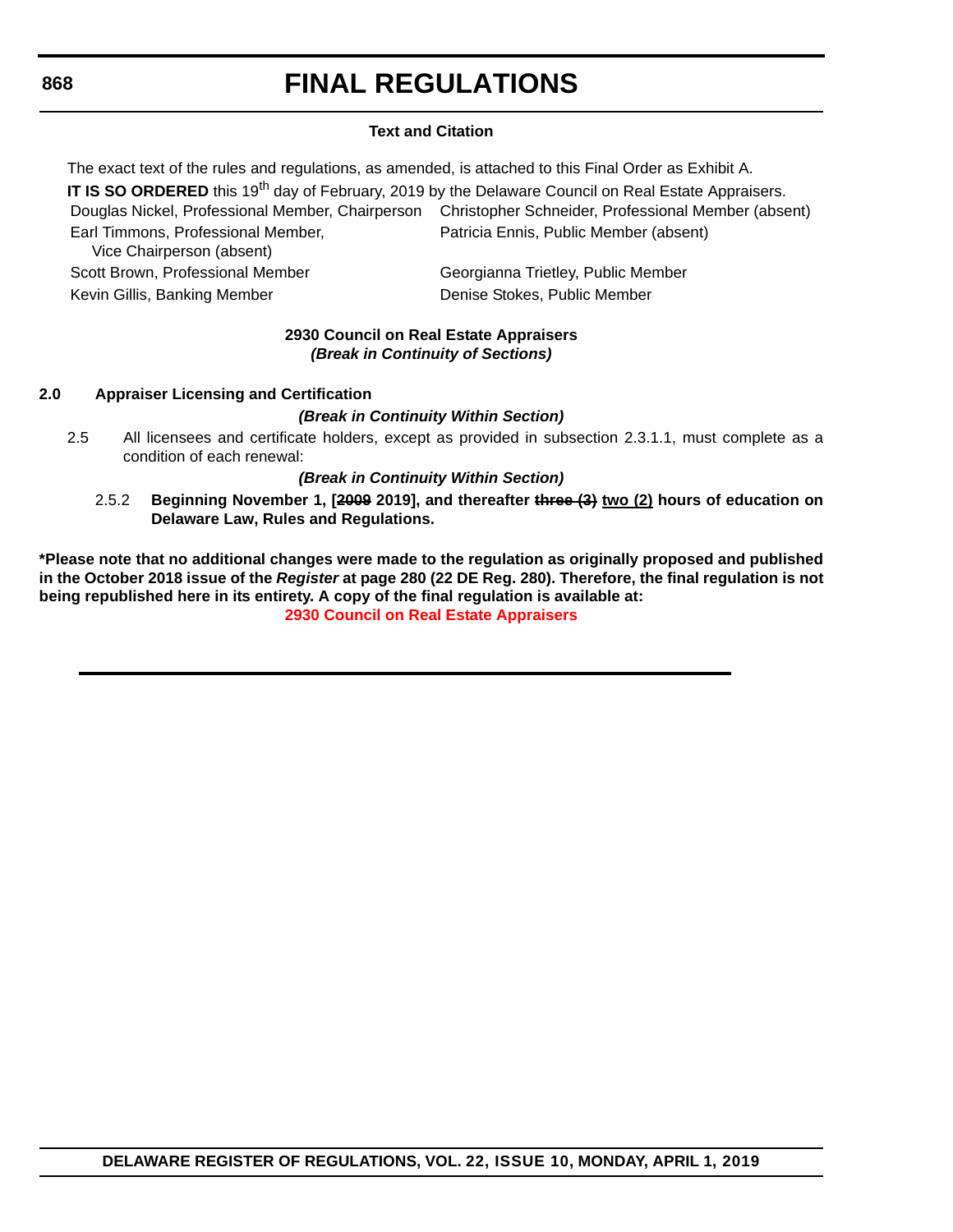### Text and Citation

The exact text of the rules and regulations, as amended, is attached to this Final Order as Exhibit A.

**IT IS SO ORDERED** this 19th day of February, 2019 by the Delaware Council on Real Estate Appraisers.

| | |
|---|---|
| Douglas Nickel, Professional Member, Chairperson | Christopher Schneider, Professional Member (absent) |
| Earl Timmons, Professional Member, Vice Chairperson (absent) | Patricia Ennis, Public Member (absent) |
| Scott Brown, Professional Member | Georgianna Trietley, Public Member |
| Kevin Gillis, Banking Member | Denise Stokes, Public Member |

**2930 Council on Real Estate Appraisers**

***(Break in Continuity of Sections)***

**2.0 Appraiser Licensing and Certification**

***(Break in Continuity Within Section)***

2.5 All licensees and certificate holders, except as provided in subsection 2.3.1.1, must complete as a condition of each renewal:

***(Break in Continuity Within Section)***

2.5.2 **Beginning November 1, [~~2009~~ 2019], and thereafter ~~three (3)~~ two (2) hours of education on Delaware Law, Rules and Regulations.**

**\*Please note that no additional changes were made to the regulation as originally proposed and published in the October 2018 issue of the *Register* at page 280 (22 DE Reg. 280). Therefore, the final regulation is not being republished here in its entirety. A copy of the final regulation is available at:**

**2930 Council on Real Estate Appraisers**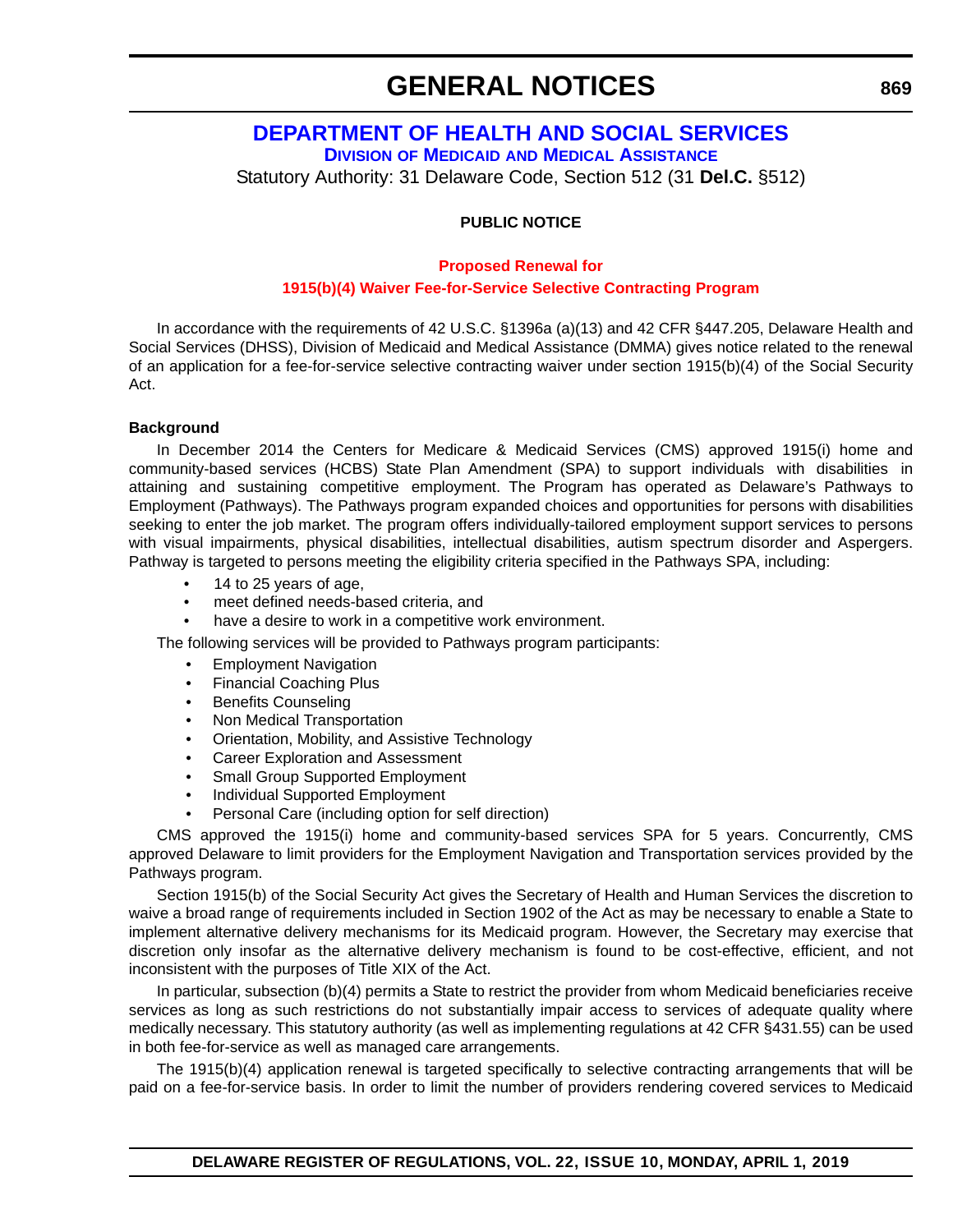# GENERAL NOTICES

## DEPARTMENT OF HEALTH AND SOCIAL SERVICES

### Division of Medicaid and Medical Assistance

Statutory Authority: 31 Delaware Code, Section 512 (31 **Del.C.** §512)

**PUBLIC NOTICE**

**Proposed Renewal for**

**1915(b)(4) Waiver Fee-for-Service Selective Contracting Program**

In accordance with the requirements of 42 U.S.C. §1396a (a)(13) and 42 CFR §447.205, Delaware Health and Social Services (DHSS), Division of Medicaid and Medical Assistance (DMMA) gives notice related to the renewal of an application for a fee-for-service selective contracting waiver under section 1915(b)(4) of the Social Security Act.

**Background**

In December 2014 the Centers for Medicare & Medicaid Services (CMS) approved 1915(i) home and community-based services (HCBS) State Plan Amendment (SPA) to support individuals with disabilities in attaining and sustaining competitive employment. The Program has operated as Delaware's Pathways to Employment (Pathways). The Pathways program expanded choices and opportunities for persons with disabilities seeking to enter the job market. The program offers individually-tailored employment support services to persons with visual impairments, physical disabilities, intellectual disabilities, autism spectrum disorder and Aspergers. Pathway is targeted to persons meeting the eligibility criteria specified in the Pathways SPA, including:

- 14 to 25 years of age,
- meet defined needs-based criteria, and
- have a desire to work in a competitive work environment.

The following services will be provided to Pathways program participants:

- Employment Navigation
- Financial Coaching Plus
- Benefits Counseling
- Non Medical Transportation
- Orientation, Mobility, and Assistive Technology
- Career Exploration and Assessment
- Small Group Supported Employment
- Individual Supported Employment
- Personal Care (including option for self direction)

CMS approved the 1915(i) home and community-based services SPA for 5 years. Concurrently, CMS approved Delaware to limit providers for the Employment Navigation and Transportation services provided by the Pathways program.

Section 1915(b) of the Social Security Act gives the Secretary of Health and Human Services the discretion to waive a broad range of requirements included in Section 1902 of the Act as may be necessary to enable a State to implement alternative delivery mechanisms for its Medicaid program. However, the Secretary may exercise that discretion only insofar as the alternative delivery mechanism is found to be cost-effective, efficient, and not inconsistent with the purposes of Title XIX of the Act.

In particular, subsection (b)(4) permits a State to restrict the provider from whom Medicaid beneficiaries receive services as long as such restrictions do not substantially impair access to services of adequate quality where medically necessary. This statutory authority (as well as implementing regulations at 42 CFR §431.55) can be used in both fee-for-service as well as managed care arrangements.

The 1915(b)(4) application renewal is targeted specifically to selective contracting arrangements that will be paid on a fee-for-service basis. In order to limit the number of providers rendering covered services to Medicaid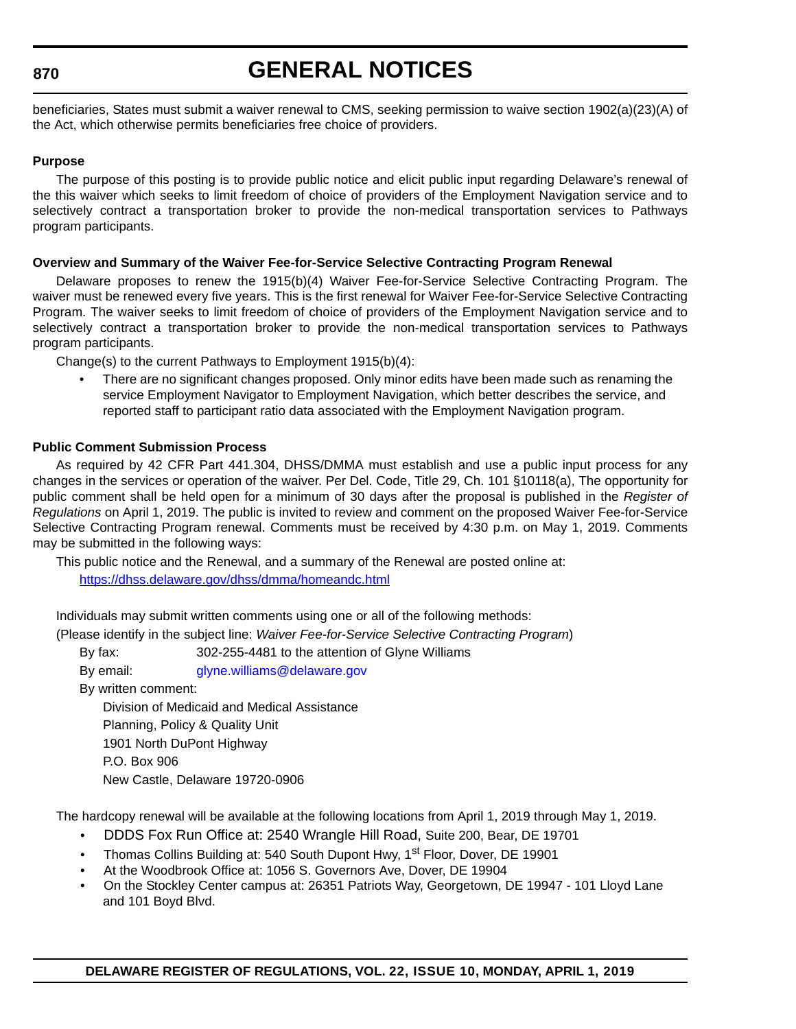beneficiaries, States must submit a waiver renewal to CMS, seeking permission to waive section 1902(a)(23)(A) of the Act, which otherwise permits beneficiaries free choice of providers.

**Purpose**

The purpose of this posting is to provide public notice and elicit public input regarding Delaware's renewal of the this waiver which seeks to limit freedom of choice of providers of the Employment Navigation service and to selectively contract a transportation broker to provide the non-medical transportation services to Pathways program participants.

**Overview and Summary of the Waiver Fee-for-Service Selective Contracting Program Renewal**

Delaware proposes to renew the 1915(b)(4) Waiver Fee-for-Service Selective Contracting Program. The waiver must be renewed every five years. This is the first renewal for Waiver Fee-for-Service Selective Contracting Program. The waiver seeks to limit freedom of choice of providers of the Employment Navigation service and to selectively contract a transportation broker to provide the non-medical transportation services to Pathways program participants.

Change(s) to the current Pathways to Employment 1915(b)(4):

- There are no significant changes proposed. Only minor edits have been made such as renaming the service Employment Navigator to Employment Navigation, which better describes the service, and reported staff to participant ratio data associated with the Employment Navigation program.

**Public Comment Submission Process**

As required by 42 CFR Part 441.304, DHSS/DMMA must establish and use a public input process for any changes in the services or operation of the waiver. Per Del. Code, Title 29, Ch. 101 §10118(a), The opportunity for public comment shall be held open for a minimum of 30 days after the proposal is published in the *Register of Regulations* on April 1, 2019. The public is invited to review and comment on the proposed Waiver Fee-for-Service Selective Contracting Program renewal. Comments must be received by 4:30 p.m. on May 1, 2019. Comments may be submitted in the following ways:

This public notice and the Renewal, and a summary of the Renewal are posted online at:
https://dhss.delaware.gov/dhss/dmma/homeandc.html

Individuals may submit written comments using one or all of the following methods:

(Please identify in the subject line: *Waiver Fee-for-Service Selective Contracting Program*)

By fax: 302-255-4481 to the attention of Glyne Williams

By email: glyne.williams@delaware.gov

By written comment:

Division of Medicaid and Medical Assistance
Planning, Policy & Quality Unit
1901 North DuPont Highway
P.O. Box 906
New Castle, Delaware 19720-0906

The hardcopy renewal will be available at the following locations from April 1, 2019 through May 1, 2019.

- DDDS Fox Run Office at: 2540 Wrangle Hill Road, Suite 200, Bear, DE 19701
- Thomas Collins Building at: 540 South Dupont Hwy, 1st Floor, Dover, DE 19901
- At the Woodbrook Office at: 1056 S. Governors Ave, Dover, DE 19904
- On the Stockley Center campus at: 26351 Patriots Way, Georgetown, DE 19947 - 101 Lloyd Lane and 101 Boyd Blvd.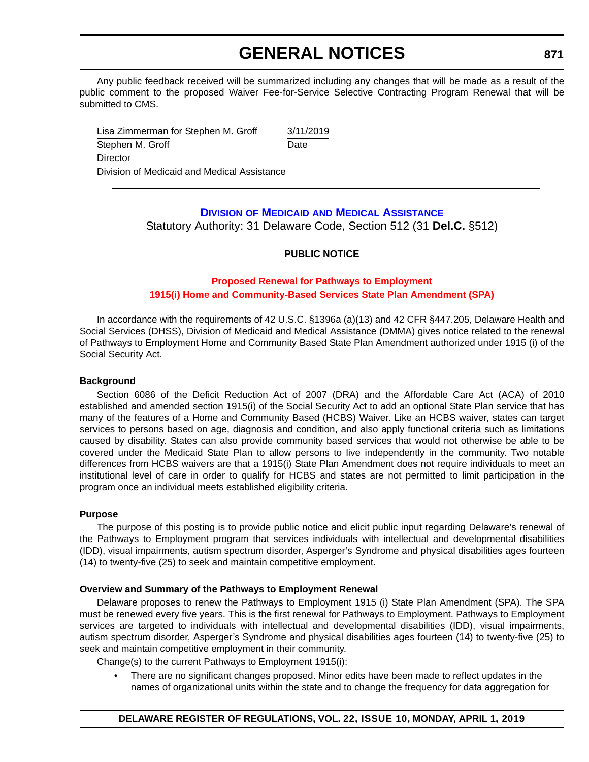Any public feedback received will be summarized including any changes that will be made as a result of the public comment to the proposed Waiver Fee-for-Service Selective Contracting Program Renewal that will be submitted to CMS.

Lisa Zimmerman for Stephen M. Groff     3/11/2019
Stephen M. Groff     Date
Director
Division of Medicaid and Medical Assistance

---

## Division of Medicaid and Medical Assistance

Statutory Authority: 31 Delaware Code, Section 512 (31 **Del.C.** §512)

**PUBLIC NOTICE**

### Proposed Renewal for Pathways to Employment 1915(i) Home and Community-Based Services State Plan Amendment (SPA)

In accordance with the requirements of 42 U.S.C. §1396a (a)(13) and 42 CFR §447.205, Delaware Health and Social Services (DHSS), Division of Medicaid and Medical Assistance (DMMA) gives notice related to the renewal of Pathways to Employment Home and Community Based State Plan Amendment authorized under 1915 (i) of the Social Security Act.

**Background**

Section 6086 of the Deficit Reduction Act of 2007 (DRA) and the Affordable Care Act (ACA) of 2010 established and amended section 1915(i) of the Social Security Act to add an optional State Plan service that has many of the features of a Home and Community Based (HCBS) Waiver. Like an HCBS waiver, states can target services to persons based on age, diagnosis and condition, and also apply functional criteria such as limitations caused by disability. States can also provide community based services that would not otherwise be able to be covered under the Medicaid State Plan to allow persons to live independently in the community. Two notable differences from HCBS waivers are that a 1915(i) State Plan Amendment does not require individuals to meet an institutional level of care in order to qualify for HCBS and states are not permitted to limit participation in the program once an individual meets established eligibility criteria.

**Purpose**

The purpose of this posting is to provide public notice and elicit public input regarding Delaware's renewal of the Pathways to Employment program that services individuals with intellectual and developmental disabilities (IDD), visual impairments, autism spectrum disorder, Asperger's Syndrome and physical disabilities ages fourteen (14) to twenty-five (25) to seek and maintain competitive employment.

**Overview and Summary of the Pathways to Employment Renewal**

Delaware proposes to renew the Pathways to Employment 1915 (i) State Plan Amendment (SPA). The SPA must be renewed every five years. This is the first renewal for Pathways to Employment. Pathways to Employment services are targeted to individuals with intellectual and developmental disabilities (IDD), visual impairments, autism spectrum disorder, Asperger's Syndrome and physical disabilities ages fourteen (14) to twenty-five (25) to seek and maintain competitive employment in their community.

Change(s) to the current Pathways to Employment 1915(i):

- There are no significant changes proposed. Minor edits have been made to reflect updates in the names of organizational units within the state and to change the frequency for data aggregation for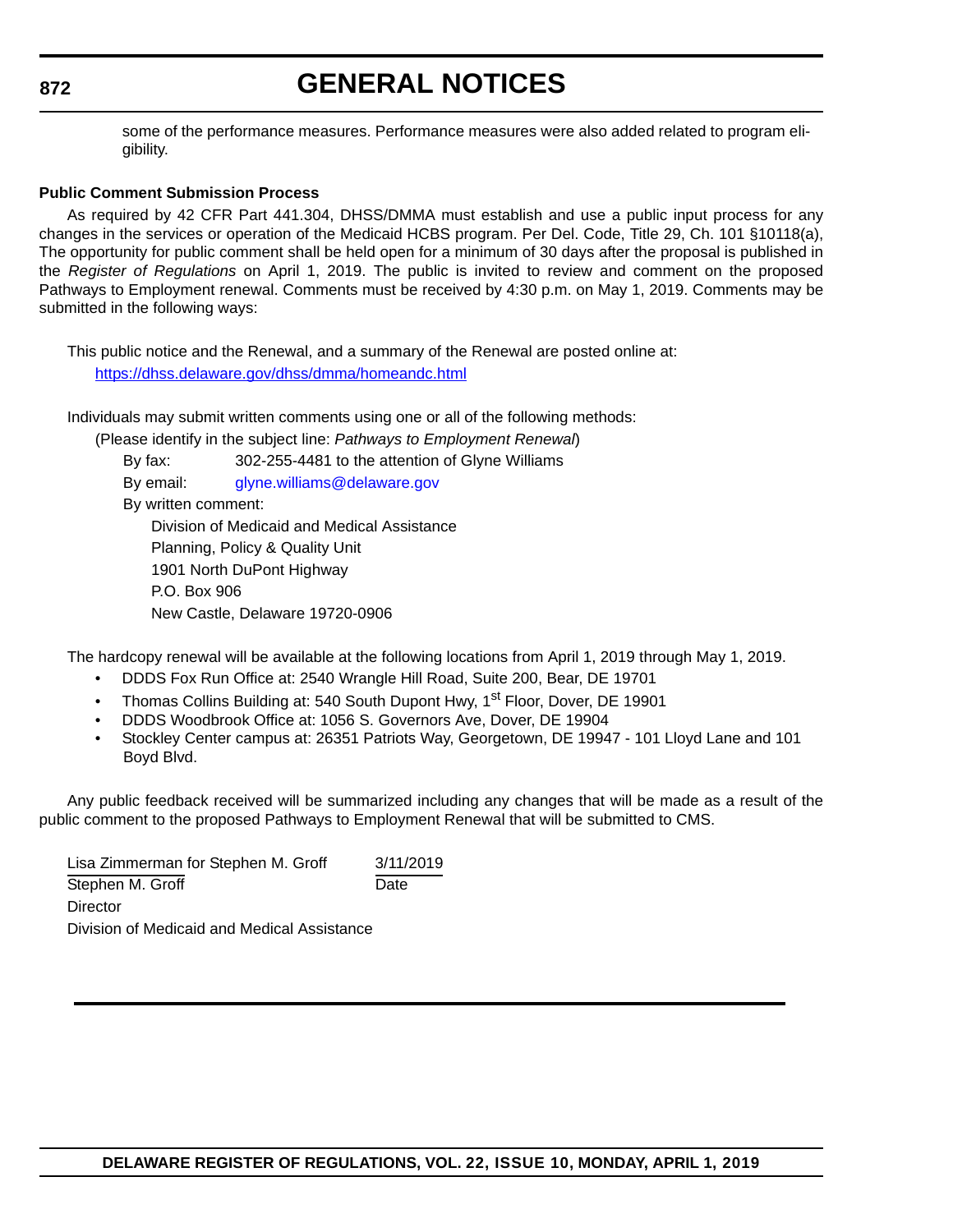some of the performance measures. Performance measures were also added related to program eligibility.

**Public Comment Submission Process**

As required by 42 CFR Part 441.304, DHSS/DMMA must establish and use a public input process for any changes in the services or operation of the Medicaid HCBS program. Per Del. Code, Title 29, Ch. 101 §10118(a), The opportunity for public comment shall be held open for a minimum of 30 days after the proposal is published in the *Register of Regulations* on April 1, 2019. The public is invited to review and comment on the proposed Pathways to Employment renewal. Comments must be received by 4:30 p.m. on May 1, 2019. Comments may be submitted in the following ways:

This public notice and the Renewal, and a summary of the Renewal are posted online at:

[https://dhss.delaware.gov/dhss/dmma/homeandc.html](https://dhss.delaware.gov/dhss/dmma/homeandc.html)

Individuals may submit written comments using one or all of the following methods:

(Please identify in the subject line: *Pathways to Employment Renewal*)

By fax: 302-255-4481 to the attention of Glyne Williams

By email: glyne.williams@delaware.gov

By written comment:

Division of Medicaid and Medical Assistance
Planning, Policy & Quality Unit
1901 North DuPont Highway
P.O. Box 906
New Castle, Delaware 19720-0906

The hardcopy renewal will be available at the following locations from April 1, 2019 through May 1, 2019.

- DDDS Fox Run Office at: 2540 Wrangle Hill Road, Suite 200, Bear, DE 19701
- Thomas Collins Building at: 540 South Dupont Hwy, 1st Floor, Dover, DE 19901
- DDDS Woodbrook Office at: 1056 S. Governors Ave, Dover, DE 19904
- Stockley Center campus at: 26351 Patriots Way, Georgetown, DE 19947 - 101 Lloyd Lane and 101 Boyd Blvd.

Any public feedback received will be summarized including any changes that will be made as a result of the public comment to the proposed Pathways to Employment Renewal that will be submitted to CMS.

| Lisa Zimmerman for Stephen M. Groff | 3/11/2019 |
|---|---|
| Stephen M. Groff | Date |

Director
Division of Medicaid and Medical Assistance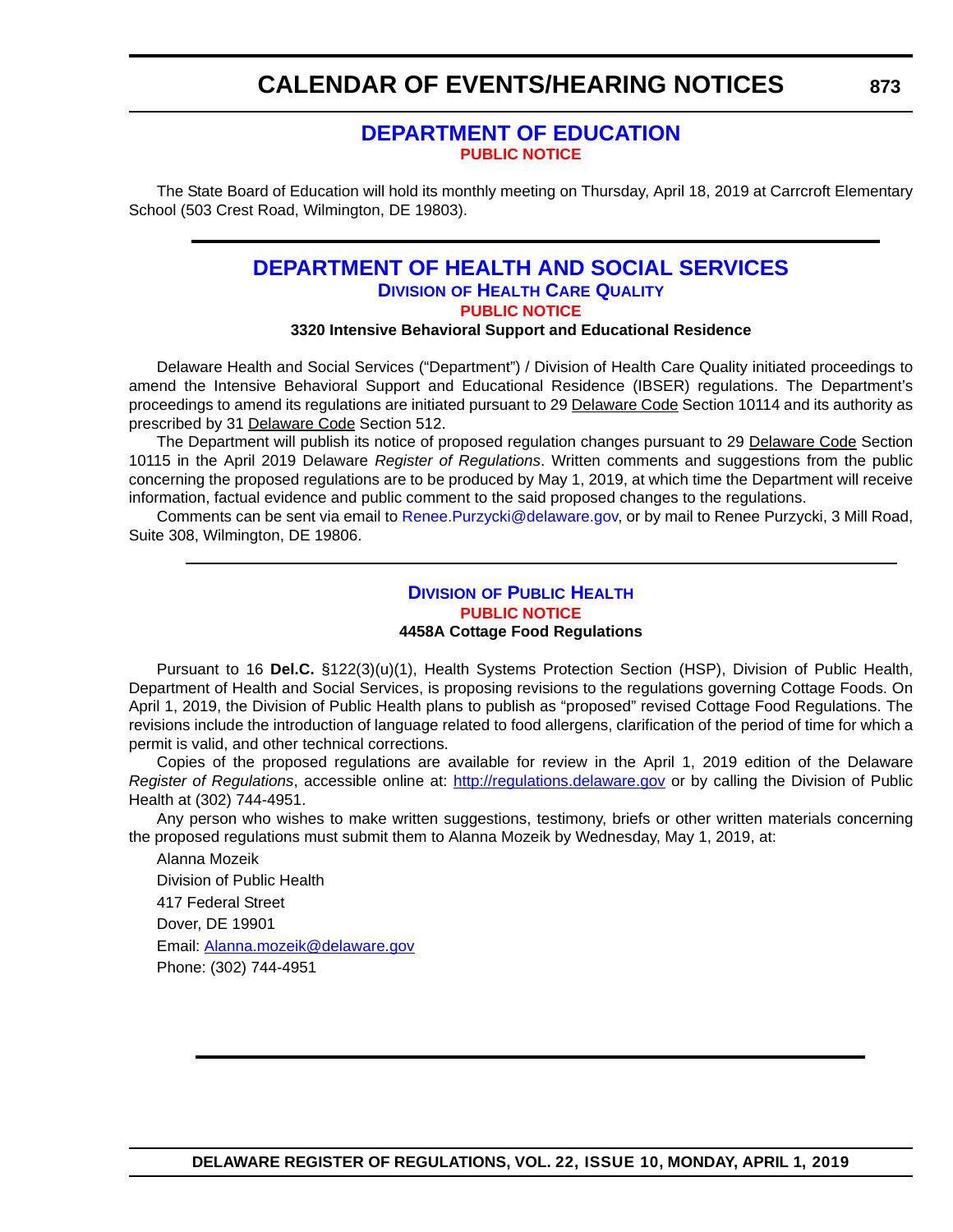# CALENDAR OF EVENTS/HEARING NOTICES

## DEPARTMENT OF EDUCATION

**PUBLIC NOTICE**

The State Board of Education will hold its monthly meeting on Thursday, April 18, 2019 at Carrcroft Elementary School (503 Crest Road, Wilmington, DE 19803).

## DEPARTMENT OF HEALTH AND SOCIAL SERVICES

### DIVISION OF HEALTH CARE QUALITY

**PUBLIC NOTICE**

**3320 Intensive Behavioral Support and Educational Residence**

Delaware Health and Social Services ("Department") / Division of Health Care Quality initiated proceedings to amend the Intensive Behavioral Support and Educational Residence (IBSER) regulations. The Department's proceedings to amend its regulations are initiated pursuant to 29 Delaware Code Section 10114 and its authority as prescribed by 31 Delaware Code Section 512.

The Department will publish its notice of proposed regulation changes pursuant to 29 Delaware Code Section 10115 in the April 2019 Delaware *Register of Regulations*. Written comments and suggestions from the public concerning the proposed regulations are to be produced by May 1, 2019, at which time the Department will receive information, factual evidence and public comment to the said proposed changes to the regulations.

Comments can be sent via email to Renee.Purzycki@delaware.gov, or by mail to Renee Purzycki, 3 Mill Road, Suite 308, Wilmington, DE 19806.

### DIVISION OF PUBLIC HEALTH

**PUBLIC NOTICE**

**4458A Cottage Food Regulations**

Pursuant to 16 **Del.C.** §122(3)(u)(1), Health Systems Protection Section (HSP), Division of Public Health, Department of Health and Social Services, is proposing revisions to the regulations governing Cottage Foods. On April 1, 2019, the Division of Public Health plans to publish as "proposed" revised Cottage Food Regulations. The revisions include the introduction of language related to food allergens, clarification of the period of time for which a permit is valid, and other technical corrections.

Copies of the proposed regulations are available for review in the April 1, 2019 edition of the Delaware *Register of Regulations*, accessible online at: http://regulations.delaware.gov or by calling the Division of Public Health at (302) 744-4951.

Any person who wishes to make written suggestions, testimony, briefs or other written materials concerning the proposed regulations must submit them to Alanna Mozeik by Wednesday, May 1, 2019, at:

Alanna Mozeik
Division of Public Health
417 Federal Street
Dover, DE 19901
Email: Alanna.mozeik@delaware.gov
Phone: (302) 744-4951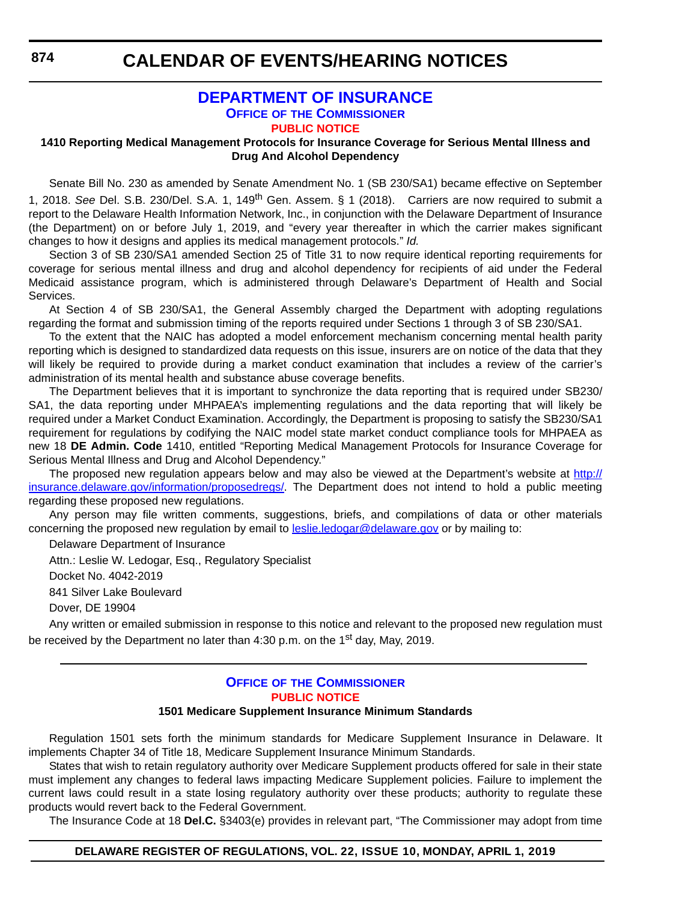# DEPARTMENT OF INSURANCE

## OFFICE OF THE COMMISSIONER

### PUBLIC NOTICE

**1410 Reporting Medical Management Protocols for Insurance Coverage for Serious Mental Illness and Drug And Alcohol Dependency**

Senate Bill No. 230 as amended by Senate Amendment No. 1 (SB 230/SA1) became effective on September 1, 2018. *See* Del. S.B. 230/Del. S.A. 1, 149th Gen. Assem. § 1 (2018). Carriers are now required to submit a report to the Delaware Health Information Network, Inc., in conjunction with the Delaware Department of Insurance (the Department) on or before July 1, 2019, and "every year thereafter in which the carrier makes significant changes to how it designs and applies its medical management protocols." *Id.*

Section 3 of SB 230/SA1 amended Section 25 of Title 31 to now require identical reporting requirements for coverage for serious mental illness and drug and alcohol dependency for recipients of aid under the Federal Medicaid assistance program, which is administered through Delaware's Department of Health and Social Services.

At Section 4 of SB 230/SA1, the General Assembly charged the Department with adopting regulations regarding the format and submission timing of the reports required under Sections 1 through 3 of SB 230/SA1.

To the extent that the NAIC has adopted a model enforcement mechanism concerning mental health parity reporting which is designed to standardized data requests on this issue, insurers are on notice of the data that they will likely be required to provide during a market conduct examination that includes a review of the carrier's administration of its mental health and substance abuse coverage benefits.

The Department believes that it is important to synchronize the data reporting that is required under SB230/SA1, the data reporting under MHPAEA's implementing regulations and the data reporting that will likely be required under a Market Conduct Examination. Accordingly, the Department is proposing to satisfy the SB230/SA1 requirement for regulations by codifying the NAIC model state market conduct compliance tools for MHPAEA as new 18 **DE Admin. Code** 1410, entitled "Reporting Medical Management Protocols for Insurance Coverage for Serious Mental Illness and Drug and Alcohol Dependency."

The proposed new regulation appears below and may also be viewed at the Department's website at http://insurance.delaware.gov/information/proposedregs/. The Department does not intend to hold a public meeting regarding these proposed new regulations.

Any person may file written comments, suggestions, briefs, and compilations of data or other materials concerning the proposed new regulation by email to leslie.ledogar@delaware.gov or by mailing to:

Delaware Department of Insurance

Attn.: Leslie W. Ledogar, Esq., Regulatory Specialist

Docket No. 4042-2019

841 Silver Lake Boulevard

Dover, DE 19904

Any written or emailed submission in response to this notice and relevant to the proposed new regulation must be received by the Department no later than 4:30 p.m. on the 1st day, May, 2019.

---

## OFFICE OF THE COMMISSIONER

### PUBLIC NOTICE

**1501 Medicare Supplement Insurance Minimum Standards**

Regulation 1501 sets forth the minimum standards for Medicare Supplement Insurance in Delaware. It implements Chapter 34 of Title 18, Medicare Supplement Insurance Minimum Standards.

States that wish to retain regulatory authority over Medicare Supplement products offered for sale in their state must implement any changes to federal laws impacting Medicare Supplement policies. Failure to implement the current laws could result in a state losing regulatory authority over these products; authority to regulate these products would revert back to the Federal Government.

The Insurance Code at 18 **Del.C.** §3403(e) provides in relevant part, "The Commissioner may adopt from time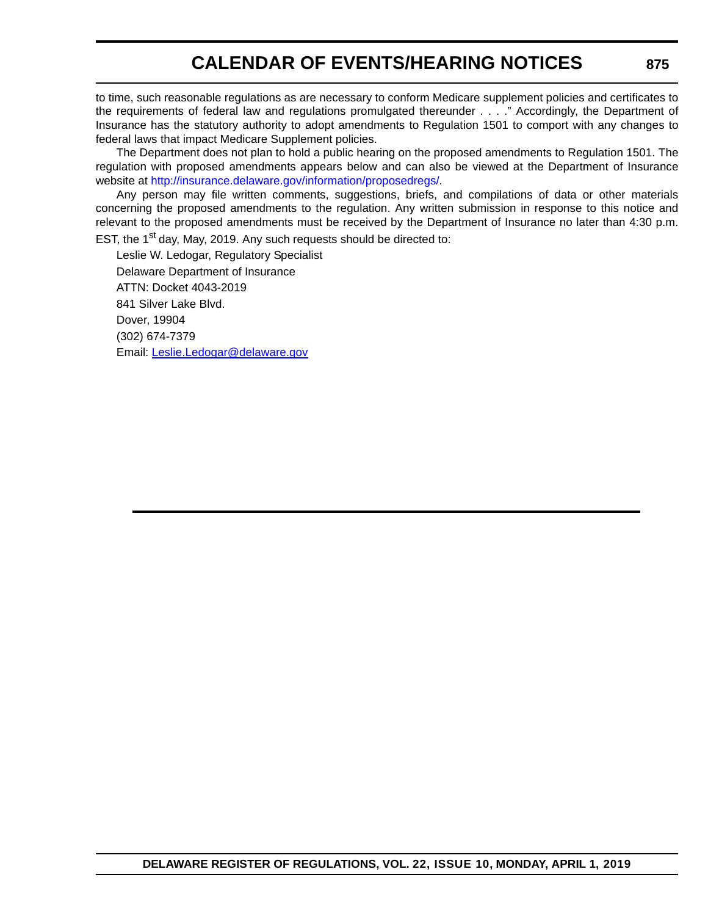to time, such reasonable regulations as are necessary to conform Medicare supplement policies and certificates to the requirements of federal law and regulations promulgated thereunder . . . ." Accordingly, the Department of Insurance has the statutory authority to adopt amendments to Regulation 1501 to comport with any changes to federal laws that impact Medicare Supplement policies.

The Department does not plan to hold a public hearing on the proposed amendments to Regulation 1501. The regulation with proposed amendments appears below and can also be viewed at the Department of Insurance website at http://insurance.delaware.gov/information/proposedregs/.

Any person may file written comments, suggestions, briefs, and compilations of data or other materials concerning the proposed amendments to the regulation. Any written submission in response to this notice and relevant to the proposed amendments must be received by the Department of Insurance no later than 4:30 p.m. EST, the 1st day, May, 2019. Any such requests should be directed to:

Leslie W. Ledogar, Regulatory Specialist

Delaware Department of Insurance

ATTN: Docket 4043-2019

841 Silver Lake Blvd.

Dover, 19904

(302) 674-7379

Email: Leslie.Ledogar@delaware.gov